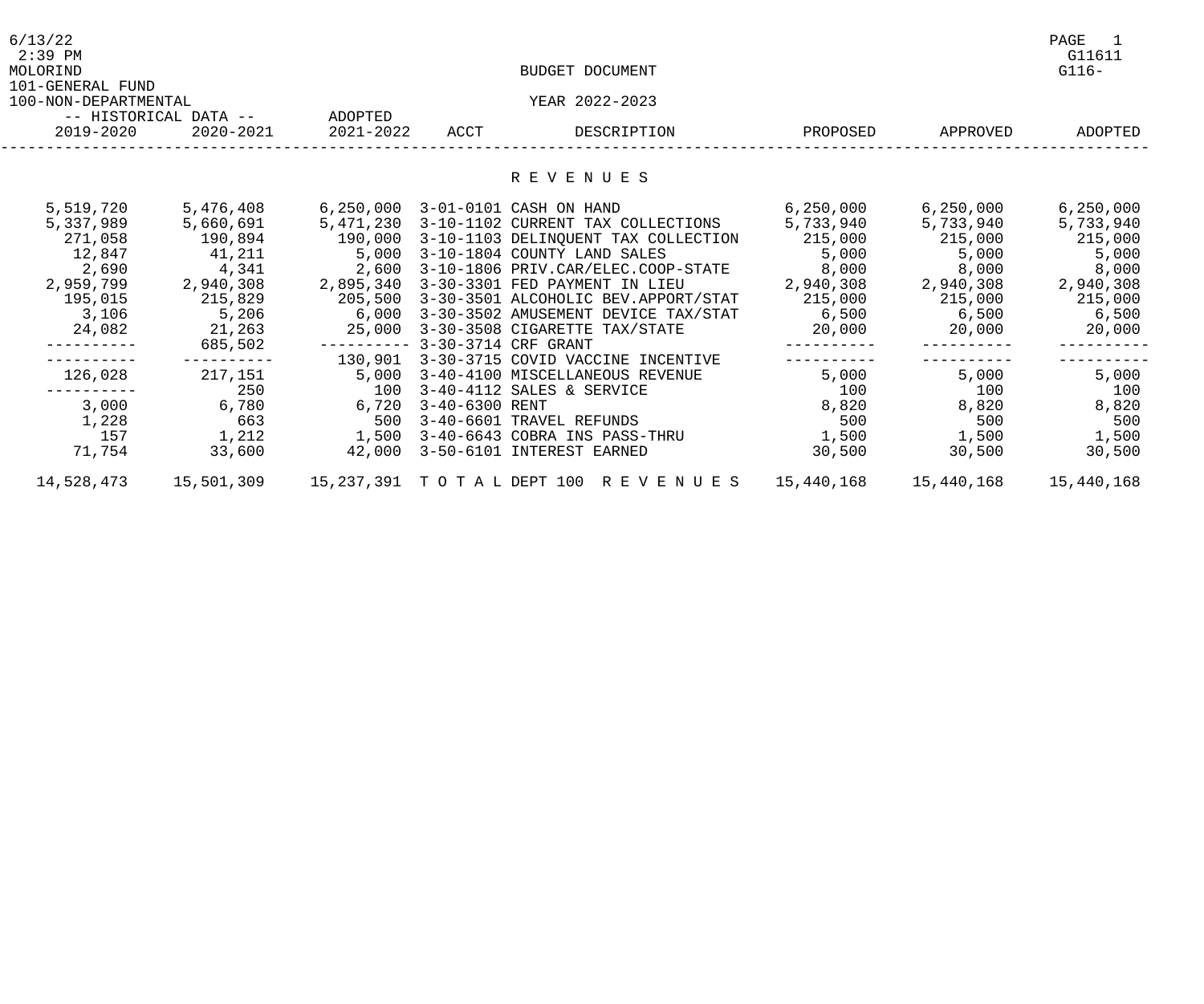BUDGET DOCUMENT

MOLORIND

101-GENERAL FUND

100-NON-DEPARTMENTAL

YEAR 2022-2023

## R E V E N U E S

| -- HISTORICAL DATA -- 2019-2020 | 2020-2021 | ADOPTED 2021-2022 | ACCT | DESCRIPTION | PROPOSED | APPROVED | ADOPTED |
|---|---|---|---|---|---|---|---|
| 5,519,720 | 5,476,408 | 6,250,000 | 3-01-0101 | CASH ON HAND | 6,250,000 | 6,250,000 | 6,250,000 |
| 5,337,989 | 5,660,691 | 5,471,230 | 3-10-1102 | CURRENT TAX COLLECTIONS | 5,733,940 | 5,733,940 | 5,733,940 |
| 271,058 | 190,894 | 190,000 | 3-10-1103 | DELINQUENT TAX COLLECTION | 215,000 | 215,000 | 215,000 |
| 12,847 | 41,211 | 5,000 | 3-10-1804 | COUNTY LAND SALES | 5,000 | 5,000 | 5,000 |
| 2,690 | 4,341 | 2,600 | 3-10-1806 | PRIV.CAR/ELEC.COOP-STATE | 8,000 | 8,000 | 8,000 |
| 2,959,799 | 2,940,308 | 2,895,340 | 3-30-3301 | FED PAYMENT IN LIEU | 2,940,308 | 2,940,308 | 2,940,308 |
| 195,015 | 215,829 | 205,500 | 3-30-3501 | ALCOHOLIC BEV.APPORT/STAT | 215,000 | 215,000 | 215,000 |
| 3,106 | 5,206 | 6,000 | 3-30-3502 | AMUSEMENT DEVICE TAX/STAT | 6,500 | 6,500 | 6,500 |
| 24,082 | 21,263 | 25,000 | 3-30-3508 | CIGARETTE TAX/STATE | 20,000 | 20,000 | 20,000 |
| ---------- | 685,502 | ---------- | 3-30-3714 | CRF GRANT | ---------- | ---------- | ---------- |
| ---------- | ---------- | 130,901 | 3-30-3715 | COVID VACCINE INCENTIVE | ---------- | ---------- | ---------- |
| 126,028 | 217,151 | 5,000 | 3-40-4100 | MISCELLANEOUS REVENUE | 5,000 | 5,000 | 5,000 |
| ---------- | 250 | 100 | 3-40-4112 | SALES & SERVICE | 100 | 100 | 100 |
| 3,000 | 6,780 | 6,720 | 3-40-6300 | RENT | 8,820 | 8,820 | 8,820 |
| 1,228 | 663 | 500 | 3-40-6601 | TRAVEL REFUNDS | 500 | 500 | 500 |
| 157 | 1,212 | 1,500 | 3-40-6643 | COBRA INS PASS-THRU | 1,500 | 1,500 | 1,500 |
| 71,754 | 33,600 | 42,000 | 3-50-6101 | INTEREST EARNED | 30,500 | 30,500 | 30,500 |
| 14,528,473 | 15,501,309 | 15,237,391 | T O T A L | DEPT 100 R E V E N U E S | 15,440,168 | 15,440,168 | 15,440,168 |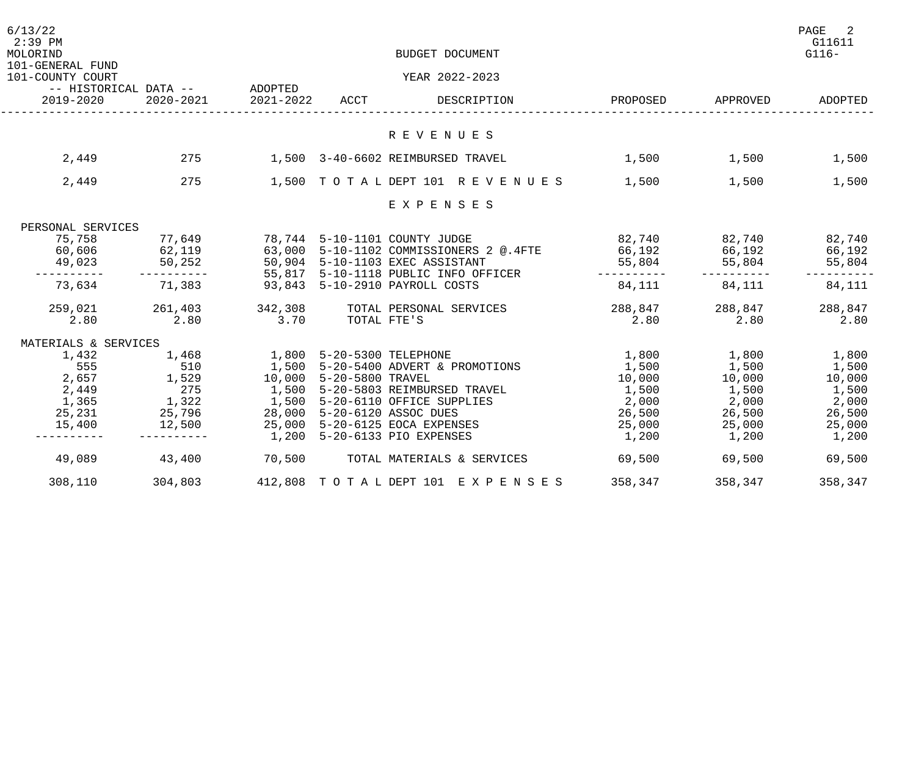101-GENERAL FUND
101-COUNTY COURT

BUDGET DOCUMENT
YEAR 2022-2023

| -- HISTORICAL DATA -- 2019-2020 | 2020-2021 | ADOPTED 2021-2022 | ACCT | DESCRIPTION | PROPOSED | APPROVED | ADOPTED |
|---|---|---|---|---|---|---|---|
| | | | | **R E V E N U E S** | | | |
| 2,449 | 275 | 1,500 | 3-40-6602 | REIMBURSED TRAVEL | 1,500 | 1,500 | 1,500 |
| 2,449 | 275 | 1,500 | T O T A L | DEPT 101 R E V E N U E S | 1,500 | 1,500 | 1,500 |
| | | | | **E X P E N S E S** | | | |
| PERSONAL SERVICES | | | | | | | |
| 75,758 | 77,649 | 78,744 | 5-10-1101 | COUNTY JUDGE | 82,740 | 82,740 | 82,740 |
| 60,606 | 62,119 | 63,000 | 5-10-1102 | COMMISSIONERS 2 @.4FTE | 66,192 | 66,192 | 66,192 |
| 49,023 | 50,252 | 50,904 | 5-10-1103 | EXEC ASSISTANT | 55,804 | 55,804 | 55,804 |
| ---------- | ---------- | 55,817 | 5-10-1118 | PUBLIC INFO OFFICER | ---------- | ---------- | ---------- |
| 73,634 | 71,383 | 93,843 | 5-10-2910 | PAYROLL COSTS | 84,111 | 84,111 | 84,111 |
| 259,021 | 261,403 | 342,308 | | TOTAL PERSONAL SERVICES | 288,847 | 288,847 | 288,847 |
| 2.80 | 2.80 | 3.70 | | TOTAL FTE'S | 2.80 | 2.80 | 2.80 |
| MATERIALS & SERVICES | | | | | | | |
| 1,432 | 1,468 | 1,800 | 5-20-5300 | TELEPHONE | 1,800 | 1,800 | 1,800 |
| 555 | 510 | 1,500 | 5-20-5400 | ADVERT & PROMOTIONS | 1,500 | 1,500 | 1,500 |
| 2,657 | 1,529 | 10,000 | 5-20-5800 | TRAVEL | 10,000 | 10,000 | 10,000 |
| 2,449 | 275 | 1,500 | 5-20-5803 | REIMBURSED TRAVEL | 1,500 | 1,500 | 1,500 |
| 1,365 | 1,322 | 1,500 | 5-20-6110 | OFFICE SUPPLIES | 2,000 | 2,000 | 2,000 |
| 25,231 | 25,796 | 28,000 | 5-20-6120 | ASSOC DUES | 26,500 | 26,500 | 26,500 |
| 15,400 | 12,500 | 25,000 | 5-20-6125 | EOCA EXPENSES | 25,000 | 25,000 | 25,000 |
| ---------- | ---------- | 1,200 | 5-20-6133 | PIO EXPENSES | 1,200 | 1,200 | 1,200 |
| 49,089 | 43,400 | 70,500 | | TOTAL MATERIALS & SERVICES | 69,500 | 69,500 | 69,500 |
| 308,110 | 304,803 | 412,808 | T O T A L | DEPT 101 E X P E N S E S | 358,347 | 358,347 | 358,347 |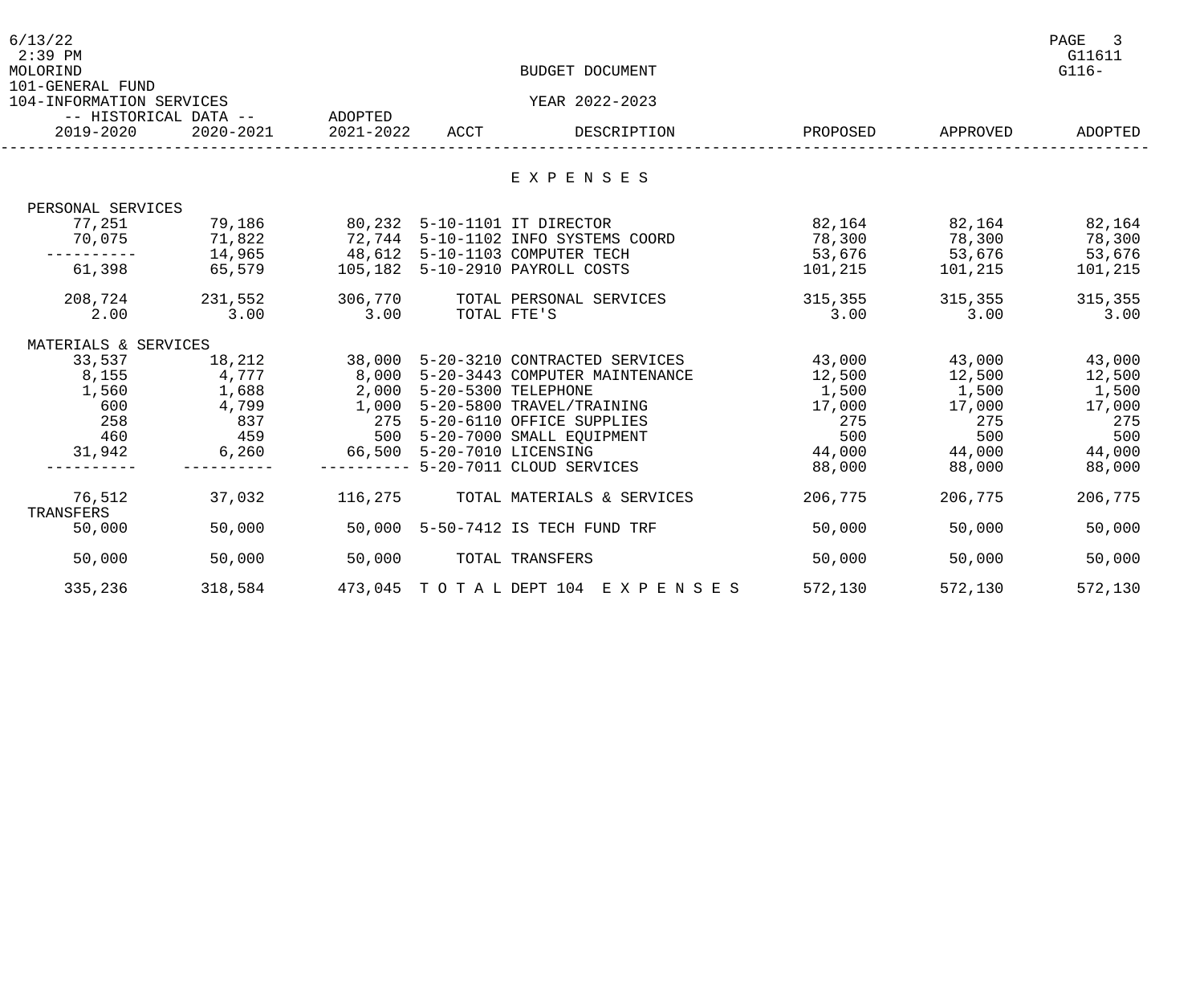MOLORIND

101-GENERAL FUND

104-INFORMATION SERVICES

BUDGET DOCUMENT

YEAR 2022-2023

| -- HISTORICAL DATA -- 2019-2020 | 2020-2021 | ADOPTED 2021-2022 | ACCT | DESCRIPTION | PROPOSED | APPROVED | ADOPTED |
|---|---|---|---|---|---|---|---|
| | | | | E X P E N S E S | | | |
| PERSONAL SERVICES | | | | | | | |
| 77,251 | 79,186 | 80,232 | 5-10-1101 | IT DIRECTOR | 82,164 | 82,164 | 82,164 |
| 70,075 | 71,822 | 72,744 | 5-10-1102 | INFO SYSTEMS COORD | 78,300 | 78,300 | 78,300 |
| ---------- | 14,965 | 48,612 | 5-10-1103 | COMPUTER TECH | 53,676 | 53,676 | 53,676 |
| 61,398 | 65,579 | 105,182 | 5-10-2910 | PAYROLL COSTS | 101,215 | 101,215 | 101,215 |
| 208,724 | 231,552 | 306,770 | | TOTAL PERSONAL SERVICES | 315,355 | 315,355 | 315,355 |
| 2.00 | 3.00 | 3.00 | | TOTAL FTE'S | 3.00 | 3.00 | 3.00 |
| MATERIALS & SERVICES | | | | | | | |
| 33,537 | 18,212 | 38,000 | 5-20-3210 | CONTRACTED SERVICES | 43,000 | 43,000 | 43,000 |
| 8,155 | 4,777 | 8,000 | 5-20-3443 | COMPUTER MAINTENANCE | 12,500 | 12,500 | 12,500 |
| 1,560 | 1,688 | 2,000 | 5-20-5300 | TELEPHONE | 1,500 | 1,500 | 1,500 |
| 600 | 4,799 | 1,000 | 5-20-5800 | TRAVEL/TRAINING | 17,000 | 17,000 | 17,000 |
| 258 | 837 | 275 | 5-20-6110 | OFFICE SUPPLIES | 275 | 275 | 275 |
| 460 | 459 | 500 | 5-20-7000 | SMALL EQUIPMENT | 500 | 500 | 500 |
| 31,942 | 6,260 | 66,500 | 5-20-7010 | LICENSING | 44,000 | 44,000 | 44,000 |
| ---------- | ---------- | ---------- | 5-20-7011 | CLOUD SERVICES | 88,000 | 88,000 | 88,000 |
| 76,512 | 37,032 | 116,275 | | TOTAL MATERIALS & SERVICES | 206,775 | 206,775 | 206,775 |
| TRANSFERS | | | | | | | |
| 50,000 | 50,000 | 50,000 | 5-50-7412 | IS TECH FUND TRF | 50,000 | 50,000 | 50,000 |
| 50,000 | 50,000 | 50,000 | | TOTAL TRANSFERS | 50,000 | 50,000 | 50,000 |
| 335,236 | 318,584 | 473,045 | T O T A L | DEPT 104 E X P E N S E S | 572,130 | 572,130 | 572,130 |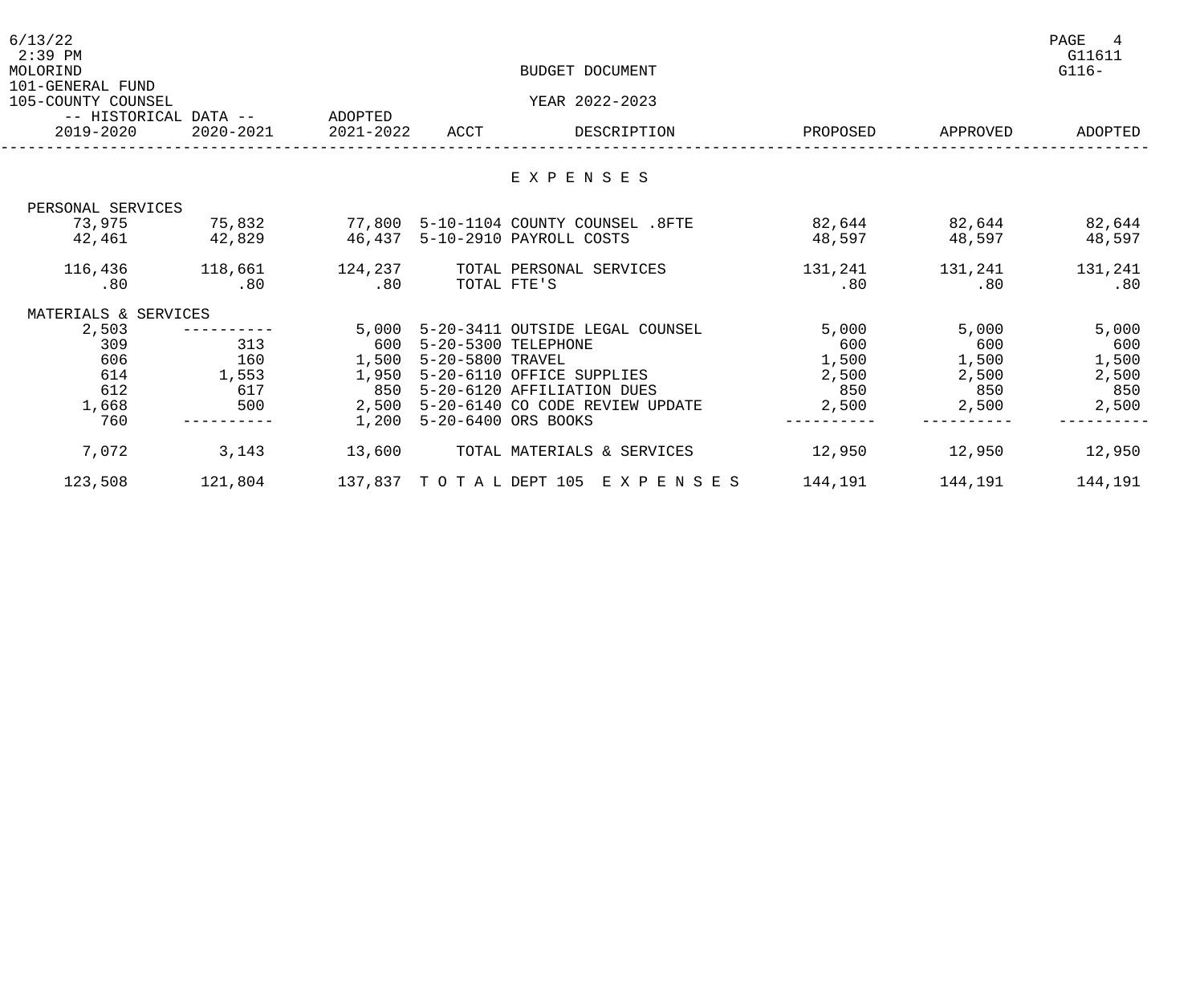MOLORIND

101-GENERAL FUND

105-COUNTY COUNSEL

BUDGET DOCUMENT

YEAR 2022-2023

# E X P E N S E S

| -- HISTORICAL DATA -- 2019-2020 | 2020-2021 | ADOPTED 2021-2022 | ACCT | DESCRIPTION | PROPOSED | APPROVED | ADOPTED |
|---|---|---|---|---|---|---|---|
| PERSONAL SERVICES | | | | | | | |
| 73,975 | 75,832 | 77,800 | 5-10-1104 | COUNTY COUNSEL .8FTE | 82,644 | 82,644 | 82,644 |
| 42,461 | 42,829 | 46,437 | 5-10-2910 | PAYROLL COSTS | 48,597 | 48,597 | 48,597 |
| 116,436 | 118,661 | 124,237 | | TOTAL PERSONAL SERVICES | 131,241 | 131,241 | 131,241 |
| .80 | .80 | .80 | | TOTAL FTE'S | .80 | .80 | .80 |
| MATERIALS & SERVICES | | | | | | | |
| 2,503 | ---------- | 5,000 | 5-20-3411 | OUTSIDE LEGAL COUNSEL | 5,000 | 5,000 | 5,000 |
| 309 | 313 | 600 | 5-20-5300 | TELEPHONE | 600 | 600 | 600 |
| 606 | 160 | 1,500 | 5-20-5800 | TRAVEL | 1,500 | 1,500 | 1,500 |
| 614 | 1,553 | 1,950 | 5-20-6110 | OFFICE SUPPLIES | 2,500 | 2,500 | 2,500 |
| 612 | 617 | 850 | 5-20-6120 | AFFILIATION DUES | 850 | 850 | 850 |
| 1,668 | 500 | 2,500 | 5-20-6140 | CO CODE REVIEW UPDATE | 2,500 | 2,500 | 2,500 |
| 760 | ---------- | 1,200 | 5-20-6400 | ORS BOOKS | ---------- | ---------- | ---------- |
| 7,072 | 3,143 | 13,600 | | TOTAL MATERIALS & SERVICES | 12,950 | 12,950 | 12,950 |
| 123,508 | 121,804 | 137,837 | | T O T A L DEPT 105 E X P E N S E S | 144,191 | 144,191 | 144,191 |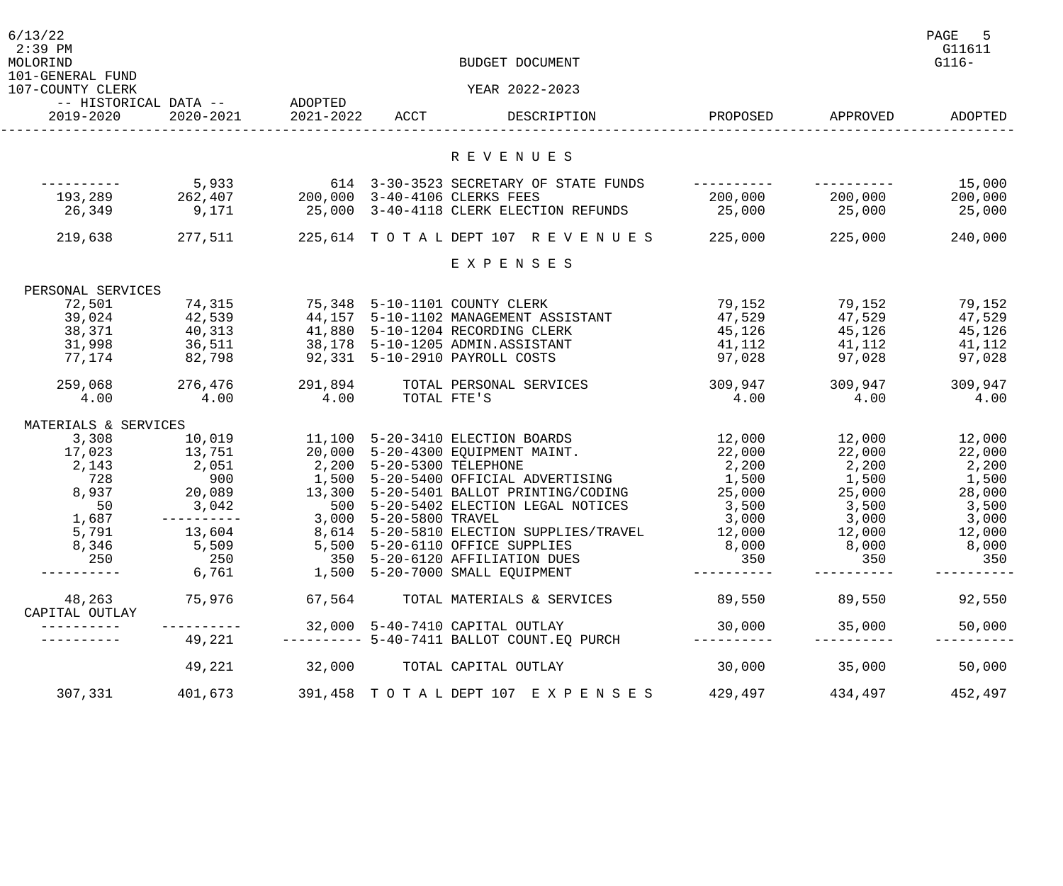BUDGET DOCUMENT

101-GENERAL FUND
107-COUNTY CLERK

YEAR 2022-2023

| -- HISTORICAL DATA -- 2019-2020 | 2020-2021 | ADOPTED 2021-2022 | ACCT | DESCRIPTION | PROPOSED | APPROVED | ADOPTED |
|---|---|---|---|---|---|---|---|
| | | | | **R E V E N U E S** | | | |
| ---------- | 5,933 | 614 | 3-30-3523 | SECRETARY OF STATE FUNDS | ---------- | ---------- | 15,000 |
| 193,289 | 262,407 | 200,000 | 3-40-4106 | CLERKS FEES | 200,000 | 200,000 | 200,000 |
| 26,349 | 9,171 | 25,000 | 3-40-4118 | CLERK ELECTION REFUNDS | 25,000 | 25,000 | 25,000 |
| 219,638 | 277,511 | 225,614 | T O T A L | DEPT 107 R E V E N U E S | 225,000 | 225,000 | 240,000 |
| | | | | **E X P E N S E S** | | | |
| PERSONAL SERVICES | | | | | | | |
| 72,501 | 74,315 | 75,348 | 5-10-1101 | COUNTY CLERK | 79,152 | 79,152 | 79,152 |
| 39,024 | 42,539 | 44,157 | 5-10-1102 | MANAGEMENT ASSISTANT | 47,529 | 47,529 | 47,529 |
| 38,371 | 40,313 | 41,880 | 5-10-1204 | RECORDING CLERK | 45,126 | 45,126 | 45,126 |
| 31,998 | 36,511 | 38,178 | 5-10-1205 | ADMIN.ASSISTANT | 41,112 | 41,112 | 41,112 |
| 77,174 | 82,798 | 92,331 | 5-10-2910 | PAYROLL COSTS | 97,028 | 97,028 | 97,028 |
| 259,068 | 276,476 | 291,894 | | TOTAL PERSONAL SERVICES | 309,947 | 309,947 | 309,947 |
| 4.00 | 4.00 | 4.00 | | TOTAL FTE'S | 4.00 | 4.00 | 4.00 |
| MATERIALS & SERVICES | | | | | | | |
| 3,308 | 10,019 | 11,100 | 5-20-3410 | ELECTION BOARDS | 12,000 | 12,000 | 12,000 |
| 17,023 | 13,751 | 20,000 | 5-20-4300 | EQUIPMENT MAINT. | 22,000 | 22,000 | 22,000 |
| 2,143 | 2,051 | 2,200 | 5-20-5300 | TELEPHONE | 2,200 | 2,200 | 2,200 |
| 728 | 900 | 1,500 | 5-20-5400 | OFFICIAL ADVERTISING | 1,500 | 1,500 | 1,500 |
| 8,937 | 20,089 | 13,300 | 5-20-5401 | BALLOT PRINTING/CODING | 25,000 | 25,000 | 28,000 |
| 50 | 3,042 | 500 | 5-20-5402 | ELECTION LEGAL NOTICES | 3,500 | 3,500 | 3,500 |
| 1,687 | ---------- | 3,000 | 5-20-5800 | TRAVEL | 3,000 | 3,000 | 3,000 |
| 5,791 | 13,604 | 8,614 | 5-20-5810 | ELECTION SUPPLIES/TRAVEL | 12,000 | 12,000 | 12,000 |
| 8,346 | 5,509 | 5,500 | 5-20-6110 | OFFICE SUPPLIES | 8,000 | 8,000 | 8,000 |
| 250 | 250 | 350 | 5-20-6120 | AFFILIATION DUES | 350 | 350 | 350 |
| ---------- | 6,761 | 1,500 | 5-20-7000 | SMALL EQUIPMENT | ---------- | ---------- | ---------- |
| 48,263 | 75,976 | 67,564 | | TOTAL MATERIALS & SERVICES | 89,550 | 89,550 | 92,550 |
| CAPITAL OUTLAY | | | | | | | |
| ---------- | ---------- | 32,000 | 5-40-7410 | CAPITAL OUTLAY | 30,000 | 35,000 | 50,000 |
| ---------- | 49,221 | ---------- | 5-40-7411 | BALLOT COUNT.EQ PURCH | ---------- | ---------- | ---------- |
| | 49,221 | 32,000 | | TOTAL CAPITAL OUTLAY | 30,000 | 35,000 | 50,000 |
| 307,331 | 401,673 | 391,458 | T O T A L | DEPT 107 E X P E N S E S | 429,497 | 434,497 | 452,497 |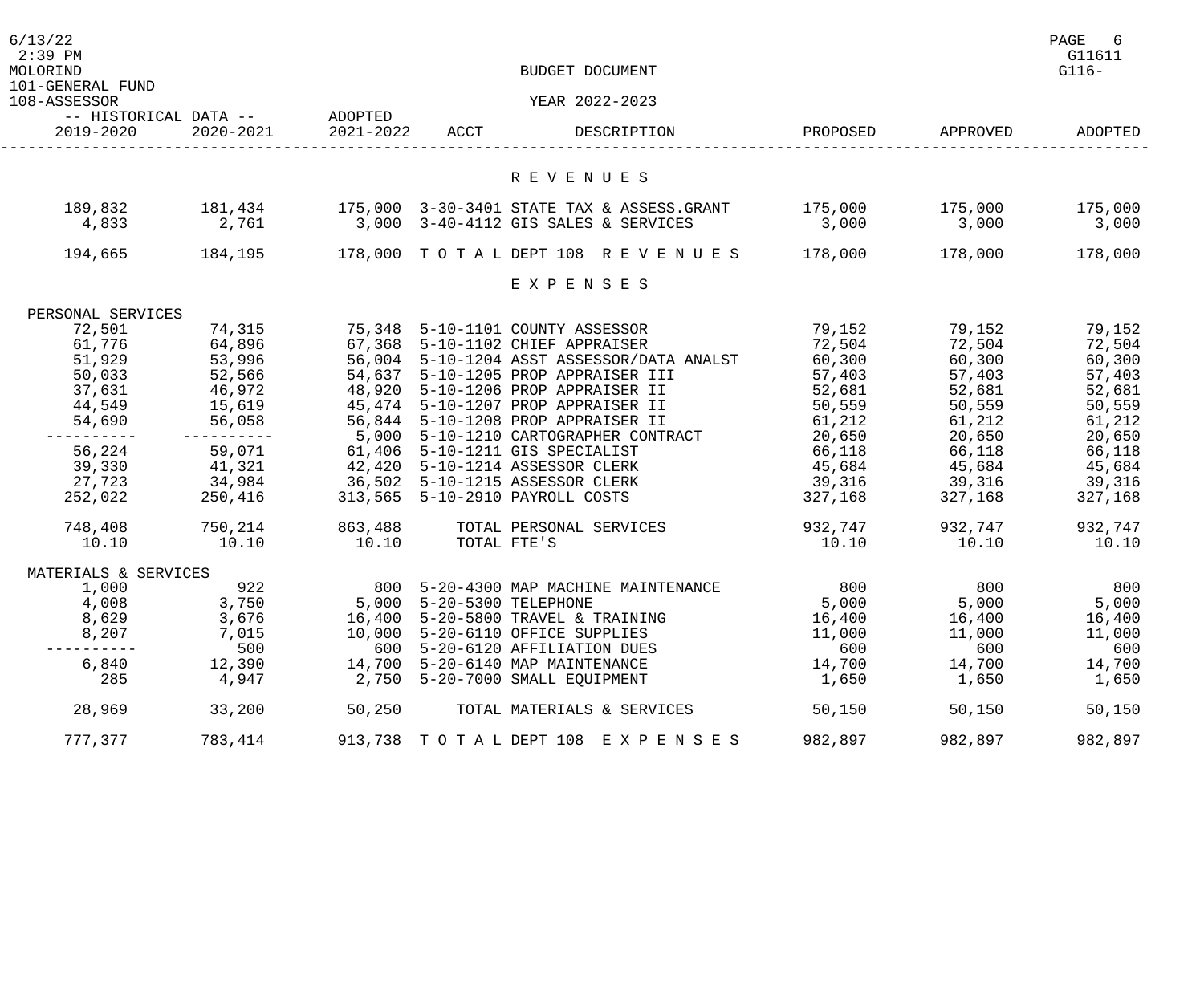MOLORIND

101-GENERAL FUND

108-ASSESSOR

BUDGET DOCUMENT

YEAR 2022-2023

| -- HISTORICAL DATA -- | | ADOPTED | | | | | |
|---|---|---|---|---|---|---|---|
| 2019-2020 | 2020-2021 | 2021-2022 | ACCT | DESCRIPTION | PROPOSED | APPROVED | ADOPTED |
| | | | | **R E V E N U E S** | | | |
| 189,832 | 181,434 | 175,000 | 3-30-3401 | STATE TAX & ASSESS.GRANT | 175,000 | 175,000 | 175,000 |
| 4,833 | 2,761 | 3,000 | 3-40-4112 | GIS SALES & SERVICES | 3,000 | 3,000 | 3,000 |
| 194,665 | 184,195 | 178,000 | T O T A L | DEPT 108 R E V E N U E S | 178,000 | 178,000 | 178,000 |
| | | | | **E X P E N S E S** | | | |
| PERSONAL SERVICES | | | | | | | |
| 72,501 | 74,315 | 75,348 | 5-10-1101 | COUNTY ASSESSOR | 79,152 | 79,152 | 79,152 |
| 61,776 | 64,896 | 67,368 | 5-10-1102 | CHIEF APPRAISER | 72,504 | 72,504 | 72,504 |
| 51,929 | 53,996 | 56,004 | 5-10-1204 | ASST ASSESSOR/DATA ANALST | 60,300 | 60,300 | 60,300 |
| 50,033 | 52,566 | 54,637 | 5-10-1205 | PROP APPRAISER III | 57,403 | 57,403 | 57,403 |
| 37,631 | 46,972 | 48,920 | 5-10-1206 | PROP APPRAISER II | 52,681 | 52,681 | 52,681 |
| 44,549 | 15,619 | 45,474 | 5-10-1207 | PROP APPRAISER II | 50,559 | 50,559 | 50,559 |
| 54,690 | 56,058 | 56,844 | 5-10-1208 | PROP APPRAISER II | 61,212 | 61,212 | 61,212 |
| ---------- | ---------- | 5,000 | 5-10-1210 | CARTOGRAPHER CONTRACT | 20,650 | 20,650 | 20,650 |
| 56,224 | 59,071 | 61,406 | 5-10-1211 | GIS SPECIALIST | 66,118 | 66,118 | 66,118 |
| 39,330 | 41,321 | 42,420 | 5-10-1214 | ASSESSOR CLERK | 45,684 | 45,684 | 45,684 |
| 27,723 | 34,984 | 36,502 | 5-10-1215 | ASSESSOR CLERK | 39,316 | 39,316 | 39,316 |
| 252,022 | 250,416 | 313,565 | 5-10-2910 | PAYROLL COSTS | 327,168 | 327,168 | 327,168 |
| 748,408 | 750,214 | 863,488 | | TOTAL PERSONAL SERVICES | 932,747 | 932,747 | 932,747 |
| 10.10 | 10.10 | 10.10 | | TOTAL FTE'S | 10.10 | 10.10 | 10.10 |
| MATERIALS & SERVICES | | | | | | | |
| 1,000 | 922 | 800 | 5-20-4300 | MAP MACHINE MAINTENANCE | 800 | 800 | 800 |
| 4,008 | 3,750 | 5,000 | 5-20-5300 | TELEPHONE | 5,000 | 5,000 | 5,000 |
| 8,629 | 3,676 | 16,400 | 5-20-5800 | TRAVEL & TRAINING | 16,400 | 16,400 | 16,400 |
| 8,207 | 7,015 | 10,000 | 5-20-6110 | OFFICE SUPPLIES | 11,000 | 11,000 | 11,000 |
| ---------- | 500 | 600 | 5-20-6120 | AFFILIATION DUES | 600 | 600 | 600 |
| 6,840 | 12,390 | 14,700 | 5-20-6140 | MAP MAINTENANCE | 14,700 | 14,700 | 14,700 |
| 285 | 4,947 | 2,750 | 5-20-7000 | SMALL EQUIPMENT | 1,650 | 1,650 | 1,650 |
| 28,969 | 33,200 | 50,250 | | TOTAL MATERIALS & SERVICES | 50,150 | 50,150 | 50,150 |
| 777,377 | 783,414 | 913,738 | T O T A L | DEPT 108 E X P E N S E S | 982,897 | 982,897 | 982,897 |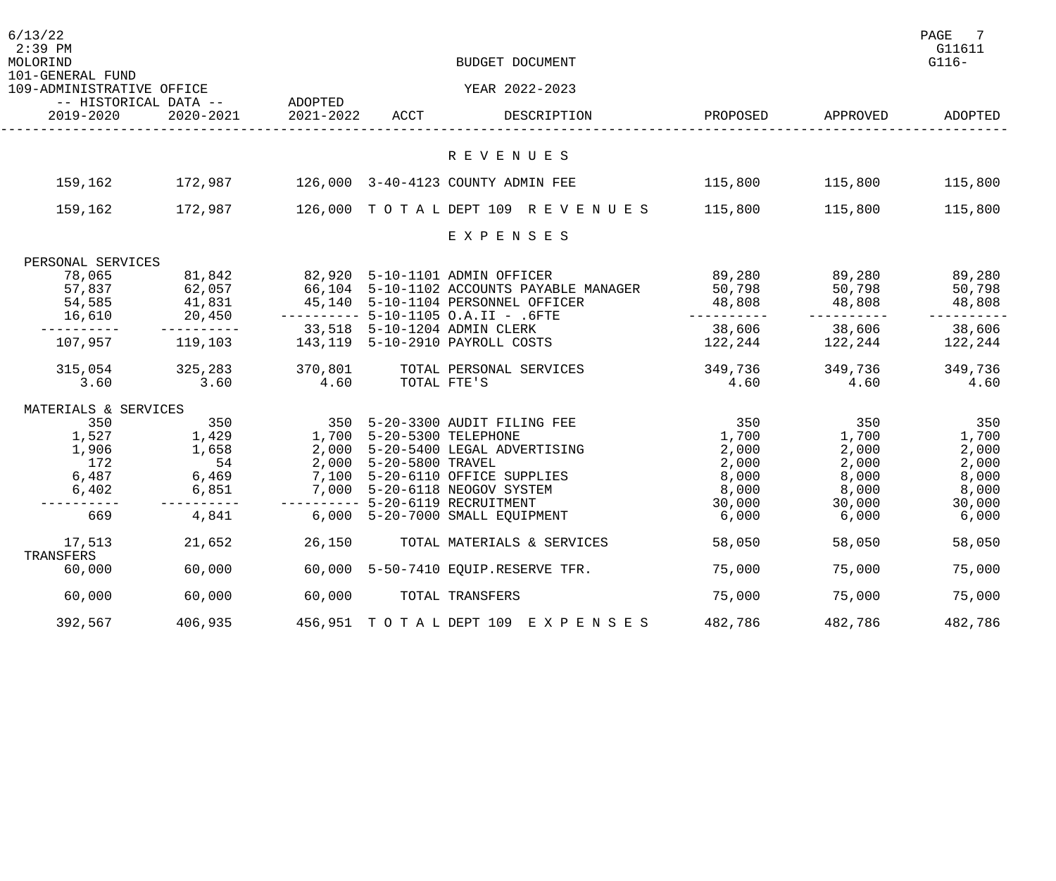BUDGET DOCUMENT

101-GENERAL FUND
109-ADMINISTRATIVE OFFICE

YEAR 2022-2023

| HISTORICAL DATA 2019-2020 | HISTORICAL DATA 2020-2021 | ADOPTED 2021-2022 | ACCT | DESCRIPTION | PROPOSED | APPROVED | ADOPTED |
|---|---|---|---|---|---|---|---|
| | | | | **R E V E N U E S** | | | |
| 159,162 | 172,987 | 126,000 | 3-40-4123 | COUNTY ADMIN FEE | 115,800 | 115,800 | 115,800 |
| 159,162 | 172,987 | 126,000 | T O T A L | DEPT 109 R E V E N U E S | 115,800 | 115,800 | 115,800 |
| | | | | **E X P E N S E S** | | | |
| PERSONAL SERVICES | | | | | | | |
| 78,065 | 81,842 | 82,920 | 5-10-1101 | ADMIN OFFICER | 89,280 | 89,280 | 89,280 |
| 57,837 | 62,057 | 66,104 | 5-10-1102 | ACCOUNTS PAYABLE MANAGER | 50,798 | 50,798 | 50,798 |
| 54,585 | 41,831 | 45,140 | 5-10-1104 | PERSONNEL OFFICER | 48,808 | 48,808 | 48,808 |
| 16,610 | 20,450 | ---------- | 5-10-1105 | O.A.II - .6FTE | ---------- | ---------- | ---------- |
| ---------- | ---------- | 33,518 | 5-10-1204 | ADMIN CLERK | 38,606 | 38,606 | 38,606 |
| 107,957 | 119,103 | 143,119 | 5-10-2910 | PAYROLL COSTS | 122,244 | 122,244 | 122,244 |
| 315,054 | 325,283 | 370,801 | | TOTAL PERSONAL SERVICES | 349,736 | 349,736 | 349,736 |
| 3.60 | 3.60 | 4.60 | | TOTAL FTE'S | 4.60 | 4.60 | 4.60 |
| MATERIALS & SERVICES | | | | | | | |
| 350 | 350 | 350 | 5-20-3300 | AUDIT FILING FEE | 350 | 350 | 350 |
| 1,527 | 1,429 | 1,700 | 5-20-5300 | TELEPHONE | 1,700 | 1,700 | 1,700 |
| 1,906 | 1,658 | 2,000 | 5-20-5400 | LEGAL ADVERTISING | 2,000 | 2,000 | 2,000 |
| 172 | 54 | 2,000 | 5-20-5800 | TRAVEL | 2,000 | 2,000 | 2,000 |
| 6,487 | 6,469 | 7,100 | 5-20-6110 | OFFICE SUPPLIES | 8,000 | 8,000 | 8,000 |
| 6,402 | 6,851 | 7,000 | 5-20-6118 | NEOGOV SYSTEM | 8,000 | 8,000 | 8,000 |
| ---------- | ---------- | ---------- | 5-20-6119 | RECRUITMENT | 30,000 | 30,000 | 30,000 |
| 669 | 4,841 | 6,000 | 5-20-7000 | SMALL EQUIPMENT | 6,000 | 6,000 | 6,000 |
| 17,513 | 21,652 | 26,150 | | TOTAL MATERIALS & SERVICES | 58,050 | 58,050 | 58,050 |
| TRANSFERS | | | | | | | |
| 60,000 | 60,000 | 60,000 | 5-50-7410 | EQUIP.RESERVE TFR. | 75,000 | 75,000 | 75,000 |
| 60,000 | 60,000 | 60,000 | | TOTAL TRANSFERS | 75,000 | 75,000 | 75,000 |
| 392,567 | 406,935 | 456,951 | T O T A L | DEPT 109 E X P E N S E S | 482,786 | 482,786 | 482,786 |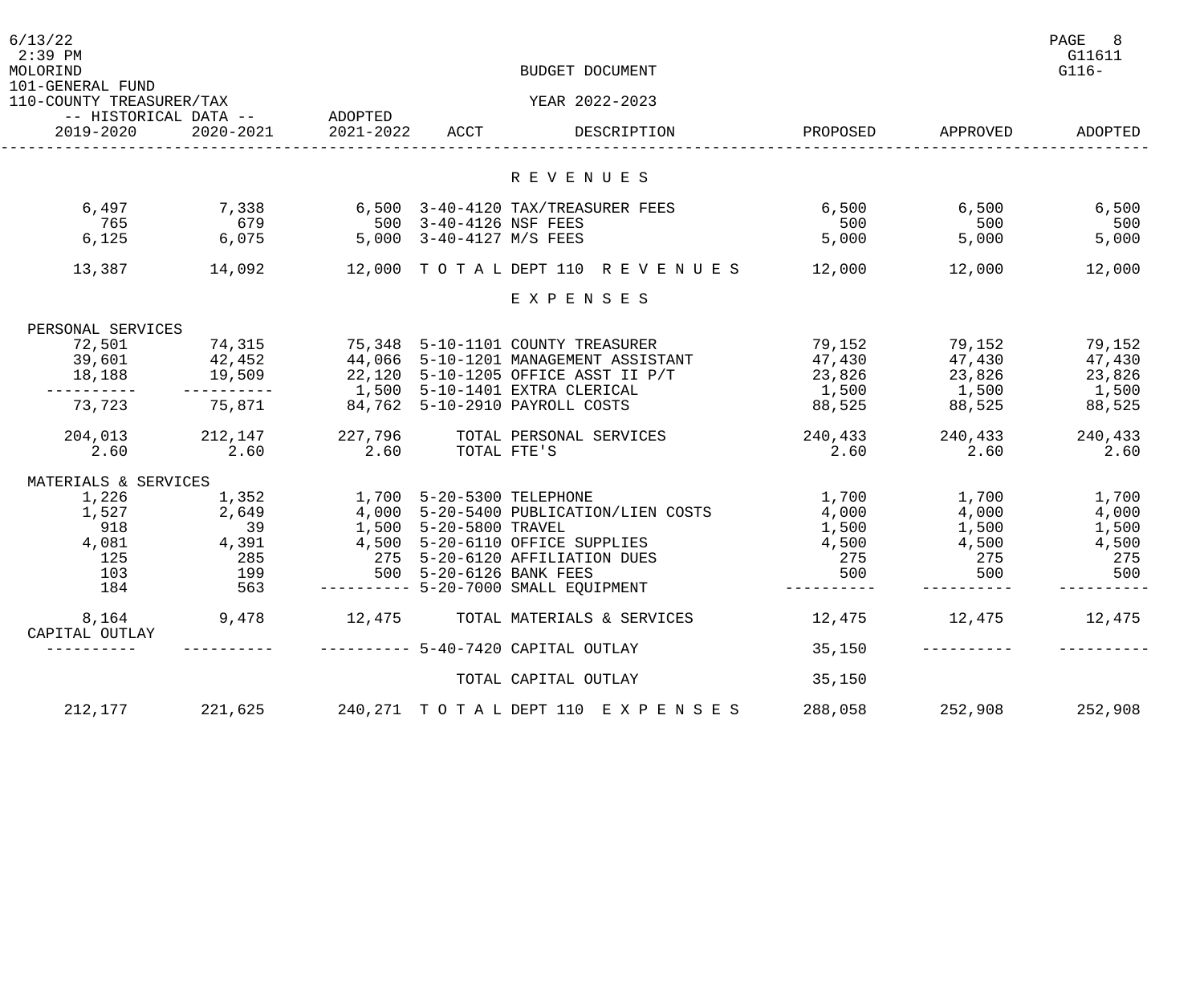BUDGET DOCUMENT

101-GENERAL FUND

110-COUNTY TREASURER/TAX

YEAR 2022-2023

| HISTORICAL DATA 2019-2020 | HISTORICAL DATA 2020-2021 | ADOPTED 2021-2022 | ACCT | DESCRIPTION | PROPOSED | APPROVED | ADOPTED |
|---|---|---|---|---|---|---|---|
| | | | | **R E V E N U E S** | | | |
| 6,497 | 7,338 | 6,500 | 3-40-4120 | TAX/TREASURER FEES | 6,500 | 6,500 | 6,500 |
| 765 | 679 | 500 | 3-40-4126 | NSF FEES | 500 | 500 | 500 |
| 6,125 | 6,075 | 5,000 | 3-40-4127 | M/S FEES | 5,000 | 5,000 | 5,000 |
| 13,387 | 14,092 | 12,000 | T O T A L | DEPT 110 R E V E N U E S | 12,000 | 12,000 | 12,000 |
| | | | | **E X P E N S E S** | | | |
| PERSONAL SERVICES | | | | | | | |
| 72,501 | 74,315 | 75,348 | 5-10-1101 | COUNTY TREASURER | 79,152 | 79,152 | 79,152 |
| 39,601 | 42,452 | 44,066 | 5-10-1201 | MANAGEMENT ASSISTANT | 47,430 | 47,430 | 47,430 |
| 18,188 | 19,509 | 22,120 | 5-10-1205 | OFFICE ASST II P/T | 23,826 | 23,826 | 23,826 |
| ---------- | ---------- | 1,500 | 5-10-1401 | EXTRA CLERICAL | 1,500 | 1,500 | 1,500 |
| 73,723 | 75,871 | 84,762 | 5-10-2910 | PAYROLL COSTS | 88,525 | 88,525 | 88,525 |
| 204,013 | 212,147 | 227,796 | | TOTAL PERSONAL SERVICES | 240,433 | 240,433 | 240,433 |
| 2.60 | 2.60 | 2.60 | | TOTAL FTE'S | 2.60 | 2.60 | 2.60 |
| MATERIALS & SERVICES | | | | | | | |
| 1,226 | 1,352 | 1,700 | 5-20-5300 | TELEPHONE | 1,700 | 1,700 | 1,700 |
| 1,527 | 2,649 | 4,000 | 5-20-5400 | PUBLICATION/LIEN COSTS | 4,000 | 4,000 | 4,000 |
| 918 | 39 | 1,500 | 5-20-5800 | TRAVEL | 1,500 | 1,500 | 1,500 |
| 4,081 | 4,391 | 4,500 | 5-20-6110 | OFFICE SUPPLIES | 4,500 | 4,500 | 4,500 |
| 125 | 285 | 275 | 5-20-6120 | AFFILIATION DUES | 275 | 275 | 275 |
| 103 | 199 | 500 | 5-20-6126 | BANK FEES | 500 | 500 | 500 |
| 184 | 563 | ---------- | 5-20-7000 | SMALL EQUIPMENT | ---------- | ---------- | ---------- |
| 8,164 | 9,478 | 12,475 | | TOTAL MATERIALS & SERVICES | 12,475 | 12,475 | 12,475 |
| CAPITAL OUTLAY | | | | | | | |
| ---------- | ---------- | ---------- | 5-40-7420 | CAPITAL OUTLAY | 35,150 | ---------- | ---------- |
| | | | | TOTAL CAPITAL OUTLAY | 35,150 | | |
| 212,177 | 221,625 | 240,271 | T O T A L | DEPT 110 E X P E N S E S | 288,058 | 252,908 | 252,908 |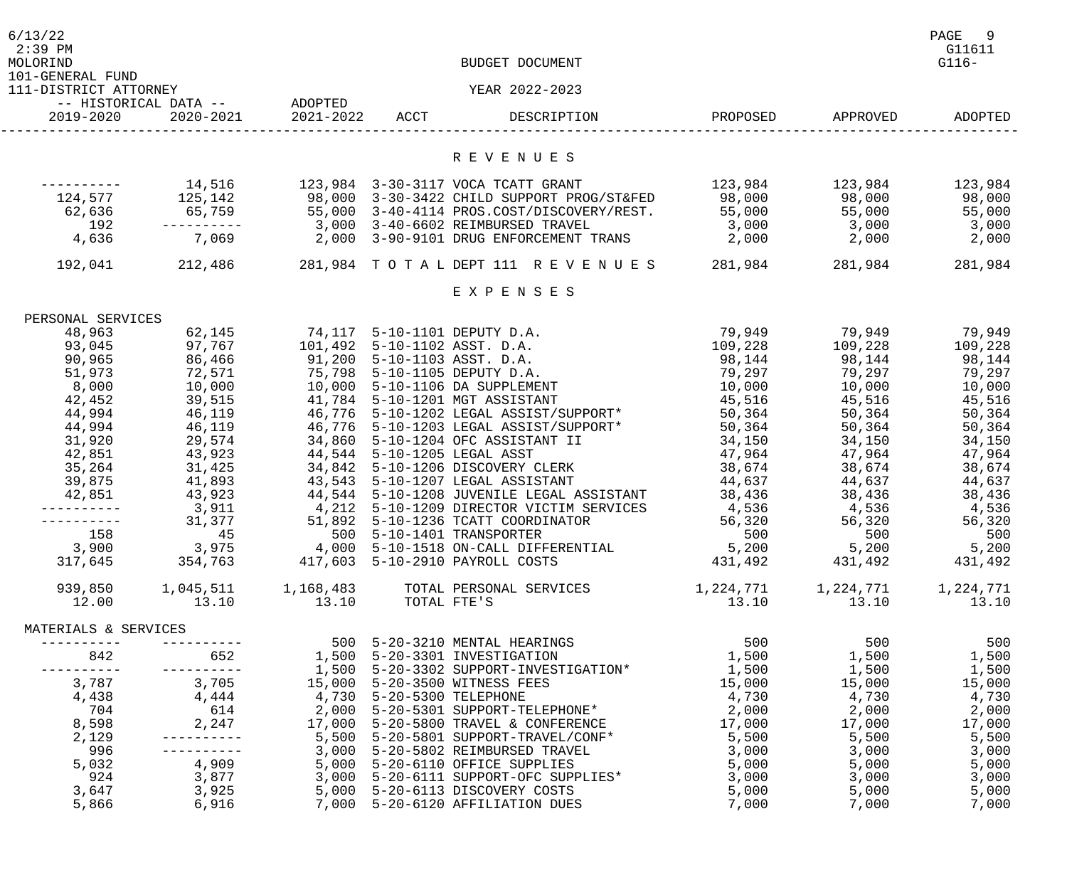101-GENERAL FUND
111-DISTRICT ATTORNEY

BUDGET DOCUMENT

YEAR 2022-2023

| -- HISTORICAL DATA -- 2019-2020 | 2020-2021 | ADOPTED 2021-2022 | ACCT | DESCRIPTION | PROPOSED | APPROVED | ADOPTED |
|---|---|---|---|---|---|---|---|
| | | | | **R E V E N U E S** | | | |
| ---------- | 14,516 | 123,984 | 3-30-3117 | VOCA TCATT GRANT | 123,984 | 123,984 | 123,984 |
| 124,577 | 125,142 | 98,000 | 3-30-3422 | CHILD SUPPORT PROG/ST&FED | 98,000 | 98,000 | 98,000 |
| 62,636 | 65,759 | 55,000 | 3-40-4114 | PROS.COST/DISCOVERY/REST. | 55,000 | 55,000 | 55,000 |
| 192 | ---------- | 3,000 | 3-40-6602 | REIMBURSED TRAVEL | 3,000 | 3,000 | 3,000 |
| 4,636 | 7,069 | 2,000 | 3-90-9101 | DRUG ENFORCEMENT TRANS | 2,000 | 2,000 | 2,000 |
| 192,041 | 212,486 | 281,984 | T O T A L | DEPT 111 R E V E N U E S | 281,984 | 281,984 | 281,984 |
| | | | | **E X P E N S E S** | | | |
| PERSONAL SERVICES | | | | | | | |
| 48,963 | 62,145 | 74,117 | 5-10-1101 | DEPUTY D.A. | 79,949 | 79,949 | 79,949 |
| 93,045 | 97,767 | 101,492 | 5-10-1102 | ASST. D.A. | 109,228 | 109,228 | 109,228 |
| 90,965 | 86,466 | 91,200 | 5-10-1103 | ASST. D.A. | 98,144 | 98,144 | 98,144 |
| 51,973 | 72,571 | 75,798 | 5-10-1105 | DEPUTY D.A. | 79,297 | 79,297 | 79,297 |
| 8,000 | 10,000 | 10,000 | 5-10-1106 | DA SUPPLEMENT | 10,000 | 10,000 | 10,000 |
| 42,452 | 39,515 | 41,784 | 5-10-1201 | MGT ASSISTANT | 45,516 | 45,516 | 45,516 |
| 44,994 | 46,119 | 46,776 | 5-10-1202 | LEGAL ASSIST/SUPPORT* | 50,364 | 50,364 | 50,364 |
| 44,994 | 46,119 | 46,776 | 5-10-1203 | LEGAL ASSIST/SUPPORT* | 50,364 | 50,364 | 50,364 |
| 31,920 | 29,574 | 34,860 | 5-10-1204 | OFC ASSISTANT II | 34,150 | 34,150 | 34,150 |
| 42,851 | 43,923 | 44,544 | 5-10-1205 | LEGAL ASST | 47,964 | 47,964 | 47,964 |
| 35,264 | 31,425 | 34,842 | 5-10-1206 | DISCOVERY CLERK | 38,674 | 38,674 | 38,674 |
| 39,875 | 41,893 | 43,543 | 5-10-1207 | LEGAL ASSISTANT | 44,637 | 44,637 | 44,637 |
| 42,851 | 43,923 | 44,544 | 5-10-1208 | JUVENILE LEGAL ASSISTANT | 38,436 | 38,436 | 38,436 |
| ---------- | 3,911 | 4,212 | 5-10-1209 | DIRECTOR VICTIM SERVICES | 4,536 | 4,536 | 4,536 |
| ---------- | 31,377 | 51,892 | 5-10-1236 | TCATT COORDINATOR | 56,320 | 56,320 | 56,320 |
| 158 | 45 | 500 | 5-10-1401 | TRANSPORTER | 500 | 500 | 500 |
| 3,900 | 3,975 | 4,000 | 5-10-1518 | ON-CALL DIFFERENTIAL | 5,200 | 5,200 | 5,200 |
| 317,645 | 354,763 | 417,603 | 5-10-2910 | PAYROLL COSTS | 431,492 | 431,492 | 431,492 |
| 939,850 | 1,045,511 | 1,168,483 | | TOTAL PERSONAL SERVICES | 1,224,771 | 1,224,771 | 1,224,771 |
| 12.00 | 13.10 | 13.10 | | TOTAL FTE'S | 13.10 | 13.10 | 13.10 |
| MATERIALS & SERVICES | | | | | | | |
| ---------- | ---------- | 500 | 5-20-3210 | MENTAL HEARINGS | 500 | 500 | 500 |
| 842 | 652 | 1,500 | 5-20-3301 | INVESTIGATION | 1,500 | 1,500 | 1,500 |
| ---------- | ---------- | 1,500 | 5-20-3302 | SUPPORT-INVESTIGATION* | 1,500 | 1,500 | 1,500 |
| 3,787 | 3,705 | 15,000 | 5-20-3500 | WITNESS FEES | 15,000 | 15,000 | 15,000 |
| 4,438 | 4,444 | 4,730 | 5-20-5300 | TELEPHONE | 4,730 | 4,730 | 4,730 |
| 704 | 614 | 2,000 | 5-20-5301 | SUPPORT-TELEPHONE* | 2,000 | 2,000 | 2,000 |
| 8,598 | 2,247 | 17,000 | 5-20-5800 | TRAVEL & CONFERENCE | 17,000 | 17,000 | 17,000 |
| 2,129 | ---------- | 5,500 | 5-20-5801 | SUPPORT-TRAVEL/CONF* | 5,500 | 5,500 | 5,500 |
| 996 | ---------- | 3,000 | 5-20-5802 | REIMBURSED TRAVEL | 3,000 | 3,000 | 3,000 |
| 5,032 | 4,909 | 5,000 | 5-20-6110 | OFFICE SUPPLIES | 5,000 | 5,000 | 5,000 |
| 924 | 3,877 | 3,000 | 5-20-6111 | SUPPORT-OFC SUPPLIES* | 3,000 | 3,000 | 3,000 |
| 3,647 | 3,925 | 5,000 | 5-20-6113 | DISCOVERY COSTS | 5,000 | 5,000 | 5,000 |
| 5,866 | 6,916 | 7,000 | 5-20-6120 | AFFILIATION DUES | 7,000 | 7,000 | 7,000 |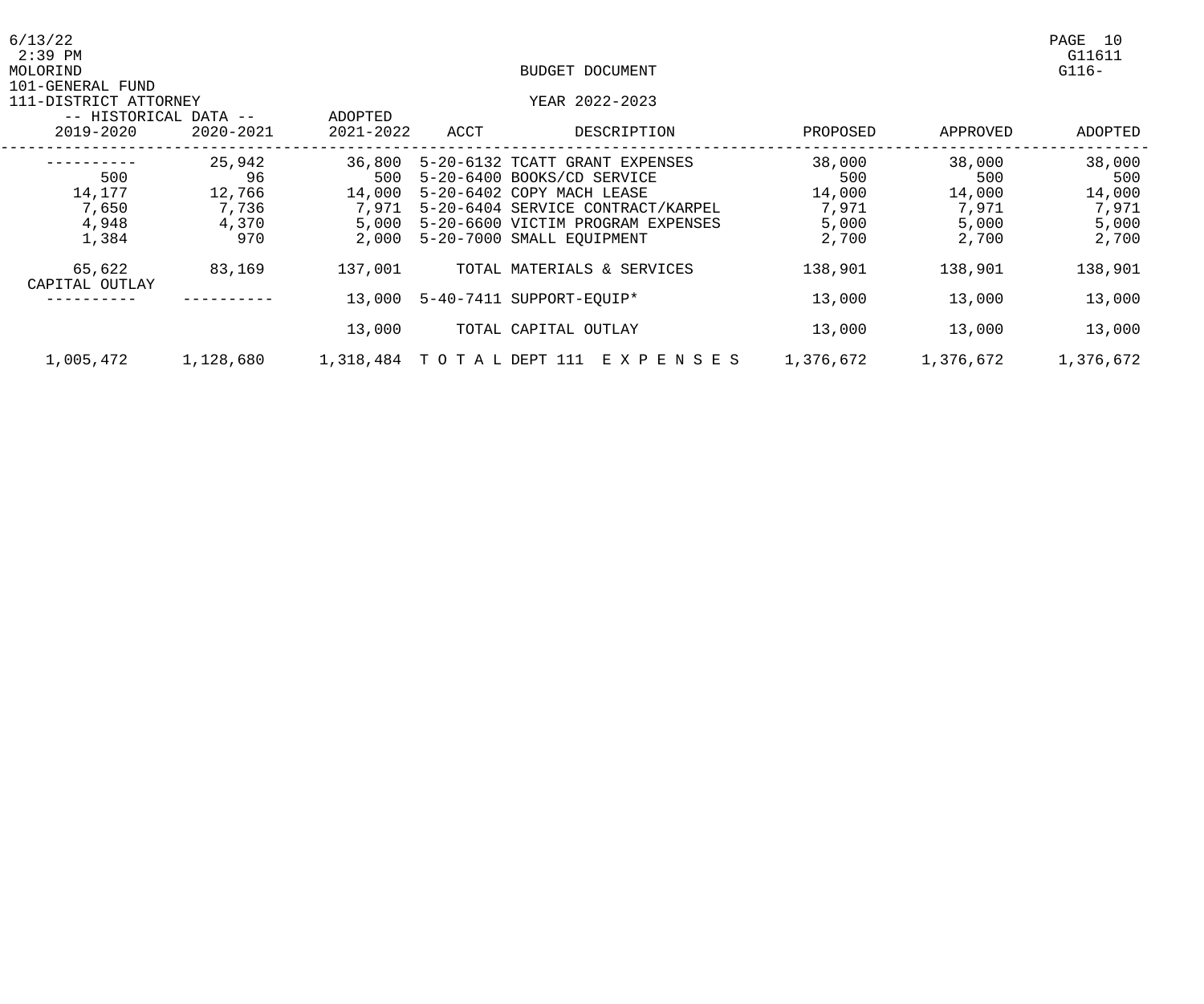BUDGET DOCUMENT

101-GENERAL FUND

111-DISTRICT ATTORNEY

YEAR 2022-2023

| -- HISTORICAL DATA -- | | ADOPTED | | | | | |
|---|---|---|---|---|---|---|---|
| 2019-2020 | 2020-2021 | 2021-2022 | ACCT | DESCRIPTION | PROPOSED | APPROVED | ADOPTED |
| ---------- | 25,942 | 36,800 | 5-20-6132 | TCATT GRANT EXPENSES | 38,000 | 38,000 | 38,000 |
| 500 | 96 | 500 | 5-20-6400 | BOOKS/CD SERVICE | 500 | 500 | 500 |
| 14,177 | 12,766 | 14,000 | 5-20-6402 | COPY MACH LEASE | 14,000 | 14,000 | 14,000 |
| 7,650 | 7,736 | 7,971 | 5-20-6404 | SERVICE CONTRACT/KARPEL | 7,971 | 7,971 | 7,971 |
| 4,948 | 4,370 | 5,000 | 5-20-6600 | VICTIM PROGRAM EXPENSES | 5,000 | 5,000 | 5,000 |
| 1,384 | 970 | 2,000 | 5-20-7000 | SMALL EQUIPMENT | 2,700 | 2,700 | 2,700 |
| 65,622 | 83,169 | 137,001 | | TOTAL MATERIALS & SERVICES | 138,901 | 138,901 | 138,901 |
| CAPITAL OUTLAY | | | | | | | |
| ---------- | ---------- | 13,000 | 5-40-7411 | SUPPORT-EQUIP* | 13,000 | 13,000 | 13,000 |
| | | 13,000 | | TOTAL CAPITAL OUTLAY | 13,000 | 13,000 | 13,000 |
| 1,005,472 | 1,128,680 | 1,318,484 | T O T A L | DEPT 111 E X P E N S E S | 1,376,672 | 1,376,672 | 1,376,672 |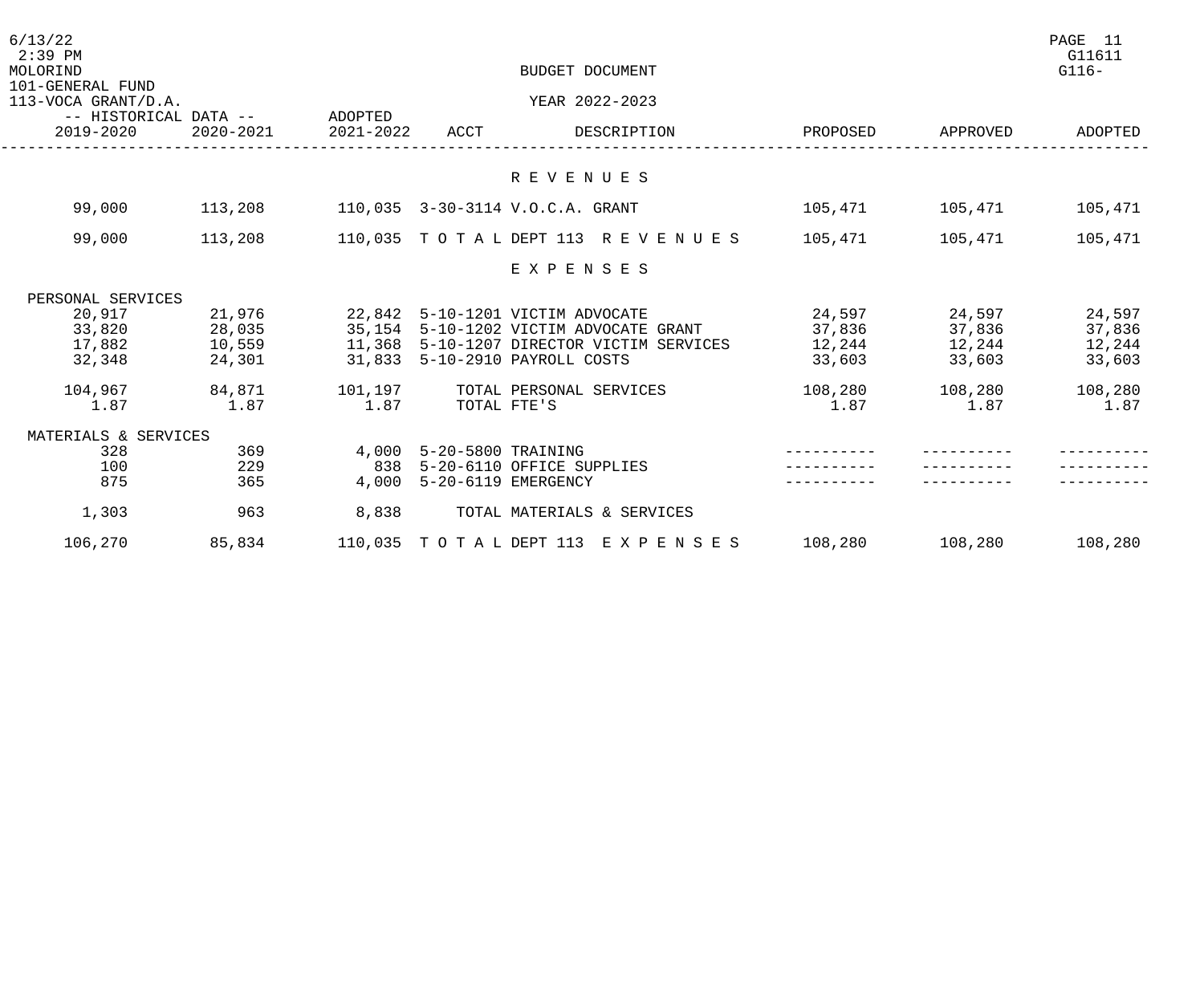BUDGET DOCUMENT

101-GENERAL FUND

113-VOCA GRANT/D.A.

YEAR 2022-2023

| 2019-2020 (Historical Data) | 2020-2021 (Historical Data) | ADOPTED 2021-2022 | ACCT | DESCRIPTION | PROPOSED | APPROVED | ADOPTED |
|---|---|---|---|---|---|---|---|
| | | | | **R E V E N U E S** | | | |
| 99,000 | 113,208 | 110,035 | 3-30-3114 | V.O.C.A. GRANT | 105,471 | 105,471 | 105,471 |
| 99,000 | 113,208 | 110,035 | T O T A L | DEPT 113 R E V E N U E S | 105,471 | 105,471 | 105,471 |
| | | | | **E X P E N S E S** | | | |
| PERSONAL SERVICES | | | | | | | |
| 20,917 | 21,976 | 22,842 | 5-10-1201 | VICTIM ADVOCATE | 24,597 | 24,597 | 24,597 |
| 33,820 | 28,035 | 35,154 | 5-10-1202 | VICTIM ADVOCATE GRANT | 37,836 | 37,836 | 37,836 |
| 17,882 | 10,559 | 11,368 | 5-10-1207 | DIRECTOR VICTIM SERVICES | 12,244 | 12,244 | 12,244 |
| 32,348 | 24,301 | 31,833 | 5-10-2910 | PAYROLL COSTS | 33,603 | 33,603 | 33,603 |
| 104,967 | 84,871 | 101,197 | | TOTAL PERSONAL SERVICES | 108,280 | 108,280 | 108,280 |
| 1.87 | 1.87 | 1.87 | | TOTAL FTE'S | 1.87 | 1.87 | 1.87 |
| MATERIALS & SERVICES | | | | | | | |
| 328 | 369 | 4,000 | 5-20-5800 | TRAINING | ---------- | ---------- | ---------- |
| 100 | 229 | 838 | 5-20-6110 | OFFICE SUPPLIES | ---------- | ---------- | ---------- |
| 875 | 365 | 4,000 | 5-20-6119 | EMERGENCY | ---------- | ---------- | ---------- |
| 1,303 | 963 | 8,838 | | TOTAL MATERIALS & SERVICES | | | |
| 106,270 | 85,834 | 110,035 | T O T A L | DEPT 113 E X P E N S E S | 108,280 | 108,280 | 108,280 |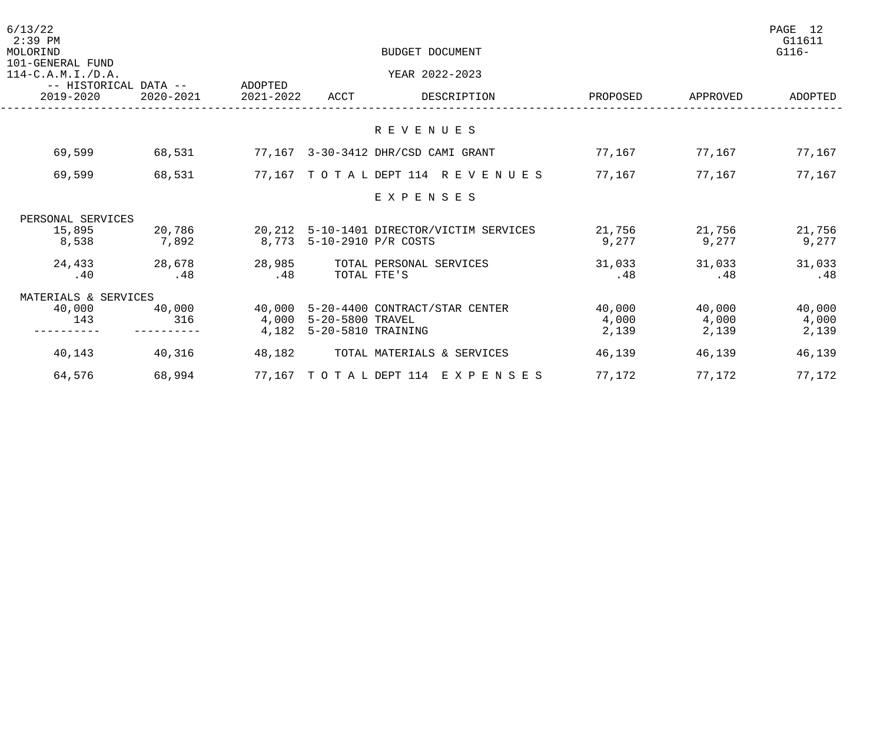BUDGET DOCUMENT

YEAR 2022-2023

101-GENERAL FUND
114-C.A.M.I./D.A.

| -- HISTORICAL DATA -- 2019-2020 | 2020-2021 | ADOPTED 2021-2022 | ACCT | DESCRIPTION | PROPOSED | APPROVED | ADOPTED |
|---|---|---|---|---|---|---|---|
| | | | | **R E V E N U E S** | | | |
| 69,599 | 68,531 | 77,167 | 3-30-3412 | DHR/CSD CAMI GRANT | 77,167 | 77,167 | 77,167 |
| 69,599 | 68,531 | 77,167 | T O T A L | DEPT 114 R E V E N U E S | 77,167 | 77,167 | 77,167 |
| | | | | **E X P E N S E S** | | | |
| PERSONAL SERVICES | | | | | | | |
| 15,895 | 20,786 | 20,212 | 5-10-1401 | DIRECTOR/VICTIM SERVICES | 21,756 | 21,756 | 21,756 |
| 8,538 | 7,892 | 8,773 | 5-10-2910 | P/R COSTS | 9,277 | 9,277 | 9,277 |
| 24,433 | 28,678 | 28,985 | | TOTAL PERSONAL SERVICES | 31,033 | 31,033 | 31,033 |
| .40 | .48 | .48 | | TOTAL FTE'S | .48 | .48 | .48 |
| MATERIALS & SERVICES | | | | | | | |
| 40,000 | 40,000 | 40,000 | 5-20-4400 | CONTRACT/STAR CENTER | 40,000 | 40,000 | 40,000 |
| 143 | 316 | 4,000 | 5-20-5800 | TRAVEL | 4,000 | 4,000 | 4,000 |
| ---------- | ---------- | 4,182 | 5-20-5810 | TRAINING | 2,139 | 2,139 | 2,139 |
| 40,143 | 40,316 | 48,182 | | TOTAL MATERIALS & SERVICES | 46,139 | 46,139 | 46,139 |
| 64,576 | 68,994 | 77,167 | T O T A L | DEPT 114 E X P E N S E S | 77,172 | 77,172 | 77,172 |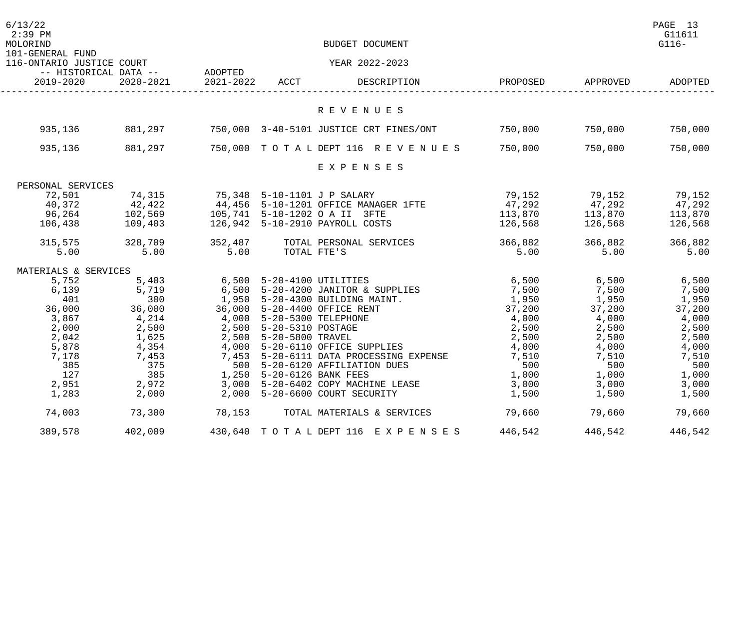101-GENERAL FUND
116-ONTARIO JUSTICE COURT

BUDGET DOCUMENT

YEAR 2022-2023

| 2019-2020 | 2020-2021 | ADOPTED 2021-2022 | ACCT | DESCRIPTION | PROPOSED | APPROVED | ADOPTED |
|---|---|---|---|---|---|---|---|
| | | | | **R E V E N U E S** | | | |
| 935,136 | 881,297 | 750,000 | 3-40-5101 | JUSTICE CRT FINES/ONT | 750,000 | 750,000 | 750,000 |
| 935,136 | 881,297 | 750,000 | T O T A L | DEPT 116 R E V E N U E S | 750,000 | 750,000 | 750,000 |
| | | | | **E X P E N S E S** | | | |
| PERSONAL SERVICES | | | | | | | |
| 72,501 | 74,315 | 75,348 | 5-10-1101 | J P SALARY | 79,152 | 79,152 | 79,152 |
| 40,372 | 42,422 | 44,456 | 5-10-1201 | OFFICE MANAGER 1FTE | 47,292 | 47,292 | 47,292 |
| 96,264 | 102,569 | 105,741 | 5-10-1202 | O A II 3FTE | 113,870 | 113,870 | 113,870 |
| 106,438 | 109,403 | 126,942 | 5-10-2910 | PAYROLL COSTS | 126,568 | 126,568 | 126,568 |
| 315,575 | 328,709 | 352,487 | | TOTAL PERSONAL SERVICES | 366,882 | 366,882 | 366,882 |
| 5.00 | 5.00 | 5.00 | | TOTAL FTE'S | 5.00 | 5.00 | 5.00 |
| MATERIALS & SERVICES | | | | | | | |
| 5,752 | 5,403 | 6,500 | 5-20-4100 | UTILITIES | 6,500 | 6,500 | 6,500 |
| 6,139 | 5,719 | 6,500 | 5-20-4200 | JANITOR & SUPPLIES | 7,500 | 7,500 | 7,500 |
| 401 | 300 | 1,950 | 5-20-4300 | BUILDING MAINT. | 1,950 | 1,950 | 1,950 |
| 36,000 | 36,000 | 36,000 | 5-20-4400 | OFFICE RENT | 37,200 | 37,200 | 37,200 |
| 3,867 | 4,214 | 4,000 | 5-20-5300 | TELEPHONE | 4,000 | 4,000 | 4,000 |
| 2,000 | 2,500 | 2,500 | 5-20-5310 | POSTAGE | 2,500 | 2,500 | 2,500 |
| 2,042 | 1,625 | 2,500 | 5-20-5800 | TRAVEL | 2,500 | 2,500 | 2,500 |
| 5,878 | 4,354 | 4,000 | 5-20-6110 | OFFICE SUPPLIES | 4,000 | 4,000 | 4,000 |
| 7,178 | 7,453 | 7,453 | 5-20-6111 | DATA PROCESSING EXPENSE | 7,510 | 7,510 | 7,510 |
| 385 | 375 | 500 | 5-20-6120 | AFFILIATION DUES | 500 | 500 | 500 |
| 127 | 385 | 1,250 | 5-20-6126 | BANK FEES | 1,000 | 1,000 | 1,000 |
| 2,951 | 2,972 | 3,000 | 5-20-6402 | COPY MACHINE LEASE | 3,000 | 3,000 | 3,000 |
| 1,283 | 2,000 | 2,000 | 5-20-6600 | COURT SECURITY | 1,500 | 1,500 | 1,500 |
| 74,003 | 73,300 | 78,153 | | TOTAL MATERIALS & SERVICES | 79,660 | 79,660 | 79,660 |
| 389,578 | 402,009 | 430,640 | T O T A L | DEPT 116 E X P E N S E S | 446,542 | 446,542 | 446,542 |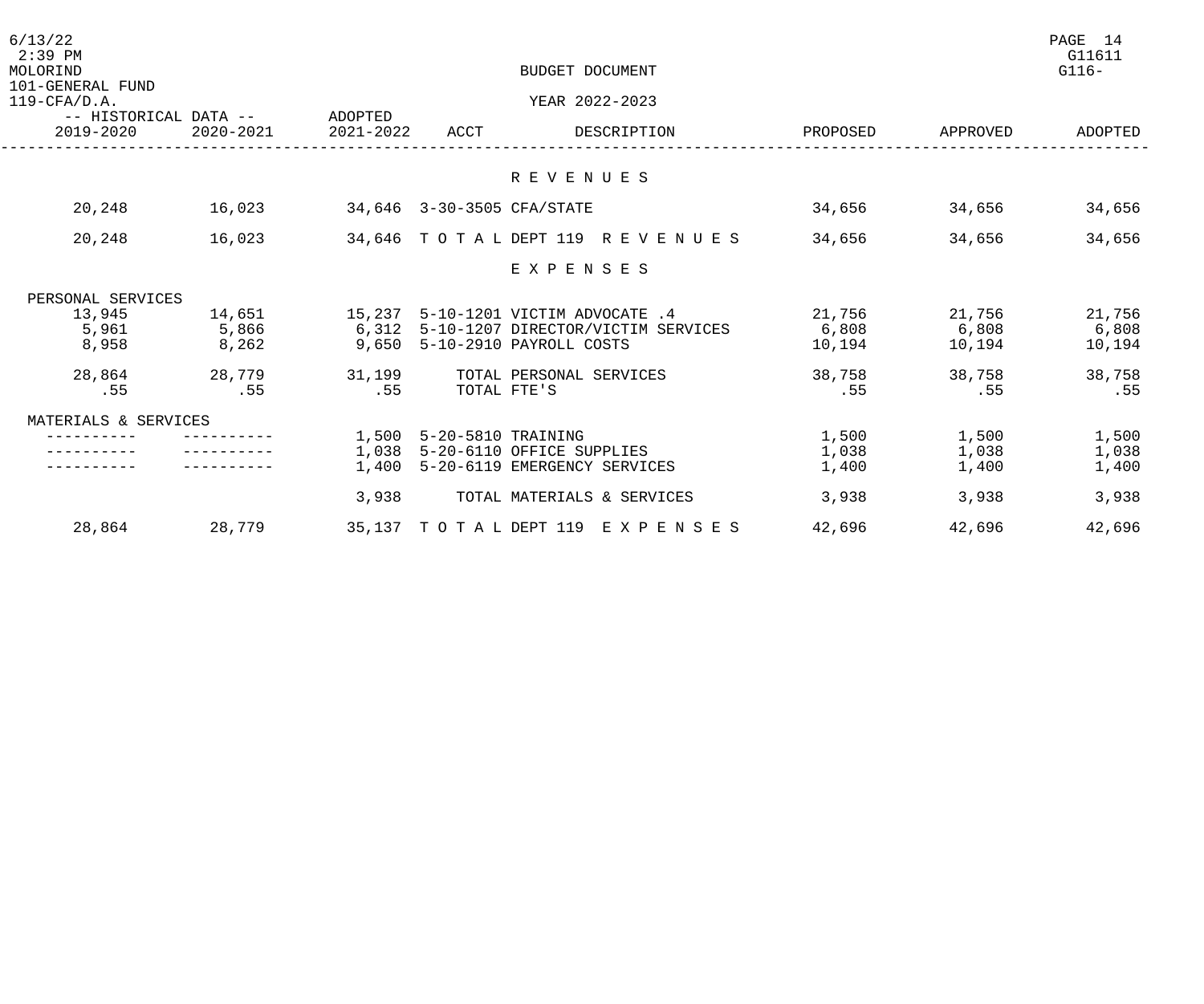BUDGET DOCUMENT

101-GENERAL FUND
119-CFA/D.A.

YEAR 2022-2023

| 2019-2020 | 2020-2021 | ADOPTED 2021-2022 | ACCT | DESCRIPTION | PROPOSED | APPROVED | ADOPTED |
|---|---|---|---|---|---|---|---|
| | | | | **R E V E N U E S** | | | |
| 20,248 | 16,023 | 34,646 | 3-30-3505 | CFA/STATE | 34,656 | 34,656 | 34,656 |
| 20,248 | 16,023 | 34,646 | T O T A L | DEPT 119 R E V E N U E S | 34,656 | 34,656 | 34,656 |
| | | | | **E X P E N S E S** | | | |
| PERSONAL SERVICES | | | | | | | |
| 13,945 | 14,651 | 15,237 | 5-10-1201 | VICTIM ADVOCATE .4 | 21,756 | 21,756 | 21,756 |
| 5,961 | 5,866 | 6,312 | 5-10-1207 | DIRECTOR/VICTIM SERVICES | 6,808 | 6,808 | 6,808 |
| 8,958 | 8,262 | 9,650 | 5-10-2910 | PAYROLL COSTS | 10,194 | 10,194 | 10,194 |
| 28,864 | 28,779 | 31,199 | | TOTAL PERSONAL SERVICES | 38,758 | 38,758 | 38,758 |
| .55 | .55 | .55 | | TOTAL FTE'S | .55 | .55 | .55 |
| MATERIALS & SERVICES | | | | | | | |
| ---------- | ---------- | 1,500 | 5-20-5810 | TRAINING | 1,500 | 1,500 | 1,500 |
| ---------- | ---------- | 1,038 | 5-20-6110 | OFFICE SUPPLIES | 1,038 | 1,038 | 1,038 |
| ---------- | ---------- | 1,400 | 5-20-6119 | EMERGENCY SERVICES | 1,400 | 1,400 | 1,400 |
| | | 3,938 | | TOTAL MATERIALS & SERVICES | 3,938 | 3,938 | 3,938 |
| 28,864 | 28,779 | 35,137 | T O T A L | DEPT 119 E X P E N S E S | 42,696 | 42,696 | 42,696 |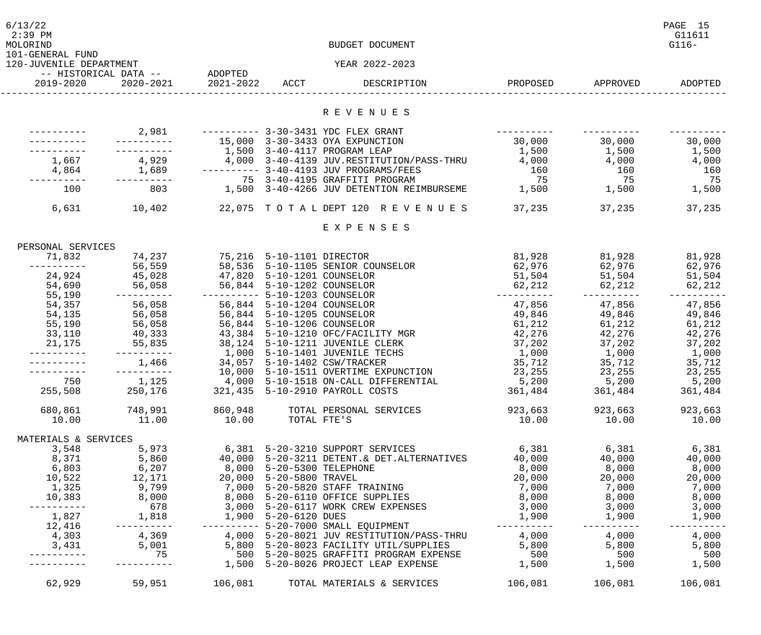BUDGET DOCUMENT

101-GENERAL FUND
120-JUVENILE DEPARTMENT

YEAR 2022-2023

| 2019-2020 | 2020-2021 | ADOPTED 2021-2022 | ACCT | DESCRIPTION | PROPOSED | APPROVED | ADOPTED |
|---|---|---|---|---|---|---|---|
| | | | | **R E V E N U E S** | | | |
| ---------- | 2,981 | ---------- | 3-30-3431 | YDC FLEX GRANT | ---------- | ---------- | ---------- |
| ---------- | ---------- | 15,000 | 3-30-3433 | OYA EXPUNCTION | 30,000 | 30,000 | 30,000 |
| ---------- | ---------- | 1,500 | 3-40-4117 | PROGRAM LEAP | 1,500 | 1,500 | 1,500 |
| 1,667 | 4,929 | 4,000 | 3-40-4139 | JUV.RESTITUTION/PASS-THRU | 4,000 | 4,000 | 4,000 |
| 4,864 | 1,689 | ---------- | 3-40-4193 | JUV PROGRAMS/FEES | 160 | 160 | 160 |
| ---------- | ---------- | 75 | 3-40-4195 | GRAFFITI PROGRAM | 75 | 75 | 75 |
| 100 | 803 | 1,500 | 3-40-4266 | JUV DETENTION REIMBURSEME | 1,500 | 1,500 | 1,500 |
| 6,631 | 10,402 | 22,075 | T O T A L | DEPT 120 R E V E N U E S | 37,235 | 37,235 | 37,235 |
| | | | | **E X P E N S E S** | | | |
| PERSONAL SERVICES | | | | | | | |
| 71,832 | 74,237 | 75,216 | 5-10-1101 | DIRECTOR | 81,928 | 81,928 | 81,928 |
| ---------- | 56,559 | 58,536 | 5-10-1105 | SENIOR COUNSELOR | 62,976 | 62,976 | 62,976 |
| 24,924 | 45,028 | 47,820 | 5-10-1201 | COUNSELOR | 51,504 | 51,504 | 51,504 |
| 54,690 | 56,058 | 56,844 | 5-10-1202 | COUNSELOR | 62,212 | 62,212 | 62,212 |
| 55,190 | ---------- | ---------- | 5-10-1203 | COUNSELOR | ---------- | ---------- | ---------- |
| 54,357 | 56,058 | 56,844 | 5-10-1204 | COUNSELOR | 47,856 | 47,856 | 47,856 |
| 54,135 | 56,058 | 56,844 | 5-10-1205 | COUNSELOR | 49,846 | 49,846 | 49,846 |
| 55,190 | 56,058 | 56,844 | 5-10-1206 | COUNSELOR | 61,212 | 61,212 | 61,212 |
| 33,110 | 40,333 | 43,384 | 5-10-1210 | OFC/FACILITY MGR | 42,276 | 42,276 | 42,276 |
| 21,175 | 55,835 | 38,124 | 5-10-1211 | JUVENILE CLERK | 37,202 | 37,202 | 37,202 |
| ---------- | ---------- | 1,000 | 5-10-1401 | JUVENILE TECHS | 1,000 | 1,000 | 1,000 |
| ---------- | 1,466 | 34,057 | 5-10-1402 | CSW/TRACKER | 35,712 | 35,712 | 35,712 |
| ---------- | ---------- | 10,000 | 5-10-1511 | OVERTIME EXPUNCTION | 23,255 | 23,255 | 23,255 |
| 750 | 1,125 | 4,000 | 5-10-1518 | ON-CALL DIFFERENTIAL | 5,200 | 5,200 | 5,200 |
| 255,508 | 250,176 | 321,435 | 5-10-2910 | PAYROLL COSTS | 361,484 | 361,484 | 361,484 |
| 680,861 | 748,991 | 860,948 | | TOTAL PERSONAL SERVICES | 923,663 | 923,663 | 923,663 |
| 10.00 | 11.00 | 10.00 | | TOTAL FTE'S | 10.00 | 10.00 | 10.00 |
| MATERIALS & SERVICES | | | | | | | |
| 3,548 | 5,973 | 6,381 | 5-20-3210 | SUPPORT SERVICES | 6,381 | 6,381 | 6,381 |
| 8,371 | 5,860 | 40,000 | 5-20-3211 | DETENT.& DET.ALTERNATIVES | 40,000 | 40,000 | 40,000 |
| 6,803 | 6,207 | 8,000 | 5-20-5300 | TELEPHONE | 8,000 | 8,000 | 8,000 |
| 10,522 | 12,171 | 20,000 | 5-20-5800 | TRAVEL | 20,000 | 20,000 | 20,000 |
| 1,325 | 9,799 | 7,000 | 5-20-5820 | STAFF TRAINING | 7,000 | 7,000 | 7,000 |
| 10,383 | 8,000 | 8,000 | 5-20-6110 | OFFICE SUPPLIES | 8,000 | 8,000 | 8,000 |
| ---------- | 678 | 3,000 | 5-20-6117 | WORK CREW EXPENSES | 3,000 | 3,000 | 3,000 |
| 1,827 | 1,818 | 1,900 | 5-20-6120 | DUES | 1,900 | 1,900 | 1,900 |
| 12,416 | ---------- | ---------- | 5-20-7000 | SMALL EQUIPMENT | ---------- | ---------- | ---------- |
| 4,303 | 4,369 | 4,000 | 5-20-8021 | JUV RESTITUTION/PASS-THRU | 4,000 | 4,000 | 4,000 |
| 3,431 | 5,001 | 5,800 | 5-20-8023 | FACILITY UTIL/SUPPLIES | 5,800 | 5,800 | 5,800 |
| ---------- | 75 | 500 | 5-20-8025 | GRAFFITI PROGRAM EXPENSE | 500 | 500 | 500 |
| ---------- | ---------- | 1,500 | 5-20-8026 | PROJECT LEAP EXPENSE | 1,500 | 1,500 | 1,500 |
| 62,929 | 59,951 | 106,081 | | TOTAL MATERIALS & SERVICES | 106,081 | 106,081 | 106,081 |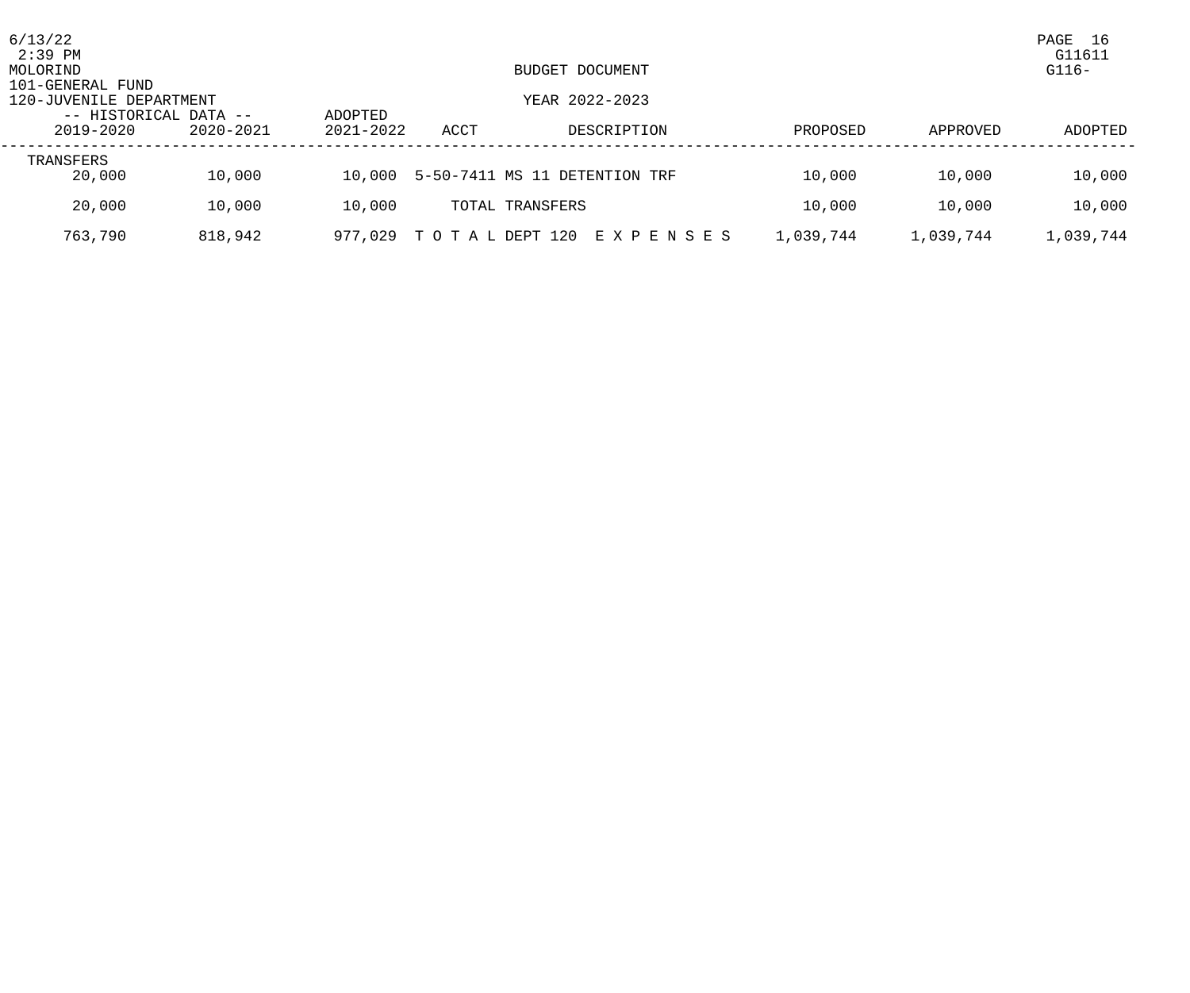101-GENERAL FUND
120-JUVENILE DEPARTMENT

BUDGET DOCUMENT
YEAR 2022-2023

| -- HISTORICAL DATA -- | | ADOPTED | | | | | |
|---|---|---|---|---|---|---|---|
| 2019-2020 | 2020-2021 | 2021-2022 | ACCT | DESCRIPTION | PROPOSED | APPROVED | ADOPTED |
| TRANSFERS | | | | | | | |
| 20,000 | 10,000 | 10,000 | 5-50-7411 | MS 11 DETENTION TRF | 10,000 | 10,000 | 10,000 |
| 20,000 | 10,000 | 10,000 | | TOTAL TRANSFERS | 10,000 | 10,000 | 10,000 |
| 763,790 | 818,942 | 977,029 | | T O T A L DEPT 120 E X P E N S E S | 1,039,744 | 1,039,744 | 1,039,744 |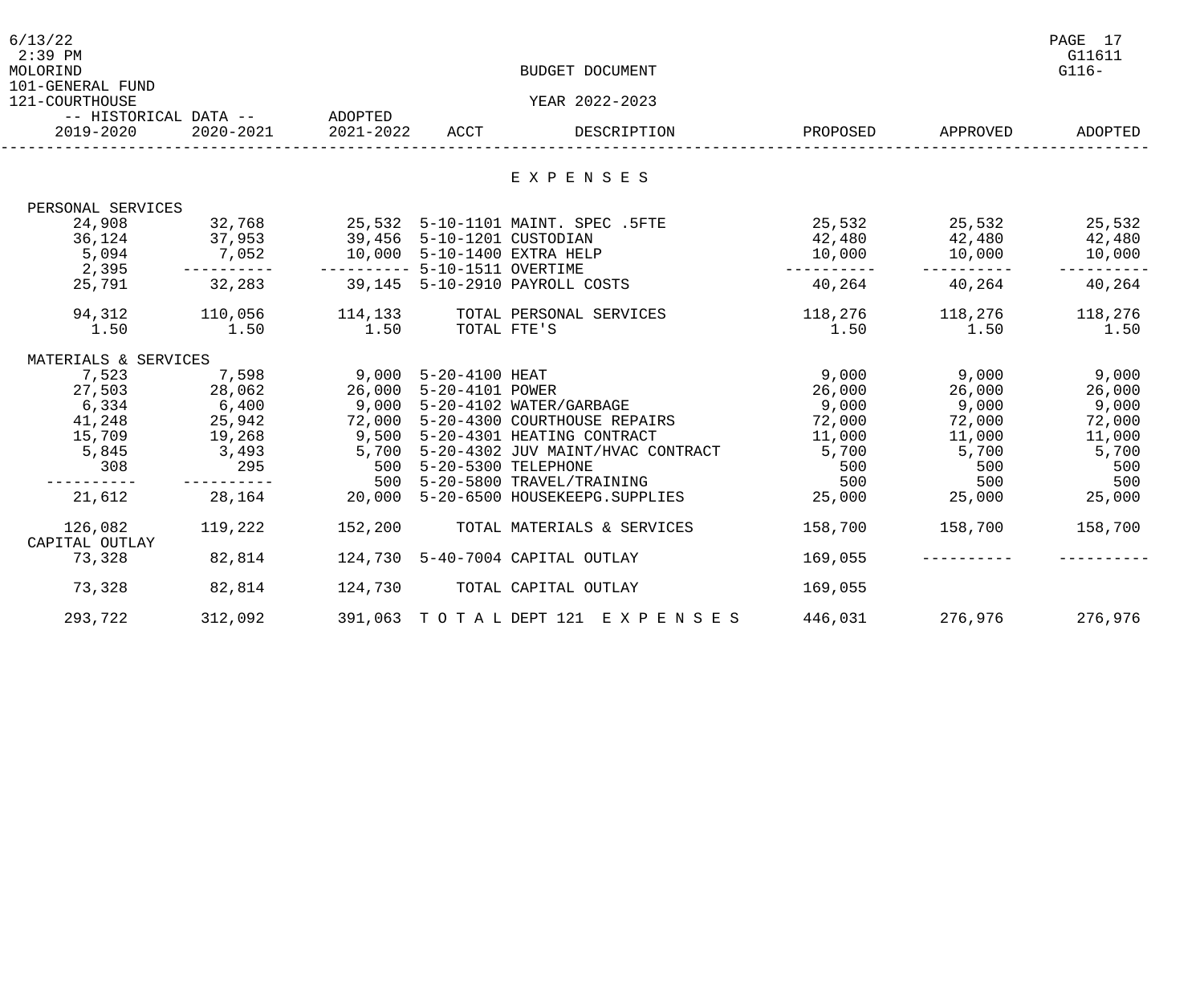MOLORIND

101-GENERAL FUND

121-COURTHOUSE

BUDGET DOCUMENT

YEAR 2022-2023

| 2019-2020 (Historical) | 2020-2021 (Historical) | 2021-2022 (Adopted) | ACCT | DESCRIPTION | PROPOSED | APPROVED | ADOPTED |
|---|---|---|---|---|---|---|---|
| | | | | **E X P E N S E S** | | | |
| PERSONAL SERVICES | | | | | | | |
| 24,908 | 32,768 | 25,532 | 5-10-1101 | MAINT. SPEC .5FTE | 25,532 | 25,532 | 25,532 |
| 36,124 | 37,953 | 39,456 | 5-10-1201 | CUSTODIAN | 42,480 | 42,480 | 42,480 |
| 5,094 | 7,052 | 10,000 | 5-10-1400 | EXTRA HELP | 10,000 | 10,000 | 10,000 |
| 2,395 | ---------- | ---------- | 5-10-1511 | OVERTIME | ---------- | ---------- | ---------- |
| 25,791 | 32,283 | 39,145 | 5-10-2910 | PAYROLL COSTS | 40,264 | 40,264 | 40,264 |
| 94,312 | 110,056 | 114,133 | | TOTAL PERSONAL SERVICES | 118,276 | 118,276 | 118,276 |
| 1.50 | 1.50 | 1.50 | | TOTAL FTE'S | 1.50 | 1.50 | 1.50 |
| MATERIALS & SERVICES | | | | | | | |
| 7,523 | 7,598 | 9,000 | 5-20-4100 | HEAT | 9,000 | 9,000 | 9,000 |
| 27,503 | 28,062 | 26,000 | 5-20-4101 | POWER | 26,000 | 26,000 | 26,000 |
| 6,334 | 6,400 | 9,000 | 5-20-4102 | WATER/GARBAGE | 9,000 | 9,000 | 9,000 |
| 41,248 | 25,942 | 72,000 | 5-20-4300 | COURTHOUSE REPAIRS | 72,000 | 72,000 | 72,000 |
| 15,709 | 19,268 | 9,500 | 5-20-4301 | HEATING CONTRACT | 11,000 | 11,000 | 11,000 |
| 5,845 | 3,493 | 5,700 | 5-20-4302 | JUV MAINT/HVAC CONTRACT | 5,700 | 5,700 | 5,700 |
| 308 | 295 | 500 | 5-20-5300 | TELEPHONE | 500 | 500 | 500 |
| ---------- | ---------- | 500 | 5-20-5800 | TRAVEL/TRAINING | 500 | 500 | 500 |
| 21,612 | 28,164 | 20,000 | 5-20-6500 | HOUSEKEEPG.SUPPLIES | 25,000 | 25,000 | 25,000 |
| 126,082 | 119,222 | 152,200 | | TOTAL MATERIALS & SERVICES | 158,700 | 158,700 | 158,700 |
| CAPITAL OUTLAY | | | | | | | |
| 73,328 | 82,814 | 124,730 | 5-40-7004 | CAPITAL OUTLAY | 169,055 | ---------- | ---------- |
| 73,328 | 82,814 | 124,730 | | TOTAL CAPITAL OUTLAY | 169,055 | | |
| 293,722 | 312,092 | 391,063 | T O T A L | DEPT 121 E X P E N S E S | 446,031 | 276,976 | 276,976 |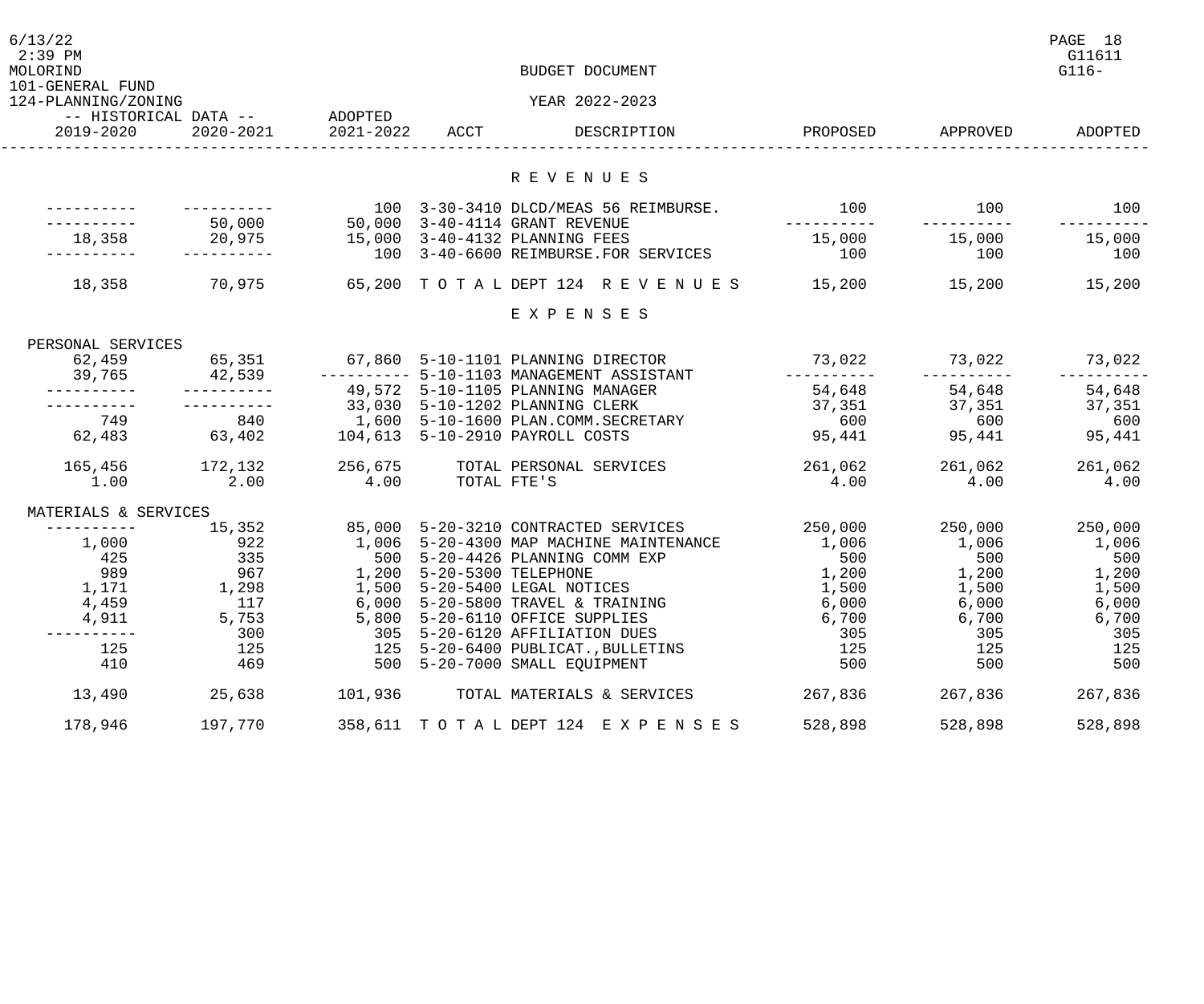MOLORIND

101-GENERAL FUND

124-PLANNING/ZONING

BUDGET DOCUMENT

YEAR 2022-2023

| 2019-2020 (Historical) | 2020-2021 (Historical) | ADOPTED 2021-2022 | ACCT | DESCRIPTION | PROPOSED | APPROVED | ADOPTED |
|---|---|---|---|---|---|---|---|
| | | | | **R E V E N U E S** | | | |
| ---------- | ---------- | 100 | 3-30-3410 | DLCD/MEAS 56 REIMBURSE. | 100 | 100 | 100 |
| ---------- | 50,000 | 50,000 | 3-40-4114 | GRANT REVENUE | ---------- | ---------- | ---------- |
| 18,358 | 20,975 | 15,000 | 3-40-4132 | PLANNING FEES | 15,000 | 15,000 | 15,000 |
| ---------- | ---------- | 100 | 3-40-6600 | REIMBURSE.FOR SERVICES | 100 | 100 | 100 |
| 18,358 | 70,975 | 65,200 | T O T A L | DEPT 124 R E V E N U E S | 15,200 | 15,200 | 15,200 |
| | | | | **E X P E N S E S** | | | |
| PERSONAL SERVICES | | | | | | | |
| 62,459 | 65,351 | 67,860 | 5-10-1101 | PLANNING DIRECTOR | 73,022 | 73,022 | 73,022 |
| 39,765 | 42,539 | ---------- | 5-10-1103 | MANAGEMENT ASSISTANT | ---------- | ---------- | ---------- |
| ---------- | ---------- | 49,572 | 5-10-1105 | PLANNING MANAGER | 54,648 | 54,648 | 54,648 |
| ---------- | ---------- | 33,030 | 5-10-1202 | PLANNING CLERK | 37,351 | 37,351 | 37,351 |
| 749 | 840 | 1,600 | 5-10-1600 | PLAN.COMM.SECRETARY | 600 | 600 | 600 |
| 62,483 | 63,402 | 104,613 | 5-10-2910 | PAYROLL COSTS | 95,441 | 95,441 | 95,441 |
| 165,456 | 172,132 | 256,675 | | TOTAL PERSONAL SERVICES | 261,062 | 261,062 | 261,062 |
| 1.00 | 2.00 | 4.00 | | TOTAL FTE'S | 4.00 | 4.00 | 4.00 |
| MATERIALS & SERVICES | | | | | | | |
| ---------- | 15,352 | 85,000 | 5-20-3210 | CONTRACTED SERVICES | 250,000 | 250,000 | 250,000 |
| 1,000 | 922 | 1,006 | 5-20-4300 | MAP MACHINE MAINTENANCE | 1,006 | 1,006 | 1,006 |
| 425 | 335 | 500 | 5-20-4426 | PLANNING COMM EXP | 500 | 500 | 500 |
| 989 | 967 | 1,200 | 5-20-5300 | TELEPHONE | 1,200 | 1,200 | 1,200 |
| 1,171 | 1,298 | 1,500 | 5-20-5400 | LEGAL NOTICES | 1,500 | 1,500 | 1,500 |
| 4,459 | 117 | 6,000 | 5-20-5800 | TRAVEL & TRAINING | 6,000 | 6,000 | 6,000 |
| 4,911 | 5,753 | 5,800 | 5-20-6110 | OFFICE SUPPLIES | 6,700 | 6,700 | 6,700 |
| ---------- | 300 | 305 | 5-20-6120 | AFFILIATION DUES | 305 | 305 | 305 |
| 125 | 125 | 125 | 5-20-6400 | PUBLICAT.,BULLETINS | 125 | 125 | 125 |
| 410 | 469 | 500 | 5-20-7000 | SMALL EQUIPMENT | 500 | 500 | 500 |
| 13,490 | 25,638 | 101,936 | | TOTAL MATERIALS & SERVICES | 267,836 | 267,836 | 267,836 |
| 178,946 | 197,770 | 358,611 | T O T A L | DEPT 124 E X P E N S E S | 528,898 | 528,898 | 528,898 |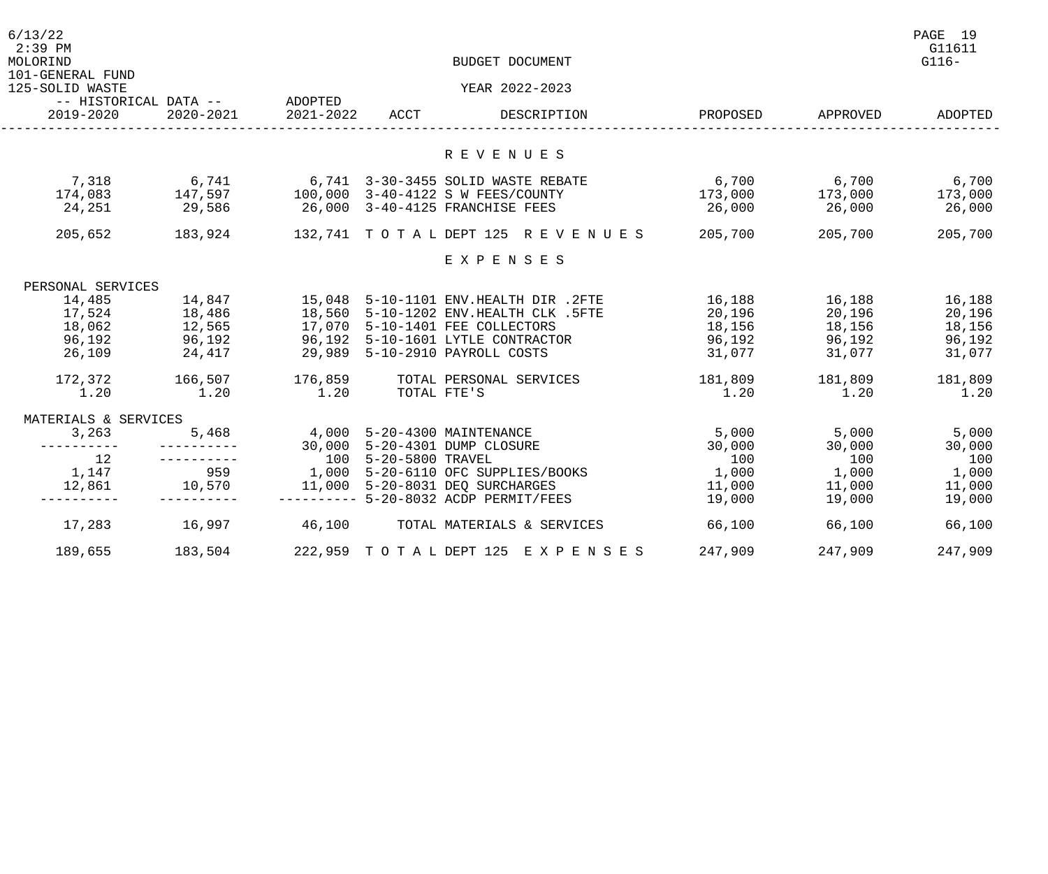MOLORIND

101-GENERAL FUND

125-SOLID WASTE

BUDGET DOCUMENT

YEAR 2022-2023

| -- HISTORICAL DATA -- | | ADOPTED | | | | | |
|---|---|---|---|---|---|---|---|
| 2019-2020 | 2020-2021 | 2021-2022 | ACCT | DESCRIPTION | PROPOSED | APPROVED | ADOPTED |
| | | | | **R E V E N U E S** | | | |
| 7,318 | 6,741 | 6,741 | 3-30-3455 | SOLID WASTE REBATE | 6,700 | 6,700 | 6,700 |
| 174,083 | 147,597 | 100,000 | 3-40-4122 | S W FEES/COUNTY | 173,000 | 173,000 | 173,000 |
| 24,251 | 29,586 | 26,000 | 3-40-4125 | FRANCHISE FEES | 26,000 | 26,000 | 26,000 |
| 205,652 | 183,924 | 132,741 | T O T A L | DEPT 125 R E V E N U E S | 205,700 | 205,700 | 205,700 |
| | | | | **E X P E N S E S** | | | |
| PERSONAL SERVICES | | | | | | | |
| 14,485 | 14,847 | 15,048 | 5-10-1101 | ENV.HEALTH DIR .2FTE | 16,188 | 16,188 | 16,188 |
| 17,524 | 18,486 | 18,560 | 5-10-1202 | ENV.HEALTH CLK .5FTE | 20,196 | 20,196 | 20,196 |
| 18,062 | 12,565 | 17,070 | 5-10-1401 | FEE COLLECTORS | 18,156 | 18,156 | 18,156 |
| 96,192 | 96,192 | 96,192 | 5-10-1601 | LYTLE CONTRACTOR | 96,192 | 96,192 | 96,192 |
| 26,109 | 24,417 | 29,989 | 5-10-2910 | PAYROLL COSTS | 31,077 | 31,077 | 31,077 |
| 172,372 | 166,507 | 176,859 | | TOTAL PERSONAL SERVICES | 181,809 | 181,809 | 181,809 |
| 1.20 | 1.20 | 1.20 | | TOTAL FTE'S | 1.20 | 1.20 | 1.20 |
| MATERIALS & SERVICES | | | | | | | |
| 3,263 | 5,468 | 4,000 | 5-20-4300 | MAINTENANCE | 5,000 | 5,000 | 5,000 |
| ---------- | ---------- | 30,000 | 5-20-4301 | DUMP CLOSURE | 30,000 | 30,000 | 30,000 |
| 12 | ---------- | 100 | 5-20-5800 | TRAVEL | 100 | 100 | 100 |
| 1,147 | 959 | 1,000 | 5-20-6110 | OFC SUPPLIES/BOOKS | 1,000 | 1,000 | 1,000 |
| 12,861 | 10,570 | 11,000 | 5-20-8031 | DEQ SURCHARGES | 11,000 | 11,000 | 11,000 |
| ---------- | ---------- | ---------- | 5-20-8032 | ACDP PERMIT/FEES | 19,000 | 19,000 | 19,000 |
| 17,283 | 16,997 | 46,100 | | TOTAL MATERIALS & SERVICES | 66,100 | 66,100 | 66,100 |
| 189,655 | 183,504 | 222,959 | T O T A L | DEPT 125 E X P E N S E S | 247,909 | 247,909 | 247,909 |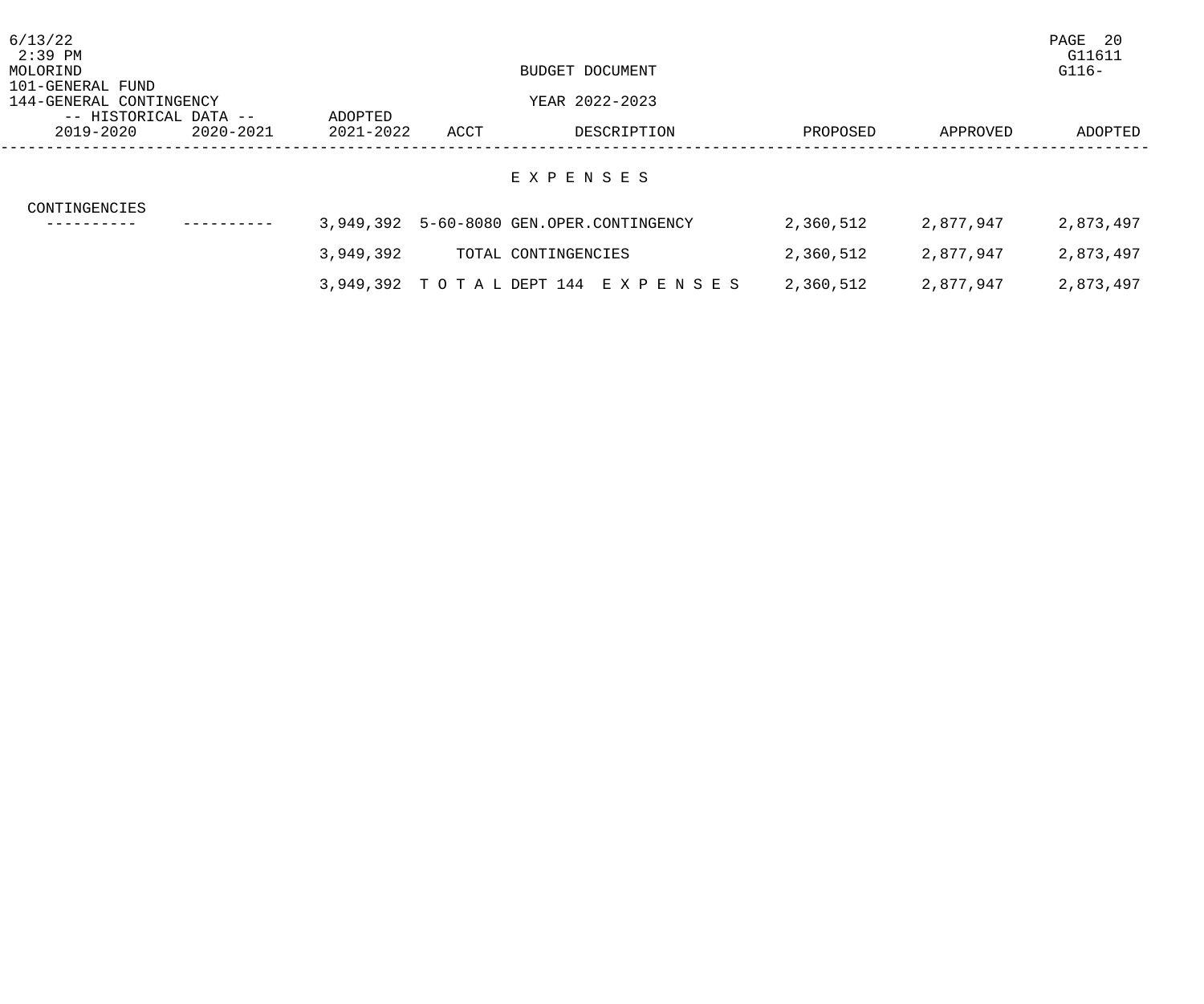BUDGET DOCUMENT

101-GENERAL FUND

144-GENERAL CONTINGENCY

YEAR 2022-2023

| -- HISTORICAL DATA -- | | ADOPTED | | | | | |
|---|---|---|---|---|---|---|---|
| 2019-2020 | 2020-2021 | 2021-2022 | ACCT | DESCRIPTION | PROPOSED | APPROVED | ADOPTED |
| | | | | **E X P E N S E S** | | | |
| CONTINGENCIES | | | | | | | |
| ---------- | ---------- | 3,949,392 | 5-60-8080 | GEN.OPER.CONTINGENCY | 2,360,512 | 2,877,947 | 2,873,497 |
| | | 3,949,392 | | TOTAL CONTINGENCIES | 2,360,512 | 2,877,947 | 2,873,497 |
| | | 3,949,392 | T O T A L | DEPT 144 E X P E N S E S | 2,360,512 | 2,877,947 | 2,873,497 |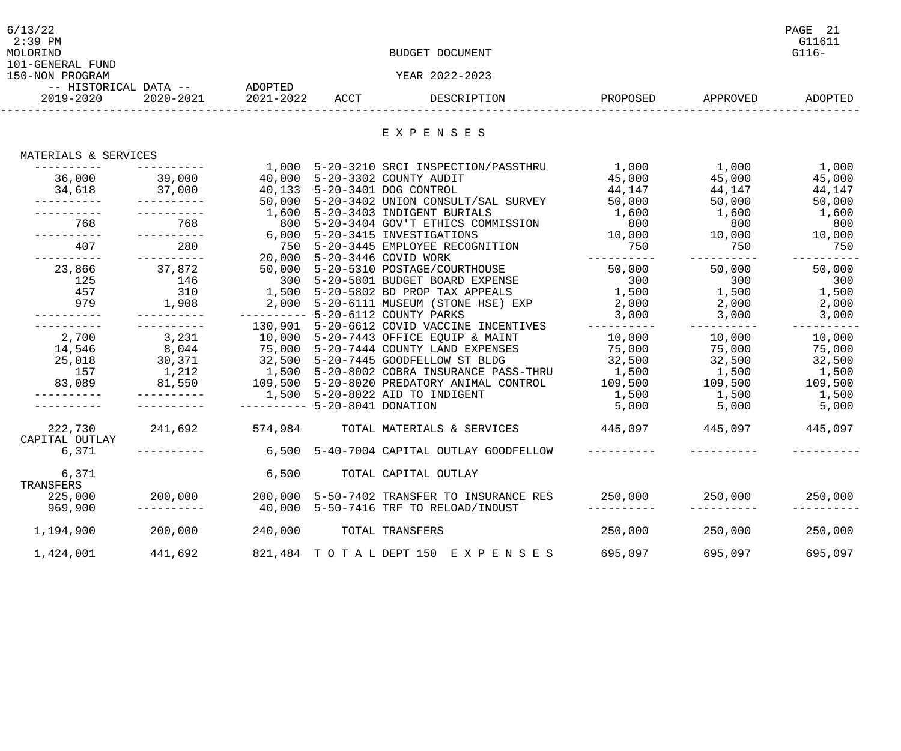MOLORIND

101-GENERAL FUND

150-NON PROGRAM

BUDGET DOCUMENT

YEAR 2022-2023

| -- HISTORICAL DATA -- 2019-2020 | 2020-2021 | ADOPTED 2021-2022 | ACCT | DESCRIPTION | PROPOSED | APPROVED | ADOPTED |
|---|---|---|---|---|---|---|---|
| | | | | **E X P E N S E S** | | | |
| MATERIALS & SERVICES | | | | | | | |
| ---------- | ---------- | 1,000 | 5-20-3210 | SRCI INSPECTION/PASSTHRU | 1,000 | 1,000 | 1,000 |
| 36,000 | 39,000 | 40,000 | 5-20-3302 | COUNTY AUDIT | 45,000 | 45,000 | 45,000 |
| 34,618 | 37,000 | 40,133 | 5-20-3401 | DOG CONTROL | 44,147 | 44,147 | 44,147 |
| ---------- | ---------- | 50,000 | 5-20-3402 | UNION CONSULT/SAL SURVEY | 50,000 | 50,000 | 50,000 |
| ---------- | ---------- | 1,600 | 5-20-3403 | INDIGENT BURIALS | 1,600 | 1,600 | 1,600 |
| 768 | 768 | 800 | 5-20-3404 | GOV'T ETHICS COMMISSION | 800 | 800 | 800 |
| ---------- | ---------- | 6,000 | 5-20-3415 | INVESTIGATIONS | 10,000 | 10,000 | 10,000 |
| 407 | 280 | 750 | 5-20-3445 | EMPLOYEE RECOGNITION | 750 | 750 | 750 |
| ---------- | ---------- | 20,000 | 5-20-3446 | COVID WORK | ---------- | ---------- | ---------- |
| 23,866 | 37,872 | 50,000 | 5-20-5310 | POSTAGE/COURTHOUSE | 50,000 | 50,000 | 50,000 |
| 125 | 146 | 300 | 5-20-5801 | BUDGET BOARD EXPENSE | 300 | 300 | 300 |
| 457 | 310 | 1,500 | 5-20-5802 | BD PROP TAX APPEALS | 1,500 | 1,500 | 1,500 |
| 979 | 1,908 | 2,000 | 5-20-6111 | MUSEUM (STONE HSE) EXP | 2,000 | 2,000 | 2,000 |
| ---------- | ---------- | ---------- | 5-20-6112 | COUNTY PARKS | 3,000 | 3,000 | 3,000 |
| ---------- | ---------- | 130,901 | 5-20-6612 | COVID VACCINE INCENTIVES | ---------- | ---------- | ---------- |
| 2,700 | 3,231 | 10,000 | 5-20-7443 | OFFICE EQUIP & MAINT | 10,000 | 10,000 | 10,000 |
| 14,546 | 8,044 | 75,000 | 5-20-7444 | COUNTY LAND EXPENSES | 75,000 | 75,000 | 75,000 |
| 25,018 | 30,371 | 32,500 | 5-20-7445 | GOODFELLOW ST BLDG | 32,500 | 32,500 | 32,500 |
| 157 | 1,212 | 1,500 | 5-20-8002 | COBRA INSURANCE PASS-THRU | 1,500 | 1,500 | 1,500 |
| 83,089 | 81,550 | 109,500 | 5-20-8020 | PREDATORY ANIMAL CONTROL | 109,500 | 109,500 | 109,500 |
| ---------- | ---------- | 1,500 | 5-20-8022 | AID TO INDIGENT | 1,500 | 1,500 | 1,500 |
| ---------- | ---------- | ---------- | 5-20-8041 | DONATION | 5,000 | 5,000 | 5,000 |
| 222,730 | 241,692 | 574,984 | | TOTAL MATERIALS & SERVICES | 445,097 | 445,097 | 445,097 |
| CAPITAL OUTLAY | | | | | | | |
| 6,371 | ---------- | 6,500 | 5-40-7004 | CAPITAL OUTLAY GOODFELLOW | ---------- | ---------- | ---------- |
| 6,371 | | 6,500 | | TOTAL CAPITAL OUTLAY | | | |
| TRANSFERS | | | | | | | |
| 225,000 | 200,000 | 200,000 | 5-50-7402 | TRANSFER TO INSURANCE RES | 250,000 | 250,000 | 250,000 |
| 969,900 | ---------- | 40,000 | 5-50-7416 | TRF TO RELOAD/INDUST | ---------- | ---------- | ---------- |
| 1,194,900 | 200,000 | 240,000 | | TOTAL TRANSFERS | 250,000 | 250,000 | 250,000 |
| 1,424,001 | 441,692 | 821,484 | | T O T A L DEPT 150 E X P E N S E S | 695,097 | 695,097 | 695,097 |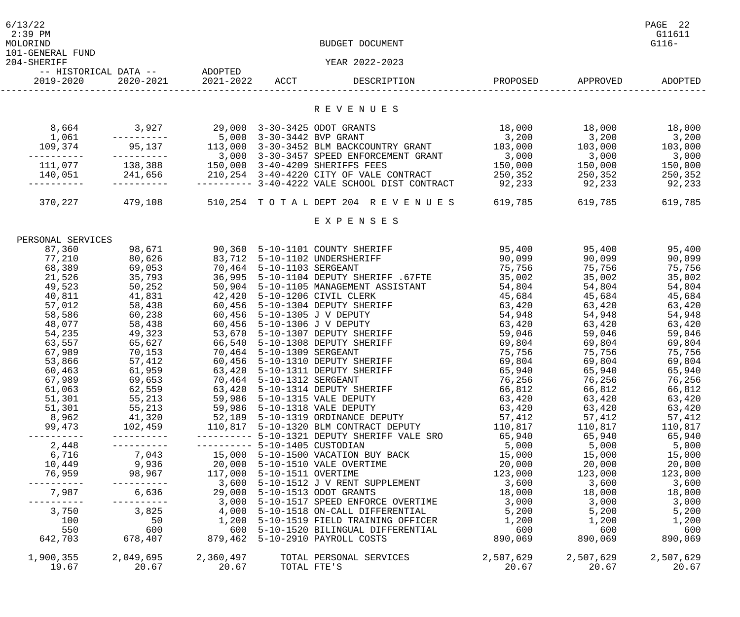BUDGET DOCUMENT

101-GENERAL FUND

204-SHERIFF

YEAR 2022-2023

| 2019-2020 (Historical) | 2020-2021 (Historical) | ADOPTED 2021-2022 | ACCT | DESCRIPTION | PROPOSED | APPROVED | ADOPTED |
|---|---|---|---|---|---|---|---|
| | | | | **REVENUES** | | | |
| 8,664 | 3,927 | 29,000 | 3-30-3425 | ODOT GRANTS | 18,000 | 18,000 | 18,000 |
| 1,061 | ---------- | 5,000 | 3-30-3442 | BVP GRANT | 3,200 | 3,200 | 3,200 |
| 109,374 | 95,137 | 113,000 | 3-30-3452 | BLM BACKCOUNTRY GRANT | 103,000 | 103,000 | 103,000 |
| ---------- | ---------- | 3,000 | 3-30-3457 | SPEED ENFORCEMENT GRANT | 3,000 | 3,000 | 3,000 |
| 111,077 | 138,388 | 150,000 | 3-40-4209 | SHERIFFS FEES | 150,000 | 150,000 | 150,000 |
| 140,051 | 241,656 | 210,254 | 3-40-4220 | CITY OF VALE CONTRACT | 250,352 | 250,352 | 250,352 |
| ---------- | ---------- | ---------- | 3-40-4222 | VALE SCHOOL DIST CONTRACT | 92,233 | 92,233 | 92,233 |
| 370,227 | 479,108 | 510,254 | TOTAL | DEPT 204 REVENUES | 619,785 | 619,785 | 619,785 |
| | | | | **EXPENSES** | | | |
| PERSONAL SERVICES | | | | | | | |
| 87,360 | 98,671 | 90,360 | 5-10-1101 | COUNTY SHERIFF | 95,400 | 95,400 | 95,400 |
| 77,210 | 80,626 | 83,712 | 5-10-1102 | UNDERSHERIFF | 90,099 | 90,099 | 90,099 |
| 68,389 | 69,053 | 70,464 | 5-10-1103 | SERGEANT | 75,756 | 75,756 | 75,756 |
| 21,526 | 35,793 | 36,995 | 5-10-1104 | DEPUTY SHERIFF .67FTE | 35,002 | 35,002 | 35,002 |
| 49,523 | 50,252 | 50,904 | 5-10-1105 | MANAGEMENT ASSISTANT | 54,804 | 54,804 | 54,804 |
| 40,811 | 41,831 | 42,420 | 5-10-1206 | CIVIL CLERK | 45,684 | 45,684 | 45,684 |
| 57,012 | 58,438 | 60,456 | 5-10-1304 | DEPUTY SHERIFF | 63,420 | 63,420 | 63,420 |
| 58,586 | 60,238 | 60,456 | 5-10-1305 | J V DEPUTY | 54,948 | 54,948 | 54,948 |
| 48,077 | 58,438 | 60,456 | 5-10-1306 | J V DEPUTY | 63,420 | 63,420 | 63,420 |
| 54,235 | 49,323 | 53,670 | 5-10-1307 | DEPUTY SHERIFF | 59,046 | 59,046 | 59,046 |
| 63,557 | 65,627 | 66,540 | 5-10-1308 | DEPUTY SHERIFF | 69,804 | 69,804 | 69,804 |
| 67,989 | 70,153 | 70,464 | 5-10-1309 | SERGEANT | 75,756 | 75,756 | 75,756 |
| 53,866 | 57,412 | 60,456 | 5-10-1310 | DEPUTY SHERIFF | 69,804 | 69,804 | 69,804 |
| 60,463 | 61,959 | 63,420 | 5-10-1311 | DEPUTY SHERIFF | 65,940 | 65,940 | 65,940 |
| 67,989 | 69,653 | 70,464 | 5-10-1312 | SERGEANT | 76,256 | 76,256 | 76,256 |
| 61,063 | 62,559 | 63,420 | 5-10-1314 | DEPUTY SHERIFF | 66,812 | 66,812 | 66,812 |
| 51,301 | 55,213 | 59,986 | 5-10-1315 | VALE DEPUTY | 63,420 | 63,420 | 63,420 |
| 51,301 | 55,213 | 59,986 | 5-10-1318 | VALE DEPUTY | 63,420 | 63,420 | 63,420 |
| 8,962 | 41,320 | 52,189 | 5-10-1319 | ORDINANCE DEPUTY | 57,412 | 57,412 | 57,412 |
| 99,473 | 102,459 | 110,817 | 5-10-1320 | BLM CONTRACT DEPUTY | 110,817 | 110,817 | 110,817 |
| ---------- | ---------- | ---------- | 5-10-1321 | DEPUTY SHERIFF VALE SRO | 65,940 | 65,940 | 65,940 |
| 2,448 | ---------- | ---------- | 5-10-1405 | CUSTODIAN | 5,000 | 5,000 | 5,000 |
| 6,716 | 7,043 | 15,000 | 5-10-1500 | VACATION BUY BACK | 15,000 | 15,000 | 15,000 |
| 10,449 | 9,936 | 20,000 | 5-10-1510 | VALE OVERTIME | 20,000 | 20,000 | 20,000 |
| 76,959 | 98,967 | 117,000 | 5-10-1511 | OVERTIME | 123,000 | 123,000 | 123,000 |
| ---------- | ---------- | 3,600 | 5-10-1512 | J V RENT SUPPLEMENT | 3,600 | 3,600 | 3,600 |
| 7,987 | 6,636 | 29,000 | 5-10-1513 | ODOT GRANTS | 18,000 | 18,000 | 18,000 |
| ---------- | ---------- | 3,000 | 5-10-1517 | SPEED ENFORCE OVERTIME | 3,000 | 3,000 | 3,000 |
| 3,750 | 3,825 | 4,000 | 5-10-1518 | ON-CALL DIFFERENTIAL | 5,200 | 5,200 | 5,200 |
| 100 | 50 | 1,200 | 5-10-1519 | FIELD TRAINING OFFICER | 1,200 | 1,200 | 1,200 |
| 550 | 600 | 600 | 5-10-1520 | BILINGUAL DIFFERENTIAL | 600 | 600 | 600 |
| 642,703 | 678,407 | 879,462 | 5-10-2910 | PAYROLL COSTS | 890,069 | 890,069 | 890,069 |
| 1,900,355 | 2,049,695 | 2,360,497 | | TOTAL PERSONAL SERVICES | 2,507,629 | 2,507,629 | 2,507,629 |
| 19.67 | 20.67 | 20.67 | | TOTAL FTE'S | 20.67 | 20.67 | 20.67 |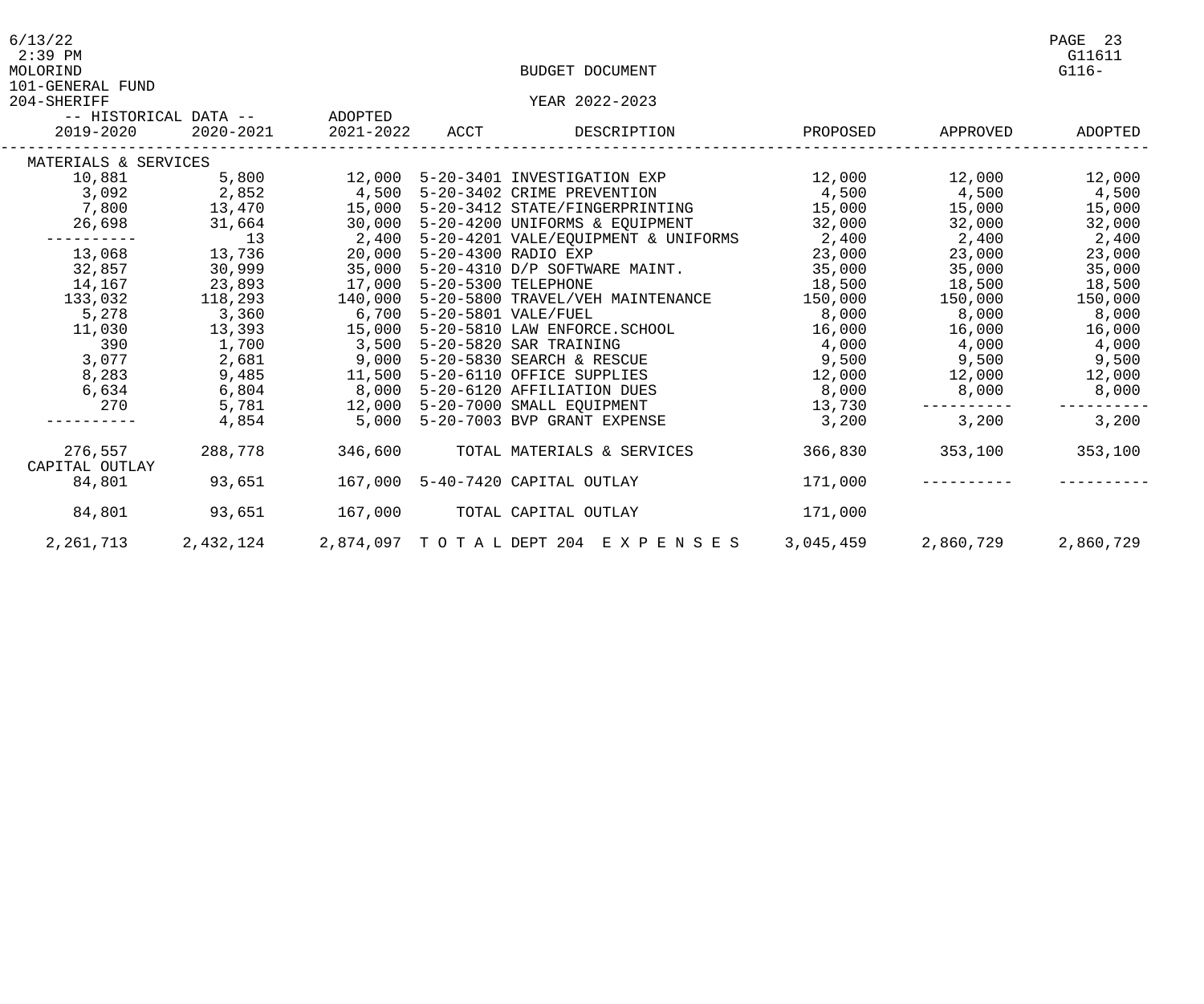MOLORIND
101-GENERAL FUND
204-SHERIFF

BUDGET DOCUMENT
YEAR 2022-2023

| -- HISTORICAL DATA -- | | ADOPTED | | | | | |
|---|---|---|---|---|---|---|---|
| 2019-2020 | 2020-2021 | 2021-2022 | ACCT | DESCRIPTION | PROPOSED | APPROVED | ADOPTED |
| MATERIALS & SERVICES | | | | | | | |
| 10,881 | 5,800 | 12,000 | 5-20-3401 | INVESTIGATION EXP | 12,000 | 12,000 | 12,000 |
| 3,092 | 2,852 | 4,500 | 5-20-3402 | CRIME PREVENTION | 4,500 | 4,500 | 4,500 |
| 7,800 | 13,470 | 15,000 | 5-20-3412 | STATE/FINGERPRINTING | 15,000 | 15,000 | 15,000 |
| 26,698 | 31,664 | 30,000 | 5-20-4200 | UNIFORMS & EQUIPMENT | 32,000 | 32,000 | 32,000 |
| ---------- | 13 | 2,400 | 5-20-4201 | VALE/EQUIPMENT & UNIFORMS | 2,400 | 2,400 | 2,400 |
| 13,068 | 13,736 | 20,000 | 5-20-4300 | RADIO EXP | 23,000 | 23,000 | 23,000 |
| 32,857 | 30,999 | 35,000 | 5-20-4310 | D/P SOFTWARE MAINT. | 35,000 | 35,000 | 35,000 |
| 14,167 | 23,893 | 17,000 | 5-20-5300 | TELEPHONE | 18,500 | 18,500 | 18,500 |
| 133,032 | 118,293 | 140,000 | 5-20-5800 | TRAVEL/VEH MAINTENANCE | 150,000 | 150,000 | 150,000 |
| 5,278 | 3,360 | 6,700 | 5-20-5801 | VALE/FUEL | 8,000 | 8,000 | 8,000 |
| 11,030 | 13,393 | 15,000 | 5-20-5810 | LAW ENFORCE.SCHOOL | 16,000 | 16,000 | 16,000 |
| 390 | 1,700 | 3,500 | 5-20-5820 | SAR TRAINING | 4,000 | 4,000 | 4,000 |
| 3,077 | 2,681 | 9,000 | 5-20-5830 | SEARCH & RESCUE | 9,500 | 9,500 | 9,500 |
| 8,283 | 9,485 | 11,500 | 5-20-6110 | OFFICE SUPPLIES | 12,000 | 12,000 | 12,000 |
| 6,634 | 6,804 | 8,000 | 5-20-6120 | AFFILIATION DUES | 8,000 | 8,000 | 8,000 |
| 270 | 5,781 | 12,000 | 5-20-7000 | SMALL EQUIPMENT | 13,730 | ---------- | ---------- |
| ---------- | 4,854 | 5,000 | 5-20-7003 | BVP GRANT EXPENSE | 3,200 | 3,200 | 3,200 |
| 276,557 | 288,778 | 346,600 | | TOTAL MATERIALS & SERVICES | 366,830 | 353,100 | 353,100 |
| CAPITAL OUTLAY | | | | | | | |
| 84,801 | 93,651 | 167,000 | 5-40-7420 | CAPITAL OUTLAY | 171,000 | ---------- | ---------- |
| 84,801 | 93,651 | 167,000 | | TOTAL CAPITAL OUTLAY | 171,000 | | |
| 2,261,713 | 2,432,124 | 2,874,097 | | T O T A L DEPT 204 E X P E N S E S | 3,045,459 | 2,860,729 | 2,860,729 |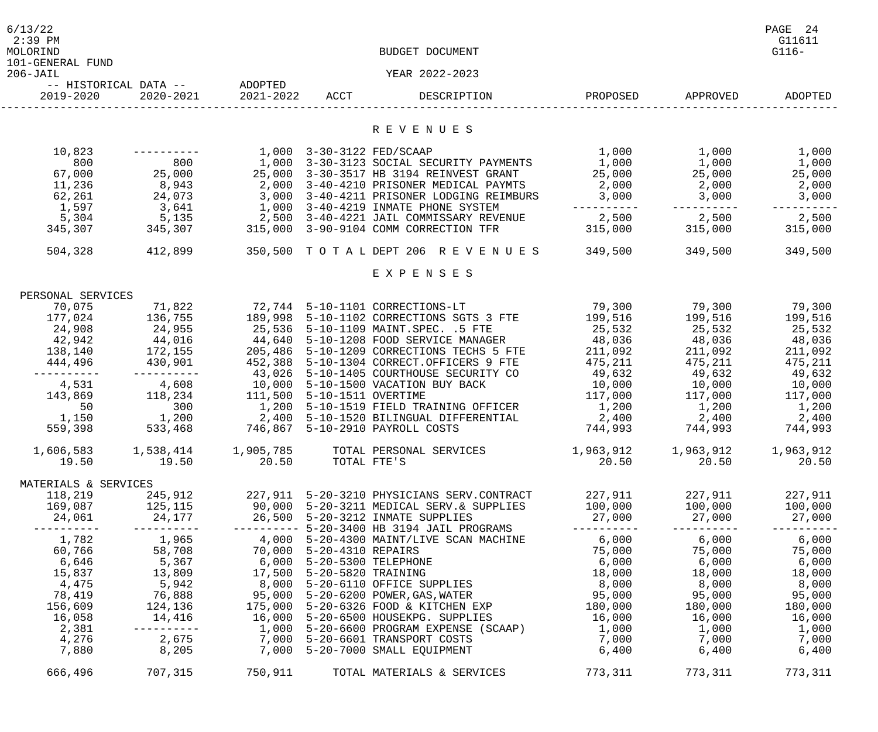6/13/22
2:39 PM
MOLORIND

101-GENERAL FUND
206-JAIL

BUDGET DOCUMENT

YEAR 2022-2023

G11611
G116-

| HISTORICAL DATA 2019-2020 | HISTORICAL DATA 2020-2021 | ADOPTED 2021-2022 | ACCT | DESCRIPTION | PROPOSED | APPROVED | ADOPTED |
|---|---|---|---|---|---|---|---|
| | | | | **R E V E N U E S** | | | |
| 10,823 | ---------- | 1,000 | 3-30-3122 | FED/SCAAP | 1,000 | 1,000 | 1,000 |
| 800 | 800 | 1,000 | 3-30-3123 | SOCIAL SECURITY PAYMENTS | 1,000 | 1,000 | 1,000 |
| 67,000 | 25,000 | 25,000 | 3-30-3517 | HB 3194 REINVEST GRANT | 25,000 | 25,000 | 25,000 |
| 11,236 | 8,943 | 2,000 | 3-40-4210 | PRISONER MEDICAL PAYMTS | 2,000 | 2,000 | 2,000 |
| 62,261 | 24,073 | 3,000 | 3-40-4211 | PRISONER LODGING REIMBURS | 3,000 | 3,000 | 3,000 |
| 1,597 | 3,641 | 1,000 | 3-40-4219 | INMATE PHONE SYSTEM | ---------- | ---------- | ---------- |
| 5,304 | 5,135 | 2,500 | 3-40-4221 | JAIL COMMISSARY REVENUE | 2,500 | 2,500 | 2,500 |
| 345,307 | 345,307 | 315,000 | 3-90-9104 | COMM CORRECTION TFR | 315,000 | 315,000 | 315,000 |
| 504,328 | 412,899 | 350,500 | T O T A L | DEPT 206 R E V E N U E S | 349,500 | 349,500 | 349,500 |
| | | | | **E X P E N S E S** | | | |
| PERSONAL SERVICES | | | | | | | |
| 70,075 | 71,822 | 72,744 | 5-10-1101 | CORRECTIONS-LT | 79,300 | 79,300 | 79,300 |
| 177,024 | 136,755 | 189,998 | 5-10-1102 | CORRECTIONS SGTS 3 FTE | 199,516 | 199,516 | 199,516 |
| 24,908 | 24,955 | 25,536 | 5-10-1109 | MAINT.SPEC. .5 FTE | 25,532 | 25,532 | 25,532 |
| 42,942 | 44,016 | 44,640 | 5-10-1208 | FOOD SERVICE MANAGER | 48,036 | 48,036 | 48,036 |
| 138,140 | 172,155 | 205,486 | 5-10-1209 | CORRECTIONS TECHS 5 FTE | 211,092 | 211,092 | 211,092 |
| 444,496 | 430,901 | 452,388 | 5-10-1304 | CORRECT.OFFICERS 9 FTE | 475,211 | 475,211 | 475,211 |
| ---------- | ---------- | 43,026 | 5-10-1405 | COURTHOUSE SECURITY CO | 49,632 | 49,632 | 49,632 |
| 4,531 | 4,608 | 10,000 | 5-10-1500 | VACATION BUY BACK | 10,000 | 10,000 | 10,000 |
| 143,869 | 118,234 | 111,500 | 5-10-1511 | OVERTIME | 117,000 | 117,000 | 117,000 |
| 50 | 300 | 1,200 | 5-10-1519 | FIELD TRAINING OFFICER | 1,200 | 1,200 | 1,200 |
| 1,150 | 1,200 | 2,400 | 5-10-1520 | BILINGUAL DIFFERENTIAL | 2,400 | 2,400 | 2,400 |
| 559,398 | 533,468 | 746,867 | 5-10-2910 | PAYROLL COSTS | 744,993 | 744,993 | 744,993 |
| 1,606,583 | 1,538,414 | 1,905,785 | | TOTAL PERSONAL SERVICES | 1,963,912 | 1,963,912 | 1,963,912 |
| 19.50 | 19.50 | 20.50 | | TOTAL FTE'S | 20.50 | 20.50 | 20.50 |
| MATERIALS & SERVICES | | | | | | | |
| 118,219 | 245,912 | 227,911 | 5-20-3210 | PHYSICIANS SERV.CONTRACT | 227,911 | 227,911 | 227,911 |
| 169,087 | 125,115 | 90,000 | 5-20-3211 | MEDICAL SERV.& SUPPLIES | 100,000 | 100,000 | 100,000 |
| 24,061 | 24,177 | 26,500 | 5-20-3212 | INMATE SUPPLIES | 27,000 | 27,000 | 27,000 |
| ---------- | ---------- | ---------- | 5-20-3400 | HB 3194 JAIL PROGRAMS | ---------- | ---------- | ---------- |
| 1,782 | 1,965 | 4,000 | 5-20-4300 | MAINT/LIVE SCAN MACHINE | 6,000 | 6,000 | 6,000 |
| 60,766 | 58,708 | 70,000 | 5-20-4310 | REPAIRS | 75,000 | 75,000 | 75,000 |
| 6,646 | 5,367 | 6,000 | 5-20-5300 | TELEPHONE | 6,000 | 6,000 | 6,000 |
| 15,837 | 13,809 | 17,500 | 5-20-5820 | TRAINING | 18,000 | 18,000 | 18,000 |
| 4,475 | 5,942 | 8,000 | 5-20-6110 | OFFICE SUPPLIES | 8,000 | 8,000 | 8,000 |
| 78,419 | 76,888 | 95,000 | 5-20-6200 | POWER,GAS,WATER | 95,000 | 95,000 | 95,000 |
| 156,609 | 124,136 | 175,000 | 5-20-6326 | FOOD & KITCHEN EXP | 180,000 | 180,000 | 180,000 |
| 16,058 | 14,416 | 16,000 | 5-20-6500 | HOUSEKPG. SUPPLIES | 16,000 | 16,000 | 16,000 |
| 2,381 | ---------- | 1,000 | 5-20-6600 | PROGRAM EXPENSE (SCAAP) | 1,000 | 1,000 | 1,000 |
| 4,276 | 2,675 | 7,000 | 5-20-6601 | TRANSPORT COSTS | 7,000 | 7,000 | 7,000 |
| 7,880 | 8,205 | 7,000 | 5-20-7000 | SMALL EQUIPMENT | 6,400 | 6,400 | 6,400 |
| 666,496 | 707,315 | 750,911 | | TOTAL MATERIALS & SERVICES | 773,311 | 773,311 | 773,311 |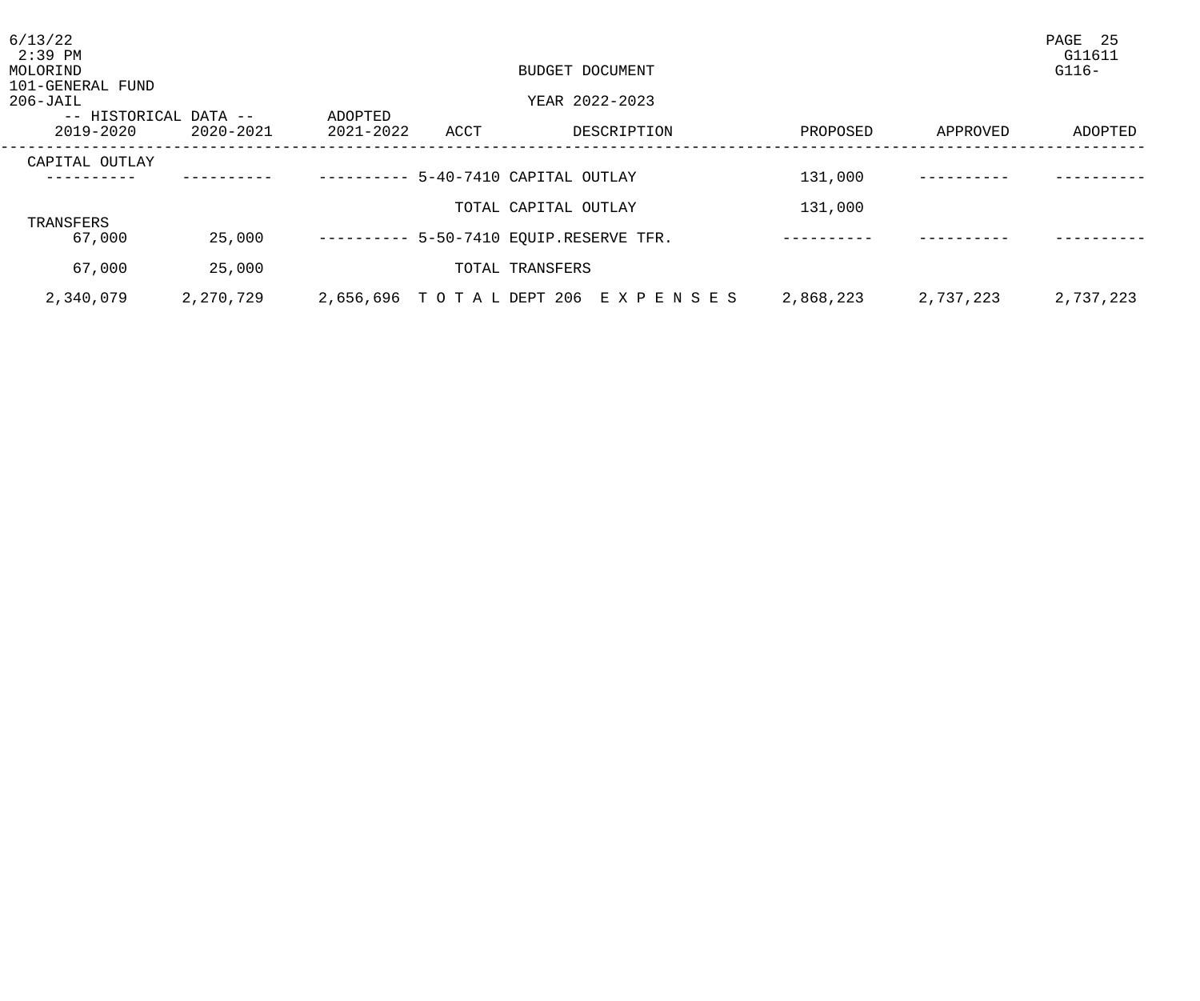BUDGET DOCUMENT

101-GENERAL FUND

206-JAIL

YEAR 2022-2023

| -- HISTORICAL DATA -- | | ADOPTED | | | | | |
|---|---|---|---|---|---|---|---|
| 2019-2020 | 2020-2021 | 2021-2022 | ACCT | DESCRIPTION | PROPOSED | APPROVED | ADOPTED |
| CAPITAL OUTLAY | | | | | | | |
| ---------- | ---------- | ---------- | 5-40-7410 | CAPITAL OUTLAY | 131,000 | ---------- | ---------- |
| | | | | TOTAL CAPITAL OUTLAY | 131,000 | | |
| TRANSFERS | | | | | | | |
| 67,000 | 25,000 | ---------- | 5-50-7410 | EQUIP.RESERVE TFR. | ---------- | ---------- | ---------- |
| 67,000 | 25,000 | | | TOTAL TRANSFERS | | | |
| 2,340,079 | 2,270,729 | 2,656,696 | | T O T A L DEPT 206 E X P E N S E S | 2,868,223 | 2,737,223 | 2,737,223 |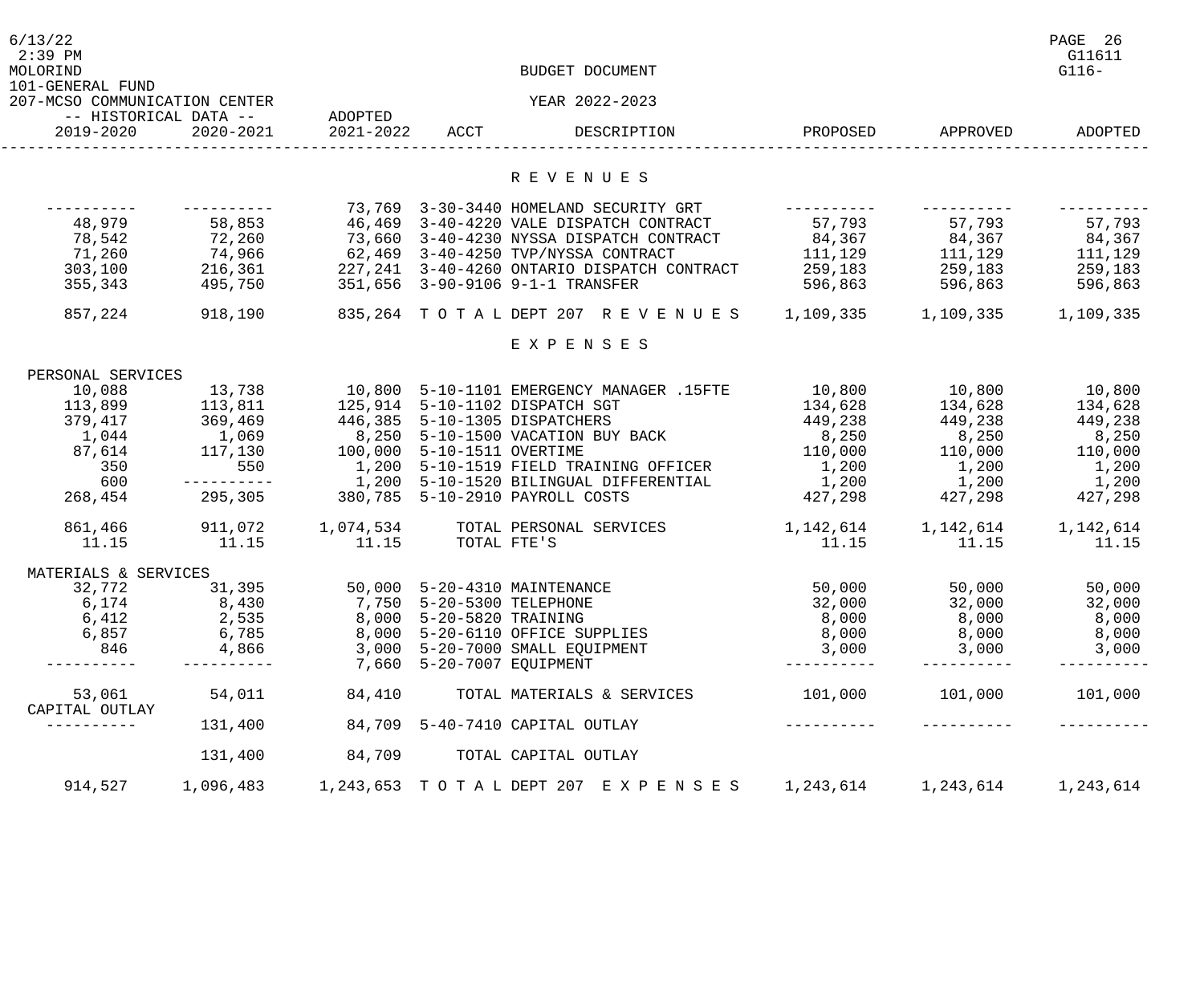MOLORIND

101-GENERAL FUND

207-MCSO COMMUNICATION CENTER

BUDGET DOCUMENT

YEAR 2022-2023

| -- HISTORICAL DATA -- 2019-2020 | 2020-2021 | ADOPTED 2021-2022 | ACCT | DESCRIPTION | PROPOSED | APPROVED | ADOPTED |
|---|---|---|---|---|---|---|---|
| | | | | **R E V E N U E S** | | | |
| ---------- | ---------- | 73,769 | 3-30-3440 | HOMELAND SECURITY GRT | ---------- | ---------- | ---------- |
| 48,979 | 58,853 | 46,469 | 3-40-4220 | VALE DISPATCH CONTRACT | 57,793 | 57,793 | 57,793 |
| 78,542 | 72,260 | 73,660 | 3-40-4230 | NYSSA DISPATCH CONTRACT | 84,367 | 84,367 | 84,367 |
| 71,260 | 74,966 | 62,469 | 3-40-4250 | TVP/NYSSA CONTRACT | 111,129 | 111,129 | 111,129 |
| 303,100 | 216,361 | 227,241 | 3-40-4260 | ONTARIO DISPATCH CONTRACT | 259,183 | 259,183 | 259,183 |
| 355,343 | 495,750 | 351,656 | 3-90-9106 | 9-1-1 TRANSFER | 596,863 | 596,863 | 596,863 |
| 857,224 | 918,190 | 835,264 | T O T A L | DEPT 207 R E V E N U E S | 1,109,335 | 1,109,335 | 1,109,335 |
| | | | | **E X P E N S E S** | | | |
| PERSONAL SERVICES | | | | | | | |
| 10,088 | 13,738 | 10,800 | 5-10-1101 | EMERGENCY MANAGER .15FTE | 10,800 | 10,800 | 10,800 |
| 113,899 | 113,811 | 125,914 | 5-10-1102 | DISPATCH SGT | 134,628 | 134,628 | 134,628 |
| 379,417 | 369,469 | 446,385 | 5-10-1305 | DISPATCHERS | 449,238 | 449,238 | 449,238 |
| 1,044 | 1,069 | 8,250 | 5-10-1500 | VACATION BUY BACK | 8,250 | 8,250 | 8,250 |
| 87,614 | 117,130 | 100,000 | 5-10-1511 | OVERTIME | 110,000 | 110,000 | 110,000 |
| 350 | 550 | 1,200 | 5-10-1519 | FIELD TRAINING OFFICER | 1,200 | 1,200 | 1,200 |
| 600 | ---------- | 1,200 | 5-10-1520 | BILINGUAL DIFFERENTIAL | 1,200 | 1,200 | 1,200 |
| 268,454 | 295,305 | 380,785 | 5-10-2910 | PAYROLL COSTS | 427,298 | 427,298 | 427,298 |
| 861,466 | 911,072 | 1,074,534 | | TOTAL PERSONAL SERVICES | 1,142,614 | 1,142,614 | 1,142,614 |
| 11.15 | 11.15 | 11.15 | | TOTAL FTE'S | 11.15 | 11.15 | 11.15 |
| MATERIALS & SERVICES | | | | | | | |
| 32,772 | 31,395 | 50,000 | 5-20-4310 | MAINTENANCE | 50,000 | 50,000 | 50,000 |
| 6,174 | 8,430 | 7,750 | 5-20-5300 | TELEPHONE | 32,000 | 32,000 | 32,000 |
| 6,412 | 2,535 | 8,000 | 5-20-5820 | TRAINING | 8,000 | 8,000 | 8,000 |
| 6,857 | 6,785 | 8,000 | 5-20-6110 | OFFICE SUPPLIES | 8,000 | 8,000 | 8,000 |
| 846 | 4,866 | 3,000 | 5-20-7000 | SMALL EQUIPMENT | 3,000 | 3,000 | 3,000 |
| ---------- | ---------- | 7,660 | 5-20-7007 | EQUIPMENT | ---------- | ---------- | ---------- |
| 53,061 | 54,011 | 84,410 | | TOTAL MATERIALS & SERVICES | 101,000 | 101,000 | 101,000 |
| CAPITAL OUTLAY | | | | | | | |
| ---------- | 131,400 | 84,709 | 5-40-7410 | CAPITAL OUTLAY | ---------- | ---------- | ---------- |
| | 131,400 | 84,709 | | TOTAL CAPITAL OUTLAY | | | |
| 914,527 | 1,096,483 | 1,243,653 | T O T A L | DEPT 207 E X P E N S E S | 1,243,614 | 1,243,614 | 1,243,614 |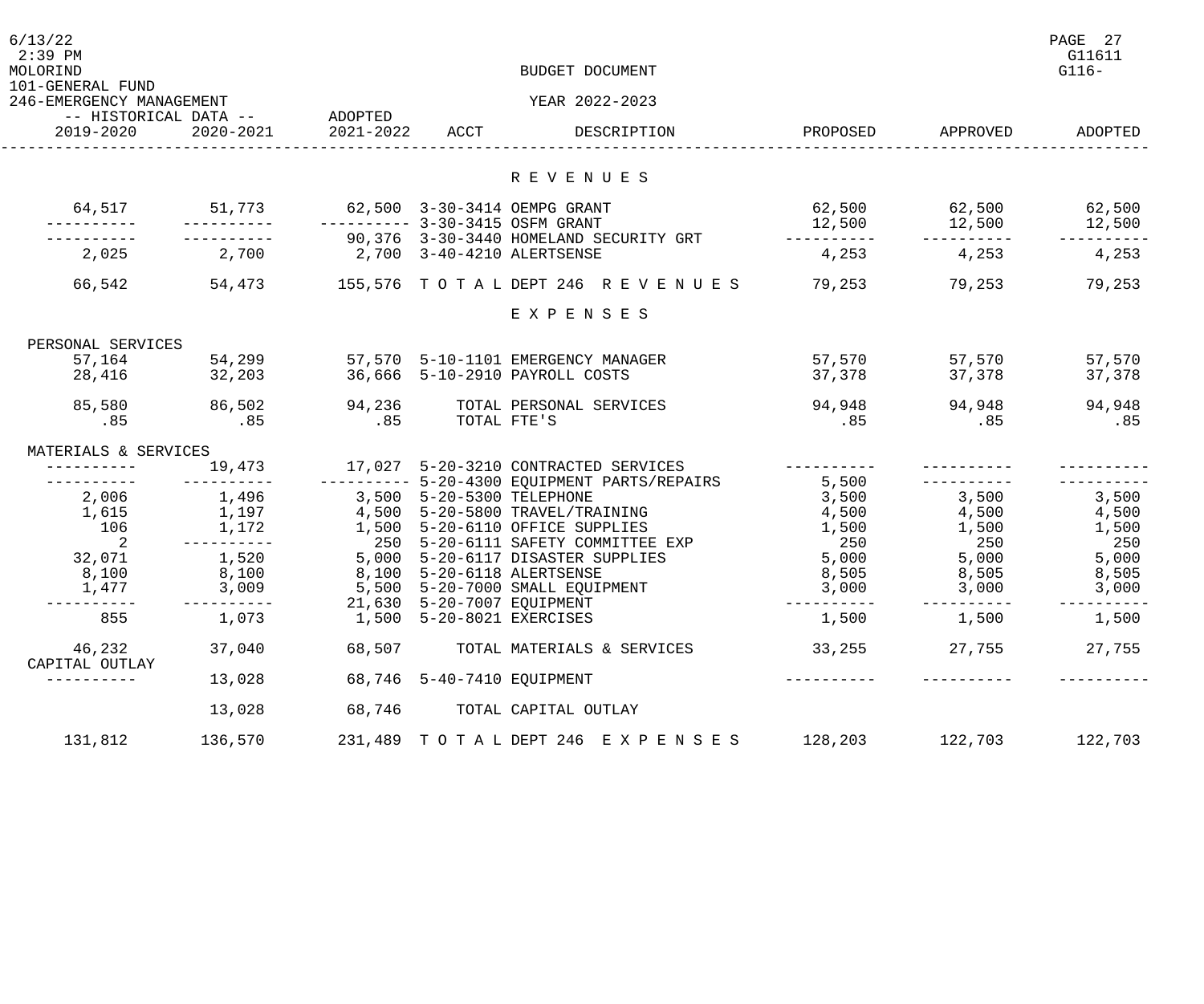101-GENERAL FUND
246-EMERGENCY MANAGEMENT

BUDGET DOCUMENT
YEAR 2022-2023

| -- HISTORICAL DATA -- 2019-2020 | 2020-2021 | ADOPTED 2021-2022 | ACCT | DESCRIPTION | PROPOSED | APPROVED | ADOPTED |
|---|---|---|---|---|---|---|---|
| | | | | **R E V E N U E S** | | | |
| 64,517 | 51,773 | 62,500 | 3-30-3414 | OEMPG GRANT | 62,500 | 62,500 | 62,500 |
| ---------- | ---------- | ---------- | 3-30-3415 | OSFM GRANT | 12,500 | 12,500 | 12,500 |
| ---------- | ---------- | 90,376 | 3-30-3440 | HOMELAND SECURITY GRT | ---------- | ---------- | ---------- |
| 2,025 | 2,700 | 2,700 | 3-40-4210 | ALERTSENSE | 4,253 | 4,253 | 4,253 |
| 66,542 | 54,473 | 155,576 | T O T A L | DEPT 246 R E V E N U E S | 79,253 | 79,253 | 79,253 |
| | | | | **E X P E N S E S** | | | |
| PERSONAL SERVICES | | | | | | | |
| 57,164 | 54,299 | 57,570 | 5-10-1101 | EMERGENCY MANAGER | 57,570 | 57,570 | 57,570 |
| 28,416 | 32,203 | 36,666 | 5-10-2910 | PAYROLL COSTS | 37,378 | 37,378 | 37,378 |
| 85,580 | 86,502 | 94,236 | | TOTAL PERSONAL SERVICES | 94,948 | 94,948 | 94,948 |
| .85 | .85 | .85 | | TOTAL FTE'S | .85 | .85 | .85 |
| MATERIALS & SERVICES | | | | | | | |
| ---------- | 19,473 | 17,027 | 5-20-3210 | CONTRACTED SERVICES | ---------- | ---------- | ---------- |
| ---------- | ---------- | ---------- | 5-20-4300 | EQUIPMENT PARTS/REPAIRS | 5,500 | ---------- | ---------- |
| 2,006 | 1,496 | 3,500 | 5-20-5300 | TELEPHONE | 3,500 | 3,500 | 3,500 |
| 1,615 | 1,197 | 4,500 | 5-20-5800 | TRAVEL/TRAINING | 4,500 | 4,500 | 4,500 |
| 106 | 1,172 | 1,500 | 5-20-6110 | OFFICE SUPPLIES | 1,500 | 1,500 | 1,500 |
| 2 | ---------- | 250 | 5-20-6111 | SAFETY COMMITTEE EXP | 250 | 250 | 250 |
| 32,071 | 1,520 | 5,000 | 5-20-6117 | DISASTER SUPPLIES | 5,000 | 5,000 | 5,000 |
| 8,100 | 8,100 | 8,100 | 5-20-6118 | ALERTSENSE | 8,505 | 8,505 | 8,505 |
| 1,477 | 3,009 | 5,500 | 5-20-7000 | SMALL EQUIPMENT | 3,000 | 3,000 | 3,000 |
| ---------- | ---------- | 21,630 | 5-20-7007 | EQUIPMENT | ---------- | ---------- | ---------- |
| 855 | 1,073 | 1,500 | 5-20-8021 | EXERCISES | 1,500 | 1,500 | 1,500 |
| 46,232 | 37,040 | 68,507 | | TOTAL MATERIALS & SERVICES | 33,255 | 27,755 | 27,755 |
| CAPITAL OUTLAY | | | | | | | |
| ---------- | 13,028 | 68,746 | 5-40-7410 | EQUIPMENT | ---------- | ---------- | ---------- |
| | 13,028 | 68,746 | | TOTAL CAPITAL OUTLAY | | | |
| 131,812 | 136,570 | 231,489 | T O T A L | DEPT 246 E X P E N S E S | 128,203 | 122,703 | 122,703 |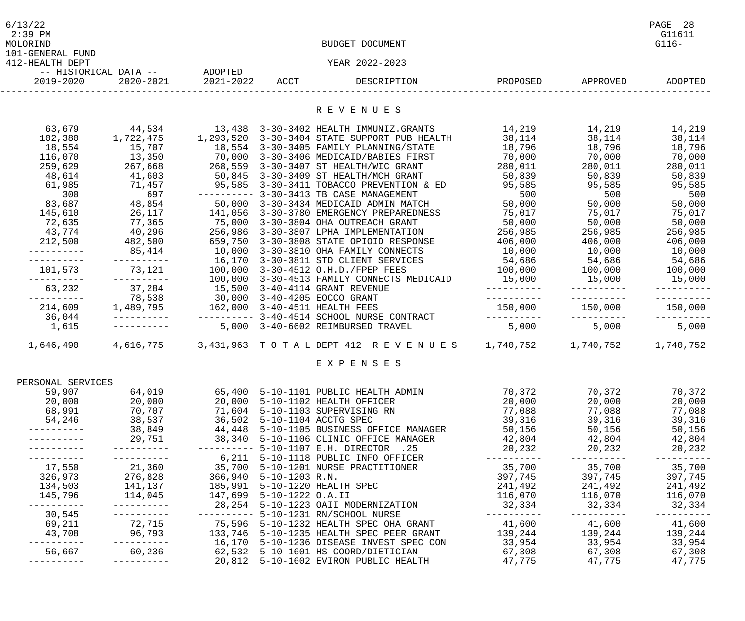MOLORIND

101-GENERAL FUND

412-HEALTH DEPT

BUDGET DOCUMENT

YEAR 2022-2023

| -- HISTORICAL DATA -- 2019-2020 | 2020-2021 | ADOPTED 2021-2022 | ACCT | DESCRIPTION | PROPOSED | APPROVED | ADOPTED |
|---|---|---|---|---|---|---|---|
| | | | | **R E V E N U E S** | | | |
| 63,679 | 44,534 | 13,438 | 3-30-3402 | HEALTH IMMUNIZ.GRANTS | 14,219 | 14,219 | 14,219 |
| 102,380 | 1,722,475 | 1,293,520 | 3-30-3404 | STATE SUPPORT PUB HEALTH | 38,114 | 38,114 | 38,114 |
| 18,554 | 15,707 | 18,554 | 3-30-3405 | FAMILY PLANNING/STATE | 18,796 | 18,796 | 18,796 |
| 116,070 | 13,350 | 70,000 | 3-30-3406 | MEDICAID/BABIES FIRST | 70,000 | 70,000 | 70,000 |
| 259,629 | 267,668 | 268,559 | 3-30-3407 | ST HEALTH/WIC GRANT | 280,011 | 280,011 | 280,011 |
| 48,614 | 41,603 | 50,845 | 3-30-3409 | ST HEALTH/MCH GRANT | 50,839 | 50,839 | 50,839 |
| 61,985 | 71,457 | 95,585 | 3-30-3411 | TOBACCO PREVENTION & ED | 95,585 | 95,585 | 95,585 |
| 300 | 697 | ---------- | 3-30-3413 | TB CASE MANAGEMENT | 500 | 500 | 500 |
| 83,687 | 48,854 | 50,000 | 3-30-3434 | MEDICAID ADMIN MATCH | 50,000 | 50,000 | 50,000 |
| 145,610 | 26,117 | 141,056 | 3-30-3780 | EMERGENCY PREPAREDNESS | 75,017 | 75,017 | 75,017 |
| 72,635 | 77,365 | 75,000 | 3-30-3804 | OHA OUTREACH GRANT | 50,000 | 50,000 | 50,000 |
| 43,774 | 40,296 | 256,986 | 3-30-3807 | LPHA IMPLEMENTATION | 256,985 | 256,985 | 256,985 |
| 212,500 | 482,500 | 659,750 | 3-30-3808 | STATE OPIOID RESPONSE | 406,000 | 406,000 | 406,000 |
| ---------- | 85,414 | 10,000 | 3-30-3810 | OHA FAMILY CONNECTS | 10,000 | 10,000 | 10,000 |
| ---------- | ---------- | 16,170 | 3-30-3811 | STD CLIENT SERVICES | 54,686 | 54,686 | 54,686 |
| 101,573 | 73,121 | 100,000 | 3-30-4512 | O.H.D./FPEP FEES | 100,000 | 100,000 | 100,000 |
| ---------- | ---------- | 100,000 | 3-30-4513 | FAMILY CONNECTS MEDICAID | 15,000 | 15,000 | 15,000 |
| 63,232 | 37,284 | 15,500 | 3-40-4114 | GRANT REVENUE | ---------- | ---------- | ---------- |
| ---------- | 78,538 | 30,000 | 3-40-4205 | EOCCO GRANT | ---------- | ---------- | ---------- |
| 214,609 | 1,489,795 | 162,000 | 3-40-4511 | HEALTH FEES | 150,000 | 150,000 | 150,000 |
| 36,044 | ---------- | ---------- | 3-40-4514 | SCHOOL NURSE CONTRACT | ---------- | ---------- | ---------- |
| 1,615 | ---------- | 5,000 | 3-40-6602 | REIMBURSED TRAVEL | 5,000 | 5,000 | 5,000 |
| 1,646,490 | 4,616,775 | 3,431,963 | T O T A L | DEPT 412 R E V E N U E S | 1,740,752 | 1,740,752 | 1,740,752 |
| | | | | **E X P E N S E S** | | | |
| PERSONAL SERVICES | | | | | | | |
| 59,907 | 64,019 | 65,400 | 5-10-1101 | PUBLIC HEALTH ADMIN | 70,372 | 70,372 | 70,372 |
| 20,000 | 20,000 | 20,000 | 5-10-1102 | HEALTH OFFICER | 20,000 | 20,000 | 20,000 |
| 68,991 | 70,707 | 71,604 | 5-10-1103 | SUPERVISING RN | 77,088 | 77,088 | 77,088 |
| 54,246 | 38,537 | 36,502 | 5-10-1104 | ACCTG SPEC | 39,316 | 39,316 | 39,316 |
| ---------- | 38,849 | 44,448 | 5-10-1105 | BUSINESS OFFICE MANAGER | 50,156 | 50,156 | 50,156 |
| ---------- | 29,751 | 38,340 | 5-10-1106 | CLINIC OFFICE MANAGER | 42,804 | 42,804 | 42,804 |
| ---------- | ---------- | ---------- | 5-10-1107 | E.H. DIRECTOR .25 | 20,232 | 20,232 | 20,232 |
| ---------- | ---------- | 6,211 | 5-10-1118 | PUBLIC INFO OFFICER | ---------- | ---------- | ---------- |
| 17,550 | 21,360 | 35,700 | 5-10-1201 | NURSE PRACTITIONER | 35,700 | 35,700 | 35,700 |
| 326,973 | 276,828 | 366,940 | 5-10-1203 | R.N. | 397,745 | 397,745 | 397,745 |
| 134,503 | 141,137 | 185,991 | 5-10-1220 | HEALTH SPEC | 241,492 | 241,492 | 241,492 |
| 145,796 | 114,045 | 147,699 | 5-10-1222 | O.A.II | 116,070 | 116,070 | 116,070 |
| ---------- | ---------- | 28,254 | 5-10-1223 | OAII MODERNIZATION | 32,334 | 32,334 | 32,334 |
| 30,545 | ---------- | ---------- | 5-10-1231 | RN/SCHOOL NURSE | ---------- | ---------- | ---------- |
| 69,211 | 72,715 | 75,596 | 5-10-1232 | HEALTH SPEC OHA GRANT | 41,600 | 41,600 | 41,600 |
| 43,708 | 96,793 | 133,746 | 5-10-1235 | HEALTH SPEC PEER GRANT | 139,244 | 139,244 | 139,244 |
| ---------- | ---------- | 16,170 | 5-10-1236 | DISEASE INVEST SPEC CON | 33,954 | 33,954 | 33,954 |
| 56,667 | 60,236 | 62,532 | 5-10-1601 | HS COORD/DIETICIAN | 67,308 | 67,308 | 67,308 |
| ---------- | ---------- | 20,812 | 5-10-1602 | EVIRON PUBLIC HEALTH | 47,775 | 47,775 | 47,775 |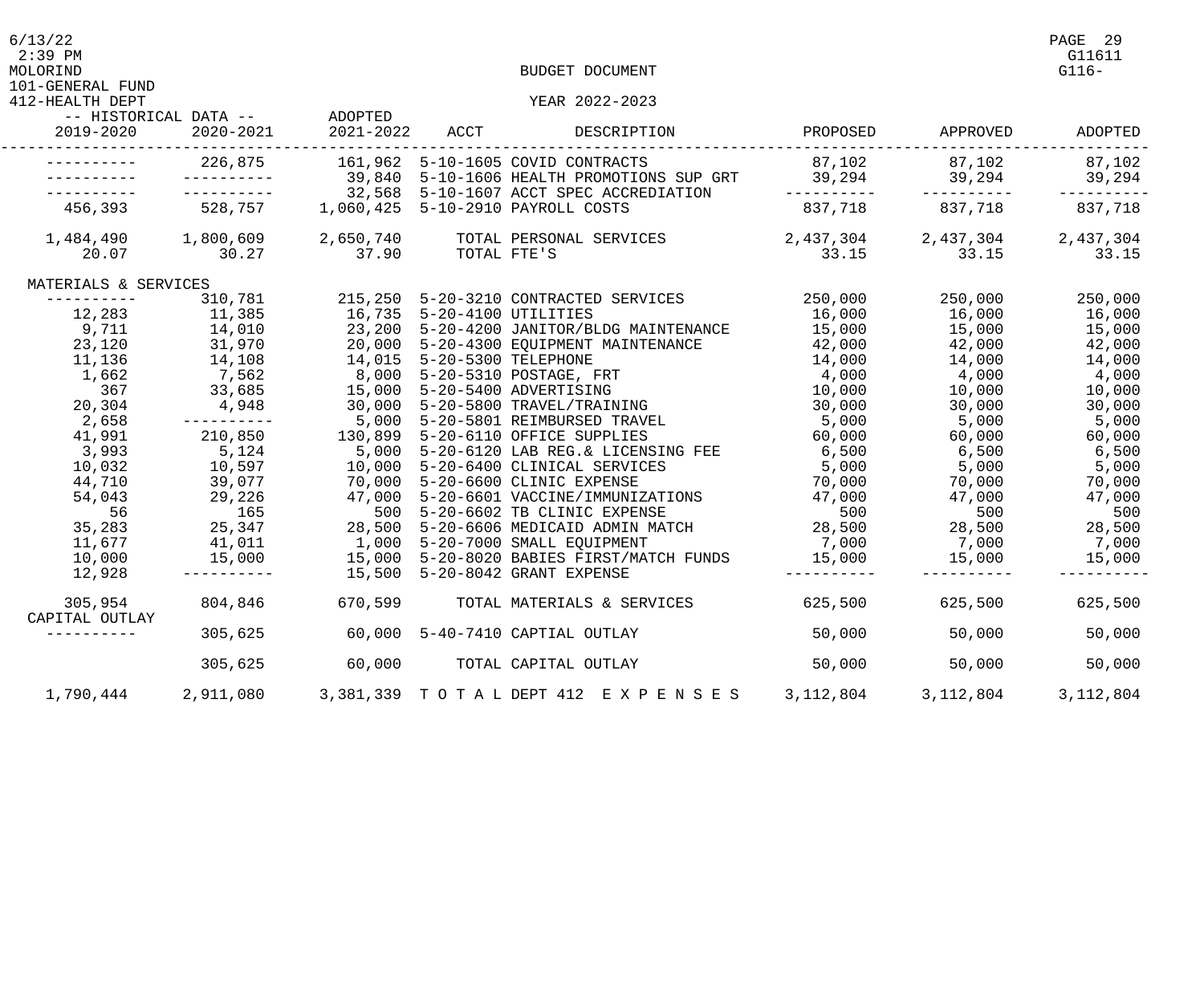BUDGET DOCUMENT

YEAR 2022-2023

101-GENERAL FUND

412-HEALTH DEPT

| -- HISTORICAL DATA -- 2019-2020 | 2020-2021 | ADOPTED 2021-2022 | ACCT | DESCRIPTION | PROPOSED | APPROVED | ADOPTED |
|---|---|---|---|---|---|---|---|
| ---------- | 226,875 | 161,962 | 5-10-1605 | COVID CONTRACTS | 87,102 | 87,102 | 87,102 |
| ---------- | ---------- | 39,840 | 5-10-1606 | HEALTH PROMOTIONS SUP GRT | 39,294 | 39,294 | 39,294 |
| ---------- | ---------- | 32,568 | 5-10-1607 | ACCT SPEC ACCREDIATION | ---------- | ---------- | ---------- |
| 456,393 | 528,757 | 1,060,425 | 5-10-2910 | PAYROLL COSTS | 837,718 | 837,718 | 837,718 |
| 1,484,490 | 1,800,609 | 2,650,740 | | TOTAL PERSONAL SERVICES | 2,437,304 | 2,437,304 | 2,437,304 |
| 20.07 | 30.27 | 37.90 | | TOTAL FTE'S | 33.15 | 33.15 | 33.15 |
| MATERIALS & SERVICES | | | | | | | |
| ---------- | 310,781 | 215,250 | 5-20-3210 | CONTRACTED SERVICES | 250,000 | 250,000 | 250,000 |
| 12,283 | 11,385 | 16,735 | 5-20-4100 | UTILITIES | 16,000 | 16,000 | 16,000 |
| 9,711 | 14,010 | 23,200 | 5-20-4200 | JANITOR/BLDG MAINTENANCE | 15,000 | 15,000 | 15,000 |
| 23,120 | 31,970 | 20,000 | 5-20-4300 | EQUIPMENT MAINTENANCE | 42,000 | 42,000 | 42,000 |
| 11,136 | 14,108 | 14,015 | 5-20-5300 | TELEPHONE | 14,000 | 14,000 | 14,000 |
| 1,662 | 7,562 | 8,000 | 5-20-5310 | POSTAGE, FRT | 4,000 | 4,000 | 4,000 |
| 367 | 33,685 | 15,000 | 5-20-5400 | ADVERTISING | 10,000 | 10,000 | 10,000 |
| 20,304 | 4,948 | 30,000 | 5-20-5800 | TRAVEL/TRAINING | 30,000 | 30,000 | 30,000 |
| 2,658 | ---------- | 5,000 | 5-20-5801 | REIMBURSED TRAVEL | 5,000 | 5,000 | 5,000 |
| 41,991 | 210,850 | 130,899 | 5-20-6110 | OFFICE SUPPLIES | 60,000 | 60,000 | 60,000 |
| 3,993 | 5,124 | 5,000 | 5-20-6120 | LAB REG.& LICENSING FEE | 6,500 | 6,500 | 6,500 |
| 10,032 | 10,597 | 10,000 | 5-20-6400 | CLINICAL SERVICES | 5,000 | 5,000 | 5,000 |
| 44,710 | 39,077 | 70,000 | 5-20-6600 | CLINIC EXPENSE | 70,000 | 70,000 | 70,000 |
| 54,043 | 29,226 | 47,000 | 5-20-6601 | VACCINE/IMMUNIZATIONS | 47,000 | 47,000 | 47,000 |
| 56 | 165 | 500 | 5-20-6602 | TB CLINIC EXPENSE | 500 | 500 | 500 |
| 35,283 | 25,347 | 28,500 | 5-20-6606 | MEDICAID ADMIN MATCH | 28,500 | 28,500 | 28,500 |
| 11,677 | 41,011 | 1,000 | 5-20-7000 | SMALL EQUIPMENT | 7,000 | 7,000 | 7,000 |
| 10,000 | 15,000 | 15,000 | 5-20-8020 | BABIES FIRST/MATCH FUNDS | 15,000 | 15,000 | 15,000 |
| 12,928 | ---------- | 15,500 | 5-20-8042 | GRANT EXPENSE | ---------- | ---------- | ---------- |
| 305,954 | 804,846 | 670,599 | | TOTAL MATERIALS & SERVICES | 625,500 | 625,500 | 625,500 |
| CAPITAL OUTLAY | | | | | | | |
| ---------- | 305,625 | 60,000 | 5-40-7410 | CAPTIAL OUTLAY | 50,000 | 50,000 | 50,000 |
| | 305,625 | 60,000 | | TOTAL CAPITAL OUTLAY | 50,000 | 50,000 | 50,000 |
| 1,790,444 | 2,911,080 | 3,381,339 | | T O T A L DEPT 412 E X P E N S E S | 3,112,804 | 3,112,804 | 3,112,804 |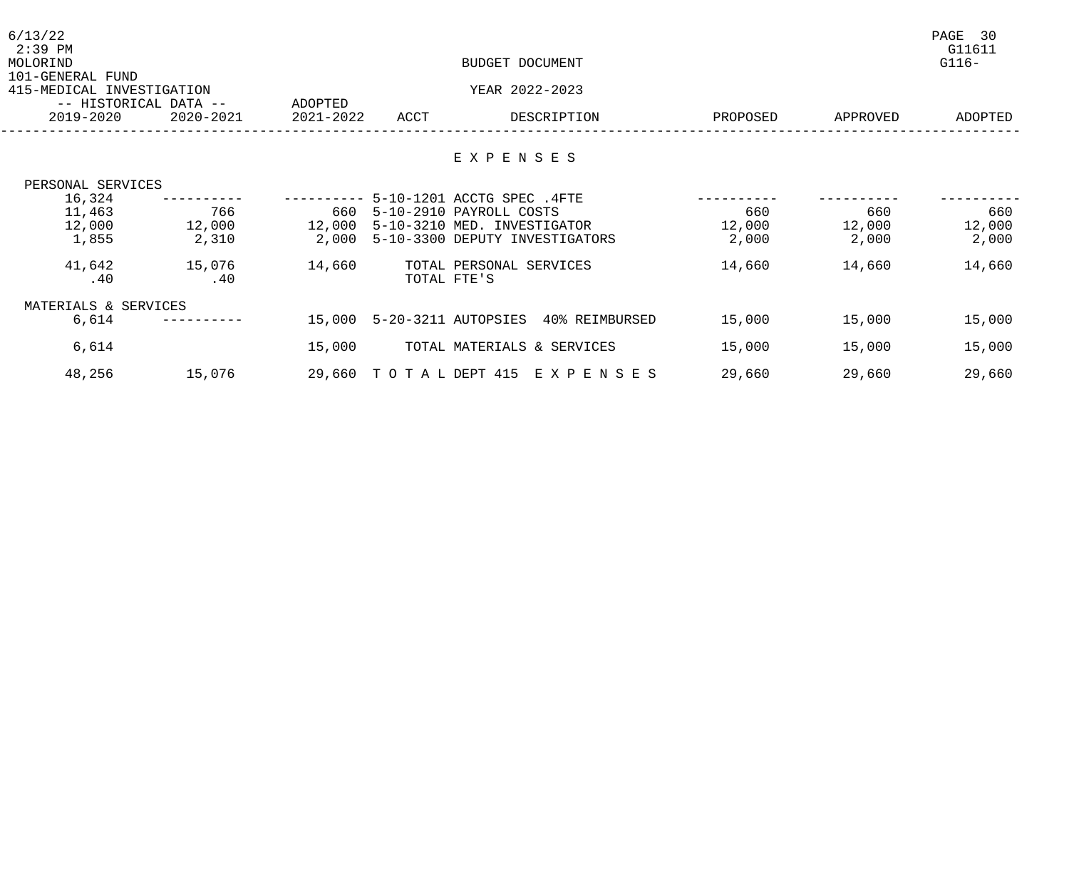MOLORIND

BUDGET DOCUMENT

101-GENERAL FUND

415-MEDICAL INVESTIGATION

YEAR 2022-2023

| -- HISTORICAL DATA -- | | ADOPTED | | | | | |
|---|---|---|---|---|---|---|---|
| 2019-2020 | 2020-2021 | 2021-2022 | ACCT | DESCRIPTION | PROPOSED | APPROVED | ADOPTED |
| | | | | **E X P E N S E S** | | | |
| PERSONAL SERVICES | | | | | | | |
| 16,324 | ---------- | ---------- | 5-10-1201 | ACCTG SPEC .4FTE | ---------- | ---------- | ---------- |
| 11,463 | 766 | 660 | 5-10-2910 | PAYROLL COSTS | 660 | 660 | 660 |
| 12,000 | 12,000 | 12,000 | 5-10-3210 | MED. INVESTIGATOR | 12,000 | 12,000 | 12,000 |
| 1,855 | 2,310 | 2,000 | 5-10-3300 | DEPUTY INVESTIGATORS | 2,000 | 2,000 | 2,000 |
| 41,642 | 15,076 | 14,660 | | TOTAL PERSONAL SERVICES | 14,660 | 14,660 | 14,660 |
| .40 | .40 | | | TOTAL FTE'S | | | |
| MATERIALS & SERVICES | | | | | | | |
| 6,614 | ---------- | 15,000 | 5-20-3211 | AUTOPSIES 40% REIMBURSED | 15,000 | 15,000 | 15,000 |
| 6,614 | | 15,000 | | TOTAL MATERIALS & SERVICES | 15,000 | 15,000 | 15,000 |
| 48,256 | 15,076 | 29,660 | T O T A L | DEPT 415 E X P E N S E S | 29,660 | 29,660 | 29,660 |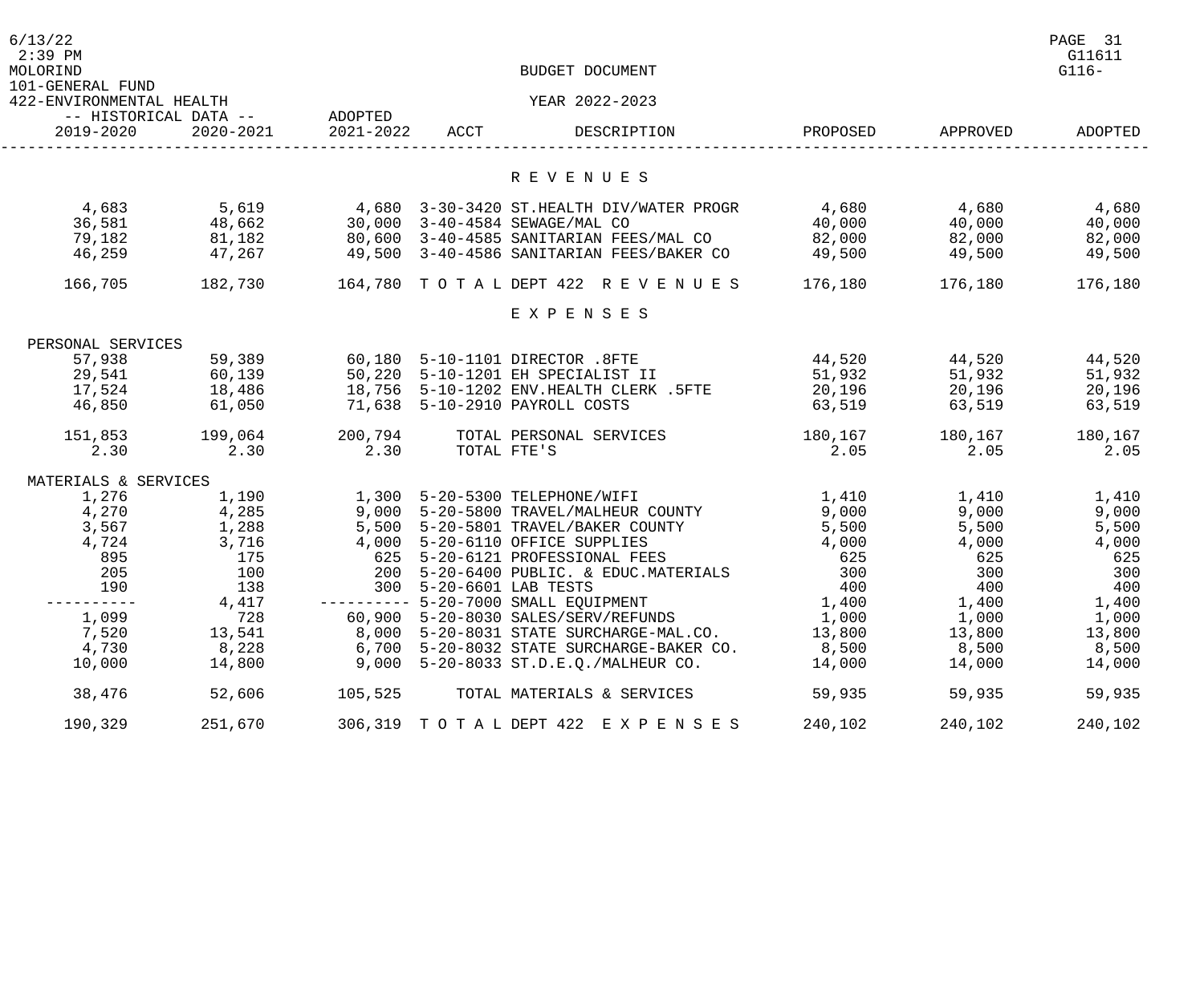BUDGET DOCUMENT

101-GENERAL FUND

422-ENVIRONMENTAL HEALTH

YEAR 2022-2023

| HISTORICAL DATA 2019-2020 | HISTORICAL DATA 2020-2021 | ADOPTED 2021-2022 | ACCT | DESCRIPTION | PROPOSED | APPROVED | ADOPTED |
|---|---|---|---|---|---|---|---|
| | | | | **R E V E N U E S** | | | |
| 4,683 | 5,619 | 4,680 | 3-30-3420 | ST.HEALTH DIV/WATER PROGR | 4,680 | 4,680 | 4,680 |
| 36,581 | 48,662 | 30,000 | 3-40-4584 | SEWAGE/MAL CO | 40,000 | 40,000 | 40,000 |
| 79,182 | 81,182 | 80,600 | 3-40-4585 | SANITARIAN FEES/MAL CO | 82,000 | 82,000 | 82,000 |
| 46,259 | 47,267 | 49,500 | 3-40-4586 | SANITARIAN FEES/BAKER CO | 49,500 | 49,500 | 49,500 |
| 166,705 | 182,730 | 164,780 | T O T A L | DEPT 422 R E V E N U E S | 176,180 | 176,180 | 176,180 |
| | | | | **E X P E N S E S** | | | |
| PERSONAL SERVICES | | | | | | | |
| 57,938 | 59,389 | 60,180 | 5-10-1101 | DIRECTOR .8FTE | 44,520 | 44,520 | 44,520 |
| 29,541 | 60,139 | 50,220 | 5-10-1201 | EH SPECIALIST II | 51,932 | 51,932 | 51,932 |
| 17,524 | 18,486 | 18,756 | 5-10-1202 | ENV.HEALTH CLERK .5FTE | 20,196 | 20,196 | 20,196 |
| 46,850 | 61,050 | 71,638 | 5-10-2910 | PAYROLL COSTS | 63,519 | 63,519 | 63,519 |
| 151,853 | 199,064 | 200,794 | | TOTAL PERSONAL SERVICES | 180,167 | 180,167 | 180,167 |
| 2.30 | 2.30 | 2.30 | | TOTAL FTE'S | 2.05 | 2.05 | 2.05 |
| MATERIALS & SERVICES | | | | | | | |
| 1,276 | 1,190 | 1,300 | 5-20-5300 | TELEPHONE/WIFI | 1,410 | 1,410 | 1,410 |
| 4,270 | 4,285 | 9,000 | 5-20-5800 | TRAVEL/MALHEUR COUNTY | 9,000 | 9,000 | 9,000 |
| 3,567 | 1,288 | 5,500 | 5-20-5801 | TRAVEL/BAKER COUNTY | 5,500 | 5,500 | 5,500 |
| 4,724 | 3,716 | 4,000 | 5-20-6110 | OFFICE SUPPLIES | 4,000 | 4,000 | 4,000 |
| 895 | 175 | 625 | 5-20-6121 | PROFESSIONAL FEES | 625 | 625 | 625 |
| 205 | 100 | 200 | 5-20-6400 | PUBLIC. & EDUC.MATERIALS | 300 | 300 | 300 |
| 190 | 138 | 300 | 5-20-6601 | LAB TESTS | 400 | 400 | 400 |
| ---------- | 4,417 | ---------- | 5-20-7000 | SMALL EQUIPMENT | 1,400 | 1,400 | 1,400 |
| 1,099 | 728 | 60,900 | 5-20-8030 | SALES/SERV/REFUNDS | 1,000 | 1,000 | 1,000 |
| 7,520 | 13,541 | 8,000 | 5-20-8031 | STATE SURCHARGE-MAL.CO. | 13,800 | 13,800 | 13,800 |
| 4,730 | 8,228 | 6,700 | 5-20-8032 | STATE SURCHARGE-BAKER CO. | 8,500 | 8,500 | 8,500 |
| 10,000 | 14,800 | 9,000 | 5-20-8033 | ST.D.E.Q./MALHEUR CO. | 14,000 | 14,000 | 14,000 |
| 38,476 | 52,606 | 105,525 | | TOTAL MATERIALS & SERVICES | 59,935 | 59,935 | 59,935 |
| 190,329 | 251,670 | 306,319 | T O T A L | DEPT 422 E X P E N S E S | 240,102 | 240,102 | 240,102 |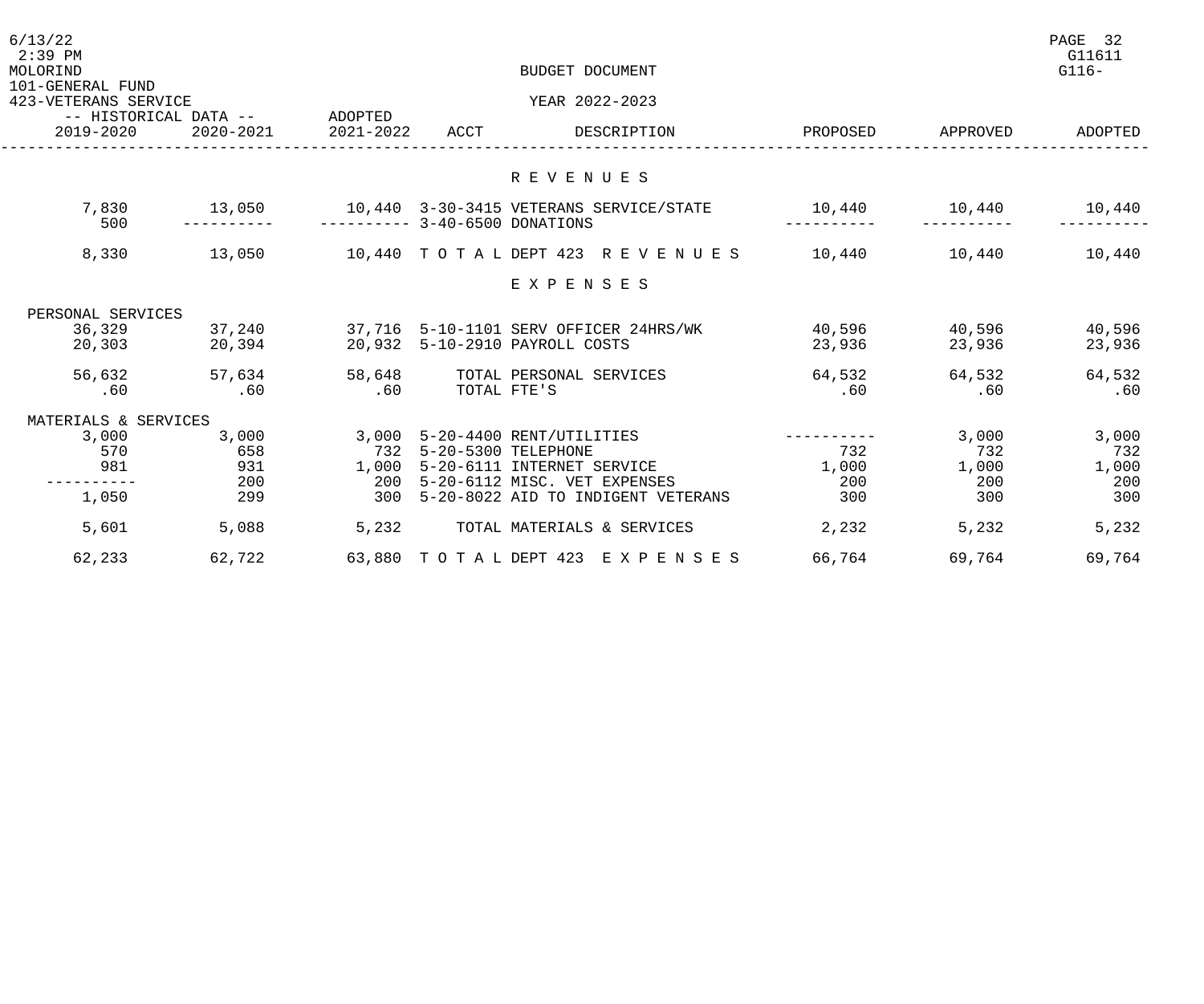BUDGET DOCUMENT

101-GENERAL FUND

423-VETERANS SERVICE

YEAR 2022-2023

| -- HISTORICAL DATA -- 2019-2020 | 2020-2021 | ADOPTED 2021-2022 | ACCT | DESCRIPTION | PROPOSED | APPROVED | ADOPTED |
|---|---|---|---|---|---|---|---|
| | | | | **R E V E N U E S** | | | |
| 7,830 | 13,050 | 10,440 | 3-30-3415 | VETERANS SERVICE/STATE | 10,440 | 10,440 | 10,440 |
| 500 | ---------- | ---------- | 3-40-6500 | DONATIONS | ---------- | ---------- | ---------- |
| 8,330 | 13,050 | 10,440 | T O T A L | DEPT 423 R E V E N U E S | 10,440 | 10,440 | 10,440 |
| | | | | **E X P E N S E S** | | | |
| PERSONAL SERVICES | | | | | | | |
| 36,329 | 37,240 | 37,716 | 5-10-1101 | SERV OFFICER 24HRS/WK | 40,596 | 40,596 | 40,596 |
| 20,303 | 20,394 | 20,932 | 5-10-2910 | PAYROLL COSTS | 23,936 | 23,936 | 23,936 |
| 56,632 | 57,634 | 58,648 | | TOTAL PERSONAL SERVICES | 64,532 | 64,532 | 64,532 |
| .60 | .60 | .60 | | TOTAL FTE'S | .60 | .60 | .60 |
| MATERIALS & SERVICES | | | | | | | |
| 3,000 | 3,000 | 3,000 | 5-20-4400 | RENT/UTILITIES | ---------- | 3,000 | 3,000 |
| 570 | 658 | 732 | 5-20-5300 | TELEPHONE | 732 | 732 | 732 |
| 981 | 931 | 1,000 | 5-20-6111 | INTERNET SERVICE | 1,000 | 1,000 | 1,000 |
| ---------- | 200 | 200 | 5-20-6112 | MISC. VET EXPENSES | 200 | 200 | 200 |
| 1,050 | 299 | 300 | 5-20-8022 | AID TO INDIGENT VETERANS | 300 | 300 | 300 |
| 5,601 | 5,088 | 5,232 | | TOTAL MATERIALS & SERVICES | 2,232 | 5,232 | 5,232 |
| 62,233 | 62,722 | 63,880 | T O T A L | DEPT 423 E X P E N S E S | 66,764 | 69,764 | 69,764 |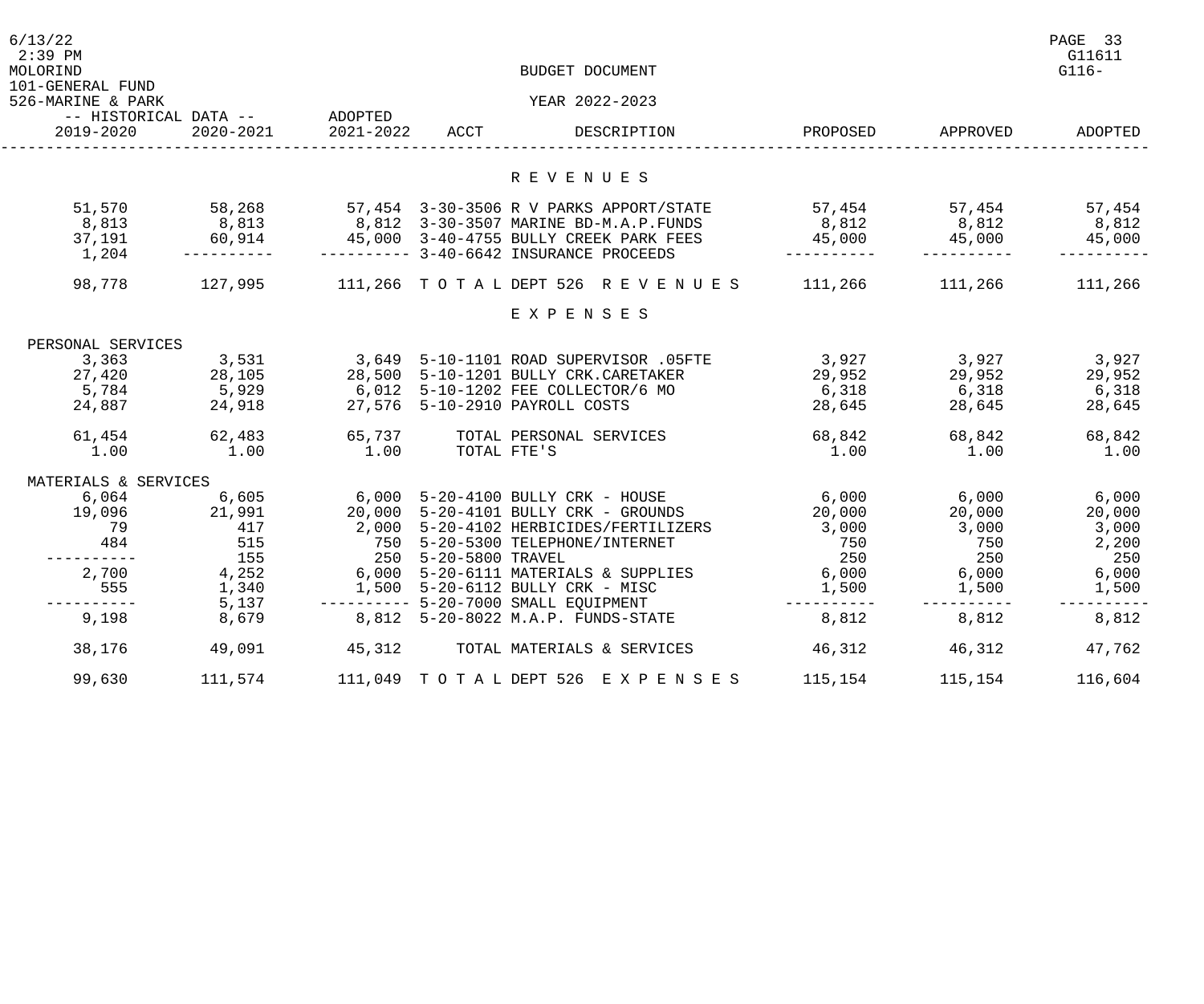MOLORIND

101-GENERAL FUND

526-MARINE & PARK

BUDGET DOCUMENT

YEAR 2022-2023

G11611
G116-

| -- HISTORICAL DATA -- 2019-2020 | 2020-2021 | ADOPTED 2021-2022 | ACCT | DESCRIPTION | PROPOSED | APPROVED | ADOPTED |
|---|---|---|---|---|---|---|---|
| | | | | R E V E N U E S | | | |
| 51,570 | 58,268 | 57,454 | 3-30-3506 | R V PARKS APPORT/STATE | 57,454 | 57,454 | 57,454 |
| 8,813 | 8,813 | 8,812 | 3-30-3507 | MARINE BD-M.A.P.FUNDS | 8,812 | 8,812 | 8,812 |
| 37,191 | 60,914 | 45,000 | 3-40-4755 | BULLY CREEK PARK FEES | 45,000 | 45,000 | 45,000 |
| 1,204 | ---------- | ---------- | 3-40-6642 | INSURANCE PROCEEDS | ---------- | ---------- | ---------- |
| 98,778 | 127,995 | 111,266 | T O T A L | DEPT 526 R E V E N U E S | 111,266 | 111,266 | 111,266 |
| | | | | E X P E N S E S | | | |
| PERSONAL SERVICES | | | | | | | |
| 3,363 | 3,531 | 3,649 | 5-10-1101 | ROAD SUPERVISOR .05FTE | 3,927 | 3,927 | 3,927 |
| 27,420 | 28,105 | 28,500 | 5-10-1201 | BULLY CRK.CARETAKER | 29,952 | 29,952 | 29,952 |
| 5,784 | 5,929 | 6,012 | 5-10-1202 | FEE COLLECTOR/6 MO | 6,318 | 6,318 | 6,318 |
| 24,887 | 24,918 | 27,576 | 5-10-2910 | PAYROLL COSTS | 28,645 | 28,645 | 28,645 |
| 61,454 | 62,483 | 65,737 | | TOTAL PERSONAL SERVICES | 68,842 | 68,842 | 68,842 |
| 1.00 | 1.00 | 1.00 | | TOTAL FTE'S | 1.00 | 1.00 | 1.00 |
| MATERIALS & SERVICES | | | | | | | |
| 6,064 | 6,605 | 6,000 | 5-20-4100 | BULLY CRK - HOUSE | 6,000 | 6,000 | 6,000 |
| 19,096 | 21,991 | 20,000 | 5-20-4101 | BULLY CRK - GROUNDS | 20,000 | 20,000 | 20,000 |
| 79 | 417 | 2,000 | 5-20-4102 | HERBICIDES/FERTILIZERS | 3,000 | 3,000 | 3,000 |
| 484 | 515 | 750 | 5-20-5300 | TELEPHONE/INTERNET | 750 | 750 | 2,200 |
| ---------- | 155 | 250 | 5-20-5800 | TRAVEL | 250 | 250 | 250 |
| 2,700 | 4,252 | 6,000 | 5-20-6111 | MATERIALS & SUPPLIES | 6,000 | 6,000 | 6,000 |
| 555 | 1,340 | 1,500 | 5-20-6112 | BULLY CRK - MISC | 1,500 | 1,500 | 1,500 |
| ---------- | 5,137 | ---------- | 5-20-7000 | SMALL EQUIPMENT | ---------- | ---------- | ---------- |
| 9,198 | 8,679 | 8,812 | 5-20-8022 | M.A.P. FUNDS-STATE | 8,812 | 8,812 | 8,812 |
| 38,176 | 49,091 | 45,312 | | TOTAL MATERIALS & SERVICES | 46,312 | 46,312 | 47,762 |
| 99,630 | 111,574 | 111,049 | T O T A L | DEPT 526 E X P E N S E S | 115,154 | 115,154 | 116,604 |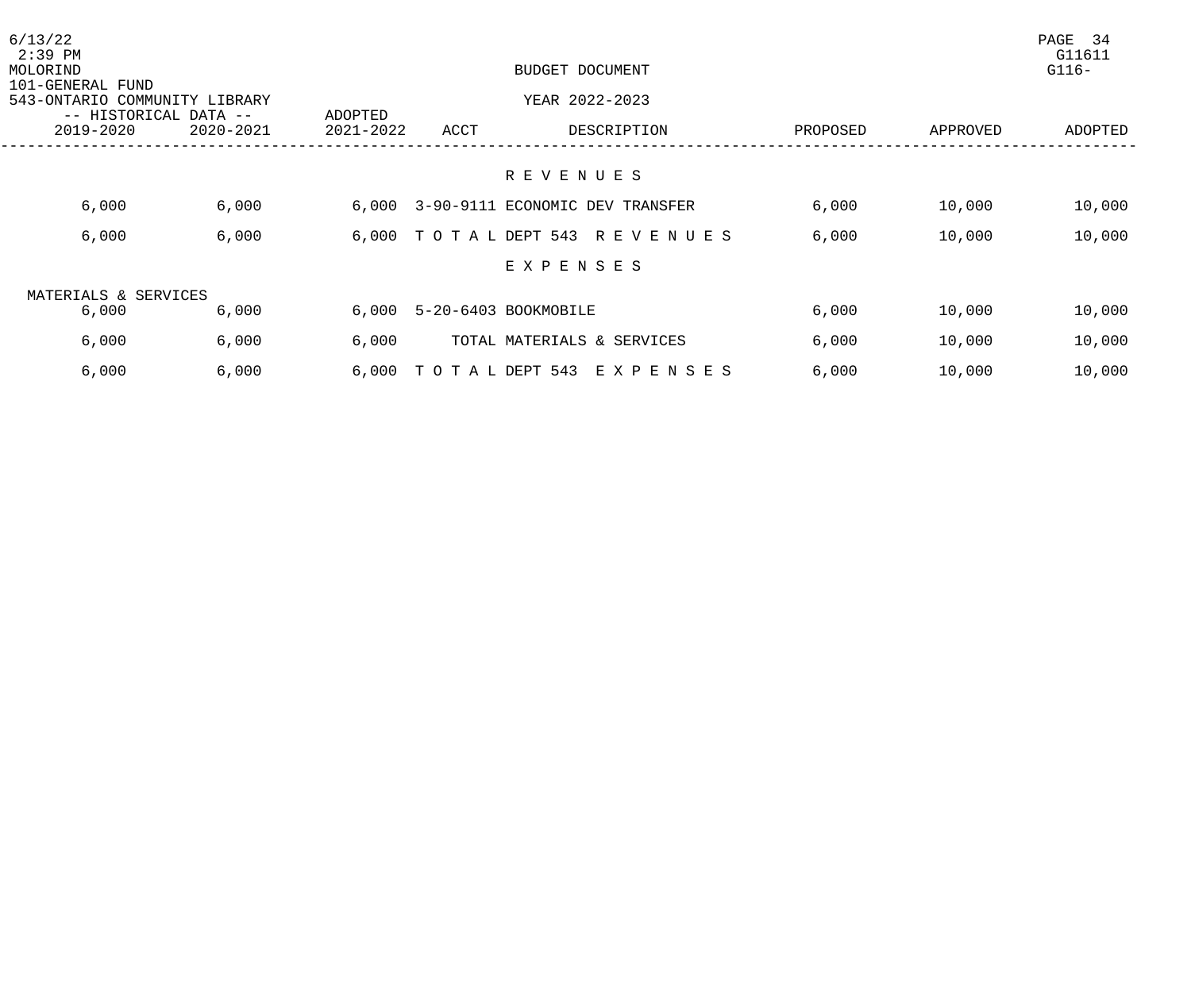BUDGET DOCUMENT

101-GENERAL FUND

543-ONTARIO COMMUNITY LIBRARY

YEAR 2022-2023

| -- HISTORICAL DATA -- | | ADOPTED | | | | | |
|---|---|---|---|---|---|---|---|
| 2019-2020 | 2020-2021 | 2021-2022 | ACCT | DESCRIPTION | PROPOSED | APPROVED | ADOPTED |
| | | | | **R E V E N U E S** | | | |
| 6,000 | 6,000 | 6,000 | 3-90-9111 | ECONOMIC DEV TRANSFER | 6,000 | 10,000 | 10,000 |
| 6,000 | 6,000 | 6,000 | T O T A L | DEPT 543 R E V E N U E S | 6,000 | 10,000 | 10,000 |
| | | | | **E X P E N S E S** | | | |
| MATERIALS & SERVICES | | | | | | | |
| 6,000 | 6,000 | 6,000 | 5-20-6403 | BOOKMOBILE | 6,000 | 10,000 | 10,000 |
| 6,000 | 6,000 | 6,000 | | TOTAL MATERIALS & SERVICES | 6,000 | 10,000 | 10,000 |
| 6,000 | 6,000 | 6,000 | T O T A L | DEPT 543 E X P E N S E S | 6,000 | 10,000 | 10,000 |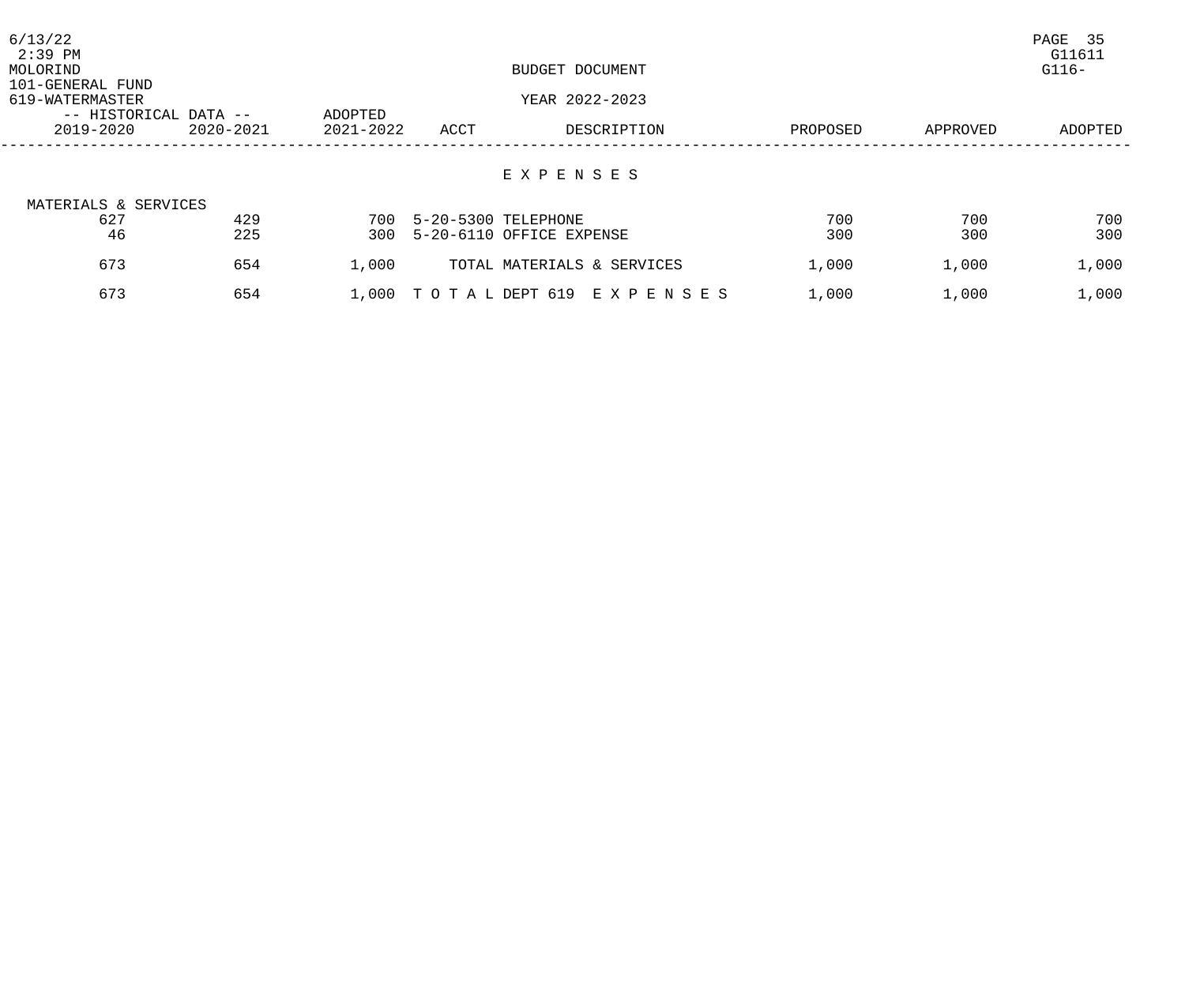MOLORIND

101-GENERAL FUND

619-WATERMASTER

BUDGET DOCUMENT

YEAR 2022-2023

| -- HISTORICAL DATA -- | | ADOPTED | | | | | |
|---|---|---|---|---|---|---|---|
| 2019-2020 | 2020-2021 | 2021-2022 | ACCT | DESCRIPTION | PROPOSED | APPROVED | ADOPTED |
| | | | | **E X P E N S E S** | | | |
| MATERIALS & SERVICES | | | | | | | |
| 627 | 429 | 700 | 5-20-5300 | TELEPHONE | 700 | 700 | 700 |
| 46 | 225 | 300 | 5-20-6110 | OFFICE EXPENSE | 300 | 300 | 300 |
| 673 | 654 | 1,000 | | TOTAL MATERIALS & SERVICES | 1,000 | 1,000 | 1,000 |
| 673 | 654 | 1,000 | | T O T A L DEPT 619 E X P E N S E S | 1,000 | 1,000 | 1,000 |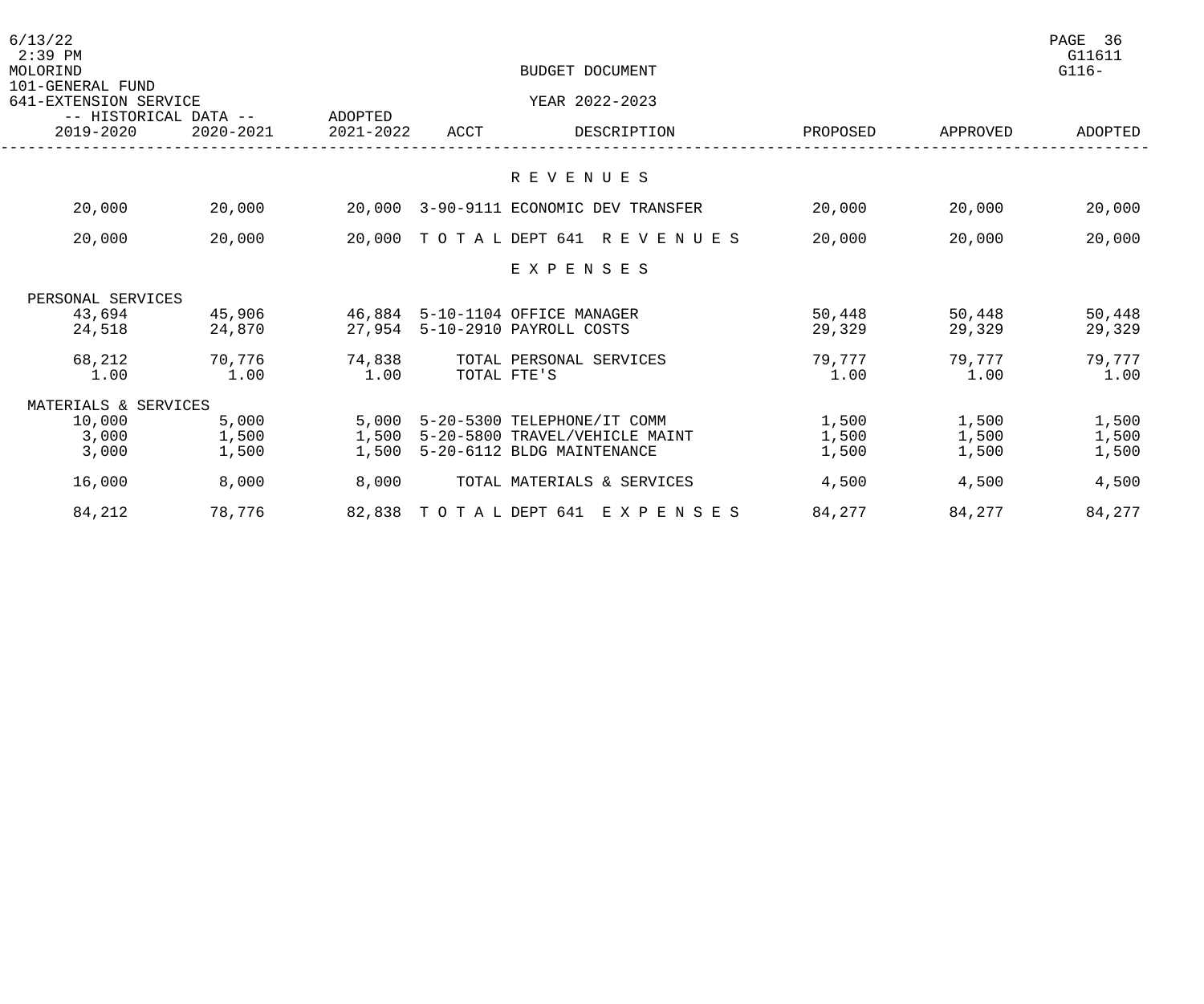MOLORIND

101-GENERAL FUND

641-EXTENSION SERVICE

BUDGET DOCUMENT

YEAR 2022-2023

| -- HISTORICAL DATA -- | | ADOPTED | | | | | |
|---|---|---|---|---|---|---|---|
| 2019-2020 | 2020-2021 | 2021-2022 | ACCT | DESCRIPTION | PROPOSED | APPROVED | ADOPTED |
| | | | | **R E V E N U E S** | | | |
| 20,000 | 20,000 | 20,000 | 3-90-9111 | ECONOMIC DEV TRANSFER | 20,000 | 20,000 | 20,000 |
| 20,000 | 20,000 | 20,000 | T O T A L | DEPT 641 R E V E N U E S | 20,000 | 20,000 | 20,000 |
| | | | | **E X P E N S E S** | | | |
| PERSONAL SERVICES | | | | | | | |
| 43,694 | 45,906 | 46,884 | 5-10-1104 | OFFICE MANAGER | 50,448 | 50,448 | 50,448 |
| 24,518 | 24,870 | 27,954 | 5-10-2910 | PAYROLL COSTS | 29,329 | 29,329 | 29,329 |
| 68,212 | 70,776 | 74,838 | | TOTAL PERSONAL SERVICES | 79,777 | 79,777 | 79,777 |
| 1.00 | 1.00 | 1.00 | | TOTAL FTE'S | 1.00 | 1.00 | 1.00 |
| MATERIALS & SERVICES | | | | | | | |
| 10,000 | 5,000 | 5,000 | 5-20-5300 | TELEPHONE/IT COMM | 1,500 | 1,500 | 1,500 |
| 3,000 | 1,500 | 1,500 | 5-20-5800 | TRAVEL/VEHICLE MAINT | 1,500 | 1,500 | 1,500 |
| 3,000 | 1,500 | 1,500 | 5-20-6112 | BLDG MAINTENANCE | 1,500 | 1,500 | 1,500 |
| 16,000 | 8,000 | 8,000 | | TOTAL MATERIALS & SERVICES | 4,500 | 4,500 | 4,500 |
| 84,212 | 78,776 | 82,838 | T O T A L | DEPT 641 E X P E N S E S | 84,277 | 84,277 | 84,277 |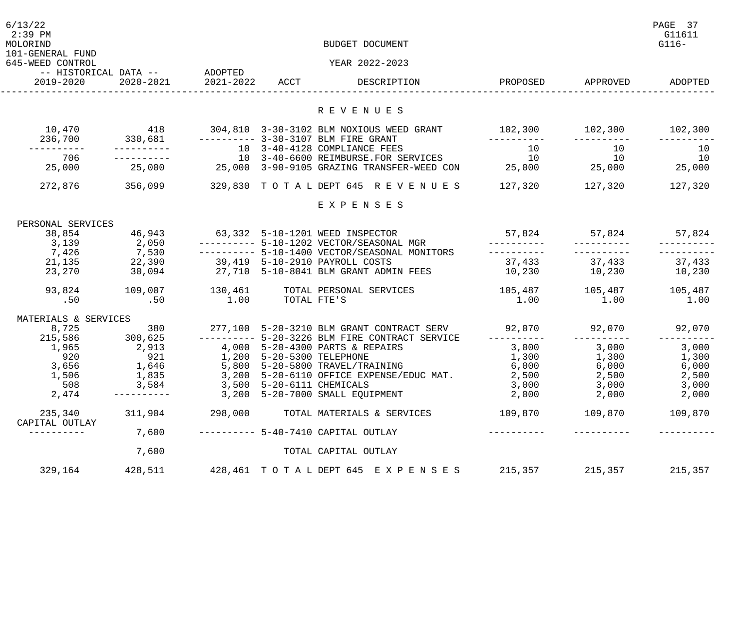BUDGET DOCUMENT

101-GENERAL FUND
645-WEED CONTROL

YEAR 2022-2023

| HISTORICAL DATA 2019-2020 | HISTORICAL DATA 2020-2021 | ADOPTED 2021-2022 | ACCT | DESCRIPTION | PROPOSED | APPROVED | ADOPTED |
|---|---|---|---|---|---|---|---|
| | | | | **R E V E N U E S** | | | |
| 10,470 | 418 | 304,810 | 3-30-3102 | BLM NOXIOUS WEED GRANT | 102,300 | 102,300 | 102,300 |
| 236,700 | 330,681 | ---------- | 3-30-3107 | BLM FIRE GRANT | ---------- | ---------- | ---------- |
| ---------- | ---------- | 10 | 3-40-4128 | COMPLIANCE FEES | 10 | 10 | 10 |
| 706 | ---------- | 10 | 3-40-6600 | REIMBURSE.FOR SERVICES | 10 | 10 | 10 |
| 25,000 | 25,000 | 25,000 | 3-90-9105 | GRAZING TRANSFER-WEED CON | 25,000 | 25,000 | 25,000 |
| 272,876 | 356,099 | 329,830 | | T O T A L DEPT 645 R E V E N U E S | 127,320 | 127,320 | 127,320 |
| | | | | **E X P E N S E S** | | | |
| PERSONAL SERVICES | | | | | | | |
| 38,854 | 46,943 | 63,332 | 5-10-1201 | WEED INSPECTOR | 57,824 | 57,824 | 57,824 |
| 3,139 | 2,050 | ---------- | 5-10-1202 | VECTOR/SEASONAL MGR | ---------- | ---------- | ---------- |
| 7,426 | 7,530 | ---------- | 5-10-1400 | VECTOR/SEASONAL MONITORS | ---------- | ---------- | ---------- |
| 21,135 | 22,390 | 39,419 | 5-10-2910 | PAYROLL COSTS | 37,433 | 37,433 | 37,433 |
| 23,270 | 30,094 | 27,710 | 5-10-8041 | BLM GRANT ADMIN FEES | 10,230 | 10,230 | 10,230 |
| 93,824 | 109,007 | 130,461 | | TOTAL PERSONAL SERVICES | 105,487 | 105,487 | 105,487 |
| .50 | .50 | 1.00 | | TOTAL FTE'S | 1.00 | 1.00 | 1.00 |
| MATERIALS & SERVICES | | | | | | | |
| 8,725 | 380 | 277,100 | 5-20-3210 | BLM GRANT CONTRACT SERV | 92,070 | 92,070 | 92,070 |
| 215,586 | 300,625 | ---------- | 5-20-3226 | BLM FIRE CONTRACT SERVICE | ---------- | ---------- | ---------- |
| 1,965 | 2,913 | 4,000 | 5-20-4300 | PARTS & REPAIRS | 3,000 | 3,000 | 3,000 |
| 920 | 921 | 1,200 | 5-20-5300 | TELEPHONE | 1,300 | 1,300 | 1,300 |
| 3,656 | 1,646 | 5,800 | 5-20-5800 | TRAVEL/TRAINING | 6,000 | 6,000 | 6,000 |
| 1,506 | 1,835 | 3,200 | 5-20-6110 | OFFICE EXPENSE/EDUC MAT. | 2,500 | 2,500 | 2,500 |
| 508 | 3,584 | 3,500 | 5-20-6111 | CHEMICALS | 3,000 | 3,000 | 3,000 |
| 2,474 | ---------- | 3,200 | 5-20-7000 | SMALL EQUIPMENT | 2,000 | 2,000 | 2,000 |
| 235,340 | 311,904 | 298,000 | | TOTAL MATERIALS & SERVICES | 109,870 | 109,870 | 109,870 |
| CAPITAL OUTLAY | | | | | | | |
| ---------- | 7,600 | ---------- | 5-40-7410 | CAPITAL OUTLAY | ---------- | ---------- | ---------- |
| | 7,600 | | | TOTAL CAPITAL OUTLAY | | | |
| 329,164 | 428,511 | 428,461 | | T O T A L DEPT 645 E X P E N S E S | 215,357 | 215,357 | 215,357 |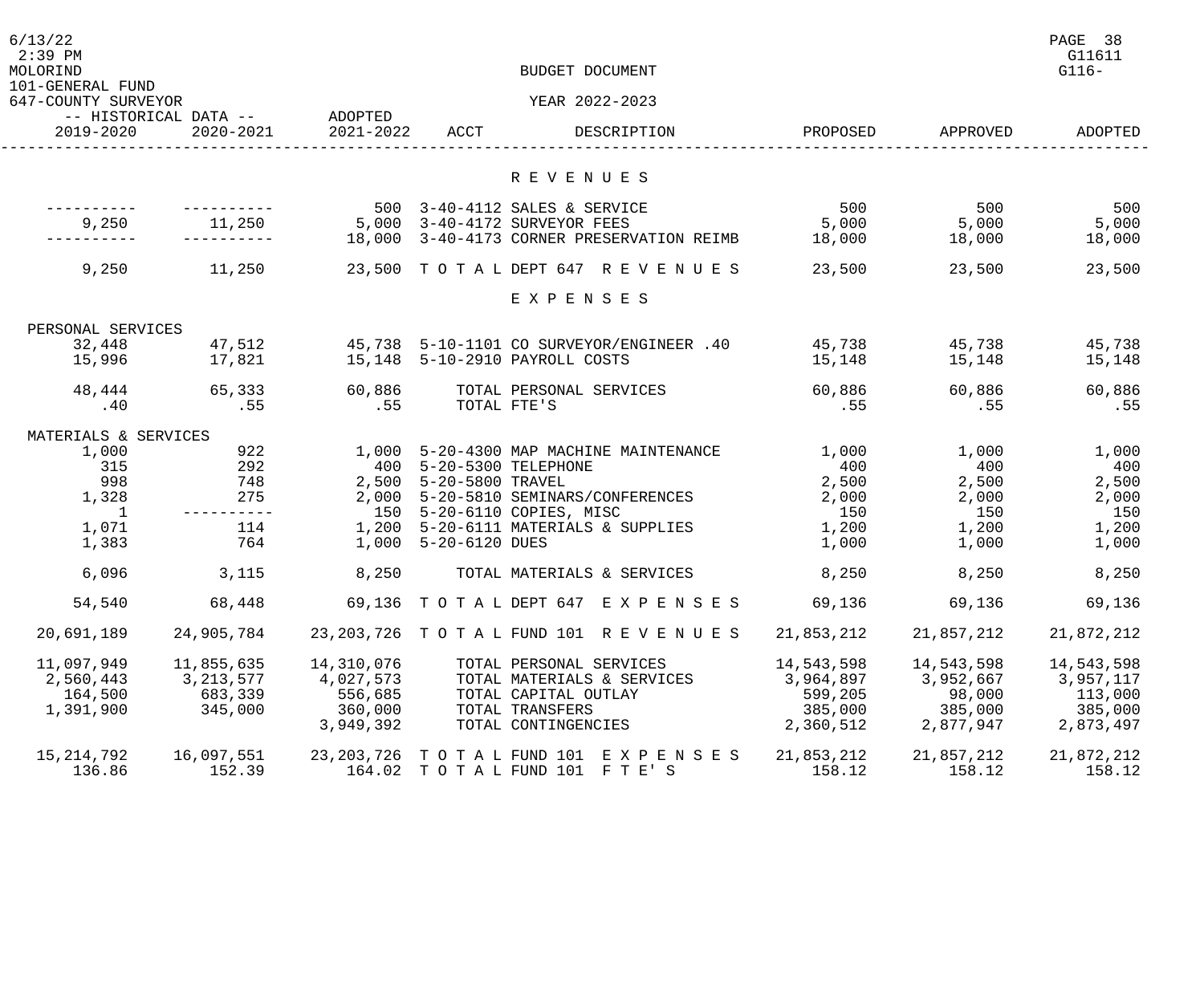BUDGET DOCUMENT

YEAR 2022-2023

101-GENERAL FUND

647-COUNTY SURVEYOR

| HISTORICAL DATA 2019-2020 | HISTORICAL DATA 2020-2021 | ADOPTED 2021-2022 | ACCT | DESCRIPTION | PROPOSED | APPROVED | ADOPTED |
|---|---|---|---|---|---|---|---|
| | | | | **R E V E N U E S** | | | |
| ---------- | ---------- | 500 | 3-40-4112 | SALES & SERVICE | 500 | 500 | 500 |
| 9,250 | 11,250 | 5,000 | 3-40-4172 | SURVEYOR FEES | 5,000 | 5,000 | 5,000 |
| ---------- | ---------- | 18,000 | 3-40-4173 | CORNER PRESERVATION REIMB | 18,000 | 18,000 | 18,000 |
| 9,250 | 11,250 | 23,500 | T O T A L | DEPT 647 R E V E N U E S | 23,500 | 23,500 | 23,500 |
| | | | | **E X P E N S E S** | | | |
| PERSONAL SERVICES | | | | | | | |
| 32,448 | 47,512 | 45,738 | 5-10-1101 | CO SURVEYOR/ENGINEER .40 | 45,738 | 45,738 | 45,738 |
| 15,996 | 17,821 | 15,148 | 5-10-2910 | PAYROLL COSTS | 15,148 | 15,148 | 15,148 |
| 48,444 | 65,333 | 60,886 | | TOTAL PERSONAL SERVICES | 60,886 | 60,886 | 60,886 |
| .40 | .55 | .55 | | TOTAL FTE'S | .55 | .55 | .55 |
| MATERIALS & SERVICES | | | | | | | |
| 1,000 | 922 | 1,000 | 5-20-4300 | MAP MACHINE MAINTENANCE | 1,000 | 1,000 | 1,000 |
| 315 | 292 | 400 | 5-20-5300 | TELEPHONE | 400 | 400 | 400 |
| 998 | 748 | 2,500 | 5-20-5800 | TRAVEL | 2,500 | 2,500 | 2,500 |
| 1,328 | 275 | 2,000 | 5-20-5810 | SEMINARS/CONFERENCES | 2,000 | 2,000 | 2,000 |
| 1 | ---------- | 150 | 5-20-6110 | COPIES, MISC | 150 | 150 | 150 |
| 1,071 | 114 | 1,200 | 5-20-6111 | MATERIALS & SUPPLIES | 1,200 | 1,200 | 1,200 |
| 1,383 | 764 | 1,000 | 5-20-6120 | DUES | 1,000 | 1,000 | 1,000 |
| 6,096 | 3,115 | 8,250 | | TOTAL MATERIALS & SERVICES | 8,250 | 8,250 | 8,250 |
| 54,540 | 68,448 | 69,136 | T O T A L | DEPT 647 E X P E N S E S | 69,136 | 69,136 | 69,136 |
| 20,691,189 | 24,905,784 | 23,203,726 | T O T A L | FUND 101 R E V E N U E S | 21,853,212 | 21,857,212 | 21,872,212 |
| 11,097,949 | 11,855,635 | 14,310,076 | | TOTAL PERSONAL SERVICES | 14,543,598 | 14,543,598 | 14,543,598 |
| 2,560,443 | 3,213,577 | 4,027,573 | | TOTAL MATERIALS & SERVICES | 3,964,897 | 3,952,667 | 3,957,117 |
| 164,500 | 683,339 | 556,685 | | TOTAL CAPITAL OUTLAY | 599,205 | 98,000 | 113,000 |
| 1,391,900 | 345,000 | 360,000 | | TOTAL TRANSFERS | 385,000 | 385,000 | 385,000 |
| | | 3,949,392 | | TOTAL CONTINGENCIES | 2,360,512 | 2,877,947 | 2,873,497 |
| 15,214,792 | 16,097,551 | 23,203,726 | T O T A L | FUND 101 E X P E N S E S | 21,853,212 | 21,857,212 | 21,872,212 |
| 136.86 | 152.39 | 164.02 | T O T A L | FUND 101 F T E' S | 158.12 | 158.12 | 158.12 |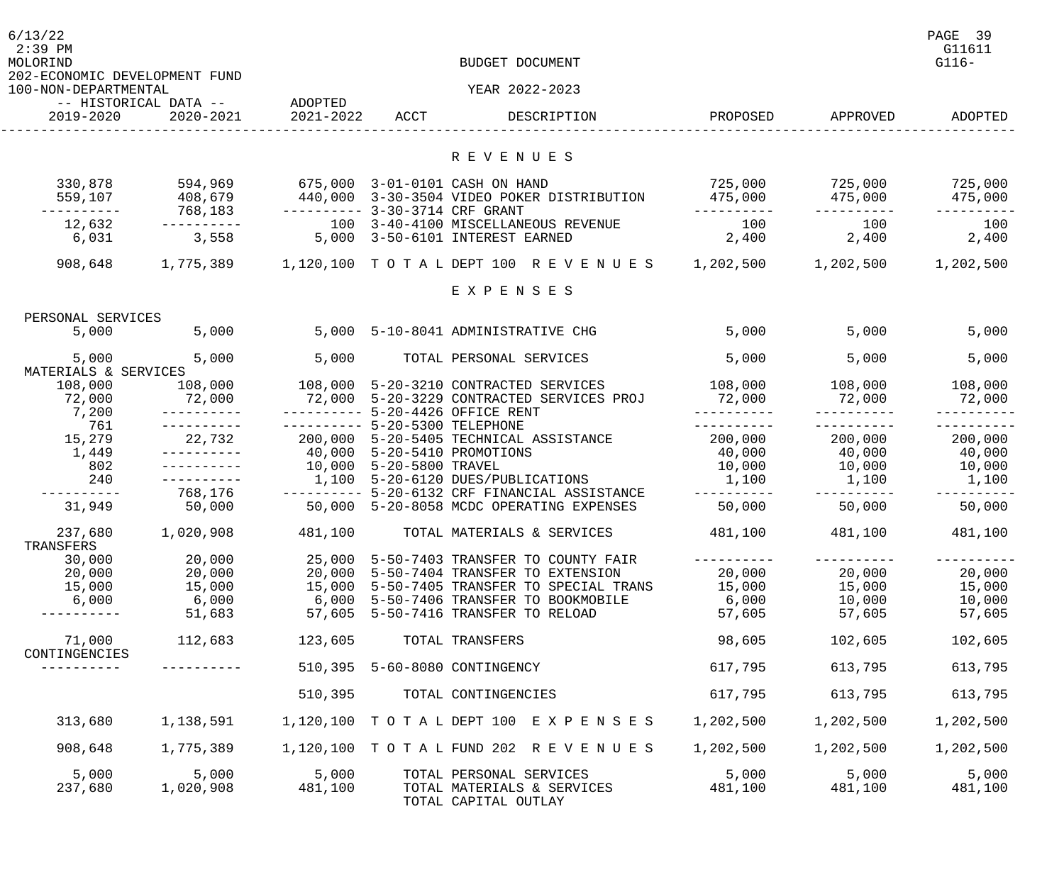202-ECONOMIC DEVELOPMENT FUND
100-NON-DEPARTMENTAL

BUDGET DOCUMENT

YEAR 2022-2023

| 2019-2020 | 2020-2021 | ADOPTED 2021-2022 | ACCT | DESCRIPTION | PROPOSED | APPROVED | ADOPTED |
|---|---|---|---|---|---|---|---|
| | | | | **R E V E N U E S** | | | |
| 330,878 | 594,969 | 675,000 | 3-01-0101 | CASH ON HAND | 725,000 | 725,000 | 725,000 |
| 559,107 | 408,679 | 440,000 | 3-30-3504 | VIDEO POKER DISTRIBUTION | 475,000 | 475,000 | 475,000 |
| ---------- | 768,183 | ---------- | 3-30-3714 | CRF GRANT | ---------- | ---------- | ---------- |
| 12,632 | ---------- | 100 | 3-40-4100 | MISCELLANEOUS REVENUE | 100 | 100 | 100 |
| 6,031 | 3,558 | 5,000 | 3-50-6101 | INTEREST EARNED | 2,400 | 2,400 | 2,400 |
| 908,648 | 1,775,389 | 1,120,100 | T O T A L | DEPT 100 R E V E N U E S | 1,202,500 | 1,202,500 | 1,202,500 |
| | | | | **E X P E N S E S** | | | |
| PERSONAL SERVICES | | | | | | | |
| 5,000 | 5,000 | 5,000 | 5-10-8041 | ADMINISTRATIVE CHG | 5,000 | 5,000 | 5,000 |
| 5,000 | 5,000 | 5,000 | | TOTAL PERSONAL SERVICES | 5,000 | 5,000 | 5,000 |
| MATERIALS & SERVICES | | | | | | | |
| 108,000 | 108,000 | 108,000 | 5-20-3210 | CONTRACTED SERVICES | 108,000 | 108,000 | 108,000 |
| 72,000 | 72,000 | 72,000 | 5-20-3229 | CONTRACTED SERVICES PROJ | 72,000 | 72,000 | 72,000 |
| 7,200 | ---------- | ---------- | 5-20-4426 | OFFICE RENT | ---------- | ---------- | ---------- |
| 761 | ---------- | ---------- | 5-20-5300 | TELEPHONE | ---------- | ---------- | ---------- |
| 15,279 | 22,732 | 200,000 | 5-20-5405 | TECHNICAL ASSISTANCE | 200,000 | 200,000 | 200,000 |
| 1,449 | ---------- | 40,000 | 5-20-5410 | PROMOTIONS | 40,000 | 40,000 | 40,000 |
| 802 | ---------- | 10,000 | 5-20-5800 | TRAVEL | 10,000 | 10,000 | 10,000 |
| 240 | ---------- | 1,100 | 5-20-6120 | DUES/PUBLICATIONS | 1,100 | 1,100 | 1,100 |
| ---------- | 768,176 | ---------- | 5-20-6132 | CRF FINANCIAL ASSISTANCE | ---------- | ---------- | ---------- |
| 31,949 | 50,000 | 50,000 | 5-20-8058 | MCDC OPERATING EXPENSES | 50,000 | 50,000 | 50,000 |
| 237,680 | 1,020,908 | 481,100 | | TOTAL MATERIALS & SERVICES | 481,100 | 481,100 | 481,100 |
| TRANSFERS | | | | | | | |
| 30,000 | 20,000 | 25,000 | 5-50-7403 | TRANSFER TO COUNTY FAIR | ---------- | ---------- | ---------- |
| 20,000 | 20,000 | 20,000 | 5-50-7404 | TRANSFER TO EXTENSION | 20,000 | 20,000 | 20,000 |
| 15,000 | 15,000 | 15,000 | 5-50-7405 | TRANSFER TO SPECIAL TRANS | 15,000 | 15,000 | 15,000 |
| 6,000 | 6,000 | 6,000 | 5-50-7406 | TRANSFER TO BOOKMOBILE | 6,000 | 10,000 | 10,000 |
| ---------- | 51,683 | 57,605 | 5-50-7416 | TRANSFER TO RELOAD | 57,605 | 57,605 | 57,605 |
| 71,000 | 112,683 | 123,605 | | TOTAL TRANSFERS | 98,605 | 102,605 | 102,605 |
| CONTINGENCIES | | | | | | | |
| ---------- | ---------- | 510,395 | 5-60-8080 | CONTINGENCY | 617,795 | 613,795 | 613,795 |
| | | 510,395 | | TOTAL CONTINGENCIES | 617,795 | 613,795 | 613,795 |
| 313,680 | 1,138,591 | 1,120,100 | T O T A L | DEPT 100 E X P E N S E S | 1,202,500 | 1,202,500 | 1,202,500 |
| 908,648 | 1,775,389 | 1,120,100 | T O T A L | FUND 202 R E V E N U E S | 1,202,500 | 1,202,500 | 1,202,500 |
| 5,000 | 5,000 | 5,000 | | TOTAL PERSONAL SERVICES | 5,000 | 5,000 | 5,000 |
| 237,680 | 1,020,908 | 481,100 | | TOTAL MATERIALS & SERVICES | 481,100 | 481,100 | 481,100 |
| | | | | TOTAL CAPITAL OUTLAY | | | |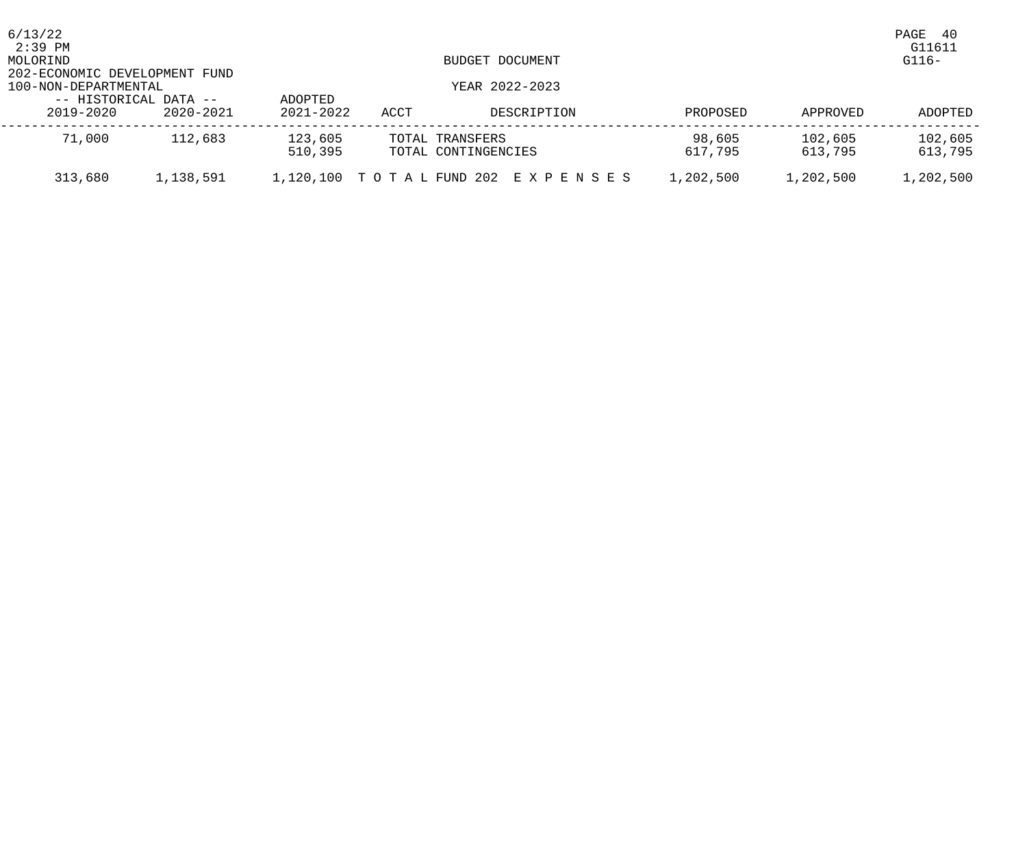MOLORIND

BUDGET DOCUMENT

202-ECONOMIC DEVELOPMENT FUND

100-NON-DEPARTMENTAL

YEAR 2022-2023

| -- HISTORICAL DATA -- 2019-2020 | 2020-2021 | ADOPTED 2021-2022 | ACCT | DESCRIPTION | PROPOSED | APPROVED | ADOPTED |
|---|---|---|---|---|---|---|---|
| 71,000 | 112,683 | 123,605 | | TOTAL TRANSFERS | 98,605 | 102,605 | 102,605 |
| | | 510,395 | | TOTAL CONTINGENCIES | 617,795 | 613,795 | 613,795 |
| 313,680 | 1,138,591 | 1,120,100 | | T O T A L FUND 202 E X P E N S E S | 1,202,500 | 1,202,500 | 1,202,500 |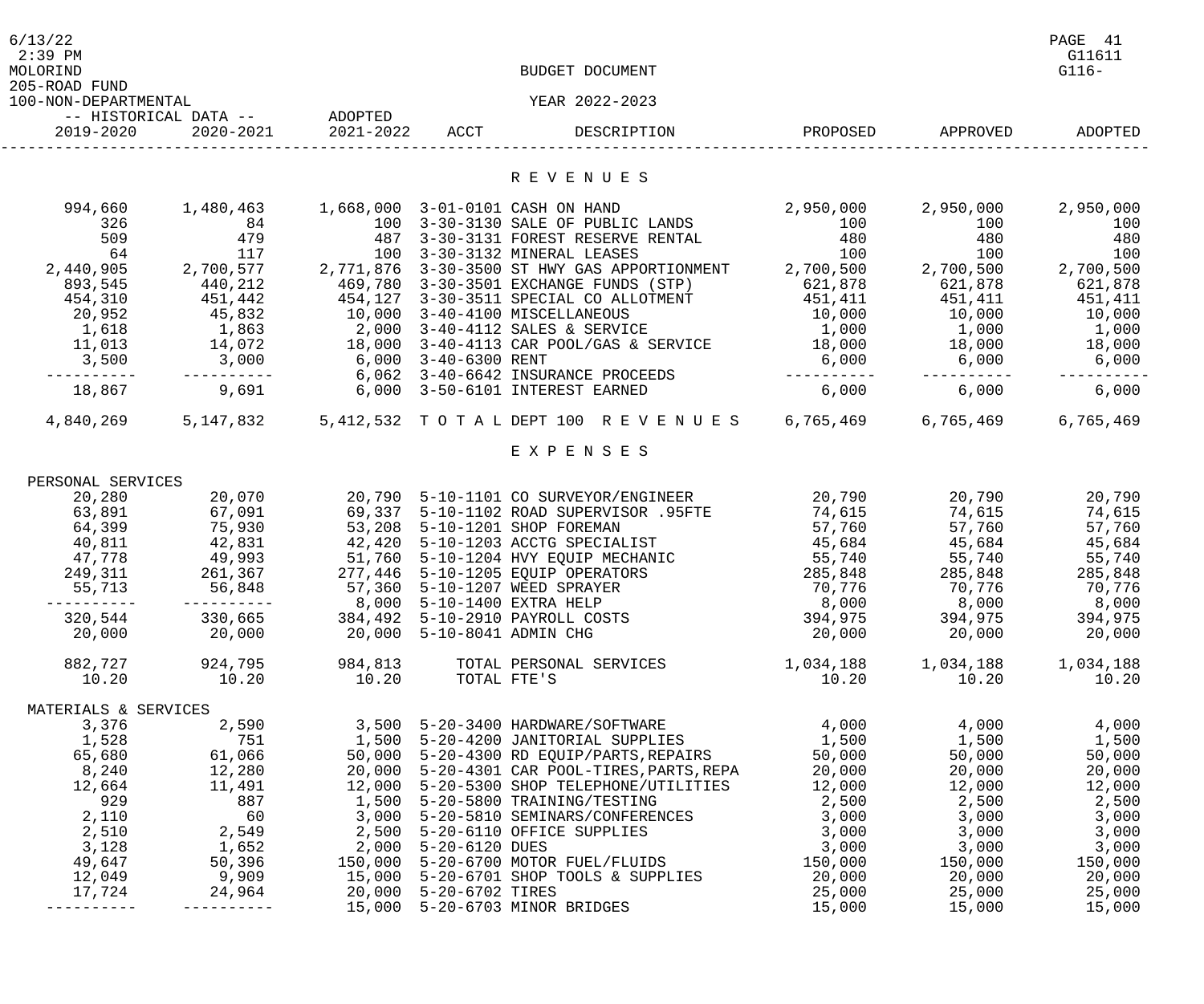BUDGET DOCUMENT

205-ROAD FUND
100-NON-DEPARTMENTAL

YEAR 2022-2023

| 2019-2020 | 2020-2021 | ADOPTED 2021-2022 | ACCT | DESCRIPTION | PROPOSED | APPROVED | ADOPTED |
|---|---|---|---|---|---|---|---|
| | | | | **R E V E N U E S** | | | |
| 994,660 | 1,480,463 | 1,668,000 | 3-01-0101 | CASH ON HAND | 2,950,000 | 2,950,000 | 2,950,000 |
| 326 | 84 | 100 | 3-30-3130 | SALE OF PUBLIC LANDS | 100 | 100 | 100 |
| 509 | 479 | 487 | 3-30-3131 | FOREST RESERVE RENTAL | 480 | 480 | 480 |
| 64 | 117 | 100 | 3-30-3132 | MINERAL LEASES | 100 | 100 | 100 |
| 2,440,905 | 2,700,577 | 2,771,876 | 3-30-3500 | ST HWY GAS APPORTIONMENT | 2,700,500 | 2,700,500 | 2,700,500 |
| 893,545 | 440,212 | 469,780 | 3-30-3501 | EXCHANGE FUNDS (STP) | 621,878 | 621,878 | 621,878 |
| 454,310 | 451,442 | 454,127 | 3-30-3511 | SPECIAL CO ALLOTMENT | 451,411 | 451,411 | 451,411 |
| 20,952 | 45,832 | 10,000 | 3-40-4100 | MISCELLANEOUS | 10,000 | 10,000 | 10,000 |
| 1,618 | 1,863 | 2,000 | 3-40-4112 | SALES & SERVICE | 1,000 | 1,000 | 1,000 |
| 11,013 | 14,072 | 18,000 | 3-40-4113 | CAR POOL/GAS & SERVICE | 18,000 | 18,000 | 18,000 |
| 3,500 | 3,000 | 6,000 | 3-40-6300 | RENT | 6,000 | 6,000 | 6,000 |
| ---------- | ---------- | 6,062 | 3-40-6642 | INSURANCE PROCEEDS | ---------- | ---------- | ---------- |
| 18,867 | 9,691 | 6,000 | 3-50-6101 | INTEREST EARNED | 6,000 | 6,000 | 6,000 |
| 4,840,269 | 5,147,832 | 5,412,532 | | T O T A L DEPT 100 R E V E N U E S | 6,765,469 | 6,765,469 | 6,765,469 |
| | | | | **E X P E N S E S** | | | |
| PERSONAL SERVICES | | | | | | | |
| 20,280 | 20,070 | 20,790 | 5-10-1101 | CO SURVEYOR/ENGINEER | 20,790 | 20,790 | 20,790 |
| 63,891 | 67,091 | 69,337 | 5-10-1102 | ROAD SUPERVISOR .95FTE | 74,615 | 74,615 | 74,615 |
| 64,399 | 75,930 | 53,208 | 5-10-1201 | SHOP FOREMAN | 57,760 | 57,760 | 57,760 |
| 40,811 | 42,831 | 42,420 | 5-10-1203 | ACCTG SPECIALIST | 45,684 | 45,684 | 45,684 |
| 47,778 | 49,993 | 51,760 | 5-10-1204 | HVY EQUIP MECHANIC | 55,740 | 55,740 | 55,740 |
| 249,311 | 261,367 | 277,446 | 5-10-1205 | EQUIP OPERATORS | 285,848 | 285,848 | 285,848 |
| 55,713 | 56,848 | 57,360 | 5-10-1207 | WEED SPRAYER | 70,776 | 70,776 | 70,776 |
| ---------- | ---------- | 8,000 | 5-10-1400 | EXTRA HELP | 8,000 | 8,000 | 8,000 |
| 320,544 | 330,665 | 384,492 | 5-10-2910 | PAYROLL COSTS | 394,975 | 394,975 | 394,975 |
| 20,000 | 20,000 | 20,000 | 5-10-8041 | ADMIN CHG | 20,000 | 20,000 | 20,000 |
| 882,727 | 924,795 | 984,813 | | TOTAL PERSONAL SERVICES | 1,034,188 | 1,034,188 | 1,034,188 |
| 10.20 | 10.20 | 10.20 | | TOTAL FTE'S | 10.20 | 10.20 | 10.20 |
| MATERIALS & SERVICES | | | | | | | |
| 3,376 | 2,590 | 3,500 | 5-20-3400 | HARDWARE/SOFTWARE | 4,000 | 4,000 | 4,000 |
| 1,528 | 751 | 1,500 | 5-20-4200 | JANITORIAL SUPPLIES | 1,500 | 1,500 | 1,500 |
| 65,680 | 61,066 | 50,000 | 5-20-4300 | RD EQUIP/PARTS,REPAIRS | 50,000 | 50,000 | 50,000 |
| 8,240 | 12,280 | 20,000 | 5-20-4301 | CAR POOL-TIRES,PARTS,REPA | 20,000 | 20,000 | 20,000 |
| 12,664 | 11,491 | 12,000 | 5-20-5300 | SHOP TELEPHONE/UTILITIES | 12,000 | 12,000 | 12,000 |
| 929 | 887 | 1,500 | 5-20-5800 | TRAINING/TESTING | 2,500 | 2,500 | 2,500 |
| 2,110 | 60 | 3,000 | 5-20-5810 | SEMINARS/CONFERENCES | 3,000 | 3,000 | 3,000 |
| 2,510 | 2,549 | 2,500 | 5-20-6110 | OFFICE SUPPLIES | 3,000 | 3,000 | 3,000 |
| 3,128 | 1,652 | 2,000 | 5-20-6120 | DUES | 3,000 | 3,000 | 3,000 |
| 49,647 | 50,396 | 150,000 | 5-20-6700 | MOTOR FUEL/FLUIDS | 150,000 | 150,000 | 150,000 |
| 12,049 | 9,909 | 15,000 | 5-20-6701 | SHOP TOOLS & SUPPLIES | 20,000 | 20,000 | 20,000 |
| 17,724 | 24,964 | 20,000 | 5-20-6702 | TIRES | 25,000 | 25,000 | 25,000 |
| ---------- | ---------- | 15,000 | 5-20-6703 | MINOR BRIDGES | 15,000 | 15,000 | 15,000 |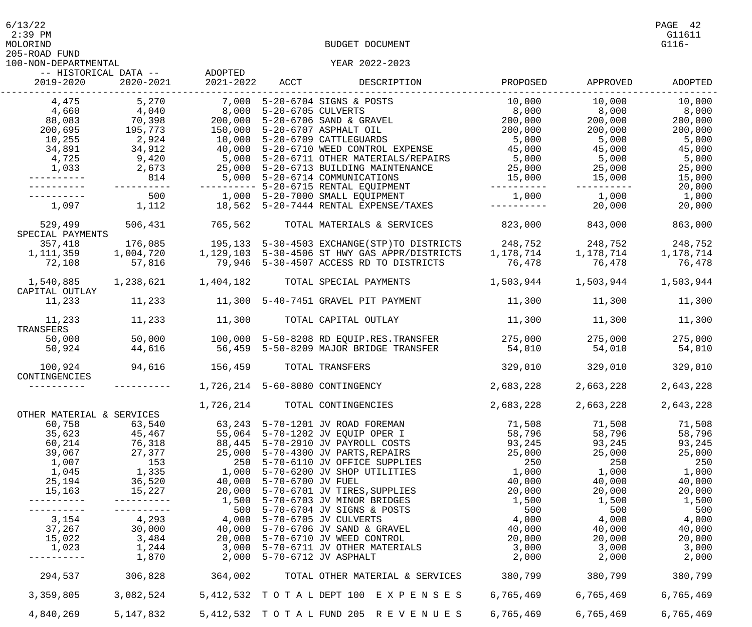BUDGET DOCUMENT

MOLORIND

205-ROAD FUND

100-NON-DEPARTMENTAL

YEAR 2022-2023

| HISTORICAL DATA 2019-2020 | HISTORICAL DATA 2020-2021 | ADOPTED 2021-2022 | ACCT | DESCRIPTION | PROPOSED | APPROVED | ADOPTED |
|---|---|---|---|---|---|---|---|
| 4,475 | 5,270 | 7,000 | 5-20-6704 | SIGNS & POSTS | 10,000 | 10,000 | 10,000 |
| 4,660 | 4,040 | 8,000 | 5-20-6705 | CULVERTS | 8,000 | 8,000 | 8,000 |
| 88,083 | 70,398 | 200,000 | 5-20-6706 | SAND & GRAVEL | 200,000 | 200,000 | 200,000 |
| 200,695 | 195,773 | 150,000 | 5-20-6707 | ASPHALT OIL | 200,000 | 200,000 | 200,000 |
| 10,255 | 2,924 | 10,000 | 5-20-6709 | CATTLEGUARDS | 5,000 | 5,000 | 5,000 |
| 34,891 | 34,912 | 40,000 | 5-20-6710 | WEED CONTROL EXPENSE | 45,000 | 45,000 | 45,000 |
| 4,725 | 9,420 | 5,000 | 5-20-6711 | OTHER MATERIALS/REPAIRS | 5,000 | 5,000 | 5,000 |
| 1,033 | 2,673 | 25,000 | 5-20-6713 | BUILDING MAINTENANCE | 25,000 | 25,000 | 25,000 |
| ---------- | 814 | 5,000 | 5-20-6714 | COMMUNICATIONS | 15,000 | 15,000 | 15,000 |
| ---------- | ---------- | ---------- | 5-20-6715 | RENTAL EQUIPMENT | ---------- | ---------- | 20,000 |
| ---------- | 500 | 1,000 | 5-20-7000 | SMALL EQUIPMENT | 1,000 | 1,000 | 1,000 |
| 1,097 | 1,112 | 18,562 | 5-20-7444 | RENTAL EXPENSE/TAXES | ---------- | 20,000 | 20,000 |
| 529,499 | 506,431 | 765,562 | | TOTAL MATERIALS & SERVICES | 823,000 | 843,000 | 863,000 |
| SPECIAL PAYMENTS | | | | | | | |
| 357,418 | 176,085 | 195,133 | 5-30-4503 | EXCHANGE(STP)TO DISTRICTS | 248,752 | 248,752 | 248,752 |
| 1,111,359 | 1,004,720 | 1,129,103 | 5-30-4506 | ST HWY GAS APPR/DISTRICTS | 1,178,714 | 1,178,714 | 1,178,714 |
| 72,108 | 57,816 | 79,946 | 5-30-4507 | ACCESS RD TO DISTRICTS | 76,478 | 76,478 | 76,478 |
| 1,540,885 | 1,238,621 | 1,404,182 | | TOTAL SPECIAL PAYMENTS | 1,503,944 | 1,503,944 | 1,503,944 |
| CAPITAL OUTLAY | | | | | | | |
| 11,233 | 11,233 | 11,300 | 5-40-7451 | GRAVEL PIT PAYMENT | 11,300 | 11,300 | 11,300 |
| 11,233 | 11,233 | 11,300 | | TOTAL CAPITAL OUTLAY | 11,300 | 11,300 | 11,300 |
| TRANSFERS | | | | | | | |
| 50,000 | 50,000 | 100,000 | 5-50-8208 | RD EQUIP.RES.TRANSFER | 275,000 | 275,000 | 275,000 |
| 50,924 | 44,616 | 56,459 | 5-50-8209 | MAJOR BRIDGE TRANSFER | 54,010 | 54,010 | 54,010 |
| 100,924 | 94,616 | 156,459 | | TOTAL TRANSFERS | 329,010 | 329,010 | 329,010 |
| CONTINGENCIES | | | | | | | |
| ---------- | ---------- | 1,726,214 | 5-60-8080 | CONTINGENCY | 2,683,228 | 2,663,228 | 2,643,228 |
| | | 1,726,214 | | TOTAL CONTINGENCIES | 2,683,228 | 2,663,228 | 2,643,228 |
| OTHER MATERIAL & SERVICES | | | | | | | |
| 60,758 | 63,540 | 63,243 | 5-70-1201 | JV ROAD FOREMAN | 71,508 | 71,508 | 71,508 |
| 35,623 | 45,467 | 55,064 | 5-70-1202 | JV EQUIP OPER I | 58,796 | 58,796 | 58,796 |
| 60,214 | 76,318 | 88,445 | 5-70-2910 | JV PAYROLL COSTS | 93,245 | 93,245 | 93,245 |
| 39,067 | 27,377 | 25,000 | 5-70-4300 | JV PARTS,REPAIRS | 25,000 | 25,000 | 25,000 |
| 1,007 | 153 | 250 | 5-70-6110 | JV OFFICE SUPPLIES | 250 | 250 | 250 |
| 1,045 | 1,335 | 1,000 | 5-70-6200 | JV SHOP UTILITIES | 1,000 | 1,000 | 1,000 |
| 25,194 | 36,520 | 40,000 | 5-70-6700 | JV FUEL | 40,000 | 40,000 | 40,000 |
| 15,163 | 15,227 | 20,000 | 5-70-6701 | JV TIRES,SUPPLIES | 20,000 | 20,000 | 20,000 |
| ---------- | ---------- | 1,500 | 5-70-6703 | JV MINOR BRIDGES | 1,500 | 1,500 | 1,500 |
| ---------- | ---------- | 500 | 5-70-6704 | JV SIGNS & POSTS | 500 | 500 | 500 |
| 3,154 | 4,293 | 4,000 | 5-70-6705 | JV CULVERTS | 4,000 | 4,000 | 4,000 |
| 37,267 | 30,000 | 40,000 | 5-70-6706 | JV SAND & GRAVEL | 40,000 | 40,000 | 40,000 |
| 15,022 | 3,484 | 20,000 | 5-70-6710 | JV WEED CONTROL | 20,000 | 20,000 | 20,000 |
| 1,023 | 1,244 | 3,000 | 5-70-6711 | JV OTHER MATERIALS | 3,000 | 3,000 | 3,000 |
| ---------- | 1,870 | 2,000 | 5-70-6712 | JV ASPHALT | 2,000 | 2,000 | 2,000 |
| 294,537 | 306,828 | 364,002 | | TOTAL OTHER MATERIAL & SERVICES | 380,799 | 380,799 | 380,799 |
| 3,359,805 | 3,082,524 | 5,412,532 | | T O T A L DEPT 100 E X P E N S E S | 6,765,469 | 6,765,469 | 6,765,469 |
| 4,840,269 | 5,147,832 | 5,412,532 | | T O T A L FUND 205 R E V E N U E S | 6,765,469 | 6,765,469 | 6,765,469 |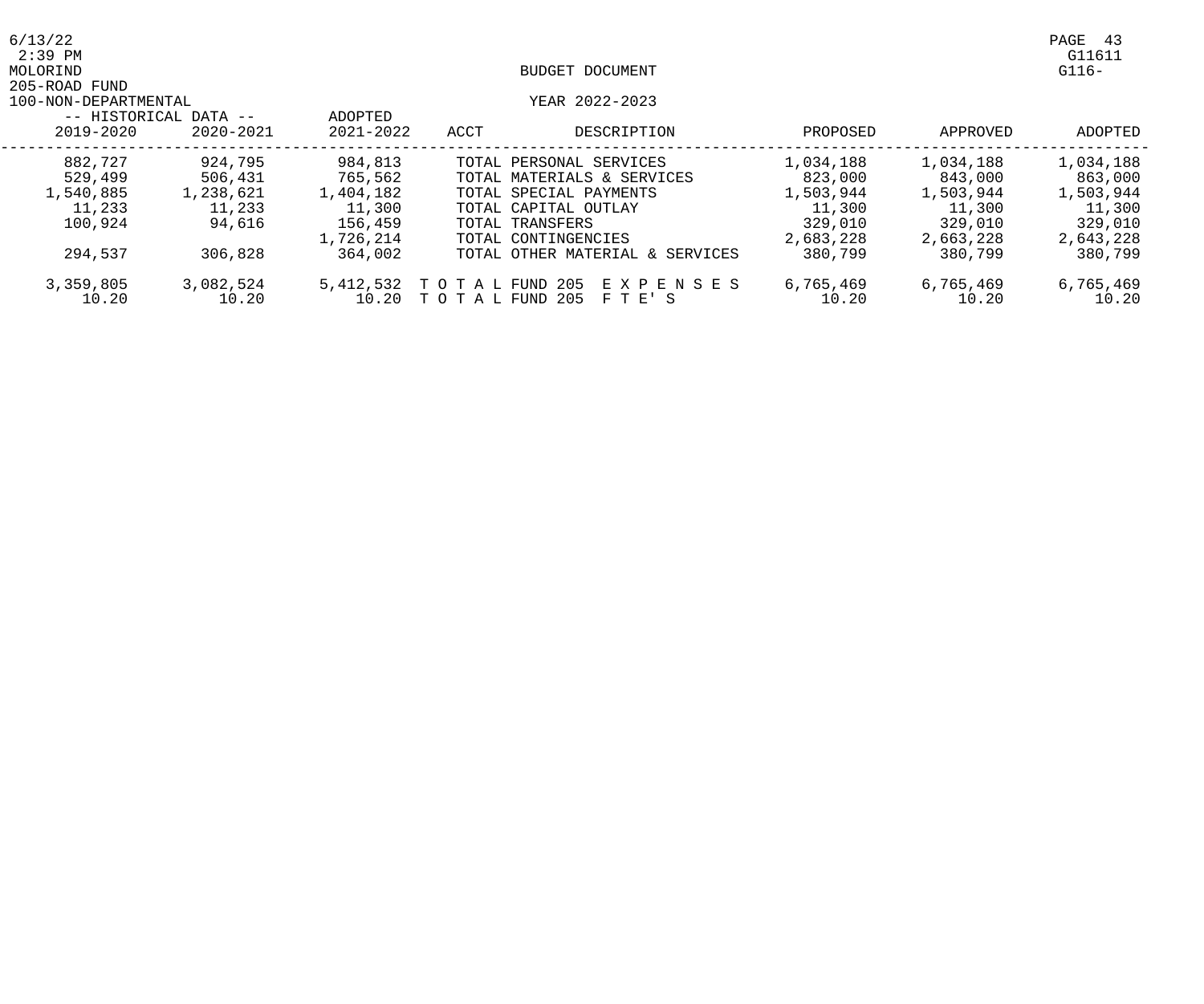BUDGET DOCUMENT

205-ROAD FUND
100-NON-DEPARTMENTAL

YEAR 2022-2023

| -- HISTORICAL DATA -- | | ADOPTED | | | | | |
|---|---|---|---|---|---|---|---|
| 2019-2020 | 2020-2021 | 2021-2022 | ACCT | DESCRIPTION | PROPOSED | APPROVED | ADOPTED |
| 882,727 | 924,795 | 984,813 | | TOTAL PERSONAL SERVICES | 1,034,188 | 1,034,188 | 1,034,188 |
| 529,499 | 506,431 | 765,562 | | TOTAL MATERIALS & SERVICES | 823,000 | 843,000 | 863,000 |
| 1,540,885 | 1,238,621 | 1,404,182 | | TOTAL SPECIAL PAYMENTS | 1,503,944 | 1,503,944 | 1,503,944 |
| 11,233 | 11,233 | 11,300 | | TOTAL CAPITAL OUTLAY | 11,300 | 11,300 | 11,300 |
| 100,924 | 94,616 | 156,459 | | TOTAL TRANSFERS | 329,010 | 329,010 | 329,010 |
| | | 1,726,214 | | TOTAL CONTINGENCIES | 2,683,228 | 2,663,228 | 2,643,228 |
| 294,537 | 306,828 | 364,002 | | TOTAL OTHER MATERIAL & SERVICES | 380,799 | 380,799 | 380,799 |
| 3,359,805 | 3,082,524 | 5,412,532 | | TOTAL FUND 205 EXPENSES | 6,765,469 | 6,765,469 | 6,765,469 |
| 10.20 | 10.20 | 10.20 | | TOTAL FUND 205 FTE'S | 10.20 | 10.20 | 10.20 |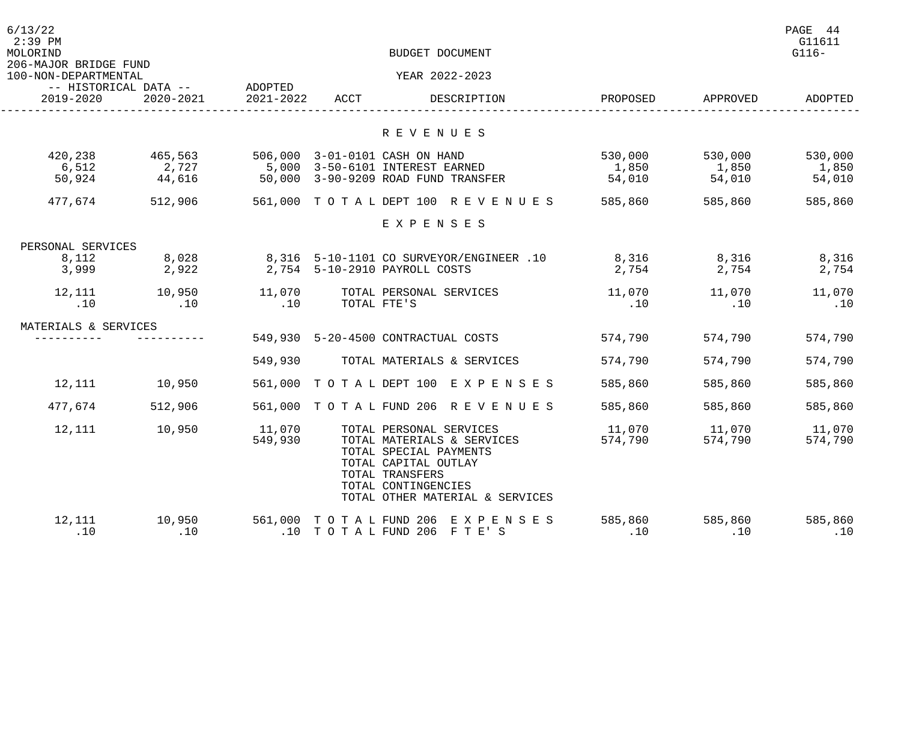MOLORIND

206-MAJOR BRIDGE FUND

100-NON-DEPARTMENTAL

BUDGET DOCUMENT

YEAR 2022-2023

| HISTORICAL DATA 2019-2020 | HISTORICAL DATA 2020-2021 | ADOPTED 2021-2022 | ACCT | DESCRIPTION | PROPOSED | APPROVED | ADOPTED |
|---|---|---|---|---|---|---|---|
| | | | | **R E V E N U E S** | | | |
| 420,238 | 465,563 | 506,000 | 3-01-0101 | CASH ON HAND | 530,000 | 530,000 | 530,000 |
| 6,512 | 2,727 | 5,000 | 3-50-6101 | INTEREST EARNED | 1,850 | 1,850 | 1,850 |
| 50,924 | 44,616 | 50,000 | 3-90-9209 | ROAD FUND TRANSFER | 54,010 | 54,010 | 54,010 |
| 477,674 | 512,906 | 561,000 | T O T A L | DEPT 100 R E V E N U E S | 585,860 | 585,860 | 585,860 |
| | | | | **E X P E N S E S** | | | |
| PERSONAL SERVICES | | | | | | | |
| 8,112 | 8,028 | 8,316 | 5-10-1101 | CO SURVEYOR/ENGINEER .10 | 8,316 | 8,316 | 8,316 |
| 3,999 | 2,922 | 2,754 | 5-10-2910 | PAYROLL COSTS | 2,754 | 2,754 | 2,754 |
| 12,111 | 10,950 | 11,070 | | TOTAL PERSONAL SERVICES | 11,070 | 11,070 | 11,070 |
| .10 | .10 | .10 | | TOTAL FTE'S | .10 | .10 | .10 |
| MATERIALS & SERVICES | | | | | | | |
| ---------- | ---------- | 549,930 | 5-20-4500 | CONTRACTUAL COSTS | 574,790 | 574,790 | 574,790 |
| | | 549,930 | | TOTAL MATERIALS & SERVICES | 574,790 | 574,790 | 574,790 |
| 12,111 | 10,950 | 561,000 | T O T A L | DEPT 100 E X P E N S E S | 585,860 | 585,860 | 585,860 |
| 477,674 | 512,906 | 561,000 | T O T A L | FUND 206 R E V E N U E S | 585,860 | 585,860 | 585,860 |
| 12,111 | 10,950 | 11,070 | | TOTAL PERSONAL SERVICES | 11,070 | 11,070 | 11,070 |
| | | 549,930 | | TOTAL MATERIALS & SERVICES | 574,790 | 574,790 | 574,790 |
| | | | | TOTAL SPECIAL PAYMENTS | | | |
| | | | | TOTAL CAPITAL OUTLAY | | | |
| | | | | TOTAL TRANSFERS | | | |
| | | | | TOTAL CONTINGENCIES | | | |
| | | | | TOTAL OTHER MATERIAL & SERVICES | | | |
| 12,111 | 10,950 | 561,000 | T O T A L | FUND 206 E X P E N S E S | 585,860 | 585,860 | 585,860 |
| .10 | .10 | .10 | T O T A L | FUND 206 F T E' S | .10 | .10 | .10 |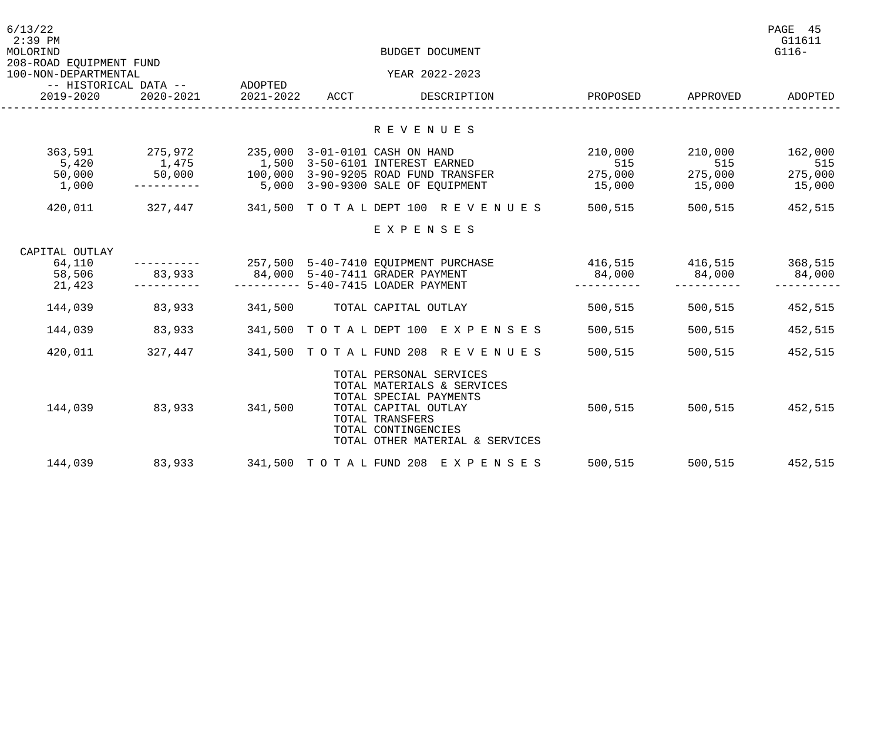MOLORIND

BUDGET DOCUMENT

208-ROAD EQUIPMENT FUND

100-NON-DEPARTMENTAL

YEAR 2022-2023

| -- HISTORICAL DATA -- | | ADOPTED | | | | | |
|---|---|---|---|---|---|---|---|
| 2019-2020 | 2020-2021 | 2021-2022 | ACCT | DESCRIPTION | PROPOSED | APPROVED | ADOPTED |
| | | | | **R E V E N U E S** | | | |
| 363,591 | 275,972 | 235,000 | 3-01-0101 | CASH ON HAND | 210,000 | 210,000 | 162,000 |
| 5,420 | 1,475 | 1,500 | 3-50-6101 | INTEREST EARNED | 515 | 515 | 515 |
| 50,000 | 50,000 | 100,000 | 3-90-9205 | ROAD FUND TRANSFER | 275,000 | 275,000 | 275,000 |
| 1,000 | ---------- | 5,000 | 3-90-9300 | SALE OF EQUIPMENT | 15,000 | 15,000 | 15,000 |
| 420,011 | 327,447 | 341,500 | T O T A L | DEPT 100 R E V E N U E S | 500,515 | 500,515 | 452,515 |
| | | | | **E X P E N S E S** | | | |
| CAPITAL OUTLAY | | | | | | | |
| 64,110 | ---------- | 257,500 | 5-40-7410 | EQUIPMENT PURCHASE | 416,515 | 416,515 | 368,515 |
| 58,506 | 83,933 | 84,000 | 5-40-7411 | GRADER PAYMENT | 84,000 | 84,000 | 84,000 |
| 21,423 | ---------- | ---------- | 5-40-7415 | LOADER PAYMENT | ---------- | ---------- | ---------- |
| 144,039 | 83,933 | 341,500 | | TOTAL CAPITAL OUTLAY | 500,515 | 500,515 | 452,515 |
| 144,039 | 83,933 | 341,500 | T O T A L | DEPT 100 E X P E N S E S | 500,515 | 500,515 | 452,515 |
| 420,011 | 327,447 | 341,500 | T O T A L | FUND 208 R E V E N U E S | 500,515 | 500,515 | 452,515 |
| | | | | TOTAL PERSONAL SERVICES | | | |
| | | | | TOTAL MATERIALS & SERVICES | | | |
| | | | | TOTAL SPECIAL PAYMENTS | | | |
| 144,039 | 83,933 | 341,500 | | TOTAL CAPITAL OUTLAY | 500,515 | 500,515 | 452,515 |
| | | | | TOTAL TRANSFERS | | | |
| | | | | TOTAL CONTINGENCIES | | | |
| | | | | TOTAL OTHER MATERIAL & SERVICES | | | |
| 144,039 | 83,933 | 341,500 | T O T A L | FUND 208 E X P E N S E S | 500,515 | 500,515 | 452,515 |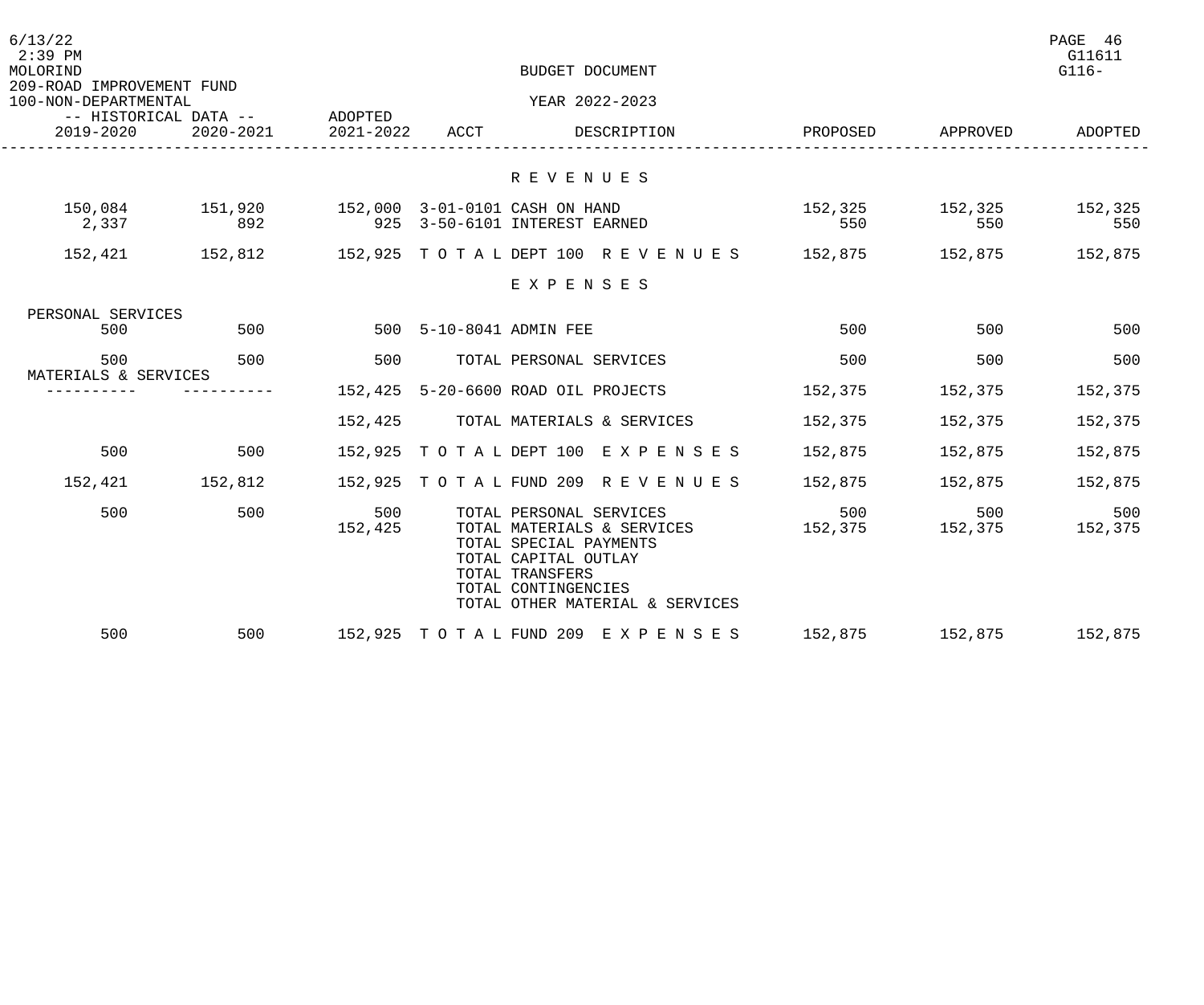MOLORIND

BUDGET DOCUMENT

209-ROAD IMPROVEMENT FUND

100-NON-DEPARTMENTAL

YEAR 2022-2023

| -- HISTORICAL DATA -- 2019-2020 | 2020-2021 | ADOPTED 2021-2022 | ACCT | DESCRIPTION | PROPOSED | APPROVED | ADOPTED |
|---|---|---|---|---|---|---|---|
| | | | | **R E V E N U E S** | | | |
| 150,084 | 151,920 | 152,000 | 3-01-0101 | CASH ON HAND | 152,325 | 152,325 | 152,325 |
| 2,337 | 892 | 925 | 3-50-6101 | INTEREST EARNED | 550 | 550 | 550 |
| 152,421 | 152,812 | 152,925 | T O T A L | DEPT 100 R E V E N U E S | 152,875 | 152,875 | 152,875 |
| | | | | **E X P E N S E S** | | | |
| PERSONAL SERVICES | | | | | | | |
| 500 | 500 | 500 | 5-10-8041 | ADMIN FEE | 500 | 500 | 500 |
| 500 | 500 | 500 | | TOTAL PERSONAL SERVICES | 500 | 500 | 500 |
| MATERIALS & SERVICES | | | | | | | |
| ---------- | ---------- | 152,425 | 5-20-6600 | ROAD OIL PROJECTS | 152,375 | 152,375 | 152,375 |
| | | 152,425 | | TOTAL MATERIALS & SERVICES | 152,375 | 152,375 | 152,375 |
| 500 | 500 | 152,925 | T O T A L | DEPT 100 E X P E N S E S | 152,875 | 152,875 | 152,875 |
| 152,421 | 152,812 | 152,925 | T O T A L | FUND 209 R E V E N U E S | 152,875 | 152,875 | 152,875 |
| 500 | 500 | 500 | | TOTAL PERSONAL SERVICES | 500 | 500 | 500 |
| | | 152,425 | | TOTAL MATERIALS & SERVICES | 152,375 | 152,375 | 152,375 |
| | | | | TOTAL SPECIAL PAYMENTS | | | |
| | | | | TOTAL CAPITAL OUTLAY | | | |
| | | | | TOTAL TRANSFERS | | | |
| | | | | TOTAL CONTINGENCIES | | | |
| | | | | TOTAL OTHER MATERIAL & SERVICES | | | |
| 500 | 500 | 152,925 | T O T A L | FUND 209 E X P E N S E S | 152,875 | 152,875 | 152,875 |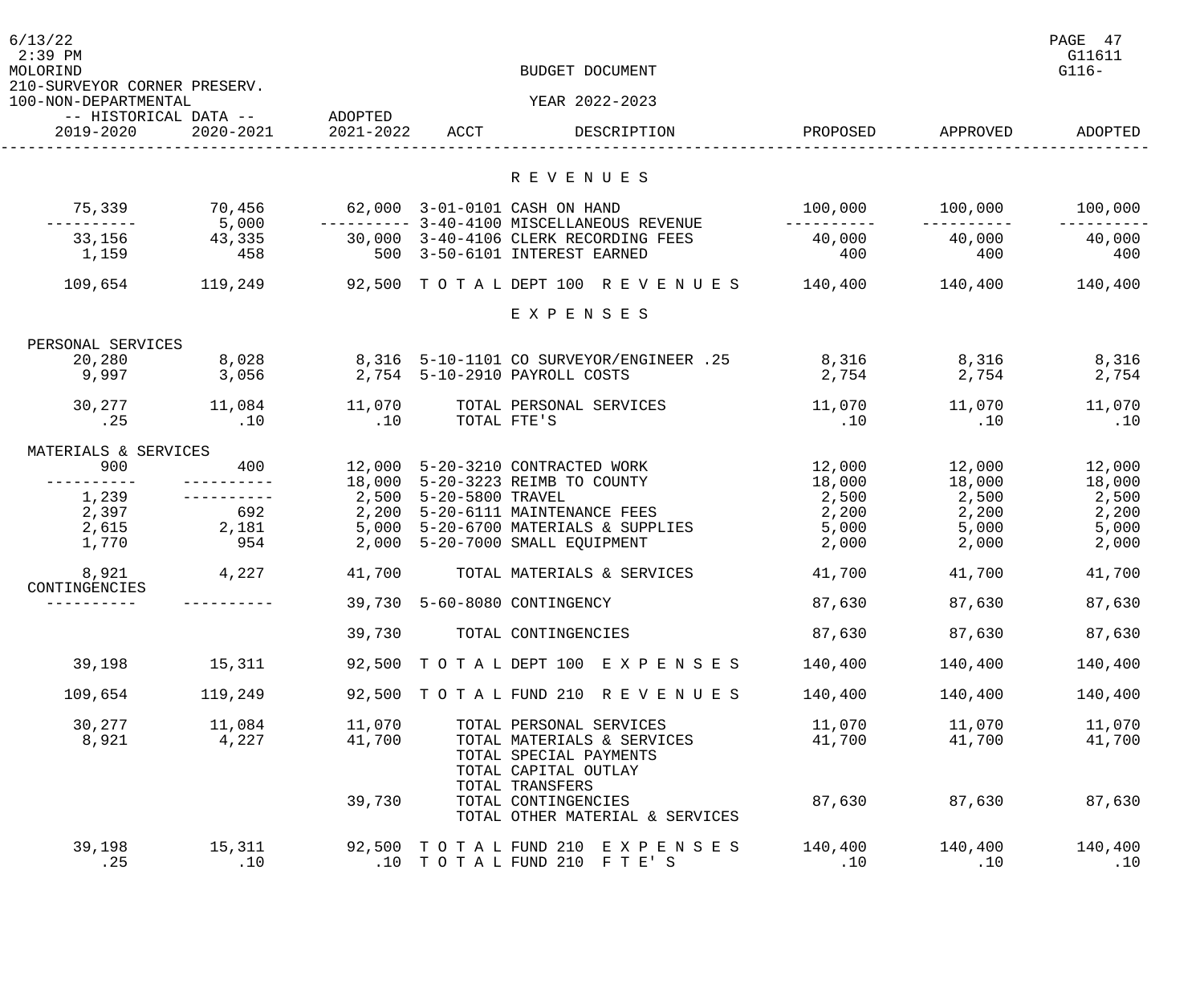BUDGET DOCUMENT

210-SURVEYOR CORNER PRESERV.

100-NON-DEPARTMENTAL

YEAR 2022-2023

| -- HISTORICAL DATA -- 2019-2020 | 2020-2021 | ADOPTED 2021-2022 | ACCT | DESCRIPTION | PROPOSED | APPROVED | ADOPTED |
|---|---|---|---|---|---|---|---|
| | | | | **R E V E N U E S** | | | |
| 75,339 | 70,456 | 62,000 | 3-01-0101 | CASH ON HAND | 100,000 | 100,000 | 100,000 |
| ---------- | 5,000 | ---------- | 3-40-4100 | MISCELLANEOUS REVENUE | ---------- | ---------- | ---------- |
| 33,156 | 43,335 | 30,000 | 3-40-4106 | CLERK RECORDING FEES | 40,000 | 40,000 | 40,000 |
| 1,159 | 458 | 500 | 3-50-6101 | INTEREST EARNED | 400 | 400 | 400 |
| 109,654 | 119,249 | 92,500 | T O T A L | DEPT 100 R E V E N U E S | 140,400 | 140,400 | 140,400 |
| | | | | **E X P E N S E S** | | | |
| PERSONAL SERVICES | | | | | | | |
| 20,280 | 8,028 | 8,316 | 5-10-1101 | CO SURVEYOR/ENGINEER .25 | 8,316 | 8,316 | 8,316 |
| 9,997 | 3,056 | 2,754 | 5-10-2910 | PAYROLL COSTS | 2,754 | 2,754 | 2,754 |
| 30,277 | 11,084 | 11,070 | | TOTAL PERSONAL SERVICES | 11,070 | 11,070 | 11,070 |
| .25 | .10 | .10 | | TOTAL FTE'S | .10 | .10 | .10 |
| MATERIALS & SERVICES | | | | | | | |
| 900 | 400 | 12,000 | 5-20-3210 | CONTRACTED WORK | 12,000 | 12,000 | 12,000 |
| ---------- | ---------- | 18,000 | 5-20-3223 | REIMB TO COUNTY | 18,000 | 18,000 | 18,000 |
| 1,239 | ---------- | 2,500 | 5-20-5800 | TRAVEL | 2,500 | 2,500 | 2,500 |
| 2,397 | 692 | 2,200 | 5-20-6111 | MAINTENANCE FEES | 2,200 | 2,200 | 2,200 |
| 2,615 | 2,181 | 5,000 | 5-20-6700 | MATERIALS & SUPPLIES | 5,000 | 5,000 | 5,000 |
| 1,770 | 954 | 2,000 | 5-20-7000 | SMALL EQUIPMENT | 2,000 | 2,000 | 2,000 |
| 8,921 | 4,227 | 41,700 | | TOTAL MATERIALS & SERVICES | 41,700 | 41,700 | 41,700 |
| CONTINGENCIES | | | | | | | |
| ---------- | ---------- | 39,730 | 5-60-8080 | CONTINGENCY | 87,630 | 87,630 | 87,630 |
| | | 39,730 | | TOTAL CONTINGENCIES | 87,630 | 87,630 | 87,630 |
| 39,198 | 15,311 | 92,500 | T O T A L | DEPT 100 E X P E N S E S | 140,400 | 140,400 | 140,400 |
| 109,654 | 119,249 | 92,500 | T O T A L | FUND 210 R E V E N U E S | 140,400 | 140,400 | 140,400 |
| 30,277 | 11,084 | 11,070 | | TOTAL PERSONAL SERVICES | 11,070 | 11,070 | 11,070 |
| 8,921 | 4,227 | 41,700 | | TOTAL MATERIALS & SERVICES | 41,700 | 41,700 | 41,700 |
| | | | | TOTAL SPECIAL PAYMENTS | | | |
| | | | | TOTAL CAPITAL OUTLAY | | | |
| | | | | TOTAL TRANSFERS | | | |
| | | 39,730 | | TOTAL CONTINGENCIES | 87,630 | 87,630 | 87,630 |
| | | | | TOTAL OTHER MATERIAL & SERVICES | | | |
| 39,198 | 15,311 | 92,500 | T O T A L | FUND 210 E X P E N S E S | 140,400 | 140,400 | 140,400 |
| .25 | .10 | .10 | T O T A L | FUND 210 F T E' S | .10 | .10 | .10 |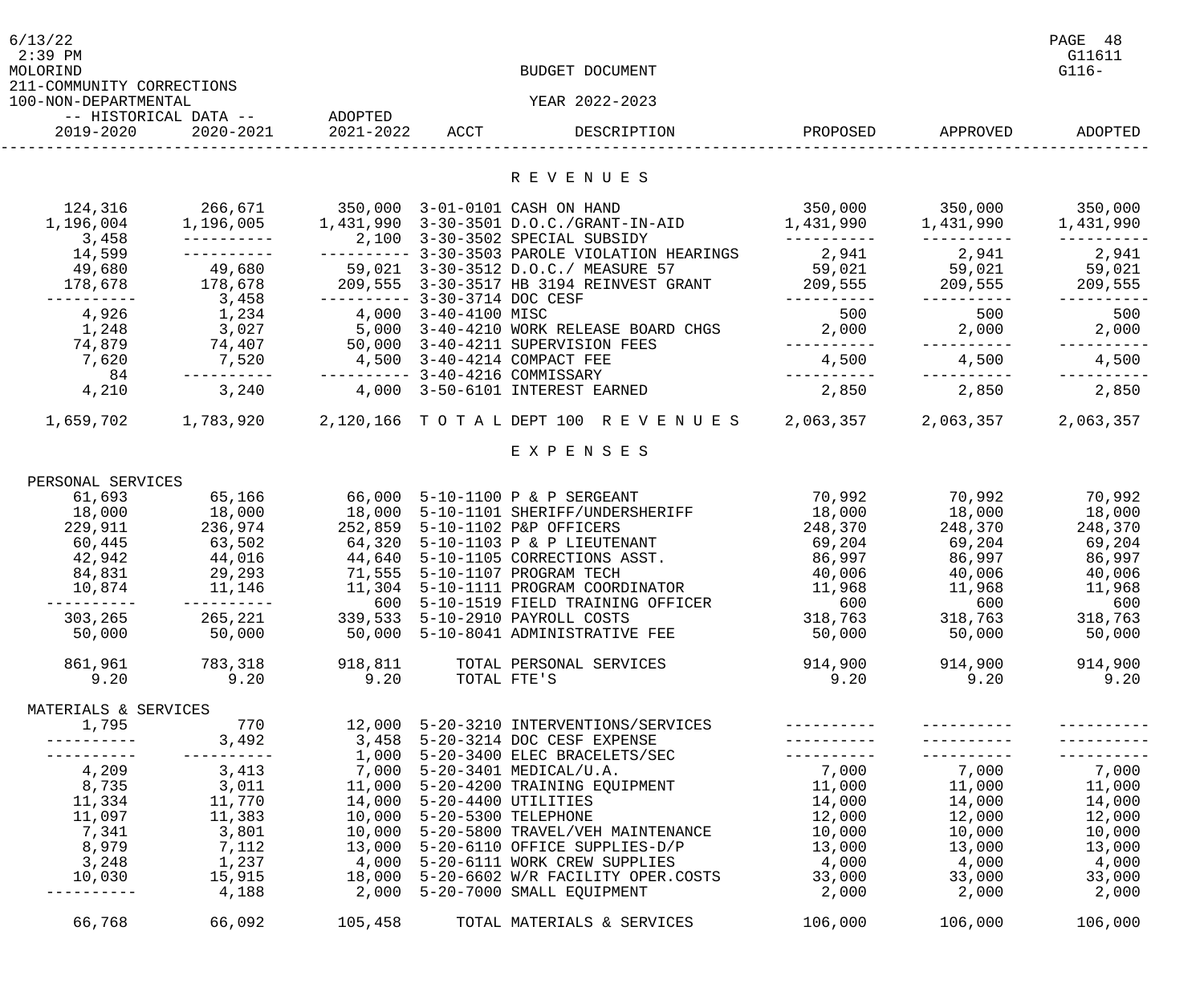BUDGET DOCUMENT

YEAR 2022-2023

211-COMMUNITY CORRECTIONS

100-NON-DEPARTMENTAL

| HISTORICAL DATA 2019-2020 | HISTORICAL DATA 2020-2021 | ADOPTED 2021-2022 | ACCT | DESCRIPTION | PROPOSED | APPROVED | ADOPTED |
|---|---|---|---|---|---|---|---|
| | | | | **R E V E N U E S** | | | |
| 124,316 | 266,671 | 350,000 | 3-01-0101 | CASH ON HAND | 350,000 | 350,000 | 350,000 |
| 1,196,004 | 1,196,005 | 1,431,990 | 3-30-3501 | D.O.C./GRANT-IN-AID | 1,431,990 | 1,431,990 | 1,431,990 |
| 3,458 | ---------- | 2,100 | 3-30-3502 | SPECIAL SUBSIDY | ---------- | ---------- | ---------- |
| 14,599 | ---------- | ---------- | 3-30-3503 | PAROLE VIOLATION HEARINGS | 2,941 | 2,941 | 2,941 |
| 49,680 | 49,680 | 59,021 | 3-30-3512 | D.O.C./ MEASURE 57 | 59,021 | 59,021 | 59,021 |
| 178,678 | 178,678 | 209,555 | 3-30-3517 | HB 3194 REINVEST GRANT | 209,555 | 209,555 | 209,555 |
| ---------- | 3,458 | ---------- | 3-30-3714 | DOC CESF | ---------- | ---------- | ---------- |
| 4,926 | 1,234 | 4,000 | 3-40-4100 | MISC | 500 | 500 | 500 |
| 1,248 | 3,027 | 5,000 | 3-40-4210 | WORK RELEASE BOARD CHGS | 2,000 | 2,000 | 2,000 |
| 74,879 | 74,407 | 50,000 | 3-40-4211 | SUPERVISION FEES | ---------- | ---------- | ---------- |
| 7,620 | 7,520 | 4,500 | 3-40-4214 | COMPACT FEE | 4,500 | 4,500 | 4,500 |
| 84 | ---------- | ---------- | 3-40-4216 | COMMISSARY | ---------- | ---------- | ---------- |
| 4,210 | 3,240 | 4,000 | 3-50-6101 | INTEREST EARNED | 2,850 | 2,850 | 2,850 |
| 1,659,702 | 1,783,920 | 2,120,166 | T O T A L | DEPT 100 R E V E N U E S | 2,063,357 | 2,063,357 | 2,063,357 |
| | | | | **E X P E N S E S** | | | |
| **PERSONAL SERVICES** | | | | | | | |
| 61,693 | 65,166 | 66,000 | 5-10-1100 | P & P SERGEANT | 70,992 | 70,992 | 70,992 |
| 18,000 | 18,000 | 18,000 | 5-10-1101 | SHERIFF/UNDERSHERIFF | 18,000 | 18,000 | 18,000 |
| 229,911 | 236,974 | 252,859 | 5-10-1102 | P&P OFFICERS | 248,370 | 248,370 | 248,370 |
| 60,445 | 63,502 | 64,320 | 5-10-1103 | P & P LIEUTENANT | 69,204 | 69,204 | 69,204 |
| 42,942 | 44,016 | 44,640 | 5-10-1105 | CORRECTIONS ASST. | 86,997 | 86,997 | 86,997 |
| 84,831 | 29,293 | 71,555 | 5-10-1107 | PROGRAM TECH | 40,006 | 40,006 | 40,006 |
| 10,874 | 11,146 | 11,304 | 5-10-1111 | PROGRAM COORDINATOR | 11,968 | 11,968 | 11,968 |
| ---------- | ---------- | 600 | 5-10-1519 | FIELD TRAINING OFFICER | 600 | 600 | 600 |
| 303,265 | 265,221 | 339,533 | 5-10-2910 | PAYROLL COSTS | 318,763 | 318,763 | 318,763 |
| 50,000 | 50,000 | 50,000 | 5-10-8041 | ADMINISTRATIVE FEE | 50,000 | 50,000 | 50,000 |
| 861,961 | 783,318 | 918,811 | | TOTAL PERSONAL SERVICES | 914,900 | 914,900 | 914,900 |
| 9.20 | 9.20 | 9.20 | | TOTAL FTE'S | 9.20 | 9.20 | 9.20 |
| **MATERIALS & SERVICES** | | | | | | | |
| 1,795 | 770 | 12,000 | 5-20-3210 | INTERVENTIONS/SERVICES | ---------- | ---------- | ---------- |
| ---------- | 3,492 | 3,458 | 5-20-3214 | DOC CESF EXPENSE | ---------- | ---------- | ---------- |
| ---------- | ---------- | 1,000 | 5-20-3400 | ELEC BRACELETS/SEC | ---------- | ---------- | ---------- |
| 4,209 | 3,413 | 7,000 | 5-20-3401 | MEDICAL/U.A. | 7,000 | 7,000 | 7,000 |
| 8,735 | 3,011 | 11,000 | 5-20-4200 | TRAINING EQUIPMENT | 11,000 | 11,000 | 11,000 |
| 11,334 | 11,770 | 14,000 | 5-20-4400 | UTILITIES | 14,000 | 14,000 | 14,000 |
| 11,097 | 11,383 | 10,000 | 5-20-5300 | TELEPHONE | 12,000 | 12,000 | 12,000 |
| 7,341 | 3,801 | 10,000 | 5-20-5800 | TRAVEL/VEH MAINTENANCE | 10,000 | 10,000 | 10,000 |
| 8,979 | 7,112 | 13,000 | 5-20-6110 | OFFICE SUPPLIES-D/P | 13,000 | 13,000 | 13,000 |
| 3,248 | 1,237 | 4,000 | 5-20-6111 | WORK CREW SUPPLIES | 4,000 | 4,000 | 4,000 |
| 10,030 | 15,915 | 18,000 | 5-20-6602 | W/R FACILITY OPER.COSTS | 33,000 | 33,000 | 33,000 |
| ---------- | 4,188 | 2,000 | 5-20-7000 | SMALL EQUIPMENT | 2,000 | 2,000 | 2,000 |
| 66,768 | 66,092 | 105,458 | | TOTAL MATERIALS & SERVICES | 106,000 | 106,000 | 106,000 |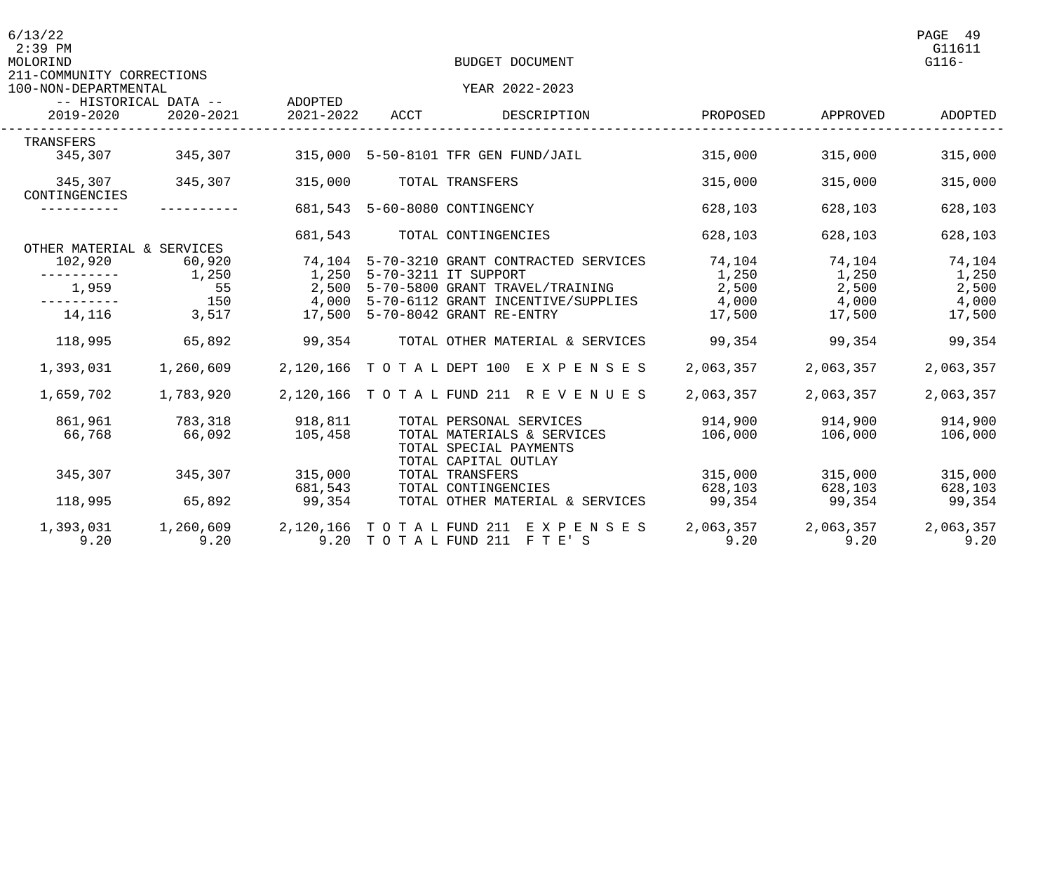BUDGET DOCUMENT

211-COMMUNITY CORRECTIONS
100-NON-DEPARTMENTAL

YEAR 2022-2023

| 2019-2020 (Historical) | 2020-2021 (Historical) | ADOPTED 2021-2022 | ACCT | DESCRIPTION | PROPOSED | APPROVED | ADOPTED |
|---|---|---|---|---|---|---|---|
| TRANSFERS | | | | | | | |
| 345,307 | 345,307 | 315,000 | 5-50-8101 | TFR GEN FUND/JAIL | 315,000 | 315,000 | 315,000 |
| 345,307 | 345,307 | 315,000 | | TOTAL TRANSFERS | 315,000 | 315,000 | 315,000 |
| CONTINGENCIES | | | | | | | |
| ---------- | ---------- | 681,543 | 5-60-8080 | CONTINGENCY | 628,103 | 628,103 | 628,103 |
| | | 681,543 | | TOTAL CONTINGENCIES | 628,103 | 628,103 | 628,103 |
| OTHER MATERIAL & SERVICES | | | | | | | |
| 102,920 | 60,920 | 74,104 | 5-70-3210 | GRANT CONTRACTED SERVICES | 74,104 | 74,104 | 74,104 |
| ---------- | 1,250 | 1,250 | 5-70-3211 | IT SUPPORT | 1,250 | 1,250 | 1,250 |
| 1,959 | 55 | 2,500 | 5-70-5800 | GRANT TRAVEL/TRAINING | 2,500 | 2,500 | 2,500 |
| ---------- | 150 | 4,000 | 5-70-6112 | GRANT INCENTIVE/SUPPLIES | 4,000 | 4,000 | 4,000 |
| 14,116 | 3,517 | 17,500 | 5-70-8042 | GRANT RE-ENTRY | 17,500 | 17,500 | 17,500 |
| 118,995 | 65,892 | 99,354 | | TOTAL OTHER MATERIAL & SERVICES | 99,354 | 99,354 | 99,354 |
| 1,393,031 | 1,260,609 | 2,120,166 | | TOTAL DEPT 100 EXPENSES | 2,063,357 | 2,063,357 | 2,063,357 |
| 1,659,702 | 1,783,920 | 2,120,166 | | TOTAL FUND 211 REVENUES | 2,063,357 | 2,063,357 | 2,063,357 |
| 861,961 | 783,318 | 918,811 | | TOTAL PERSONAL SERVICES | 914,900 | 914,900 | 914,900 |
| 66,768 | 66,092 | 105,458 | | TOTAL MATERIALS & SERVICES | 106,000 | 106,000 | 106,000 |
| | | | | TOTAL SPECIAL PAYMENTS | | | |
| | | | | TOTAL CAPITAL OUTLAY | | | |
| 345,307 | 345,307 | 315,000 | | TOTAL TRANSFERS | 315,000 | 315,000 | 315,000 |
| | | 681,543 | | TOTAL CONTINGENCIES | 628,103 | 628,103 | 628,103 |
| 118,995 | 65,892 | 99,354 | | TOTAL OTHER MATERIAL & SERVICES | 99,354 | 99,354 | 99,354 |
| 1,393,031 | 1,260,609 | 2,120,166 | | TOTAL FUND 211 EXPENSES | 2,063,357 | 2,063,357 | 2,063,357 |
| 9.20 | 9.20 | 9.20 | | TOTAL FUND 211 FTE'S | 9.20 | 9.20 | 9.20 |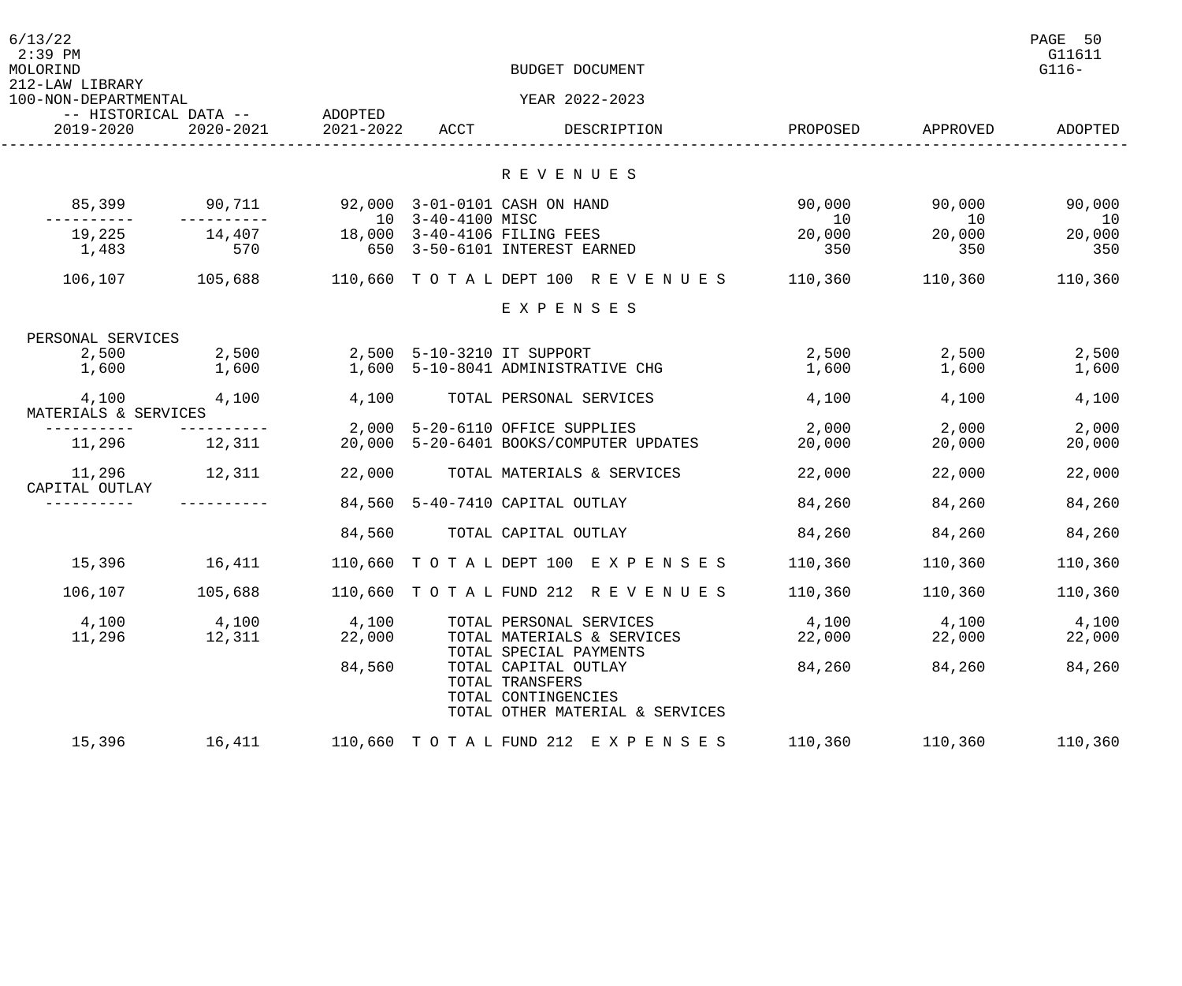BUDGET DOCUMENT

212-LAW LIBRARY

100-NON-DEPARTMENTAL

YEAR 2022-2023

| HISTORICAL DATA 2019-2020 | HISTORICAL DATA 2020-2021 | ADOPTED 2021-2022 | ACCT | DESCRIPTION | PROPOSED | APPROVED | ADOPTED |
|---|---|---|---|---|---|---|---|
| | | | | **R E V E N U E S** | | | |
| 85,399 | 90,711 | 92,000 | 3-01-0101 | CASH ON HAND | 90,000 | 90,000 | 90,000 |
| ---------- | ---------- | 10 | 3-40-4100 | MISC | 10 | 10 | 10 |
| 19,225 | 14,407 | 18,000 | 3-40-4106 | FILING FEES | 20,000 | 20,000 | 20,000 |
| 1,483 | 570 | 650 | 3-50-6101 | INTEREST EARNED | 350 | 350 | 350 |
| 106,107 | 105,688 | 110,660 | T O T A L | DEPT 100 R E V E N U E S | 110,360 | 110,360 | 110,360 |
| | | | | **E X P E N S E S** | | | |
| PERSONAL SERVICES | | | | | | | |
| 2,500 | 2,500 | 2,500 | 5-10-3210 | IT SUPPORT | 2,500 | 2,500 | 2,500 |
| 1,600 | 1,600 | 1,600 | 5-10-8041 | ADMINISTRATIVE CHG | 1,600 | 1,600 | 1,600 |
| 4,100 | 4,100 | 4,100 | | TOTAL PERSONAL SERVICES | 4,100 | 4,100 | 4,100 |
| MATERIALS & SERVICES | | | | | | | |
| ---------- | ---------- | 2,000 | 5-20-6110 | OFFICE SUPPLIES | 2,000 | 2,000 | 2,000 |
| 11,296 | 12,311 | 20,000 | 5-20-6401 | BOOKS/COMPUTER UPDATES | 20,000 | 20,000 | 20,000 |
| 11,296 | 12,311 | 22,000 | | TOTAL MATERIALS & SERVICES | 22,000 | 22,000 | 22,000 |
| CAPITAL OUTLAY | | | | | | | |
| ---------- | ---------- | 84,560 | 5-40-7410 | CAPITAL OUTLAY | 84,260 | 84,260 | 84,260 |
| | | 84,560 | | TOTAL CAPITAL OUTLAY | 84,260 | 84,260 | 84,260 |
| 15,396 | 16,411 | 110,660 | T O T A L | DEPT 100 E X P E N S E S | 110,360 | 110,360 | 110,360 |
| 106,107 | 105,688 | 110,660 | T O T A L | FUND 212 R E V E N U E S | 110,360 | 110,360 | 110,360 |
| 4,100 | 4,100 | 4,100 | | TOTAL PERSONAL SERVICES | 4,100 | 4,100 | 4,100 |
| 11,296 | 12,311 | 22,000 | | TOTAL MATERIALS & SERVICES | 22,000 | 22,000 | 22,000 |
| | | | | TOTAL SPECIAL PAYMENTS | | | |
| | | 84,560 | | TOTAL CAPITAL OUTLAY | 84,260 | 84,260 | 84,260 |
| | | | | TOTAL TRANSFERS | | | |
| | | | | TOTAL CONTINGENCIES | | | |
| | | | | TOTAL OTHER MATERIAL & SERVICES | | | |
| 15,396 | 16,411 | 110,660 | T O T A L | FUND 212 E X P E N S E S | 110,360 | 110,360 | 110,360 |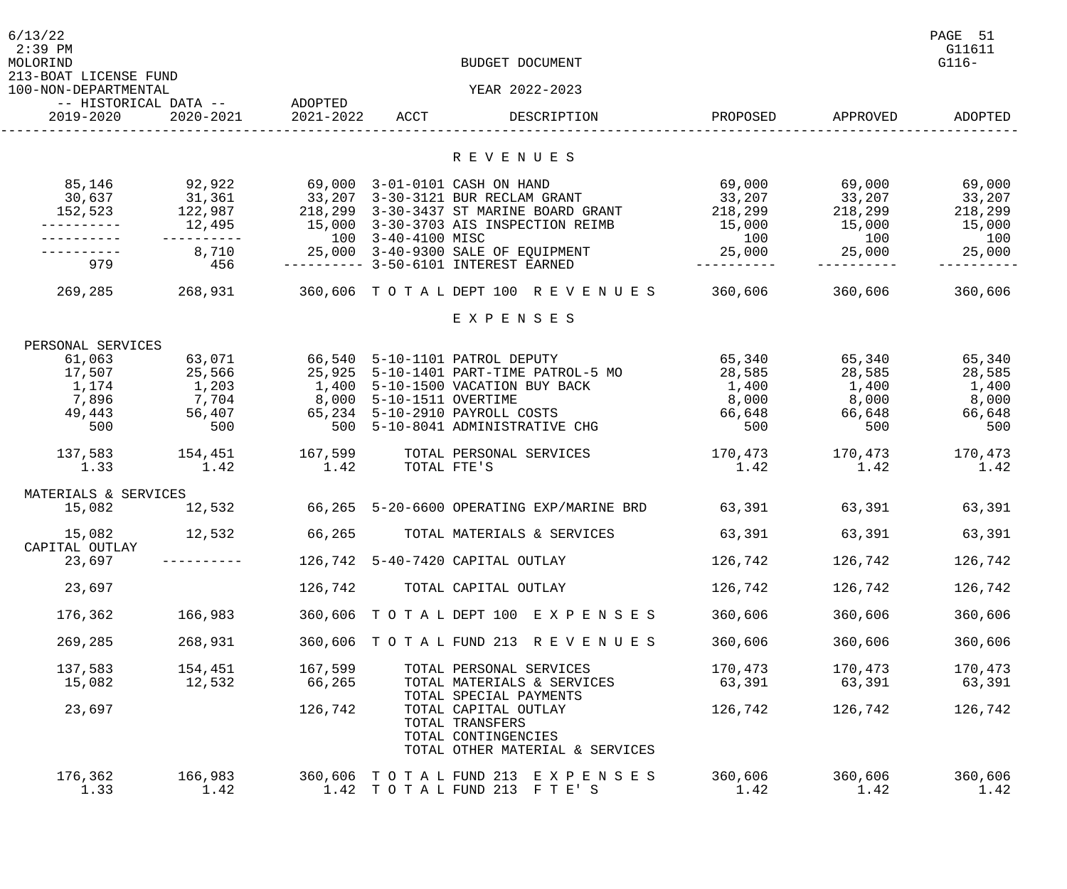BUDGET DOCUMENT

213-BOAT LICENSE FUND
100-NON-DEPARTMENTAL

YEAR 2022-2023

| 2019-2020 (Historical) | 2020-2021 (Historical) | ADOPTED 2021-2022 | ACCT | DESCRIPTION | PROPOSED | APPROVED | ADOPTED |
|---|---|---|---|---|---|---|---|
| | | | | **R E V E N U E S** | | | |
| 85,146 | 92,922 | 69,000 | 3-01-0101 | CASH ON HAND | 69,000 | 69,000 | 69,000 |
| 30,637 | 31,361 | 33,207 | 3-30-3121 | BUR RECLAM GRANT | 33,207 | 33,207 | 33,207 |
| 152,523 | 122,987 | 218,299 | 3-30-3437 | ST MARINE BOARD GRANT | 218,299 | 218,299 | 218,299 |
| ---------- | 12,495 | 15,000 | 3-30-3703 | AIS INSPECTION REIMB | 15,000 | 15,000 | 15,000 |
| ---------- | ---------- | 100 | 3-40-4100 | MISC | 100 | 100 | 100 |
| ---------- | 8,710 | 25,000 | 3-40-9300 | SALE OF EQUIPMENT | 25,000 | 25,000 | 25,000 |
| 979 | 456 | ---------- | 3-50-6101 | INTEREST EARNED | ---------- | ---------- | ---------- |
| 269,285 | 268,931 | 360,606 | | T O T A L DEPT 100 R E V E N U E S | 360,606 | 360,606 | 360,606 |
| | | | | **E X P E N S E S** | | | |
| PERSONAL SERVICES | | | | | | | |
| 61,063 | 63,071 | 66,540 | 5-10-1101 | PATROL DEPUTY | 65,340 | 65,340 | 65,340 |
| 17,507 | 25,566 | 25,925 | 5-10-1401 | PART-TIME PATROL-5 MO | 28,585 | 28,585 | 28,585 |
| 1,174 | 1,203 | 1,400 | 5-10-1500 | VACATION BUY BACK | 1,400 | 1,400 | 1,400 |
| 7,896 | 7,704 | 8,000 | 5-10-1511 | OVERTIME | 8,000 | 8,000 | 8,000 |
| 49,443 | 56,407 | 65,234 | 5-10-2910 | PAYROLL COSTS | 66,648 | 66,648 | 66,648 |
| 500 | 500 | 500 | 5-10-8041 | ADMINISTRATIVE CHG | 500 | 500 | 500 |
| 137,583 | 154,451 | 167,599 | | TOTAL PERSONAL SERVICES | 170,473 | 170,473 | 170,473 |
| 1.33 | 1.42 | 1.42 | | TOTAL FTE'S | 1.42 | 1.42 | 1.42 |
| MATERIALS & SERVICES | | | | | | | |
| 15,082 | 12,532 | 66,265 | 5-20-6600 | OPERATING EXP/MARINE BRD | 63,391 | 63,391 | 63,391 |
| 15,082 | 12,532 | 66,265 | | TOTAL MATERIALS & SERVICES | 63,391 | 63,391 | 63,391 |
| CAPITAL OUTLAY | | | | | | | |
| 23,697 | ---------- | 126,742 | 5-40-7420 | CAPITAL OUTLAY | 126,742 | 126,742 | 126,742 |
| 23,697 | | 126,742 | | TOTAL CAPITAL OUTLAY | 126,742 | 126,742 | 126,742 |
| 176,362 | 166,983 | 360,606 | | T O T A L DEPT 100 E X P E N S E S | 360,606 | 360,606 | 360,606 |
| 269,285 | 268,931 | 360,606 | | T O T A L FUND 213 R E V E N U E S | 360,606 | 360,606 | 360,606 |
| 137,583 | 154,451 | 167,599 | | TOTAL PERSONAL SERVICES | 170,473 | 170,473 | 170,473 |
| 15,082 | 12,532 | 66,265 | | TOTAL MATERIALS & SERVICES | 63,391 | 63,391 | 63,391 |
| | | | | TOTAL SPECIAL PAYMENTS | | | |
| 23,697 | | 126,742 | | TOTAL CAPITAL OUTLAY | 126,742 | 126,742 | 126,742 |
| | | | | TOTAL TRANSFERS | | | |
| | | | | TOTAL CONTINGENCIES | | | |
| | | | | TOTAL OTHER MATERIAL & SERVICES | | | |
| 176,362 | 166,983 | 360,606 | | T O T A L FUND 213 E X P E N S E S | 360,606 | 360,606 | 360,606 |
| 1.33 | 1.42 | 1.42 | | T O T A L FUND 213 F T E' S | 1.42 | 1.42 | 1.42 |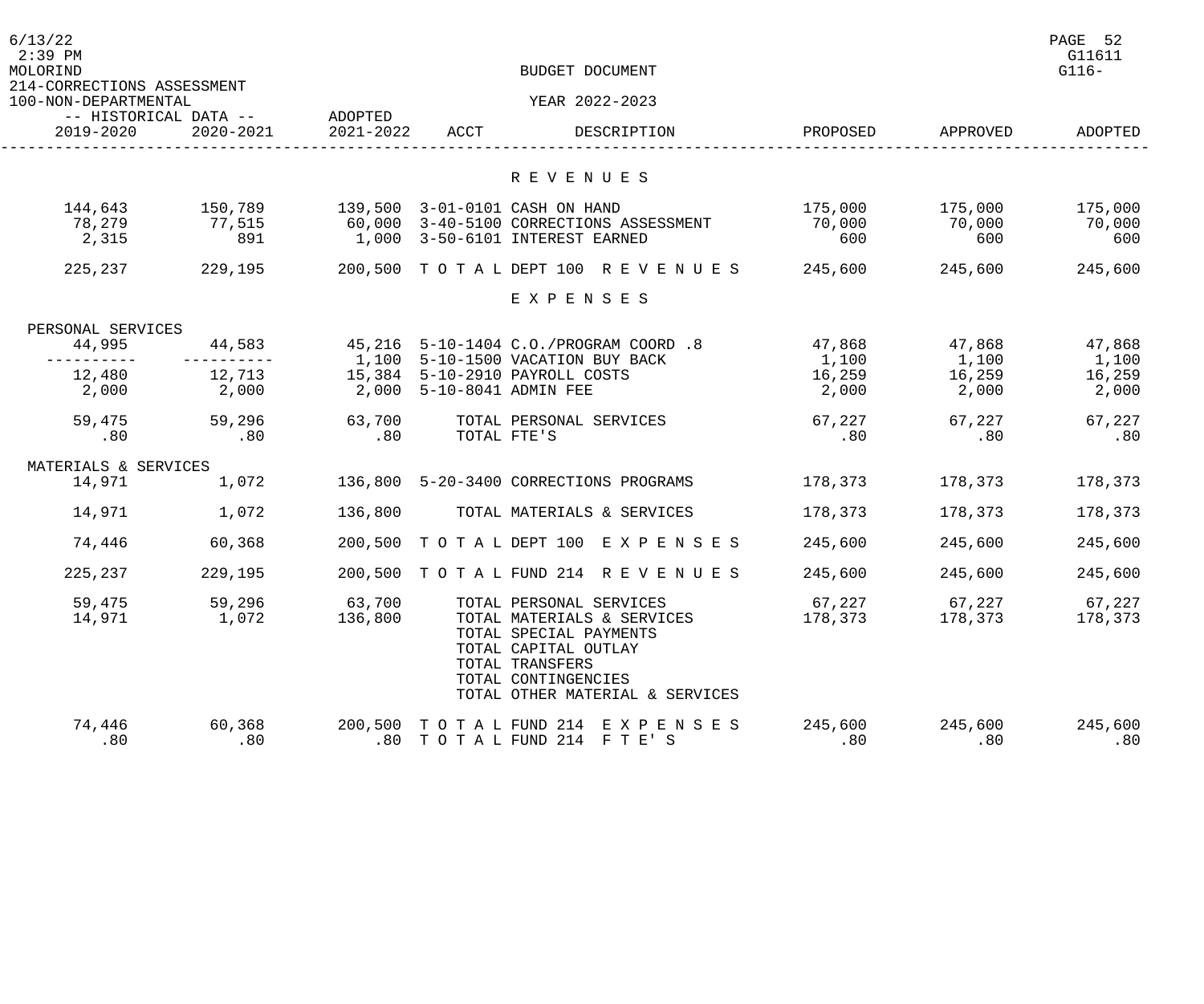BUDGET DOCUMENT

214-CORRECTIONS ASSESSMENT

100-NON-DEPARTMENTAL

YEAR 2022-2023

| 2019-2020 (Historical Data) | 2020-2021 (Historical Data) | Adopted 2021-2022 | ACCT | DESCRIPTION | PROPOSED | APPROVED | ADOPTED |
|---|---|---|---|---|---|---|---|
| | | | | **R E V E N U E S** | | | |
| 144,643 | 150,789 | 139,500 | 3-01-0101 | CASH ON HAND | 175,000 | 175,000 | 175,000 |
| 78,279 | 77,515 | 60,000 | 3-40-5100 | CORRECTIONS ASSESSMENT | 70,000 | 70,000 | 70,000 |
| 2,315 | 891 | 1,000 | 3-50-6101 | INTEREST EARNED | 600 | 600 | 600 |
| 225,237 | 229,195 | 200,500 | | T O T A L DEPT 100 R E V E N U E S | 245,600 | 245,600 | 245,600 |
| | | | | **E X P E N S E S** | | | |
| PERSONAL SERVICES | | | | | | | |
| 44,995 | 44,583 | 45,216 | 5-10-1404 | C.O./PROGRAM COORD .8 | 47,868 | 47,868 | 47,868 |
| ---------- | ---------- | 1,100 | 5-10-1500 | VACATION BUY BACK | 1,100 | 1,100 | 1,100 |
| 12,480 | 12,713 | 15,384 | 5-10-2910 | PAYROLL COSTS | 16,259 | 16,259 | 16,259 |
| 2,000 | 2,000 | 2,000 | 5-10-8041 | ADMIN FEE | 2,000 | 2,000 | 2,000 |
| 59,475 | 59,296 | 63,700 | | TOTAL PERSONAL SERVICES | 67,227 | 67,227 | 67,227 |
| .80 | .80 | .80 | | TOTAL FTE'S | .80 | .80 | .80 |
| MATERIALS & SERVICES | | | | | | | |
| 14,971 | 1,072 | 136,800 | 5-20-3400 | CORRECTIONS PROGRAMS | 178,373 | 178,373 | 178,373 |
| 14,971 | 1,072 | 136,800 | | TOTAL MATERIALS & SERVICES | 178,373 | 178,373 | 178,373 |
| 74,446 | 60,368 | 200,500 | | T O T A L DEPT 100 E X P E N S E S | 245,600 | 245,600 | 245,600 |
| 225,237 | 229,195 | 200,500 | | T O T A L FUND 214 R E V E N U E S | 245,600 | 245,600 | 245,600 |
| 59,475 | 59,296 | 63,700 | | TOTAL PERSONAL SERVICES | 67,227 | 67,227 | 67,227 |
| 14,971 | 1,072 | 136,800 | | TOTAL MATERIALS & SERVICES | 178,373 | 178,373 | 178,373 |
| | | | | TOTAL SPECIAL PAYMENTS | | | |
| | | | | TOTAL CAPITAL OUTLAY | | | |
| | | | | TOTAL TRANSFERS | | | |
| | | | | TOTAL CONTINGENCIES | | | |
| | | | | TOTAL OTHER MATERIAL & SERVICES | | | |
| 74,446 | 60,368 | 200,500 | | T O T A L FUND 214 E X P E N S E S | 245,600 | 245,600 | 245,600 |
| .80 | .80 | .80 | | T O T A L FUND 214 F T E' S | .80 | .80 | .80 |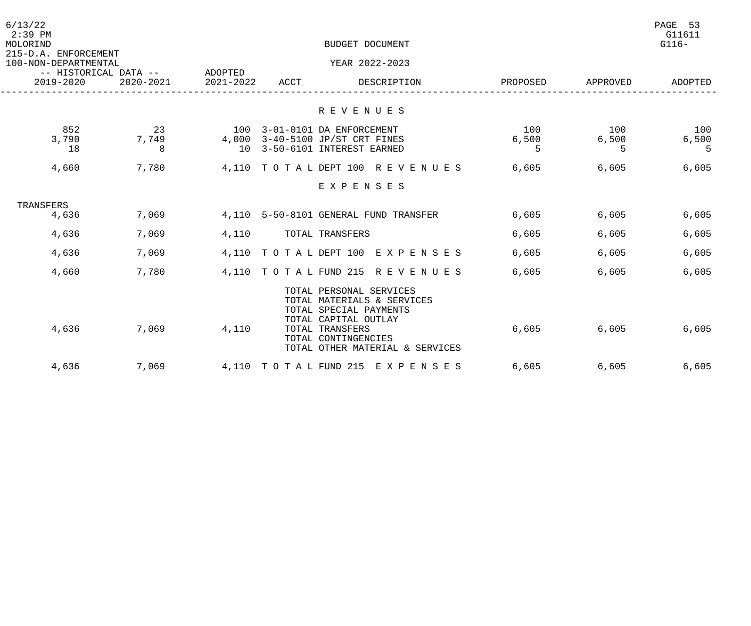BUDGET DOCUMENT

YEAR 2022-2023

215-D.A. ENFORCEMENT
100-NON-DEPARTMENTAL

| -- HISTORICAL DATA -- 2019-2020 | 2020-2021 | ADOPTED 2021-2022 | ACCT | DESCRIPTION | PROPOSED | APPROVED | ADOPTED |
|---|---|---|---|---|---|---|---|
| | | | | **R E V E N U E S** | | | |
| 852 | 23 | 100 | 3-01-0101 | DA ENFORCEMENT | 100 | 100 | 100 |
| 3,790 | 7,749 | 4,000 | 3-40-5100 | JP/ST CRT FINES | 6,500 | 6,500 | 6,500 |
| 18 | 8 | 10 | 3-50-6101 | INTEREST EARNED | 5 | 5 | 5 |
| 4,660 | 7,780 | 4,110 | T O T A L | DEPT 100 R E V E N U E S | 6,605 | 6,605 | 6,605 |
| | | | | **E X P E N S E S** | | | |
| TRANSFERS | | | | | | | |
| 4,636 | 7,069 | 4,110 | 5-50-8101 | GENERAL FUND TRANSFER | 6,605 | 6,605 | 6,605 |
| 4,636 | 7,069 | 4,110 | | TOTAL TRANSFERS | 6,605 | 6,605 | 6,605 |
| 4,636 | 7,069 | 4,110 | T O T A L | DEPT 100 E X P E N S E S | 6,605 | 6,605 | 6,605 |
| 4,660 | 7,780 | 4,110 | T O T A L | FUND 215 R E V E N U E S | 6,605 | 6,605 | 6,605 |
| | | | | TOTAL PERSONAL SERVICES | | | |
| | | | | TOTAL MATERIALS & SERVICES | | | |
| | | | | TOTAL SPECIAL PAYMENTS | | | |
| | | | | TOTAL CAPITAL OUTLAY | | | |
| 4,636 | 7,069 | 4,110 | | TOTAL TRANSFERS | 6,605 | 6,605 | 6,605 |
| | | | | TOTAL CONTINGENCIES | | | |
| | | | | TOTAL OTHER MATERIAL & SERVICES | | | |
| 4,636 | 7,069 | 4,110 | T O T A L | FUND 215 E X P E N S E S | 6,605 | 6,605 | 6,605 |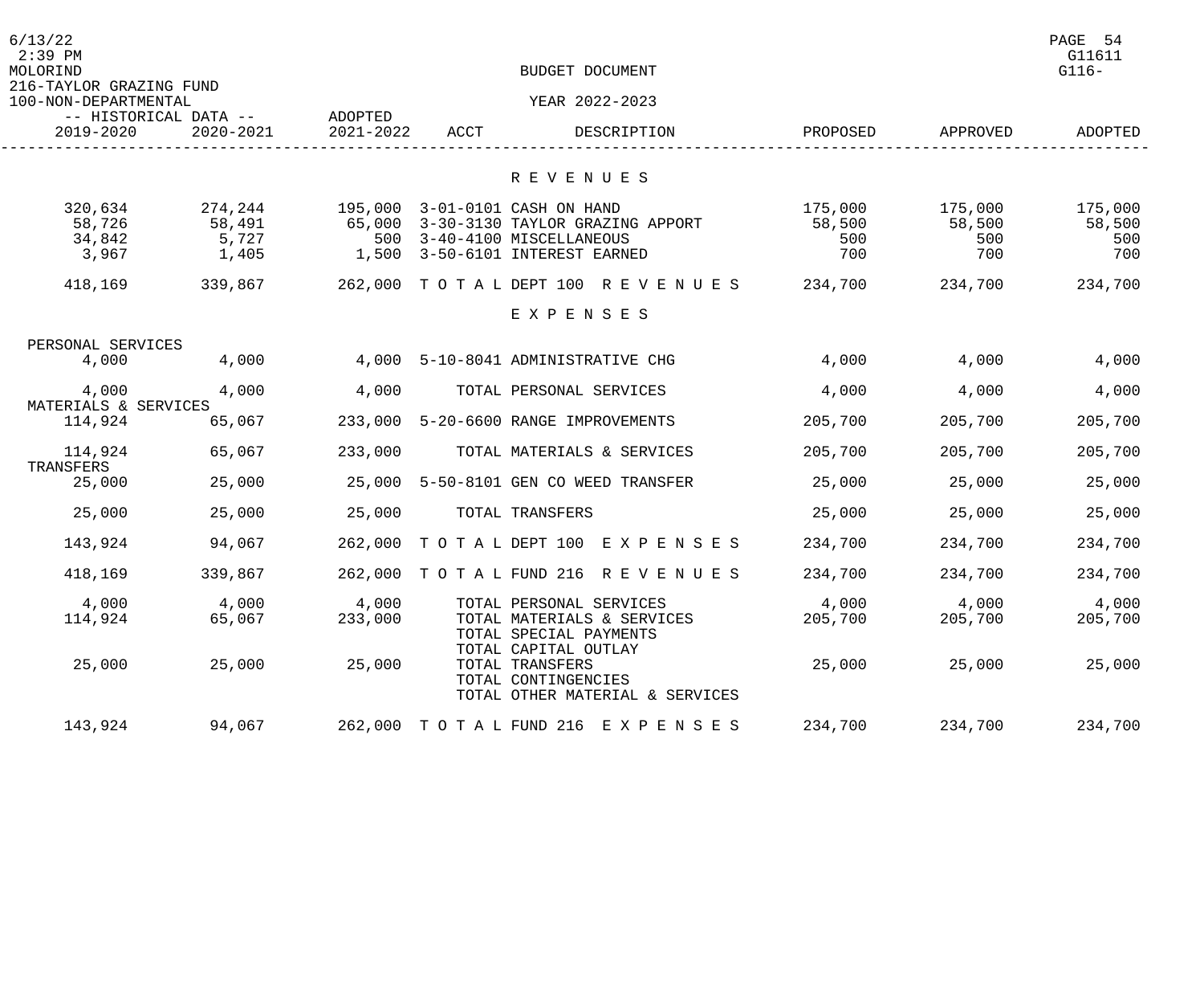BUDGET DOCUMENT

216-TAYLOR GRAZING FUND

100-NON-DEPARTMENTAL

YEAR 2022-2023

| HISTORICAL DATA 2019-2020 | HISTORICAL DATA 2020-2021 | ADOPTED 2021-2022 | ACCT | DESCRIPTION | PROPOSED | APPROVED | ADOPTED |
|---|---|---|---|---|---|---|---|
| | | | | **R E V E N U E S** | | | |
| 320,634 | 274,244 | 195,000 | 3-01-0101 | CASH ON HAND | 175,000 | 175,000 | 175,000 |
| 58,726 | 58,491 | 65,000 | 3-30-3130 | TAYLOR GRAZING APPORT | 58,500 | 58,500 | 58,500 |
| 34,842 | 5,727 | 500 | 3-40-4100 | MISCELLANEOUS | 500 | 500 | 500 |
| 3,967 | 1,405 | 1,500 | 3-50-6101 | INTEREST EARNED | 700 | 700 | 700 |
| 418,169 | 339,867 | 262,000 | T O T A L | DEPT 100 R E V E N U E S | 234,700 | 234,700 | 234,700 |
| | | | | **E X P E N S E S** | | | |
| PERSONAL SERVICES | | | | | | | |
| 4,000 | 4,000 | 4,000 | 5-10-8041 | ADMINISTRATIVE CHG | 4,000 | 4,000 | 4,000 |
| 4,000 | 4,000 | 4,000 | | TOTAL PERSONAL SERVICES | 4,000 | 4,000 | 4,000 |
| MATERIALS & SERVICES | | | | | | | |
| 114,924 | 65,067 | 233,000 | 5-20-6600 | RANGE IMPROVEMENTS | 205,700 | 205,700 | 205,700 |
| 114,924 | 65,067 | 233,000 | | TOTAL MATERIALS & SERVICES | 205,700 | 205,700 | 205,700 |
| TRANSFERS | | | | | | | |
| 25,000 | 25,000 | 25,000 | 5-50-8101 | GEN CO WEED TRANSFER | 25,000 | 25,000 | 25,000 |
| 25,000 | 25,000 | 25,000 | | TOTAL TRANSFERS | 25,000 | 25,000 | 25,000 |
| 143,924 | 94,067 | 262,000 | T O T A L | DEPT 100 E X P E N S E S | 234,700 | 234,700 | 234,700 |
| 418,169 | 339,867 | 262,000 | T O T A L | FUND 216 R E V E N U E S | 234,700 | 234,700 | 234,700 |
| 4,000 | 4,000 | 4,000 | | TOTAL PERSONAL SERVICES | 4,000 | 4,000 | 4,000 |
| 114,924 | 65,067 | 233,000 | | TOTAL MATERIALS & SERVICES | 205,700 | 205,700 | 205,700 |
| | | | | TOTAL SPECIAL PAYMENTS | | | |
| | | | | TOTAL CAPITAL OUTLAY | | | |
| 25,000 | 25,000 | 25,000 | | TOTAL TRANSFERS | 25,000 | 25,000 | 25,000 |
| | | | | TOTAL CONTINGENCIES | | | |
| | | | | TOTAL OTHER MATERIAL & SERVICES | | | |
| 143,924 | 94,067 | 262,000 | T O T A L | FUND 216 E X P E N S E S | 234,700 | 234,700 | 234,700 |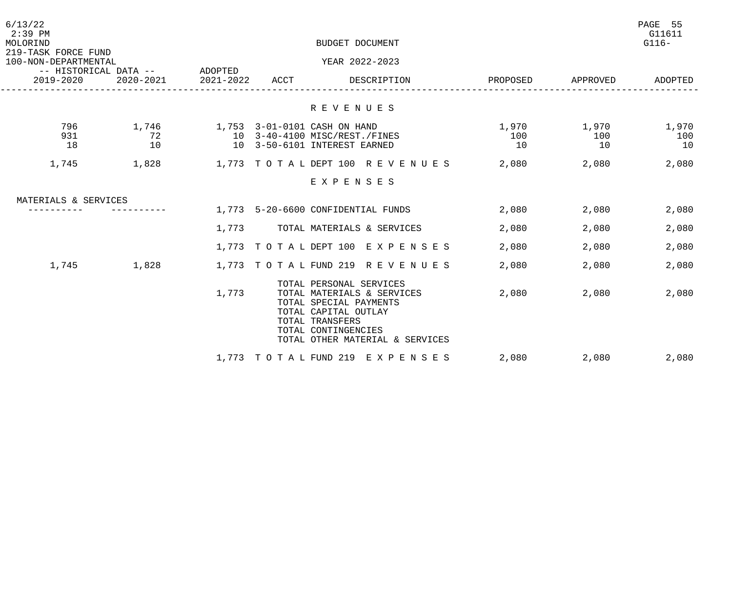BUDGET DOCUMENT

219-TASK FORCE FUND
100-NON-DEPARTMENTAL

YEAR 2022-2023

| -- HISTORICAL DATA -- | | ADOPTED | | | | | |
|---|---|---|---|---|---|---|---|
| 2019-2020 | 2020-2021 | 2021-2022 | ACCT | DESCRIPTION | PROPOSED | APPROVED | ADOPTED |
| | | | | **R E V E N U E S** | | | |
| 796 | 1,746 | 1,753 | 3-01-0101 | CASH ON HAND | 1,970 | 1,970 | 1,970 |
| 931 | 72 | 10 | 3-40-4100 | MISC/REST./FINES | 100 | 100 | 100 |
| 18 | 10 | 10 | 3-50-6101 | INTEREST EARNED | 10 | 10 | 10 |
| 1,745 | 1,828 | 1,773 | T O T A L | DEPT 100 R E V E N U E S | 2,080 | 2,080 | 2,080 |
| | | | | **E X P E N S E S** | | | |
| MATERIALS & SERVICES | | | | | | | |
| ---------- | ---------- | 1,773 | 5-20-6600 | CONFIDENTIAL FUNDS | 2,080 | 2,080 | 2,080 |
| | | 1,773 | | TOTAL MATERIALS & SERVICES | 2,080 | 2,080 | 2,080 |
| | | 1,773 | T O T A L | DEPT 100 E X P E N S E S | 2,080 | 2,080 | 2,080 |
| 1,745 | 1,828 | 1,773 | T O T A L | FUND 219 R E V E N U E S | 2,080 | 2,080 | 2,080 |
| | | | | TOTAL PERSONAL SERVICES | | | |
| | | 1,773 | | TOTAL MATERIALS & SERVICES | 2,080 | 2,080 | 2,080 |
| | | | | TOTAL SPECIAL PAYMENTS | | | |
| | | | | TOTAL CAPITAL OUTLAY | | | |
| | | | | TOTAL TRANSFERS | | | |
| | | | | TOTAL CONTINGENCIES | | | |
| | | | | TOTAL OTHER MATERIAL & SERVICES | | | |
| | | 1,773 | T O T A L | FUND 219 E X P E N S E S | 2,080 | 2,080 | 2,080 |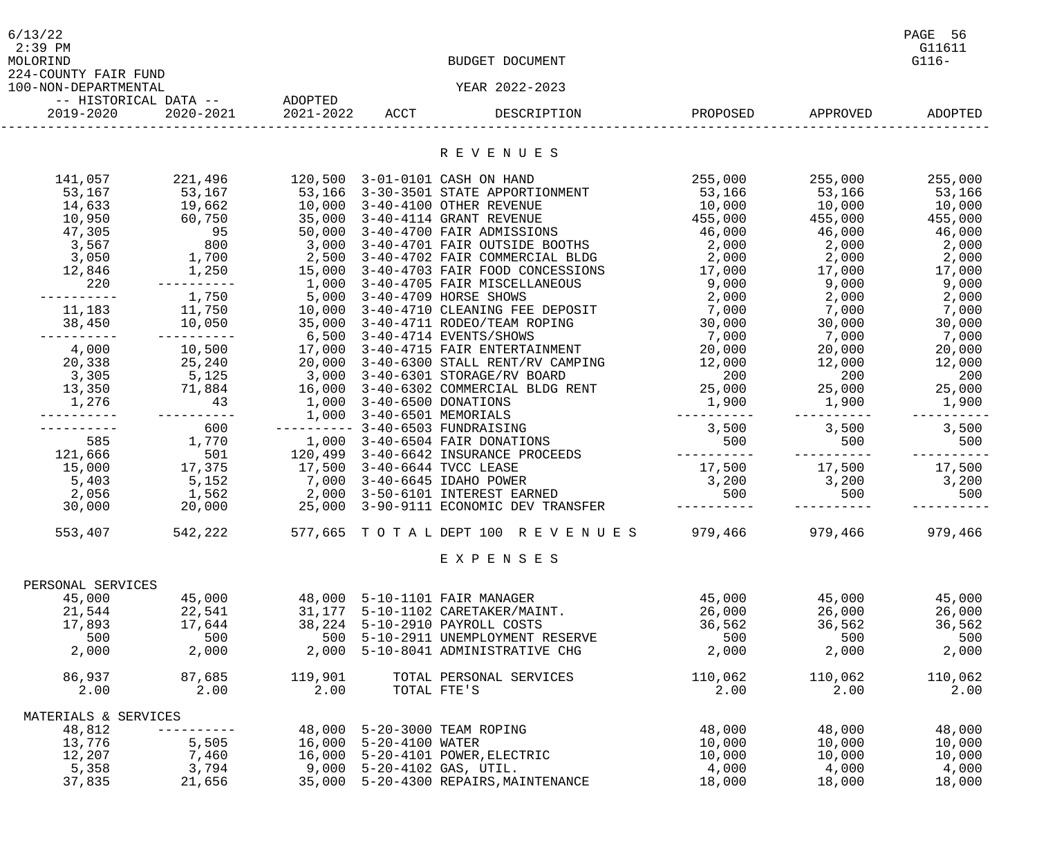6/13/22
2:39 PM
MOLORIND
224-COUNTY FAIR FUND
100-NON-DEPARTMENTAL

BUDGET DOCUMENT

YEAR 2022-2023

G11611
G116-

| -- HISTORICAL DATA -- 2019-2020 | 2020-2021 | ADOPTED 2021-2022 | ACCT | DESCRIPTION | PROPOSED | APPROVED | ADOPTED |
|---|---|---|---|---|---|---|---|
| | | | | **R E V E N U E S** | | | |
| 141,057 | 221,496 | 120,500 | 3-01-0101 | CASH ON HAND | 255,000 | 255,000 | 255,000 |
| 53,167 | 53,167 | 53,166 | 3-30-3501 | STATE APPORTIONMENT | 53,166 | 53,166 | 53,166 |
| 14,633 | 19,662 | 10,000 | 3-40-4100 | OTHER REVENUE | 10,000 | 10,000 | 10,000 |
| 10,950 | 60,750 | 35,000 | 3-40-4114 | GRANT REVENUE | 455,000 | 455,000 | 455,000 |
| 47,305 | 95 | 50,000 | 3-40-4700 | FAIR ADMISSIONS | 46,000 | 46,000 | 46,000 |
| 3,567 | 800 | 3,000 | 3-40-4701 | FAIR OUTSIDE BOOTHS | 2,000 | 2,000 | 2,000 |
| 3,050 | 1,700 | 2,500 | 3-40-4702 | FAIR COMMERCIAL BLDG | 2,000 | 2,000 | 2,000 |
| 12,846 | 1,250 | 15,000 | 3-40-4703 | FAIR FOOD CONCESSIONS | 17,000 | 17,000 | 17,000 |
| 220 | ---------- | 1,000 | 3-40-4705 | FAIR MISCELLANEOUS | 9,000 | 9,000 | 9,000 |
| ---------- | 1,750 | 5,000 | 3-40-4709 | HORSE SHOWS | 2,000 | 2,000 | 2,000 |
| 11,183 | 11,750 | 10,000 | 3-40-4710 | CLEANING FEE DEPOSIT | 7,000 | 7,000 | 7,000 |
| 38,450 | 10,050 | 35,000 | 3-40-4711 | RODEO/TEAM ROPING | 30,000 | 30,000 | 30,000 |
| ---------- | ---------- | 6,500 | 3-40-4714 | EVENTS/SHOWS | 7,000 | 7,000 | 7,000 |
| 4,000 | 10,500 | 17,000 | 3-40-4715 | FAIR ENTERTAINMENT | 20,000 | 20,000 | 20,000 |
| 20,338 | 25,240 | 20,000 | 3-40-6300 | STALL RENT/RV CAMPING | 12,000 | 12,000 | 12,000 |
| 3,305 | 5,125 | 3,000 | 3-40-6301 | STORAGE/RV BOARD | 200 | 200 | 200 |
| 13,350 | 71,884 | 16,000 | 3-40-6302 | COMMERCIAL BLDG RENT | 25,000 | 25,000 | 25,000 |
| 1,276 | 43 | 1,000 | 3-40-6500 | DONATIONS | 1,900 | 1,900 | 1,900 |
| ---------- | ---------- | 1,000 | 3-40-6501 | MEMORIALS | ---------- | ---------- | ---------- |
| ---------- | 600 | ---------- | 3-40-6503 | FUNDRAISING | 3,500 | 3,500 | 3,500 |
| 585 | 1,770 | 1,000 | 3-40-6504 | FAIR DONATIONS | 500 | 500 | 500 |
| 121,666 | 501 | 120,499 | 3-40-6642 | INSURANCE PROCEEDS | ---------- | ---------- | ---------- |
| 15,000 | 17,375 | 17,500 | 3-40-6644 | TVCC LEASE | 17,500 | 17,500 | 17,500 |
| 5,403 | 5,152 | 7,000 | 3-40-6645 | IDAHO POWER | 3,200 | 3,200 | 3,200 |
| 2,056 | 1,562 | 2,000 | 3-50-6101 | INTEREST EARNED | 500 | 500 | 500 |
| 30,000 | 20,000 | 25,000 | 3-90-9111 | ECONOMIC DEV TRANSFER | ---------- | ---------- | ---------- |
| 553,407 | 542,222 | 577,665 | T O T A L | DEPT 100 R E V E N U E S | 979,466 | 979,466 | 979,466 |
| | | | | **E X P E N S E S** | | | |
| PERSONAL SERVICES | | | | | | | |
| 45,000 | 45,000 | 48,000 | 5-10-1101 | FAIR MANAGER | 45,000 | 45,000 | 45,000 |
| 21,544 | 22,541 | 31,177 | 5-10-1102 | CARETAKER/MAINT. | 26,000 | 26,000 | 26,000 |
| 17,893 | 17,644 | 38,224 | 5-10-2910 | PAYROLL COSTS | 36,562 | 36,562 | 36,562 |
| 500 | 500 | 500 | 5-10-2911 | UNEMPLOYMENT RESERVE | 500 | 500 | 500 |
| 2,000 | 2,000 | 2,000 | 5-10-8041 | ADMINISTRATIVE CHG | 2,000 | 2,000 | 2,000 |
| 86,937 | 87,685 | 119,901 | | TOTAL PERSONAL SERVICES | 110,062 | 110,062 | 110,062 |
| 2.00 | 2.00 | 2.00 | | TOTAL FTE'S | 2.00 | 2.00 | 2.00 |
| MATERIALS & SERVICES | | | | | | | |
| 48,812 | ---------- | 48,000 | 5-20-3000 | TEAM ROPING | 48,000 | 48,000 | 48,000 |
| 13,776 | 5,505 | 16,000 | 5-20-4100 | WATER | 10,000 | 10,000 | 10,000 |
| 12,207 | 7,460 | 16,000 | 5-20-4101 | POWER,ELECTRIC | 10,000 | 10,000 | 10,000 |
| 5,358 | 3,794 | 9,000 | 5-20-4102 | GAS, UTIL. | 4,000 | 4,000 | 4,000 |
| 37,835 | 21,656 | 35,000 | 5-20-4300 | REPAIRS,MAINTENANCE | 18,000 | 18,000 | 18,000 |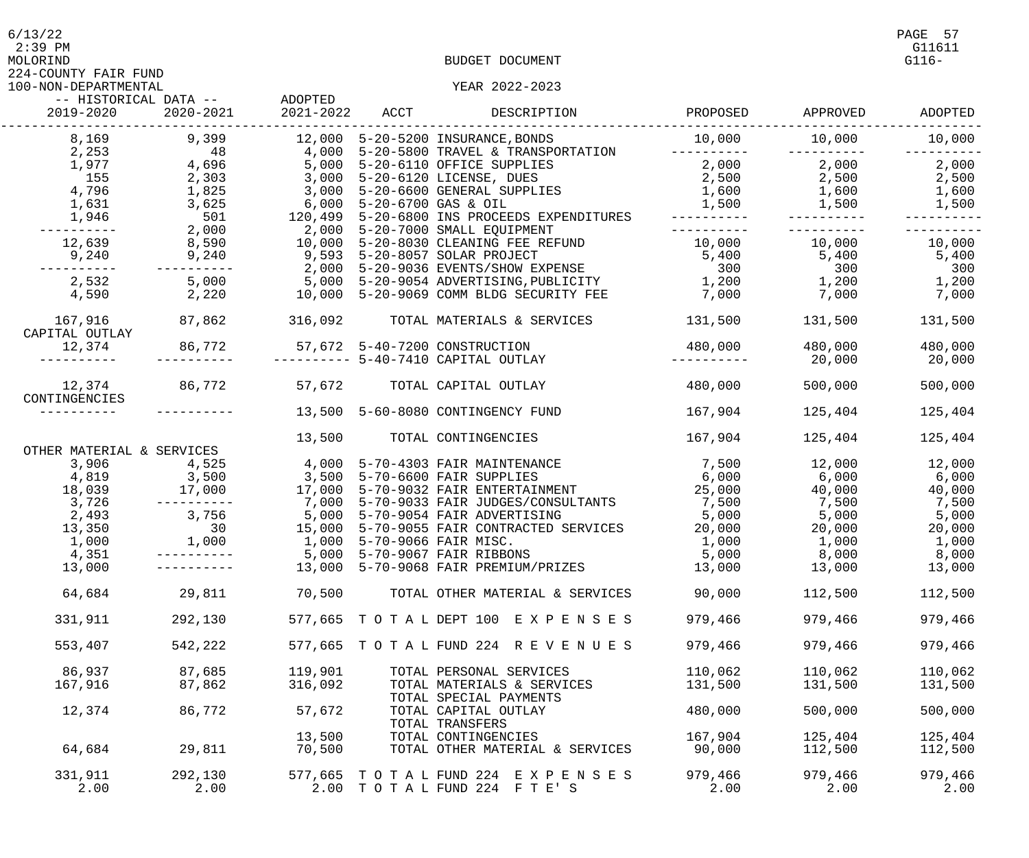BUDGET DOCUMENT

224-COUNTY FAIR FUND

100-NON-DEPARTMENTAL

YEAR 2022-2023

| 2019-2020 | 2020-2021 | ADOPTED 2021-2022 | ACCT | DESCRIPTION | PROPOSED | APPROVED | ADOPTED |
|---|---|---|---|---|---|---|---|
| 8,169 | 9,399 | 12,000 | 5-20-5200 | INSURANCE,BONDS | 10,000 | 10,000 | 10,000 |
| 2,253 | 48 | 4,000 | 5-20-5800 | TRAVEL & TRANSPORTATION | ---------- | ---------- | ---------- |
| 1,977 | 4,696 | 5,000 | 5-20-6110 | OFFICE SUPPLIES | 2,000 | 2,000 | 2,000 |
| 155 | 2,303 | 3,000 | 5-20-6120 | LICENSE, DUES | 2,500 | 2,500 | 2,500 |
| 4,796 | 1,825 | 3,000 | 5-20-6600 | GENERAL SUPPLIES | 1,600 | 1,600 | 1,600 |
| 1,631 | 3,625 | 6,000 | 5-20-6700 | GAS & OIL | 1,500 | 1,500 | 1,500 |
| 1,946 | 501 | 120,499 | 5-20-6800 | INS PROCEEDS EXPENDITURES | ---------- | ---------- | ---------- |
| ---------- | 2,000 | 2,000 | 5-20-7000 | SMALL EQUIPMENT | ---------- | ---------- | ---------- |
| 12,639 | 8,590 | 10,000 | 5-20-8030 | CLEANING FEE REFUND | 10,000 | 10,000 | 10,000 |
| 9,240 | 9,240 | 9,593 | 5-20-8057 | SOLAR PROJECT | 5,400 | 5,400 | 5,400 |
| ---------- | ---------- | 2,000 | 5-20-9036 | EVENTS/SHOW EXPENSE | 300 | 300 | 300 |
| 2,532 | 5,000 | 5,000 | 5-20-9054 | ADVERTISING,PUBLICITY | 1,200 | 1,200 | 1,200 |
| 4,590 | 2,220 | 10,000 | 5-20-9069 | COMM BLDG SECURITY FEE | 7,000 | 7,000 | 7,000 |
| 167,916 | 87,862 | 316,092 | | TOTAL MATERIALS & SERVICES | 131,500 | 131,500 | 131,500 |
| CAPITAL OUTLAY | | | | | | | |
| 12,374 | 86,772 | 57,672 | 5-40-7200 | CONSTRUCTION | 480,000 | 480,000 | 480,000 |
| ---------- | ---------- | ---------- | 5-40-7410 | CAPITAL OUTLAY | ---------- | 20,000 | 20,000 |
| 12,374 | 86,772 | 57,672 | | TOTAL CAPITAL OUTLAY | 480,000 | 500,000 | 500,000 |
| CONTINGENCIES | | | | | | | |
| ---------- | ---------- | 13,500 | 5-60-8080 | CONTINGENCY FUND | 167,904 | 125,404 | 125,404 |
| | | 13,500 | | TOTAL CONTINGENCIES | 167,904 | 125,404 | 125,404 |
| OTHER MATERIAL & SERVICES | | | | | | | |
| 3,906 | 4,525 | 4,000 | 5-70-4303 | FAIR MAINTENANCE | 7,500 | 12,000 | 12,000 |
| 4,819 | 3,500 | 3,500 | 5-70-6600 | FAIR SUPPLIES | 6,000 | 6,000 | 6,000 |
| 18,039 | 17,000 | 17,000 | 5-70-9032 | FAIR ENTERTAINMENT | 25,000 | 40,000 | 40,000 |
| 3,726 | ---------- | 7,000 | 5-70-9033 | FAIR JUDGES/CONSULTANTS | 7,500 | 7,500 | 7,500 |
| 2,493 | 3,756 | 5,000 | 5-70-9054 | FAIR ADVERTISING | 5,000 | 5,000 | 5,000 |
| 13,350 | 30 | 15,000 | 5-70-9055 | FAIR CONTRACTED SERVICES | 20,000 | 20,000 | 20,000 |
| 1,000 | 1,000 | 1,000 | 5-70-9066 | FAIR MISC. | 1,000 | 1,000 | 1,000 |
| 4,351 | ---------- | 5,000 | 5-70-9067 | FAIR RIBBONS | 5,000 | 8,000 | 8,000 |
| 13,000 | ---------- | 13,000 | 5-70-9068 | FAIR PREMIUM/PRIZES | 13,000 | 13,000 | 13,000 |
| 64,684 | 29,811 | 70,500 | | TOTAL OTHER MATERIAL & SERVICES | 90,000 | 112,500 | 112,500 |
| 331,911 | 292,130 | 577,665 | TOTAL | DEPT 100 EXPENSES | 979,466 | 979,466 | 979,466 |
| 553,407 | 542,222 | 577,665 | TOTAL | FUND 224 REVENUES | 979,466 | 979,466 | 979,466 |
| 86,937 | 87,685 | 119,901 | | TOTAL PERSONAL SERVICES | 110,062 | 110,062 | 110,062 |
| 167,916 | 87,862 | 316,092 | | TOTAL MATERIALS & SERVICES | 131,500 | 131,500 | 131,500 |
| | | | | TOTAL SPECIAL PAYMENTS | | | |
| 12,374 | 86,772 | 57,672 | | TOTAL CAPITAL OUTLAY | 480,000 | 500,000 | 500,000 |
| | | | | TOTAL TRANSFERS | | | |
| | | 13,500 | | TOTAL CONTINGENCIES | 167,904 | 125,404 | 125,404 |
| 64,684 | 29,811 | 70,500 | | TOTAL OTHER MATERIAL & SERVICES | 90,000 | 112,500 | 112,500 |
| 331,911 | 292,130 | 577,665 | TOTAL | FUND 224 EXPENSES | 979,466 | 979,466 | 979,466 |
| 2.00 | 2.00 | 2.00 | TOTAL | FUND 224 FTE'S | 2.00 | 2.00 | 2.00 |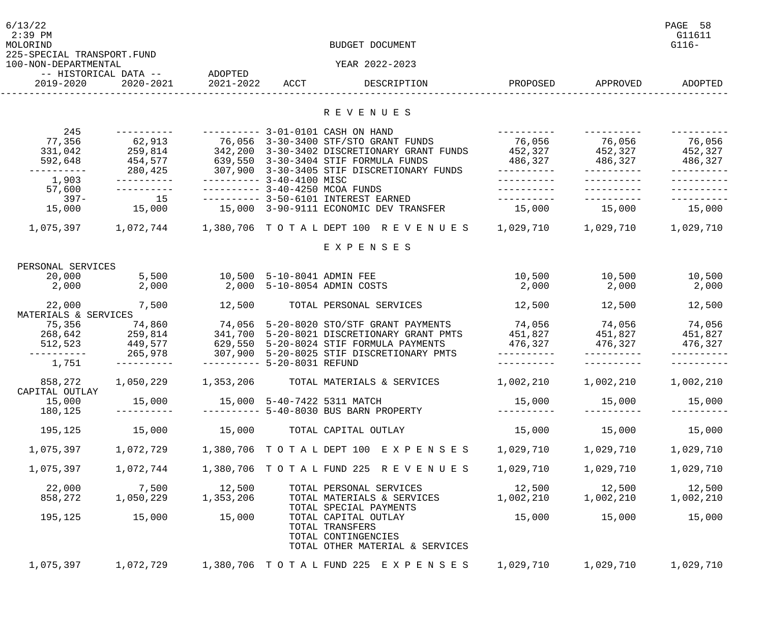BUDGET DOCUMENT

225-SPECIAL TRANSPORT.FUND
100-NON-DEPARTMENTAL

YEAR 2022-2023

| 2019-2020 | 2020-2021 | ADOPTED 2021-2022 | ACCT | DESCRIPTION | PROPOSED | APPROVED | ADOPTED |
|---|---|---|---|---|---|---|---|
| | | | | **R E V E N U E S** | | | |
| 245 | ---------- | ---------- | 3-01-0101 | CASH ON HAND | ---------- | ---------- | ---------- |
| 77,356 | 62,913 | 76,056 | 3-30-3400 | STF/STO GRANT FUNDS | 76,056 | 76,056 | 76,056 |
| 331,042 | 259,814 | 342,200 | 3-30-3402 | DISCRETIONARY GRANT FUNDS | 452,327 | 452,327 | 452,327 |
| 592,648 | 454,577 | 639,550 | 3-30-3404 | STIF FORMULA FUNDS | 486,327 | 486,327 | 486,327 |
| ---------- | 280,425 | 307,900 | 3-30-3405 | STIF DISCRETIONARY FUNDS | ---------- | ---------- | ---------- |
| 1,903 | ---------- | ---------- | 3-40-4100 | MISC | ---------- | ---------- | ---------- |
| 57,600 | ---------- | ---------- | 3-40-4250 | MCOA FUNDS | ---------- | ---------- | ---------- |
| 397- | 15 | ---------- | 3-50-6101 | INTEREST EARNED | ---------- | ---------- | ---------- |
| 15,000 | 15,000 | 15,000 | 3-90-9111 | ECONOMIC DEV TRANSFER | 15,000 | 15,000 | 15,000 |
| 1,075,397 | 1,072,744 | 1,380,706 | T O T A L | DEPT 100 R E V E N U E S | 1,029,710 | 1,029,710 | 1,029,710 |
| | | | | **E X P E N S E S** | | | |
| PERSONAL SERVICES | | | | | | | |
| 20,000 | 5,500 | 10,500 | 5-10-8041 | ADMIN FEE | 10,500 | 10,500 | 10,500 |
| 2,000 | 2,000 | 2,000 | 5-10-8054 | ADMIN COSTS | 2,000 | 2,000 | 2,000 |
| 22,000 | 7,500 | 12,500 | | TOTAL PERSONAL SERVICES | 12,500 | 12,500 | 12,500 |
| MATERIALS & SERVICES | | | | | | | |
| 75,356 | 74,860 | 74,056 | 5-20-8020 | STO/STF GRANT PAYMENTS | 74,056 | 74,056 | 74,056 |
| 268,642 | 259,814 | 341,700 | 5-20-8021 | DISCRETIONARY GRANT PMTS | 451,827 | 451,827 | 451,827 |
| 512,523 | 449,577 | 629,550 | 5-20-8024 | STIF FORMULA PAYMENTS | 476,327 | 476,327 | 476,327 |
| ---------- | 265,978 | 307,900 | 5-20-8025 | STIF DISCRETIONARY PMTS | ---------- | ---------- | ---------- |
| 1,751 | ---------- | ---------- | 5-20-8031 | REFUND | ---------- | ---------- | ---------- |
| 858,272 | 1,050,229 | 1,353,206 | | TOTAL MATERIALS & SERVICES | 1,002,210 | 1,002,210 | 1,002,210 |
| CAPITAL OUTLAY | | | | | | | |
| 15,000 | 15,000 | 15,000 | 5-40-7422 | 5311 MATCH | 15,000 | 15,000 | 15,000 |
| 180,125 | ---------- | ---------- | 5-40-8030 | BUS BARN PROPERTY | ---------- | ---------- | ---------- |
| 195,125 | 15,000 | 15,000 | | TOTAL CAPITAL OUTLAY | 15,000 | 15,000 | 15,000 |
| 1,075,397 | 1,072,729 | 1,380,706 | T O T A L | DEPT 100 E X P E N S E S | 1,029,710 | 1,029,710 | 1,029,710 |
| 1,075,397 | 1,072,744 | 1,380,706 | T O T A L | FUND 225 R E V E N U E S | 1,029,710 | 1,029,710 | 1,029,710 |
| 22,000 | 7,500 | 12,500 | | TOTAL PERSONAL SERVICES | 12,500 | 12,500 | 12,500 |
| 858,272 | 1,050,229 | 1,353,206 | | TOTAL MATERIALS & SERVICES | 1,002,210 | 1,002,210 | 1,002,210 |
| | | | | TOTAL SPECIAL PAYMENTS | | | |
| 195,125 | 15,000 | 15,000 | | TOTAL CAPITAL OUTLAY | 15,000 | 15,000 | 15,000 |
| | | | | TOTAL TRANSFERS | | | |
| | | | | TOTAL CONTINGENCIES | | | |
| | | | | TOTAL OTHER MATERIAL & SERVICES | | | |
| 1,075,397 | 1,072,729 | 1,380,706 | T O T A L | FUND 225 E X P E N S E S | 1,029,710 | 1,029,710 | 1,029,710 |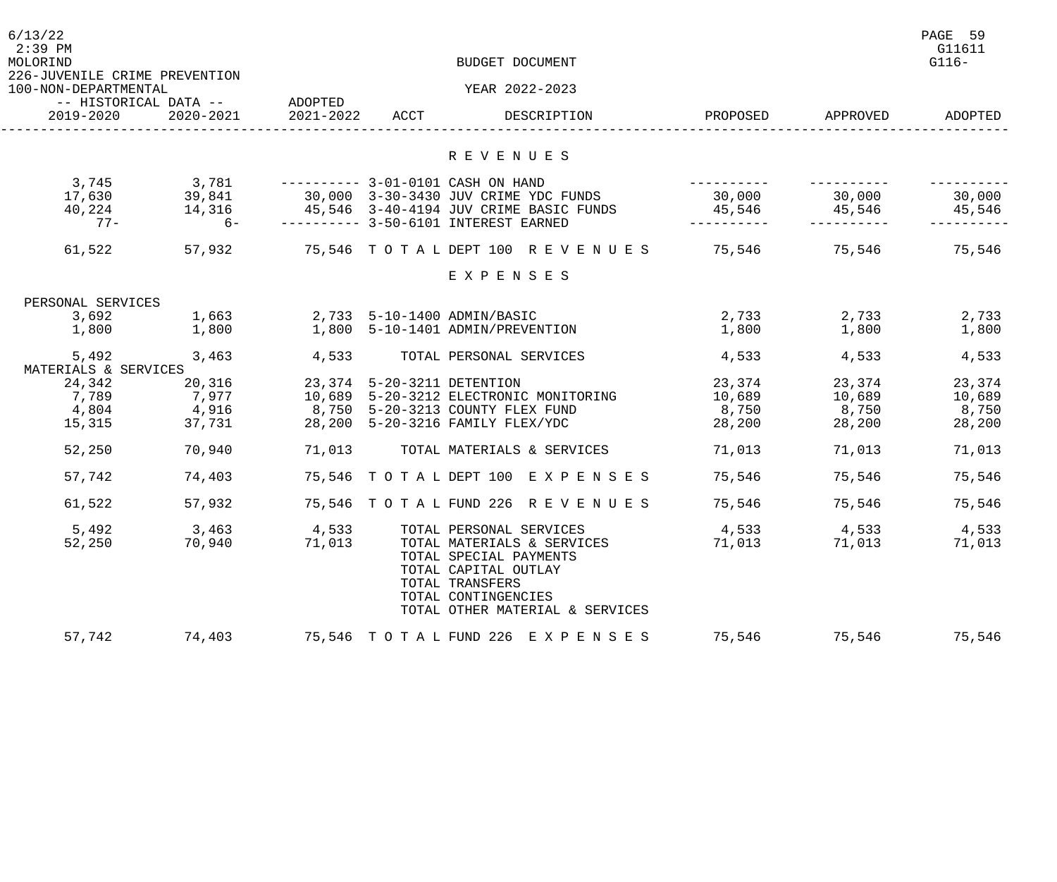BUDGET DOCUMENT

YEAR 2022-2023

MOLORIND

226-JUVENILE CRIME PREVENTION

100-NON-DEPARTMENTAL

| 2019-2020 | 2020-2021 | ADOPTED 2021-2022 | ACCT | DESCRIPTION | PROPOSED | APPROVED | ADOPTED |
|---|---|---|---|---|---|---|---|
| | | | | **R E V E N U E S** | | | |
| 3,745 | 3,781 | ---------- | 3-01-0101 | CASH ON HAND | ---------- | ---------- | ---------- |
| 17,630 | 39,841 | 30,000 | 3-30-3430 | JUV CRIME YDC FUNDS | 30,000 | 30,000 | 30,000 |
| 40,224 | 14,316 | 45,546 | 3-40-4194 | JUV CRIME BASIC FUNDS | 45,546 | 45,546 | 45,546 |
| 77- | 6- | ---------- | 3-50-6101 | INTEREST EARNED | ---------- | ---------- | ---------- |
| 61,522 | 57,932 | 75,546 | T O T A L | DEPT 100 R E V E N U E S | 75,546 | 75,546 | 75,546 |
| | | | | **E X P E N S E S** | | | |
| PERSONAL SERVICES | | | | | | | |
| 3,692 | 1,663 | 2,733 | 5-10-1400 | ADMIN/BASIC | 2,733 | 2,733 | 2,733 |
| 1,800 | 1,800 | 1,800 | 5-10-1401 | ADMIN/PREVENTION | 1,800 | 1,800 | 1,800 |
| 5,492 | 3,463 | 4,533 | | TOTAL PERSONAL SERVICES | 4,533 | 4,533 | 4,533 |
| MATERIALS & SERVICES | | | | | | | |
| 24,342 | 20,316 | 23,374 | 5-20-3211 | DETENTION | 23,374 | 23,374 | 23,374 |
| 7,789 | 7,977 | 10,689 | 5-20-3212 | ELECTRONIC MONITORING | 10,689 | 10,689 | 10,689 |
| 4,804 | 4,916 | 8,750 | 5-20-3213 | COUNTY FLEX FUND | 8,750 | 8,750 | 8,750 |
| 15,315 | 37,731 | 28,200 | 5-20-3216 | FAMILY FLEX/YDC | 28,200 | 28,200 | 28,200 |
| 52,250 | 70,940 | 71,013 | | TOTAL MATERIALS & SERVICES | 71,013 | 71,013 | 71,013 |
| 57,742 | 74,403 | 75,546 | T O T A L | DEPT 100 E X P E N S E S | 75,546 | 75,546 | 75,546 |
| 61,522 | 57,932 | 75,546 | T O T A L | FUND 226 R E V E N U E S | 75,546 | 75,546 | 75,546 |
| 5,492 | 3,463 | 4,533 | | TOTAL PERSONAL SERVICES | 4,533 | 4,533 | 4,533 |
| 52,250 | 70,940 | 71,013 | | TOTAL MATERIALS & SERVICES | 71,013 | 71,013 | 71,013 |
| | | | | TOTAL SPECIAL PAYMENTS | | | |
| | | | | TOTAL CAPITAL OUTLAY | | | |
| | | | | TOTAL TRANSFERS | | | |
| | | | | TOTAL CONTINGENCIES | | | |
| | | | | TOTAL OTHER MATERIAL & SERVICES | | | |
| 57,742 | 74,403 | 75,546 | T O T A L | FUND 226 E X P E N S E S | 75,546 | 75,546 | 75,546 |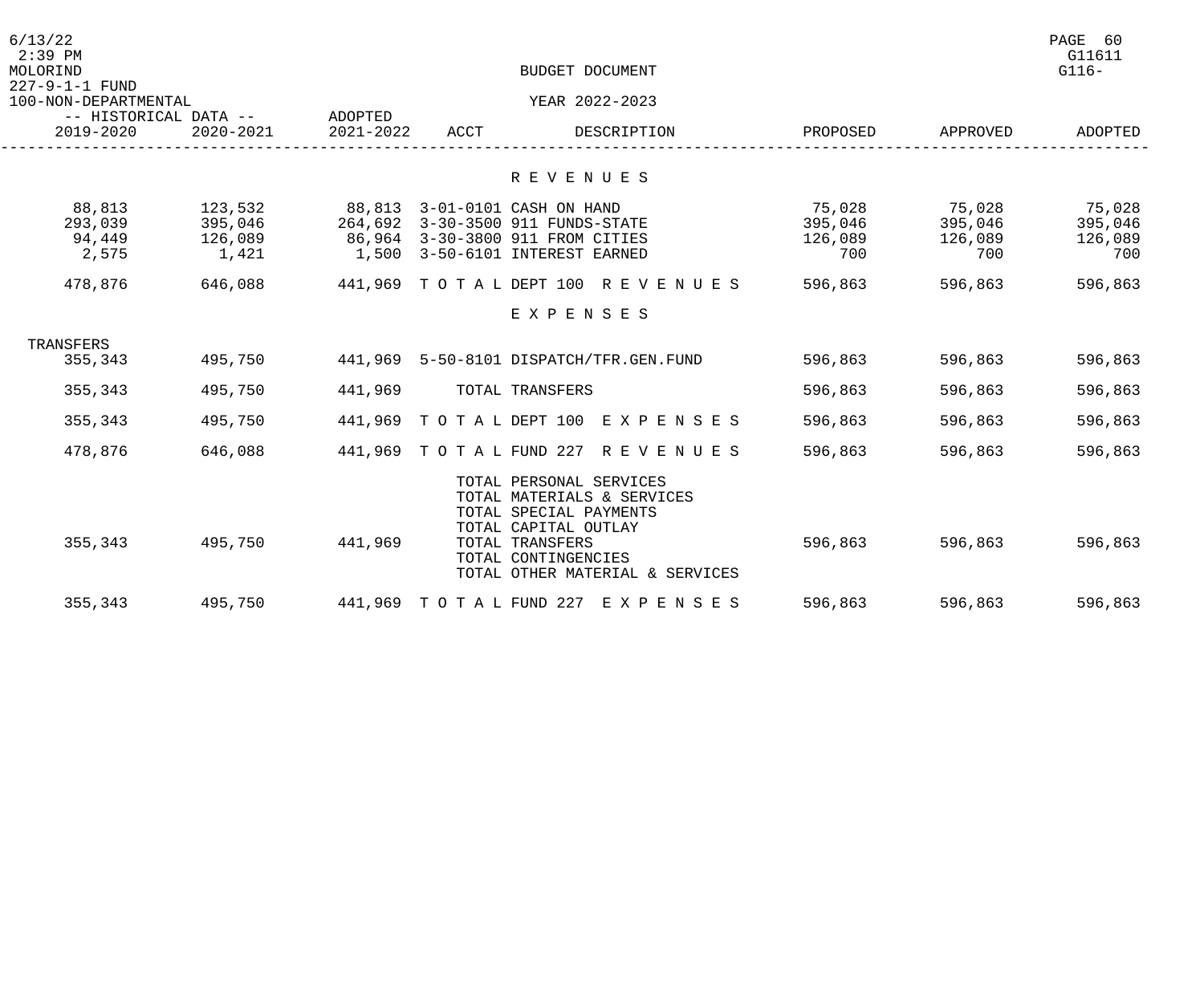BUDGET DOCUMENT

227-9-1-1 FUND

100-NON-DEPARTMENTAL

YEAR 2022-2023

| -- HISTORICAL DATA -- 2019-2020 | 2020-2021 | ADOPTED 2021-2022 | ACCT | DESCRIPTION | PROPOSED | APPROVED | ADOPTED |
|---|---|---|---|---|---|---|---|
| | | | | **R E V E N U E S** | | | |
| 88,813 | 123,532 | 88,813 | 3-01-0101 | CASH ON HAND | 75,028 | 75,028 | 75,028 |
| 293,039 | 395,046 | 264,692 | 3-30-3500 | 911 FUNDS-STATE | 395,046 | 395,046 | 395,046 |
| 94,449 | 126,089 | 86,964 | 3-30-3800 | 911 FROM CITIES | 126,089 | 126,089 | 126,089 |
| 2,575 | 1,421 | 1,500 | 3-50-6101 | INTEREST EARNED | 700 | 700 | 700 |
| 478,876 | 646,088 | 441,969 | T O T A L | DEPT 100 R E V E N U E S | 596,863 | 596,863 | 596,863 |
| | | | | **E X P E N S E S** | | | |
| TRANSFERS | | | | | | | |
| 355,343 | 495,750 | 441,969 | 5-50-8101 | DISPATCH/TFR.GEN.FUND | 596,863 | 596,863 | 596,863 |
| 355,343 | 495,750 | 441,969 | | TOTAL TRANSFERS | 596,863 | 596,863 | 596,863 |
| 355,343 | 495,750 | 441,969 | T O T A L | DEPT 100 E X P E N S E S | 596,863 | 596,863 | 596,863 |
| 478,876 | 646,088 | 441,969 | T O T A L | FUND 227 R E V E N U E S | 596,863 | 596,863 | 596,863 |
| | | | | TOTAL PERSONAL SERVICES | | | |
| | | | | TOTAL MATERIALS & SERVICES | | | |
| | | | | TOTAL SPECIAL PAYMENTS | | | |
| | | | | TOTAL CAPITAL OUTLAY | | | |
| 355,343 | 495,750 | 441,969 | | TOTAL TRANSFERS | 596,863 | 596,863 | 596,863 |
| | | | | TOTAL CONTINGENCIES | | | |
| | | | | TOTAL OTHER MATERIAL & SERVICES | | | |
| 355,343 | 495,750 | 441,969 | T O T A L | FUND 227 E X P E N S E S | 596,863 | 596,863 | 596,863 |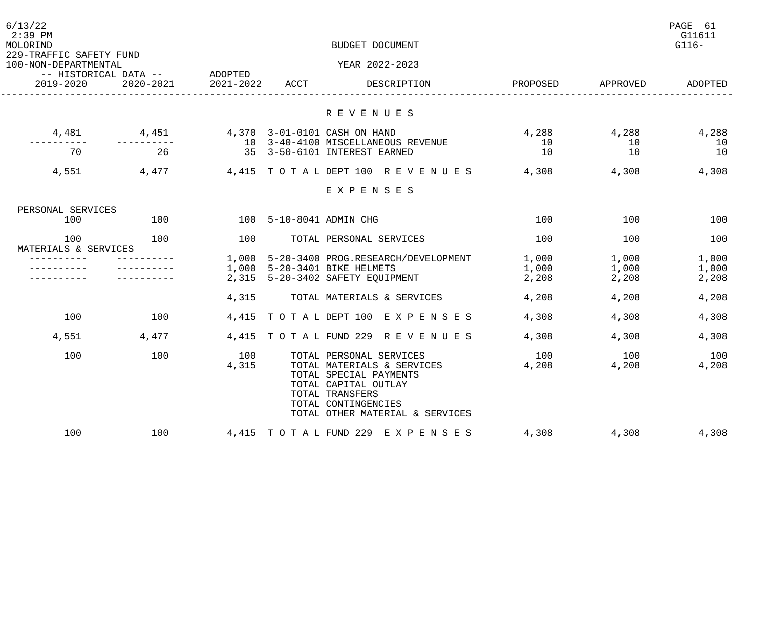BUDGET DOCUMENT

YEAR 2022-2023

229-TRAFFIC SAFETY FUND

100-NON-DEPARTMENTAL

| -- HISTORICAL DATA -- | | ADOPTED | | | | | |
|---|---|---|---|---|---|---|---|
| 2019-2020 | 2020-2021 | 2021-2022 | ACCT | DESCRIPTION | PROPOSED | APPROVED | ADOPTED |
| | | | | **R E V E N U E S** | | | |
| 4,481 | 4,451 | 4,370 | 3-01-0101 | CASH ON HAND | 4,288 | 4,288 | 4,288 |
| ---------- | ---------- | 10 | 3-40-4100 | MISCELLANEOUS REVENUE | 10 | 10 | 10 |
| 70 | 26 | 35 | 3-50-6101 | INTEREST EARNED | 10 | 10 | 10 |
| 4,551 | 4,477 | 4,415 | T O T A L | DEPT 100 R E V E N U E S | 4,308 | 4,308 | 4,308 |
| | | | | **E X P E N S E S** | | | |
| PERSONAL SERVICES | | | | | | | |
| 100 | 100 | 100 | 5-10-8041 | ADMIN CHG | 100 | 100 | 100 |
| 100 | 100 | 100 | | TOTAL PERSONAL SERVICES | 100 | 100 | 100 |
| MATERIALS & SERVICES | | | | | | | |
| ---------- | ---------- | 1,000 | 5-20-3400 | PROG.RESEARCH/DEVELOPMENT | 1,000 | 1,000 | 1,000 |
| ---------- | ---------- | 1,000 | 5-20-3401 | BIKE HELMETS | 1,000 | 1,000 | 1,000 |
| ---------- | ---------- | 2,315 | 5-20-3402 | SAFETY EQUIPMENT | 2,208 | 2,208 | 2,208 |
| | | 4,315 | | TOTAL MATERIALS & SERVICES | 4,208 | 4,208 | 4,208 |
| 100 | 100 | 4,415 | T O T A L | DEPT 100 E X P E N S E S | 4,308 | 4,308 | 4,308 |
| 4,551 | 4,477 | 4,415 | T O T A L | FUND 229 R E V E N U E S | 4,308 | 4,308 | 4,308 |
| 100 | 100 | 100 | | TOTAL PERSONAL SERVICES | 100 | 100 | 100 |
| | | 4,315 | | TOTAL MATERIALS & SERVICES | 4,208 | 4,208 | 4,208 |
| | | | | TOTAL SPECIAL PAYMENTS | | | |
| | | | | TOTAL CAPITAL OUTLAY | | | |
| | | | | TOTAL TRANSFERS | | | |
| | | | | TOTAL CONTINGENCIES | | | |
| | | | | TOTAL OTHER MATERIAL & SERVICES | | | |
| 100 | 100 | 4,415 | T O T A L | FUND 229 E X P E N S E S | 4,308 | 4,308 | 4,308 |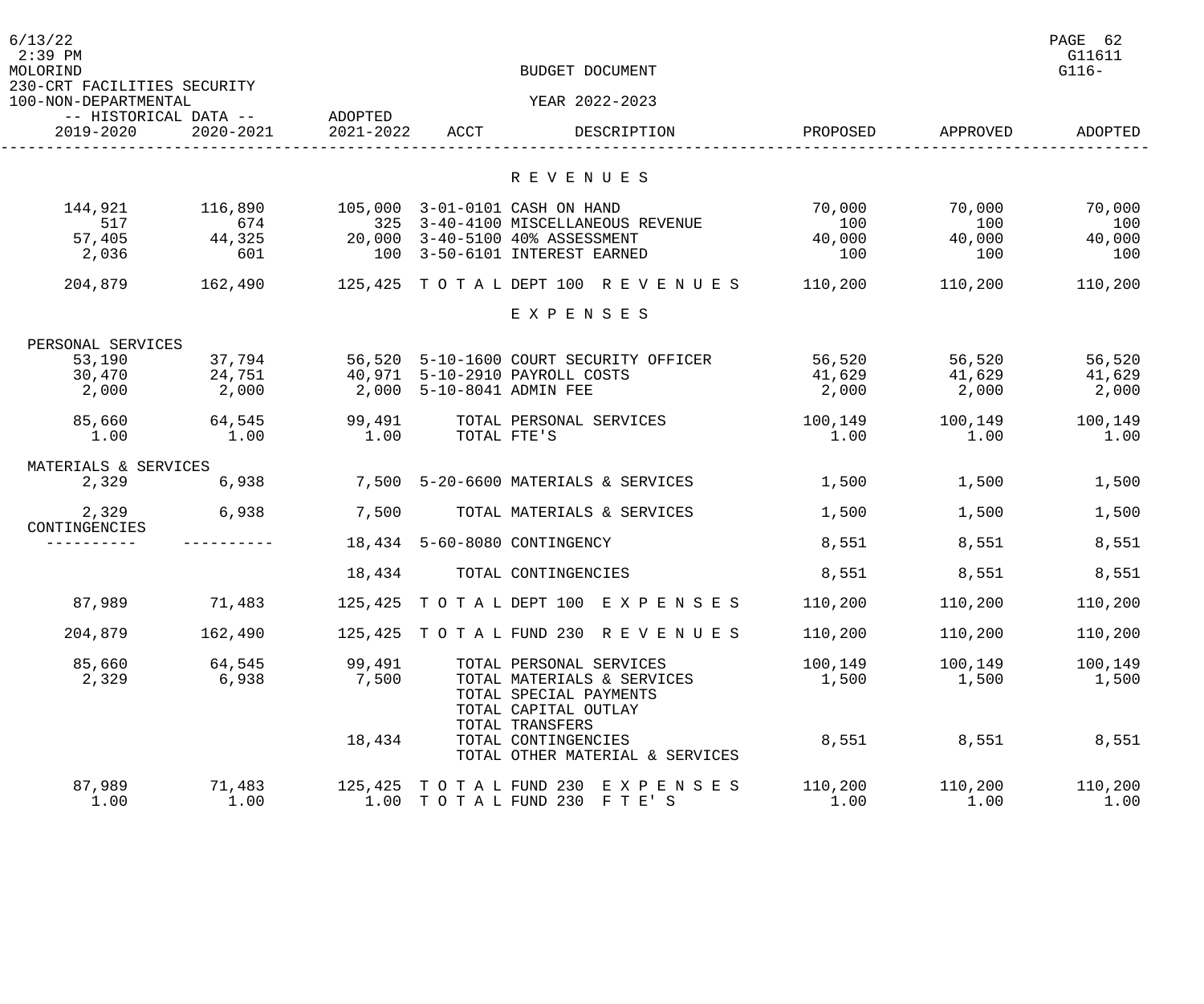BUDGET DOCUMENT

230-CRT FACILITIES SECURITY
100-NON-DEPARTMENTAL

YEAR 2022-2023

| 2019-2020 (Historical) | 2020-2021 (Historical) | Adopted 2021-2022 | ACCT | DESCRIPTION | PROPOSED | APPROVED | ADOPTED |
|---|---|---|---|---|---|---|---|
| | | | | **R E V E N U E S** | | | |
| 144,921 | 116,890 | 105,000 | 3-01-0101 | CASH ON HAND | 70,000 | 70,000 | 70,000 |
| 517 | 674 | 325 | 3-40-4100 | MISCELLANEOUS REVENUE | 100 | 100 | 100 |
| 57,405 | 44,325 | 20,000 | 3-40-5100 | 40% ASSESSMENT | 40,000 | 40,000 | 40,000 |
| 2,036 | 601 | 100 | 3-50-6101 | INTEREST EARNED | 100 | 100 | 100 |
| 204,879 | 162,490 | 125,425 | | T O T A L DEPT 100 R E V E N U E S | 110,200 | 110,200 | 110,200 |
| | | | | **E X P E N S E S** | | | |
| PERSONAL SERVICES | | | | | | | |
| 53,190 | 37,794 | 56,520 | 5-10-1600 | COURT SECURITY OFFICER | 56,520 | 56,520 | 56,520 |
| 30,470 | 24,751 | 40,971 | 5-10-2910 | PAYROLL COSTS | 41,629 | 41,629 | 41,629 |
| 2,000 | 2,000 | 2,000 | 5-10-8041 | ADMIN FEE | 2,000 | 2,000 | 2,000 |
| 85,660 | 64,545 | 99,491 | | TOTAL PERSONAL SERVICES | 100,149 | 100,149 | 100,149 |
| 1.00 | 1.00 | 1.00 | | TOTAL FTE'S | 1.00 | 1.00 | 1.00 |
| MATERIALS & SERVICES | | | | | | | |
| 2,329 | 6,938 | 7,500 | 5-20-6600 | MATERIALS & SERVICES | 1,500 | 1,500 | 1,500 |
| 2,329 | 6,938 | 7,500 | | TOTAL MATERIALS & SERVICES | 1,500 | 1,500 | 1,500 |
| CONTINGENCIES | | | | | | | |
| ---------- | ---------- | 18,434 | 5-60-8080 | CONTINGENCY | 8,551 | 8,551 | 8,551 |
| | | 18,434 | | TOTAL CONTINGENCIES | 8,551 | 8,551 | 8,551 |
| 87,989 | 71,483 | 125,425 | | T O T A L DEPT 100 E X P E N S E S | 110,200 | 110,200 | 110,200 |
| 204,879 | 162,490 | 125,425 | | T O T A L FUND 230 R E V E N U E S | 110,200 | 110,200 | 110,200 |
| 85,660 | 64,545 | 99,491 | | TOTAL PERSONAL SERVICES | 100,149 | 100,149 | 100,149 |
| 2,329 | 6,938 | 7,500 | | TOTAL MATERIALS & SERVICES | 1,500 | 1,500 | 1,500 |
| | | | | TOTAL SPECIAL PAYMENTS | | | |
| | | | | TOTAL CAPITAL OUTLAY | | | |
| | | | | TOTAL TRANSFERS | | | |
| | | 18,434 | | TOTAL CONTINGENCIES | 8,551 | 8,551 | 8,551 |
| | | | | TOTAL OTHER MATERIAL & SERVICES | | | |
| 87,989 | 71,483 | 125,425 | | T O T A L FUND 230 E X P E N S E S | 110,200 | 110,200 | 110,200 |
| 1.00 | 1.00 | 1.00 | | T O T A L FUND 230 F T E' S | 1.00 | 1.00 | 1.00 |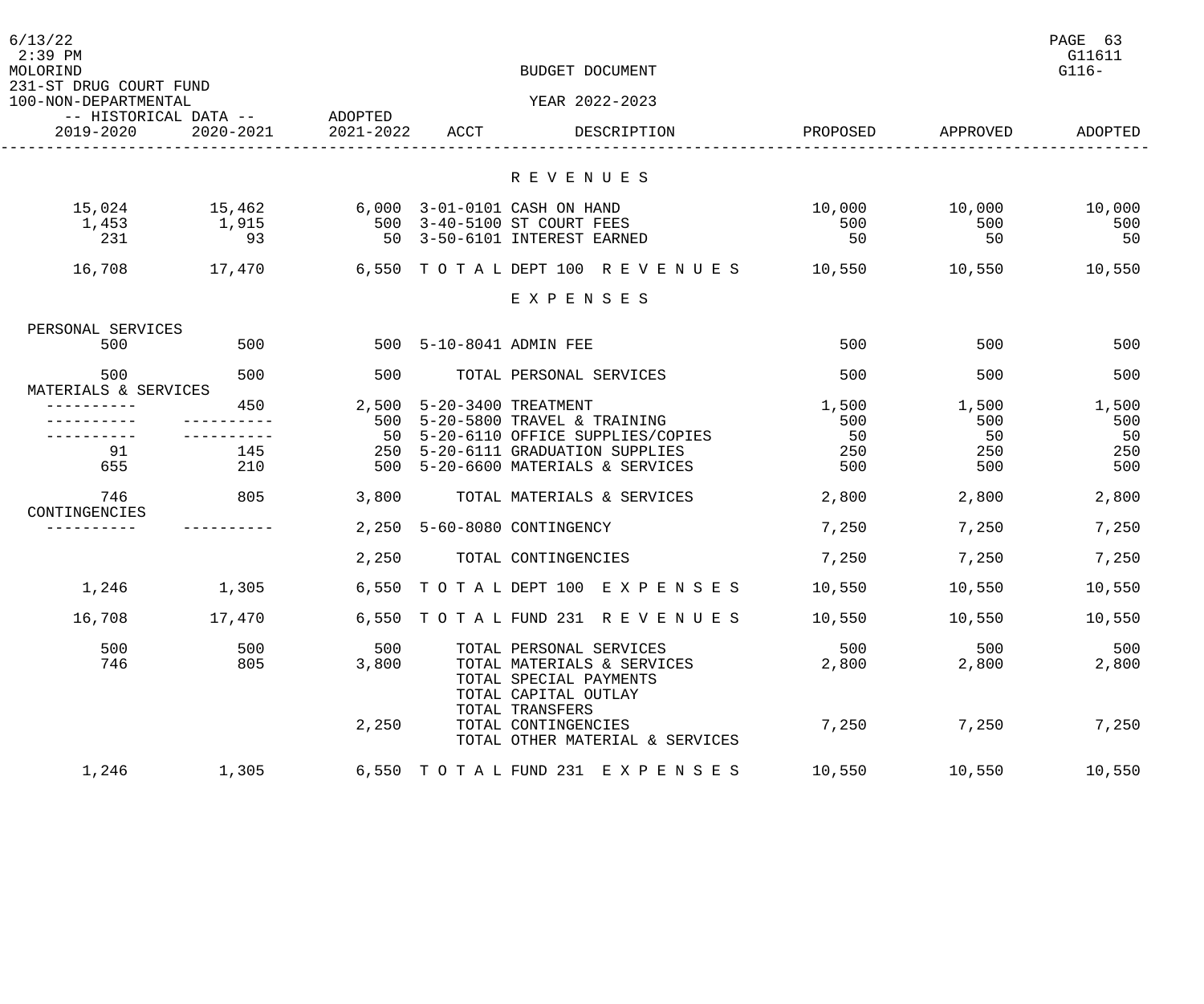BUDGET DOCUMENT

YEAR 2022-2023

231-ST DRUG COURT FUND

100-NON-DEPARTMENTAL

| 2019-2020 | 2020-2021 | ADOPTED 2021-2022 | ACCT | DESCRIPTION | PROPOSED | APPROVED | ADOPTED |
|---|---|---|---|---|---|---|---|
| | | | | **R E V E N U E S** | | | |
| 15,024 | 15,462 | 6,000 | 3-01-0101 | CASH ON HAND | 10,000 | 10,000 | 10,000 |
| 1,453 | 1,915 | 500 | 3-40-5100 | ST COURT FEES | 500 | 500 | 500 |
| 231 | 93 | 50 | 3-50-6101 | INTEREST EARNED | 50 | 50 | 50 |
| 16,708 | 17,470 | 6,550 | | T O T A L DEPT 100 R E V E N U E S | 10,550 | 10,550 | 10,550 |
| | | | | **E X P E N S E S** | | | |
| PERSONAL SERVICES | | | | | | | |
| 500 | 500 | 500 | 5-10-8041 | ADMIN FEE | 500 | 500 | 500 |
| 500 | 500 | 500 | | TOTAL PERSONAL SERVICES | 500 | 500 | 500 |
| MATERIALS & SERVICES | | | | | | | |
| ---------- | 450 | 2,500 | 5-20-3400 | TREATMENT | 1,500 | 1,500 | 1,500 |
| ---------- | ---------- | 500 | 5-20-5800 | TRAVEL & TRAINING | 500 | 500 | 500 |
| ---------- | ---------- | 50 | 5-20-6110 | OFFICE SUPPLIES/COPIES | 50 | 50 | 50 |
| 91 | 145 | 250 | 5-20-6111 | GRADUATION SUPPLIES | 250 | 250 | 250 |
| 655 | 210 | 500 | 5-20-6600 | MATERIALS & SERVICES | 500 | 500 | 500 |
| 746 | 805 | 3,800 | | TOTAL MATERIALS & SERVICES | 2,800 | 2,800 | 2,800 |
| CONTINGENCIES | | | | | | | |
| ---------- | ---------- | 2,250 | 5-60-8080 | CONTINGENCY | 7,250 | 7,250 | 7,250 |
| | | 2,250 | | TOTAL CONTINGENCIES | 7,250 | 7,250 | 7,250 |
| 1,246 | 1,305 | 6,550 | | T O T A L DEPT 100 E X P E N S E S | 10,550 | 10,550 | 10,550 |
| 16,708 | 17,470 | 6,550 | | T O T A L FUND 231 R E V E N U E S | 10,550 | 10,550 | 10,550 |
| 500 | 500 | 500 | | TOTAL PERSONAL SERVICES | 500 | 500 | 500 |
| 746 | 805 | 3,800 | | TOTAL MATERIALS & SERVICES | 2,800 | 2,800 | 2,800 |
| | | | | TOTAL SPECIAL PAYMENTS | | | |
| | | | | TOTAL CAPITAL OUTLAY | | | |
| | | | | TOTAL TRANSFERS | | | |
| | | 2,250 | | TOTAL CONTINGENCIES | 7,250 | 7,250 | 7,250 |
| | | | | TOTAL OTHER MATERIAL & SERVICES | | | |
| 1,246 | 1,305 | 6,550 | | T O T A L FUND 231 E X P E N S E S | 10,550 | 10,550 | 10,550 |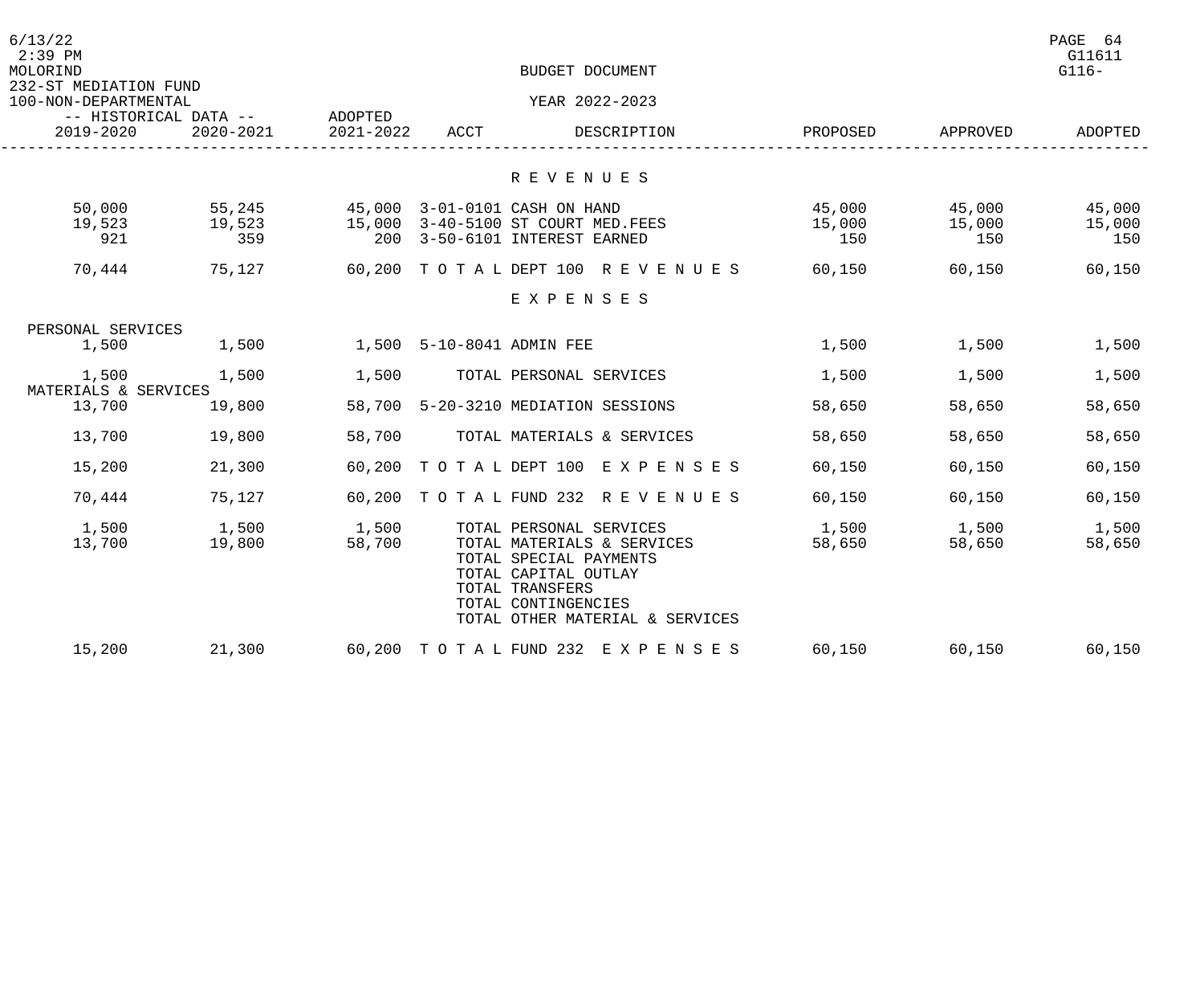BUDGET DOCUMENT

232-ST MEDIATION FUND

100-NON-DEPARTMENTAL

YEAR 2022-2023

| HISTORICAL DATA 2019-2020 | HISTORICAL DATA 2020-2021 | ADOPTED 2021-2022 | ACCT | DESCRIPTION | PROPOSED | APPROVED | ADOPTED |
|---|---|---|---|---|---|---|---|
| | | | | **R E V E N U E S** | | | |
| 50,000 | 55,245 | 45,000 | 3-01-0101 | CASH ON HAND | 45,000 | 45,000 | 45,000 |
| 19,523 | 19,523 | 15,000 | 3-40-5100 | ST COURT MED.FEES | 15,000 | 15,000 | 15,000 |
| 921 | 359 | 200 | 3-50-6101 | INTEREST EARNED | 150 | 150 | 150 |
| 70,444 | 75,127 | 60,200 | T O T A L | DEPT 100 R E V E N U E S | 60,150 | 60,150 | 60,150 |
| | | | | **E X P E N S E S** | | | |
| PERSONAL SERVICES | | | | | | | |
| 1,500 | 1,500 | 1,500 | 5-10-8041 | ADMIN FEE | 1,500 | 1,500 | 1,500 |
| 1,500 | 1,500 | 1,500 | | TOTAL PERSONAL SERVICES | 1,500 | 1,500 | 1,500 |
| MATERIALS & SERVICES | | | | | | | |
| 13,700 | 19,800 | 58,700 | 5-20-3210 | MEDIATION SESSIONS | 58,650 | 58,650 | 58,650 |
| 13,700 | 19,800 | 58,700 | | TOTAL MATERIALS & SERVICES | 58,650 | 58,650 | 58,650 |
| 15,200 | 21,300 | 60,200 | T O T A L | DEPT 100 E X P E N S E S | 60,150 | 60,150 | 60,150 |
| 70,444 | 75,127 | 60,200 | T O T A L | FUND 232 R E V E N U E S | 60,150 | 60,150 | 60,150 |
| 1,500 | 1,500 | 1,500 | | TOTAL PERSONAL SERVICES | 1,500 | 1,500 | 1,500 |
| 13,700 | 19,800 | 58,700 | | TOTAL MATERIALS & SERVICES | 58,650 | 58,650 | 58,650 |
| | | | | TOTAL SPECIAL PAYMENTS | | | |
| | | | | TOTAL CAPITAL OUTLAY | | | |
| | | | | TOTAL TRANSFERS | | | |
| | | | | TOTAL CONTINGENCIES | | | |
| | | | | TOTAL OTHER MATERIAL & SERVICES | | | |
| 15,200 | 21,300 | 60,200 | T O T A L | FUND 232 E X P E N S E S | 60,150 | 60,150 | 60,150 |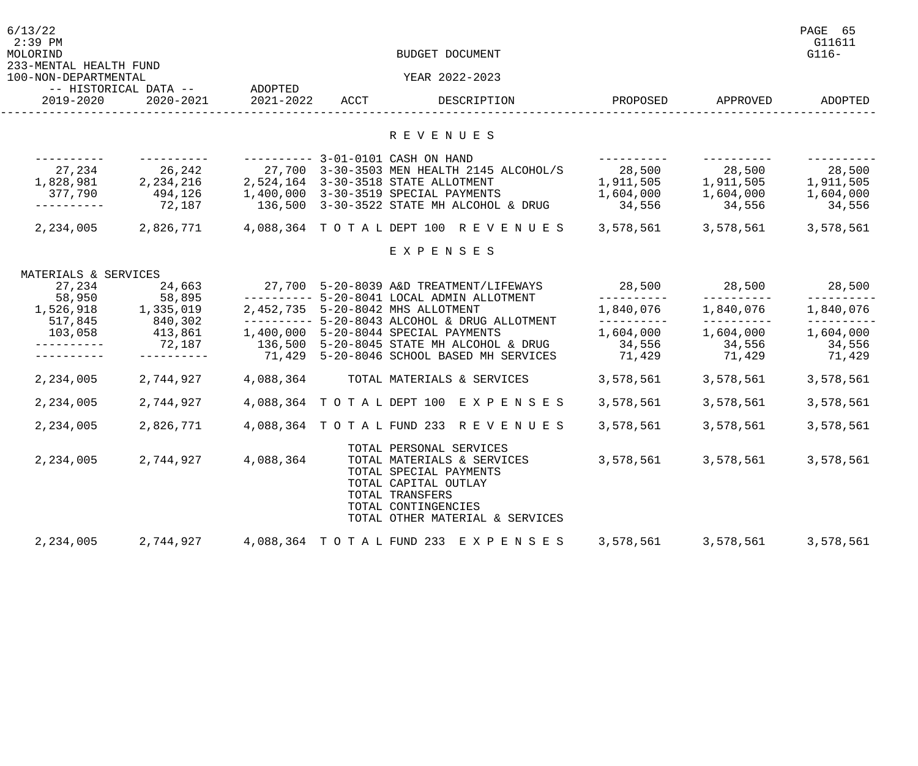BUDGET DOCUMENT

233-MENTAL HEALTH FUND

100-NON-DEPARTMENTAL

YEAR 2022-2023

| HISTORICAL DATA 2019-2020 | HISTORICAL DATA 2020-2021 | ADOPTED 2021-2022 | ACCT | DESCRIPTION | PROPOSED | APPROVED | ADOPTED |
|---|---|---|---|---|---|---|---|
| | | | | **R E V E N U E S** | | | |
| ---------- | ---------- | ---------- | 3-01-0101 | CASH ON HAND | ---------- | ---------- | ---------- |
| 27,234 | 26,242 | 27,700 | 3-30-3503 | MEN HEALTH 2145 ALCOHOL/S | 28,500 | 28,500 | 28,500 |
| 1,828,981 | 2,234,216 | 2,524,164 | 3-30-3518 | STATE ALLOTMENT | 1,911,505 | 1,911,505 | 1,911,505 |
| 377,790 | 494,126 | 1,400,000 | 3-30-3519 | SPECIAL PAYMENTS | 1,604,000 | 1,604,000 | 1,604,000 |
| ---------- | 72,187 | 136,500 | 3-30-3522 | STATE MH ALCOHOL & DRUG | 34,556 | 34,556 | 34,556 |
| 2,234,005 | 2,826,771 | 4,088,364 | T O T A L | DEPT 100 R E V E N U E S | 3,578,561 | 3,578,561 | 3,578,561 |
| | | | | **E X P E N S E S** | | | |
| MATERIALS & SERVICES | | | | | | | |
| 27,234 | 24,663 | 27,700 | 5-20-8039 | A&D TREATMENT/LIFEWAYS | 28,500 | 28,500 | 28,500 |
| 58,950 | 58,895 | ---------- | 5-20-8041 | LOCAL ADMIN ALLOTMENT | ---------- | ---------- | ---------- |
| 1,526,918 | 1,335,019 | 2,452,735 | 5-20-8042 | MHS ALLOTMENT | 1,840,076 | 1,840,076 | 1,840,076 |
| 517,845 | 840,302 | ---------- | 5-20-8043 | ALCOHOL & DRUG ALLOTMENT | ---------- | ---------- | ---------- |
| 103,058 | 413,861 | 1,400,000 | 5-20-8044 | SPECIAL PAYMENTS | 1,604,000 | 1,604,000 | 1,604,000 |
| ---------- | 72,187 | 136,500 | 5-20-8045 | STATE MH ALCOHOL & DRUG | 34,556 | 34,556 | 34,556 |
| ---------- | ---------- | 71,429 | 5-20-8046 | SCHOOL BASED MH SERVICES | 71,429 | 71,429 | 71,429 |
| 2,234,005 | 2,744,927 | 4,088,364 | | TOTAL MATERIALS & SERVICES | 3,578,561 | 3,578,561 | 3,578,561 |
| 2,234,005 | 2,744,927 | 4,088,364 | T O T A L | DEPT 100 E X P E N S E S | 3,578,561 | 3,578,561 | 3,578,561 |
| 2,234,005 | 2,826,771 | 4,088,364 | T O T A L | FUND 233 R E V E N U E S | 3,578,561 | 3,578,561 | 3,578,561 |
| | | | | TOTAL PERSONAL SERVICES | | | |
| 2,234,005 | 2,744,927 | 4,088,364 | | TOTAL MATERIALS & SERVICES | 3,578,561 | 3,578,561 | 3,578,561 |
| | | | | TOTAL SPECIAL PAYMENTS | | | |
| | | | | TOTAL CAPITAL OUTLAY | | | |
| | | | | TOTAL TRANSFERS | | | |
| | | | | TOTAL CONTINGENCIES | | | |
| | | | | TOTAL OTHER MATERIAL & SERVICES | | | |
| 2,234,005 | 2,744,927 | 4,088,364 | T O T A L | FUND 233 E X P E N S E S | 3,578,561 | 3,578,561 | 3,578,561 |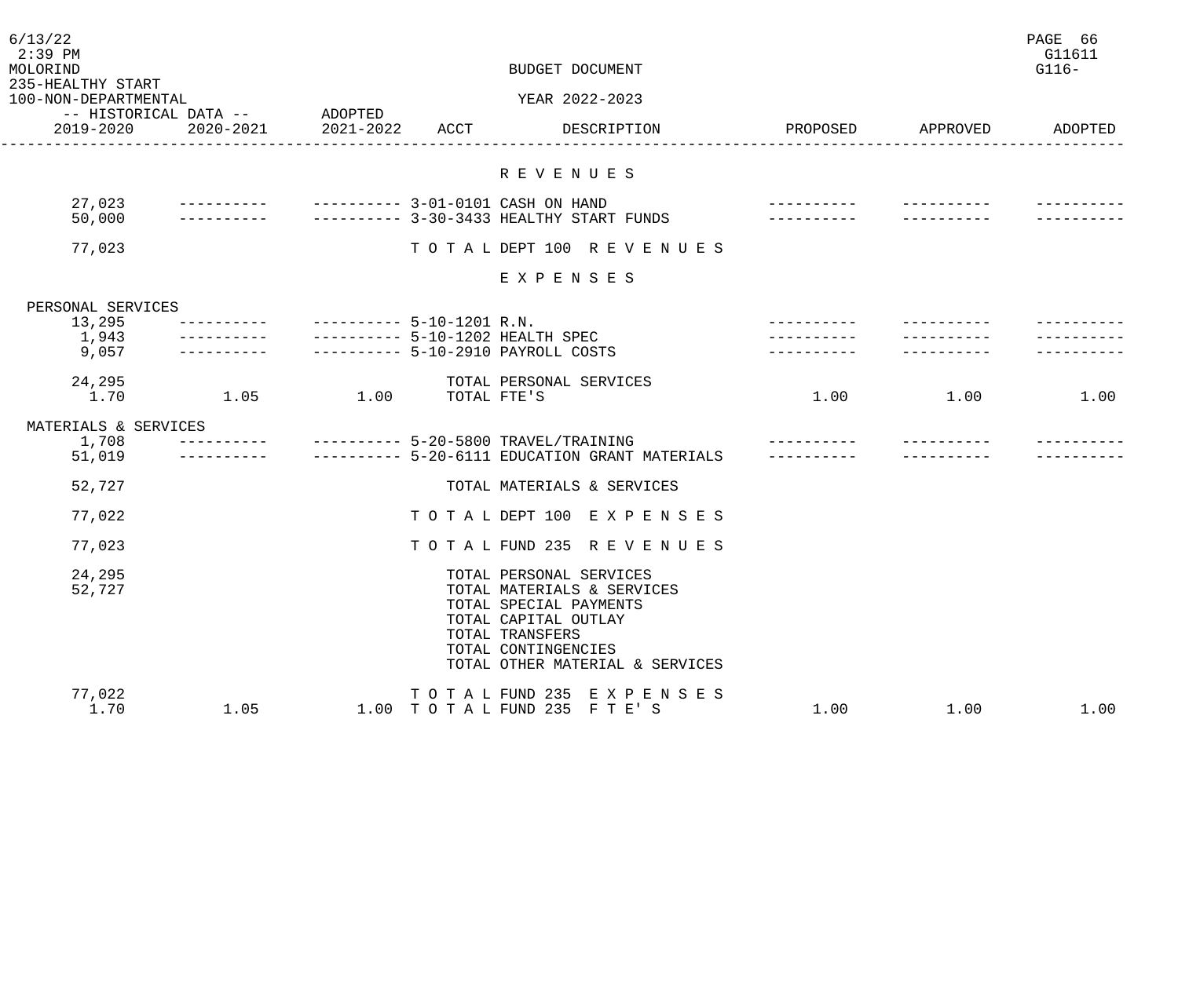BUDGET DOCUMENT

235-HEALTHY START
100-NON-DEPARTMENTAL

YEAR 2022-2023

| 2019-2020 | 2020-2021 | ADOPTED 2021-2022 | ACCT | DESCRIPTION | PROPOSED | APPROVED | ADOPTED |
|---|---|---|---|---|---|---|---|
| | | | | **R E V E N U E S** | | | |
| 27,023 | ---------- | ---------- | 3-01-0101 | CASH ON HAND | ---------- | ---------- | ---------- |
| 50,000 | ---------- | ---------- | 3-30-3433 | HEALTHY START FUNDS | ---------- | ---------- | ---------- |
| 77,023 | | | | T O T A L DEPT 100 R E V E N U E S | | | |
| | | | | **E X P E N S E S** | | | |
| PERSONAL SERVICES | | | | | | | |
| 13,295 | ---------- | ---------- | 5-10-1201 | R.N. | ---------- | ---------- | ---------- |
| 1,943 | ---------- | ---------- | 5-10-1202 | HEALTH SPEC | ---------- | ---------- | ---------- |
| 9,057 | ---------- | ---------- | 5-10-2910 | PAYROLL COSTS | ---------- | ---------- | ---------- |
| 24,295 | | | | TOTAL PERSONAL SERVICES | | | |
| 1.70 | 1.05 | 1.00 | | TOTAL FTE'S | 1.00 | 1.00 | 1.00 |
| MATERIALS & SERVICES | | | | | | | |
| 1,708 | ---------- | ---------- | 5-20-5800 | TRAVEL/TRAINING | ---------- | ---------- | ---------- |
| 51,019 | ---------- | ---------- | 5-20-6111 | EDUCATION GRANT MATERIALS | ---------- | ---------- | ---------- |
| 52,727 | | | | TOTAL MATERIALS & SERVICES | | | |
| 77,022 | | | | T O T A L DEPT 100 E X P E N S E S | | | |
| 77,023 | | | | T O T A L FUND 235 R E V E N U E S | | | |
| 24,295 | | | | TOTAL PERSONAL SERVICES | | | |
| 52,727 | | | | TOTAL MATERIALS & SERVICES | | | |
| | | | | TOTAL SPECIAL PAYMENTS | | | |
| | | | | TOTAL CAPITAL OUTLAY | | | |
| | | | | TOTAL TRANSFERS | | | |
| | | | | TOTAL CONTINGENCIES | | | |
| | | | | TOTAL OTHER MATERIAL & SERVICES | | | |
| 77,022 | | | | T O T A L FUND 235 E X P E N S E S | | | |
| 1.70 | 1.05 | 1.00 | | T O T A L FUND 235 F T E' S | 1.00 | 1.00 | 1.00 |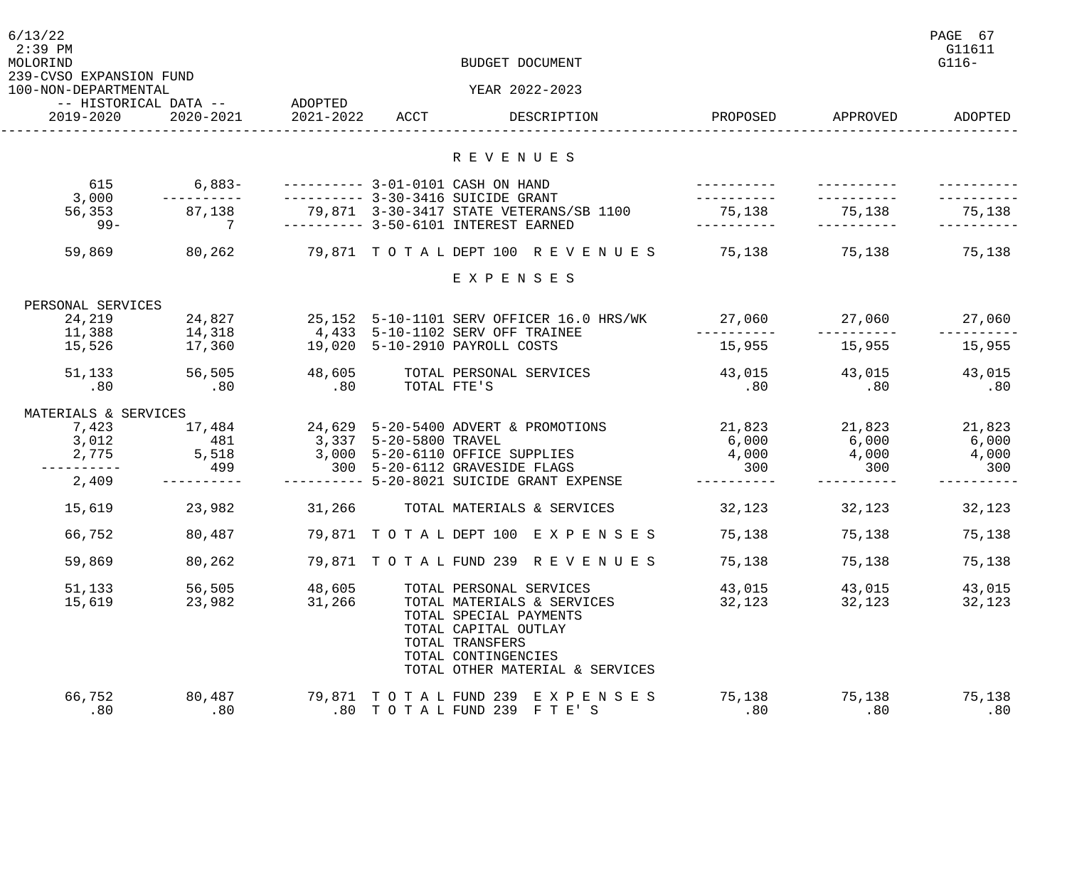BUDGET DOCUMENT

239-CVSO EXPANSION FUND

100-NON-DEPARTMENTAL

YEAR 2022-2023

| 2019-2020 | 2020-2021 | ADOPTED 2021-2022 | ACCT | DESCRIPTION | PROPOSED | APPROVED | ADOPTED |
|---|---|---|---|---|---|---|---|
| | | | | **R E V E N U E S** | | | |
| 615 | 6,883- | ---------- | 3-01-0101 | CASH ON HAND | ---------- | ---------- | ---------- |
| 3,000 | ---------- | ---------- | 3-30-3416 | SUICIDE GRANT | ---------- | ---------- | ---------- |
| 56,353 | 87,138 | 79,871 | 3-30-3417 | STATE VETERANS/SB 1100 | 75,138 | 75,138 | 75,138 |
| 99- | 7 | ---------- | 3-50-6101 | INTEREST EARNED | ---------- | ---------- | ---------- |
| 59,869 | 80,262 | 79,871 | T O T A L | DEPT 100 R E V E N U E S | 75,138 | 75,138 | 75,138 |
| | | | | **E X P E N S E S** | | | |
| PERSONAL SERVICES | | | | | | | |
| 24,219 | 24,827 | 25,152 | 5-10-1101 | SERV OFFICER 16.0 HRS/WK | 27,060 | 27,060 | 27,060 |
| 11,388 | 14,318 | 4,433 | 5-10-1102 | SERV OFF TRAINEE | ---------- | ---------- | ---------- |
| 15,526 | 17,360 | 19,020 | 5-10-2910 | PAYROLL COSTS | 15,955 | 15,955 | 15,955 |
| 51,133 | 56,505 | 48,605 | | TOTAL PERSONAL SERVICES | 43,015 | 43,015 | 43,015 |
| .80 | .80 | .80 | | TOTAL FTE'S | .80 | .80 | .80 |
| MATERIALS & SERVICES | | | | | | | |
| 7,423 | 17,484 | 24,629 | 5-20-5400 | ADVERT & PROMOTIONS | 21,823 | 21,823 | 21,823 |
| 3,012 | 481 | 3,337 | 5-20-5800 | TRAVEL | 6,000 | 6,000 | 6,000 |
| 2,775 | 5,518 | 3,000 | 5-20-6110 | OFFICE SUPPLIES | 4,000 | 4,000 | 4,000 |
| ---------- | 499 | 300 | 5-20-6112 | GRAVESIDE FLAGS | 300 | 300 | 300 |
| 2,409 | ---------- | ---------- | 5-20-8021 | SUICIDE GRANT EXPENSE | ---------- | ---------- | ---------- |
| 15,619 | 23,982 | 31,266 | | TOTAL MATERIALS & SERVICES | 32,123 | 32,123 | 32,123 |
| 66,752 | 80,487 | 79,871 | T O T A L | DEPT 100 E X P E N S E S | 75,138 | 75,138 | 75,138 |
| 59,869 | 80,262 | 79,871 | T O T A L | FUND 239 R E V E N U E S | 75,138 | 75,138 | 75,138 |
| 51,133 | 56,505 | 48,605 | | TOTAL PERSONAL SERVICES | 43,015 | 43,015 | 43,015 |
| 15,619 | 23,982 | 31,266 | | TOTAL MATERIALS & SERVICES | 32,123 | 32,123 | 32,123 |
| | | | | TOTAL SPECIAL PAYMENTS | | | |
| | | | | TOTAL CAPITAL OUTLAY | | | |
| | | | | TOTAL TRANSFERS | | | |
| | | | | TOTAL CONTINGENCIES | | | |
| | | | | TOTAL OTHER MATERIAL & SERVICES | | | |
| 66,752 | 80,487 | 79,871 | T O T A L | FUND 239 E X P E N S E S | 75,138 | 75,138 | 75,138 |
| .80 | .80 | .80 | T O T A L | FUND 239 F T E' S | .80 | .80 | .80 |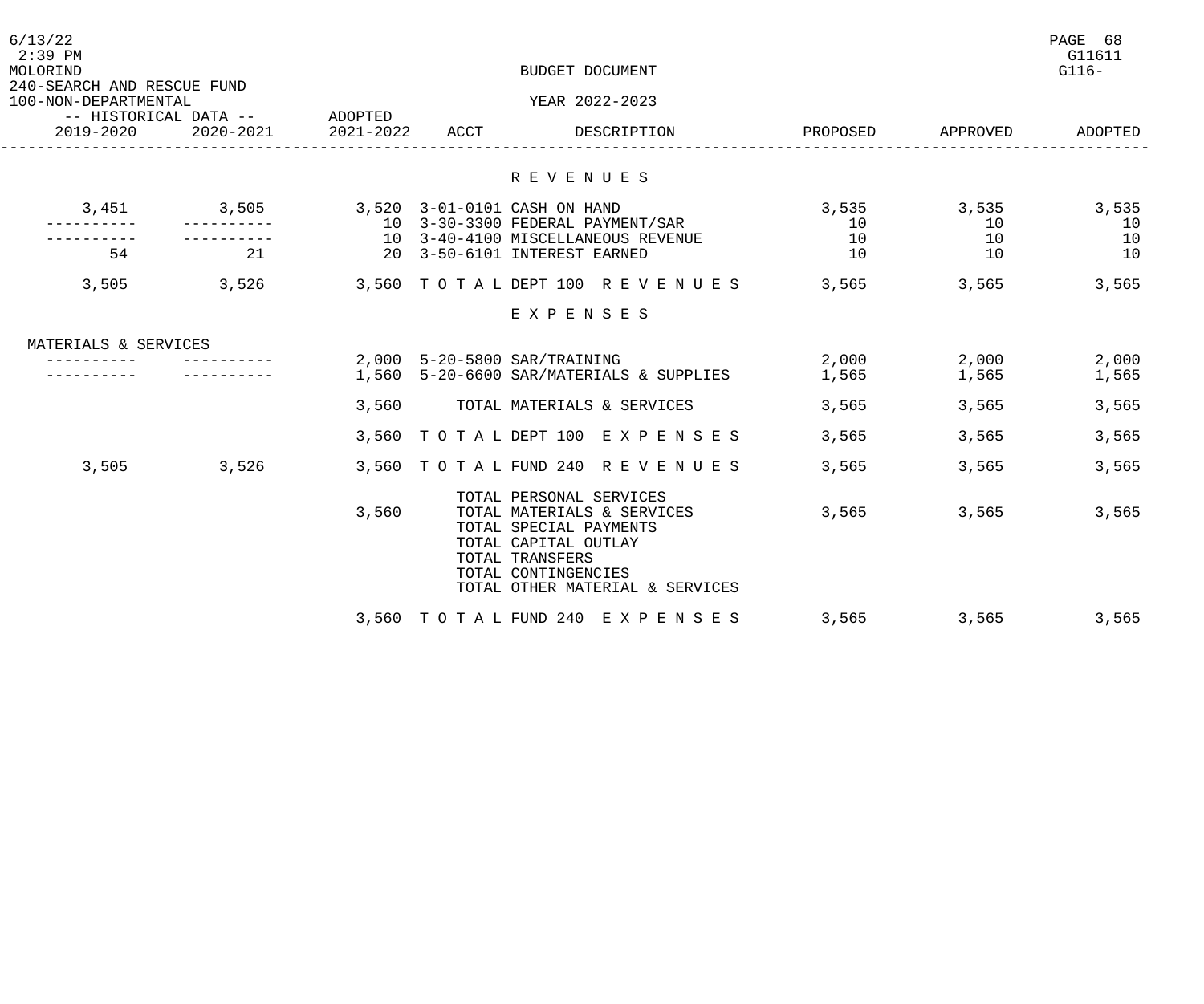240-SEARCH AND RESCUE FUND
100-NON-DEPARTMENTAL

BUDGET DOCUMENT
YEAR 2022-2023

| HISTORICAL DATA 2019-2020 | HISTORICAL DATA 2020-2021 | ADOPTED 2021-2022 | ACCT | DESCRIPTION | PROPOSED | APPROVED | ADOPTED |
|---|---|---|---|---|---|---|---|
| | | | | **R E V E N U E S** | | | |
| 3,451 | 3,505 | 3,520 | 3-01-0101 | CASH ON HAND | 3,535 | 3,535 | 3,535 |
| ---------- | ---------- | 10 | 3-30-3300 | FEDERAL PAYMENT/SAR | 10 | 10 | 10 |
| ---------- | ---------- | 10 | 3-40-4100 | MISCELLANEOUS REVENUE | 10 | 10 | 10 |
| 54 | 21 | 20 | 3-50-6101 | INTEREST EARNED | 10 | 10 | 10 |
| 3,505 | 3,526 | 3,560 | T O T A L | DEPT 100 R E V E N U E S | 3,565 | 3,565 | 3,565 |
| | | | | **E X P E N S E S** | | | |
| MATERIALS & SERVICES | | | | | | | |
| ---------- | ---------- | 2,000 | 5-20-5800 | SAR/TRAINING | 2,000 | 2,000 | 2,000 |
| ---------- | ---------- | 1,560 | 5-20-6600 | SAR/MATERIALS & SUPPLIES | 1,565 | 1,565 | 1,565 |
| | | 3,560 | | TOTAL MATERIALS & SERVICES | 3,565 | 3,565 | 3,565 |
| | | 3,560 | T O T A L | DEPT 100 E X P E N S E S | 3,565 | 3,565 | 3,565 |
| 3,505 | 3,526 | 3,560 | T O T A L | FUND 240 R E V E N U E S | 3,565 | 3,565 | 3,565 |
| | | | | TOTAL PERSONAL SERVICES | | | |
| | | 3,560 | | TOTAL MATERIALS & SERVICES | 3,565 | 3,565 | 3,565 |
| | | | | TOTAL SPECIAL PAYMENTS | | | |
| | | | | TOTAL CAPITAL OUTLAY | | | |
| | | | | TOTAL TRANSFERS | | | |
| | | | | TOTAL CONTINGENCIES | | | |
| | | | | TOTAL OTHER MATERIAL & SERVICES | | | |
| | | 3,560 | T O T A L | FUND 240 E X P E N S E S | 3,565 | 3,565 | 3,565 |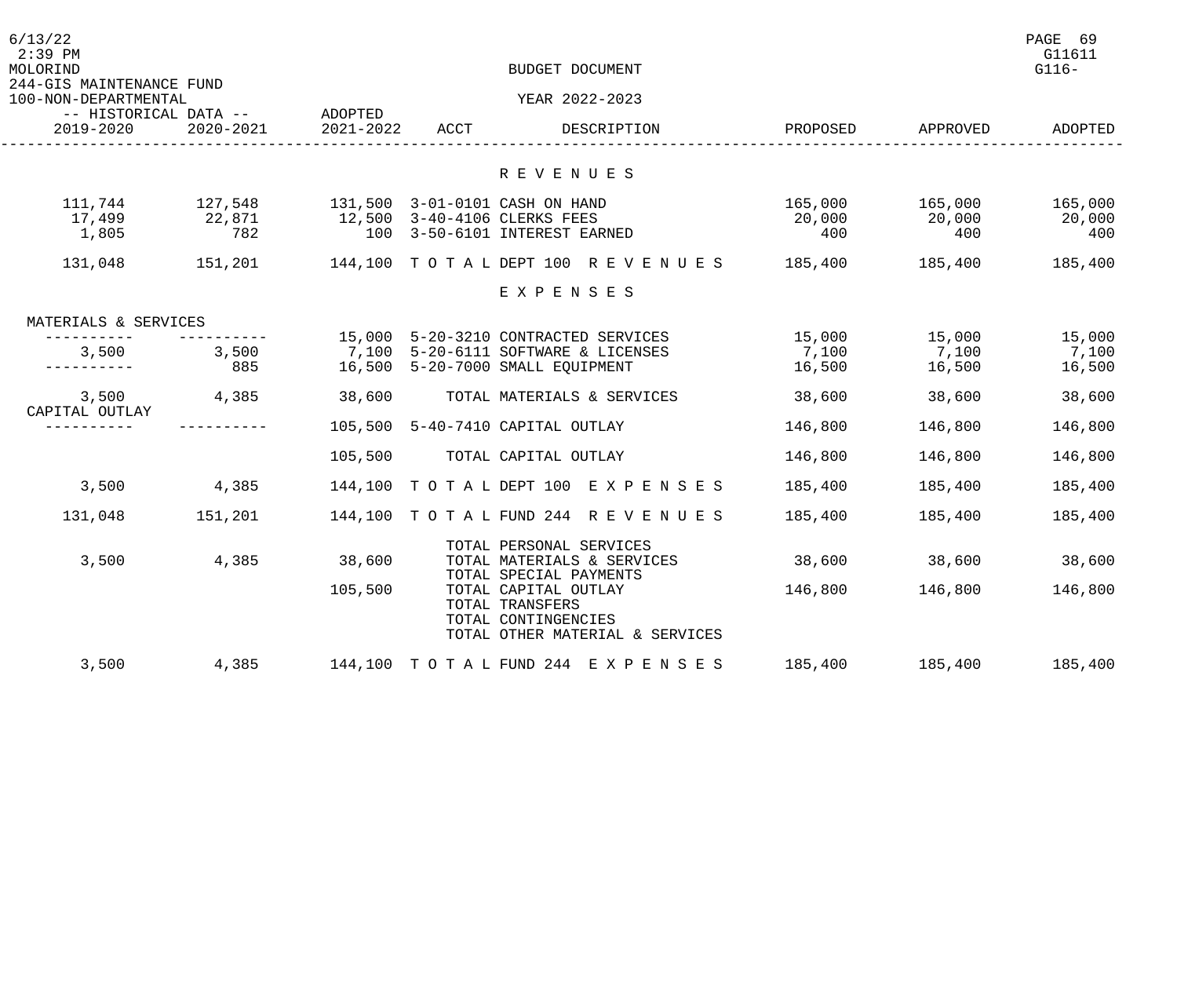MOLORIND
244-GIS MAINTENANCE FUND
100-NON-DEPARTMENTAL

BUDGET DOCUMENT
YEAR 2022-2023

G11611
G116-

| -- HISTORICAL DATA -- 2019-2020 | 2020-2021 | ADOPTED 2021-2022 | ACCT | DESCRIPTION | PROPOSED | APPROVED | ADOPTED |
|---|---|---|---|---|---|---|---|
| | | | | **R E V E N U E S** | | | |
| 111,744 | 127,548 | 131,500 | 3-01-0101 | CASH ON HAND | 165,000 | 165,000 | 165,000 |
| 17,499 | 22,871 | 12,500 | 3-40-4106 | CLERKS FEES | 20,000 | 20,000 | 20,000 |
| 1,805 | 782 | 100 | 3-50-6101 | INTEREST EARNED | 400 | 400 | 400 |
| 131,048 | 151,201 | 144,100 | T O T A L | DEPT 100 R E V E N U E S | 185,400 | 185,400 | 185,400 |
| | | | | **E X P E N S E S** | | | |
| MATERIALS & SERVICES | | | | | | | |
| ---------- | ---------- | 15,000 | 5-20-3210 | CONTRACTED SERVICES | 15,000 | 15,000 | 15,000 |
| 3,500 | 3,500 | 7,100 | 5-20-6111 | SOFTWARE & LICENSES | 7,100 | 7,100 | 7,100 |
| ---------- | 885 | 16,500 | 5-20-7000 | SMALL EQUIPMENT | 16,500 | 16,500 | 16,500 |
| 3,500 | 4,385 | 38,600 | | TOTAL MATERIALS & SERVICES | 38,600 | 38,600 | 38,600 |
| CAPITAL OUTLAY | | | | | | | |
| ---------- | ---------- | 105,500 | 5-40-7410 | CAPITAL OUTLAY | 146,800 | 146,800 | 146,800 |
| | | 105,500 | | TOTAL CAPITAL OUTLAY | 146,800 | 146,800 | 146,800 |
| 3,500 | 4,385 | 144,100 | T O T A L | DEPT 100 E X P E N S E S | 185,400 | 185,400 | 185,400 |
| 131,048 | 151,201 | 144,100 | T O T A L | FUND 244 R E V E N U E S | 185,400 | 185,400 | 185,400 |
| | | | | TOTAL PERSONAL SERVICES | | | |
| 3,500 | 4,385 | 38,600 | | TOTAL MATERIALS & SERVICES | 38,600 | 38,600 | 38,600 |
| | | | | TOTAL SPECIAL PAYMENTS | | | |
| | | 105,500 | | TOTAL CAPITAL OUTLAY | 146,800 | 146,800 | 146,800 |
| | | | | TOTAL TRANSFERS | | | |
| | | | | TOTAL CONTINGENCIES | | | |
| | | | | TOTAL OTHER MATERIAL & SERVICES | | | |
| 3,500 | 4,385 | 144,100 | T O T A L | FUND 244 E X P E N S E S | 185,400 | 185,400 | 185,400 |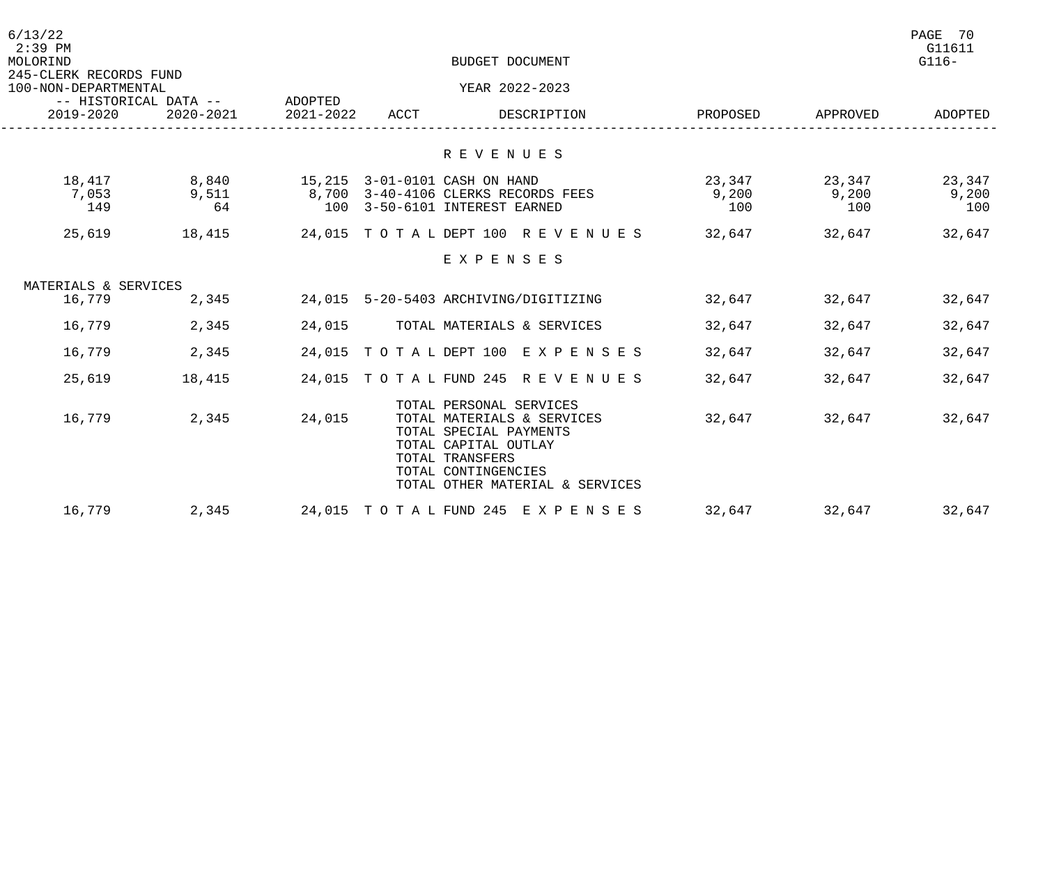245-CLERK RECORDS FUND
100-NON-DEPARTMENTAL

BUDGET DOCUMENT
YEAR 2022-2023

| 2019-2020 (Historical) | 2020-2021 (Historical) | 2021-2022 (Adopted) | ACCT | DESCRIPTION | PROPOSED | APPROVED | ADOPTED |
|---|---|---|---|---|---|---|---|
| | | | | **R E V E N U E S** | | | |
| 18,417 | 8,840 | 15,215 | 3-01-0101 | CASH ON HAND | 23,347 | 23,347 | 23,347 |
| 7,053 | 9,511 | 8,700 | 3-40-4106 | CLERKS RECORDS FEES | 9,200 | 9,200 | 9,200 |
| 149 | 64 | 100 | 3-50-6101 | INTEREST EARNED | 100 | 100 | 100 |
| 25,619 | 18,415 | 24,015 | T O T A L | DEPT 100 R E V E N U E S | 32,647 | 32,647 | 32,647 |
| | | | | **E X P E N S E S** | | | |
| MATERIALS & SERVICES | | | | | | | |
| 16,779 | 2,345 | 24,015 | 5-20-5403 | ARCHIVING/DIGITIZING | 32,647 | 32,647 | 32,647 |
| 16,779 | 2,345 | 24,015 | | TOTAL MATERIALS & SERVICES | 32,647 | 32,647 | 32,647 |
| 16,779 | 2,345 | 24,015 | T O T A L | DEPT 100 E X P E N S E S | 32,647 | 32,647 | 32,647 |
| 25,619 | 18,415 | 24,015 | T O T A L | FUND 245 R E V E N U E S | 32,647 | 32,647 | 32,647 |
| | | | | TOTAL PERSONAL SERVICES | | | |
| 16,779 | 2,345 | 24,015 | | TOTAL MATERIALS & SERVICES | 32,647 | 32,647 | 32,647 |
| | | | | TOTAL SPECIAL PAYMENTS | | | |
| | | | | TOTAL CAPITAL OUTLAY | | | |
| | | | | TOTAL TRANSFERS | | | |
| | | | | TOTAL CONTINGENCIES | | | |
| | | | | TOTAL OTHER MATERIAL & SERVICES | | | |
| 16,779 | 2,345 | 24,015 | T O T A L | FUND 245 E X P E N S E S | 32,647 | 32,647 | 32,647 |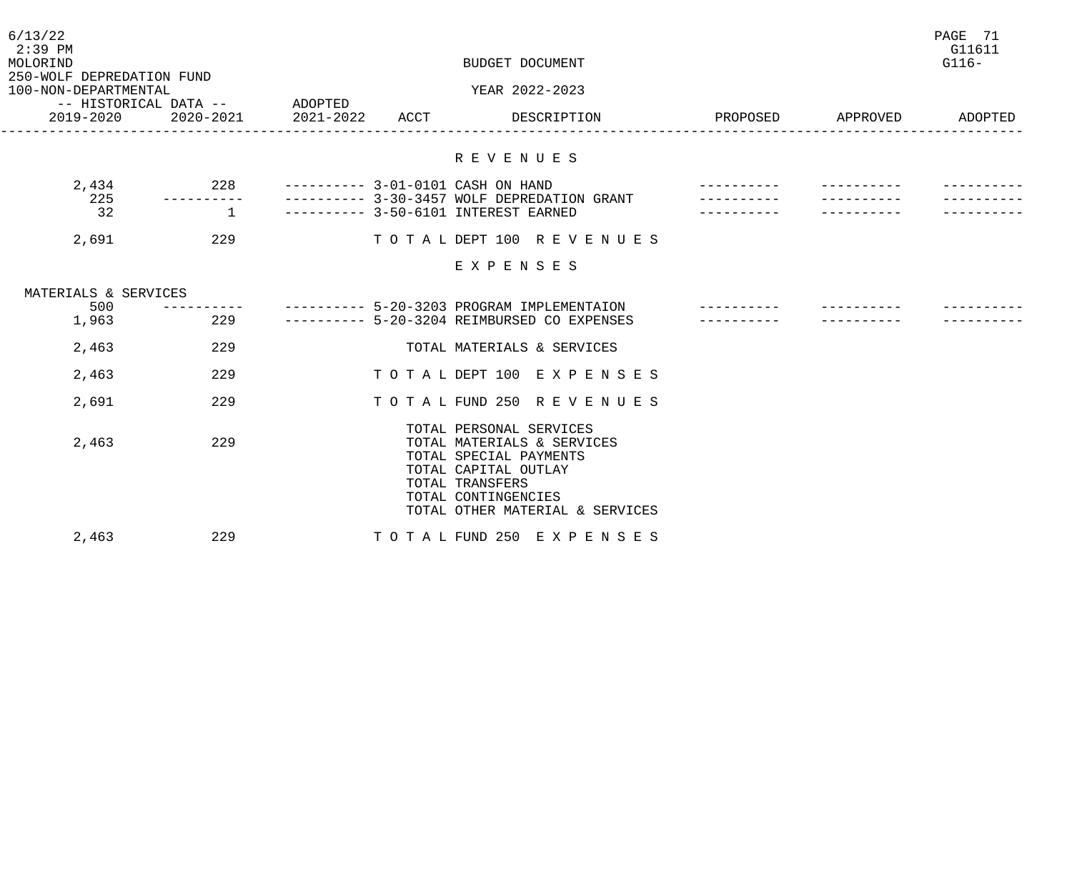BUDGET DOCUMENT

YEAR 2022-2023

250-WOLF DEPREDATION FUND

100-NON-DEPARTMENTAL

| -- HISTORICAL DATA -- 2019-2020 | 2020-2021 | ADOPTED 2021-2022 | ACCT | DESCRIPTION | PROPOSED | APPROVED | ADOPTED |
|---|---|---|---|---|---|---|---|
| | | | | **R E V E N U E S** | | | |
| 2,434 | 228 | ---------- | 3-01-0101 | CASH ON HAND | ---------- | ---------- | ---------- |
| 225 | ---------- | ---------- | 3-30-3457 | WOLF DEPREDATION GRANT | ---------- | ---------- | ---------- |
| 32 | 1 | ---------- | 3-50-6101 | INTEREST EARNED | ---------- | ---------- | ---------- |
| 2,691 | 229 | | | T O T A L DEPT 100 R E V E N U E S | | | |
| | | | | **E X P E N S E S** | | | |
| MATERIALS & SERVICES | | | | | | | |
| 500 | ---------- | ---------- | 5-20-3203 | PROGRAM IMPLEMENTAION | ---------- | ---------- | ---------- |
| 1,963 | 229 | ---------- | 5-20-3204 | REIMBURSED CO EXPENSES | ---------- | ---------- | ---------- |
| 2,463 | 229 | | | TOTAL MATERIALS & SERVICES | | | |
| 2,463 | 229 | | | T O T A L DEPT 100 E X P E N S E S | | | |
| 2,691 | 229 | | | T O T A L FUND 250 R E V E N U E S | | | |
| | | | | TOTAL PERSONAL SERVICES | | | |
| 2,463 | 229 | | | TOTAL MATERIALS & SERVICES | | | |
| | | | | TOTAL SPECIAL PAYMENTS | | | |
| | | | | TOTAL CAPITAL OUTLAY | | | |
| | | | | TOTAL TRANSFERS | | | |
| | | | | TOTAL CONTINGENCIES | | | |
| | | | | TOTAL OTHER MATERIAL & SERVICES | | | |
| 2,463 | 229 | | | T O T A L FUND 250 E X P E N S E S | | | |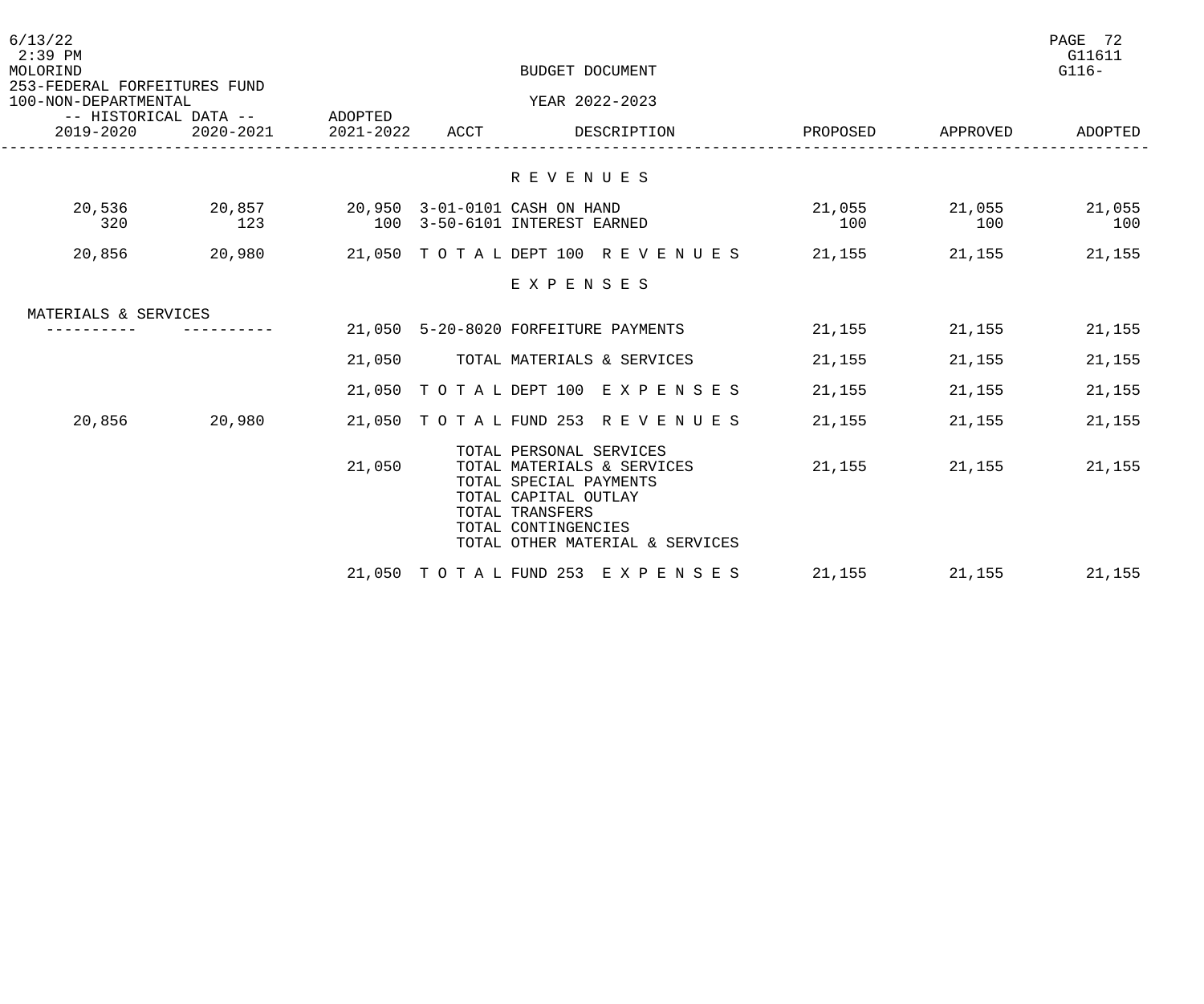BUDGET DOCUMENT

253-FEDERAL FORFEITURES FUND
100-NON-DEPARTMENTAL

YEAR 2022-2023

| -- HISTORICAL DATA -- | | ADOPTED | | | | | |
|---|---|---|---|---|---|---|---|
| 2019-2020 | 2020-2021 | 2021-2022 | ACCT | DESCRIPTION | PROPOSED | APPROVED | ADOPTED |
| | | | | **R E V E N U E S** | | | |
| 20,536 | 20,857 | 20,950 | 3-01-0101 | CASH ON HAND | 21,055 | 21,055 | 21,055 |
| 320 | 123 | 100 | 3-50-6101 | INTEREST EARNED | 100 | 100 | 100 |
| 20,856 | 20,980 | 21,050 | T O T A L | DEPT 100 R E V E N U E S | 21,155 | 21,155 | 21,155 |
| | | | | **E X P E N S E S** | | | |
| MATERIALS & SERVICES | | | | | | | |
| ---------- | ---------- | 21,050 | 5-20-8020 | FORFEITURE PAYMENTS | 21,155 | 21,155 | 21,155 |
| | | 21,050 | | TOTAL MATERIALS & SERVICES | 21,155 | 21,155 | 21,155 |
| | | 21,050 | T O T A L | DEPT 100 E X P E N S E S | 21,155 | 21,155 | 21,155 |
| 20,856 | 20,980 | 21,050 | T O T A L | FUND 253 R E V E N U E S | 21,155 | 21,155 | 21,155 |
| | | | | TOTAL PERSONAL SERVICES | | | |
| | | 21,050 | | TOTAL MATERIALS & SERVICES | 21,155 | 21,155 | 21,155 |
| | | | | TOTAL SPECIAL PAYMENTS | | | |
| | | | | TOTAL CAPITAL OUTLAY | | | |
| | | | | TOTAL TRANSFERS | | | |
| | | | | TOTAL CONTINGENCIES | | | |
| | | | | TOTAL OTHER MATERIAL & SERVICES | | | |
| | | 21,050 | T O T A L | FUND 253 E X P E N S E S | 21,155 | 21,155 | 21,155 |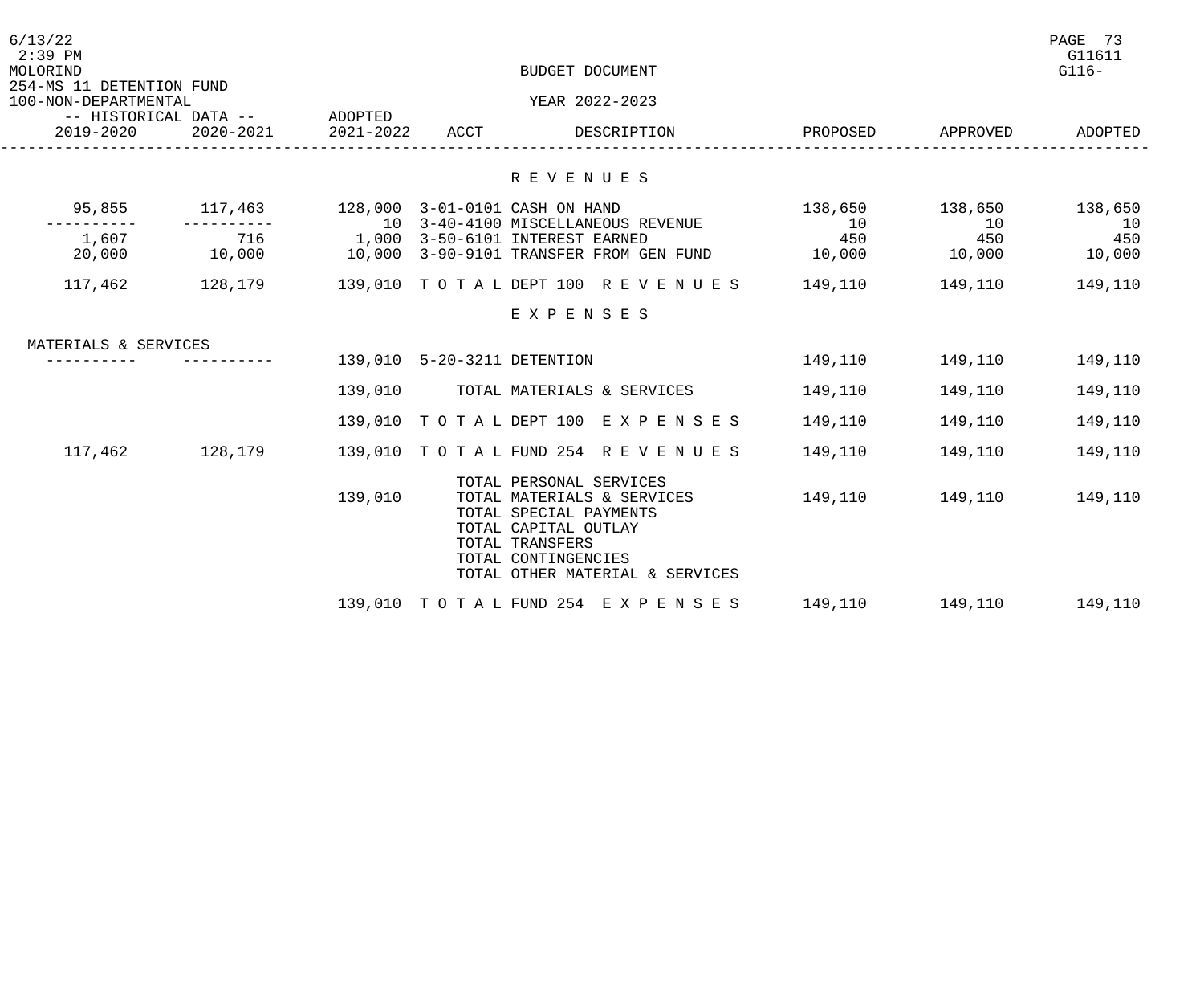BUDGET DOCUMENT

YEAR 2022-2023

254-MS 11 DETENTION FUND

100-NON-DEPARTMENTAL

| -- HISTORICAL DATA -- 2019-2020 | 2020-2021 | ADOPTED 2021-2022 | ACCT | DESCRIPTION | PROPOSED | APPROVED | ADOPTED |
|---|---|---|---|---|---|---|---|
| | | | | **R E V E N U E S** | | | |
| 95,855 | 117,463 | 128,000 | 3-01-0101 | CASH ON HAND | 138,650 | 138,650 | 138,650 |
| ---------- | ---------- | 10 | 3-40-4100 | MISCELLANEOUS REVENUE | 10 | 10 | 10 |
| 1,607 | 716 | 1,000 | 3-50-6101 | INTEREST EARNED | 450 | 450 | 450 |
| 20,000 | 10,000 | 10,000 | 3-90-9101 | TRANSFER FROM GEN FUND | 10,000 | 10,000 | 10,000 |
| 117,462 | 128,179 | 139,010 | T O T A L | DEPT 100 R E V E N U E S | 149,110 | 149,110 | 149,110 |
| | | | | **E X P E N S E S** | | | |
| MATERIALS & SERVICES | | | | | | | |
| ---------- | ---------- | 139,010 | 5-20-3211 | DETENTION | 149,110 | 149,110 | 149,110 |
| | | 139,010 | | TOTAL MATERIALS & SERVICES | 149,110 | 149,110 | 149,110 |
| | | 139,010 | T O T A L | DEPT 100 E X P E N S E S | 149,110 | 149,110 | 149,110 |
| 117,462 | 128,179 | 139,010 | T O T A L | FUND 254 R E V E N U E S | 149,110 | 149,110 | 149,110 |
| | | | | TOTAL PERSONAL SERVICES | | | |
| | | 139,010 | | TOTAL MATERIALS & SERVICES | 149,110 | 149,110 | 149,110 |
| | | | | TOTAL SPECIAL PAYMENTS | | | |
| | | | | TOTAL CAPITAL OUTLAY | | | |
| | | | | TOTAL TRANSFERS | | | |
| | | | | TOTAL CONTINGENCIES | | | |
| | | | | TOTAL OTHER MATERIAL & SERVICES | | | |
| | | 139,010 | T O T A L | FUND 254 E X P E N S E S | 149,110 | 149,110 | 149,110 |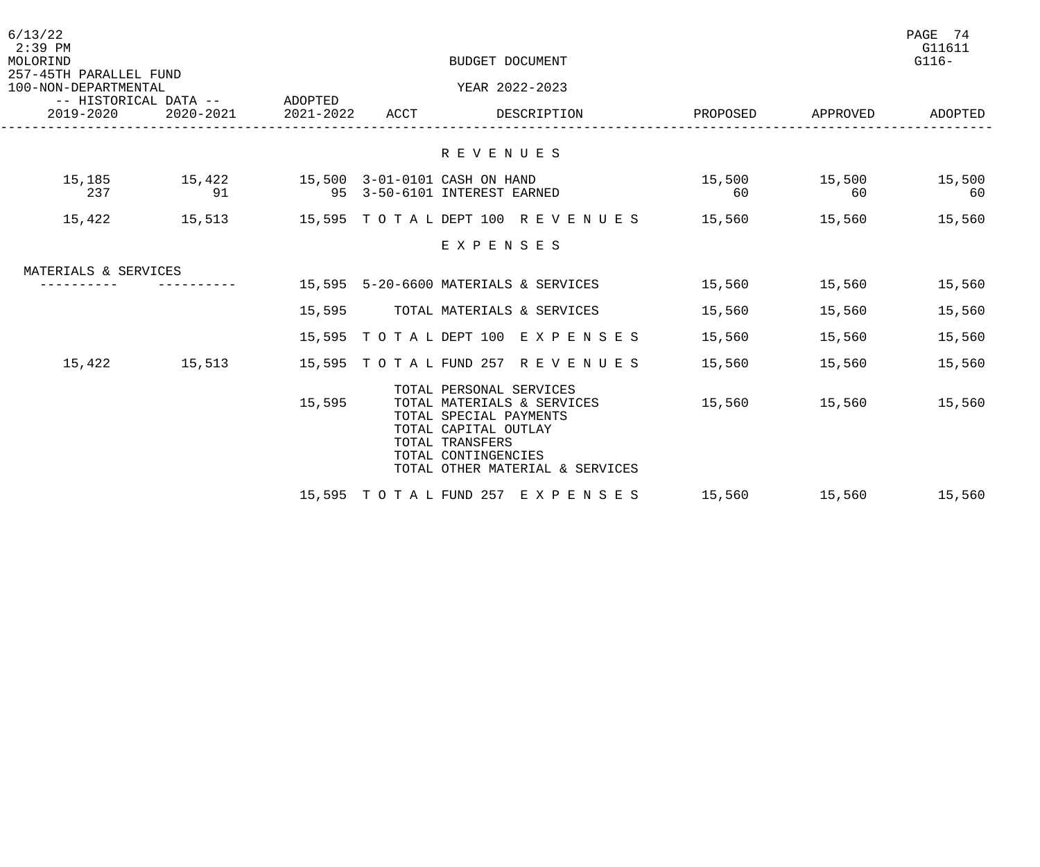BUDGET DOCUMENT

YEAR 2022-2023

MOLORIND

257-45TH PARALLEL FUND

100-NON-DEPARTMENTAL

| -- HISTORICAL DATA -- 2019-2020 | 2020-2021 | ADOPTED 2021-2022 | ACCT | DESCRIPTION | PROPOSED | APPROVED | ADOPTED |
|---|---|---|---|---|---|---|---|
| | | | | **R E V E N U E S** | | | |
| 15,185 | 15,422 | 15,500 | 3-01-0101 | CASH ON HAND | 15,500 | 15,500 | 15,500 |
| 237 | 91 | 95 | 3-50-6101 | INTEREST EARNED | 60 | 60 | 60 |
| 15,422 | 15,513 | 15,595 | T O T A L | DEPT 100 R E V E N U E S | 15,560 | 15,560 | 15,560 |
| | | | | **E X P E N S E S** | | | |
| MATERIALS & SERVICES | | | | | | | |
| ---------- | ---------- | 15,595 | 5-20-6600 | MATERIALS & SERVICES | 15,560 | 15,560 | 15,560 |
| | | 15,595 | | TOTAL MATERIALS & SERVICES | 15,560 | 15,560 | 15,560 |
| | | 15,595 | T O T A L | DEPT 100 E X P E N S E S | 15,560 | 15,560 | 15,560 |
| 15,422 | 15,513 | 15,595 | T O T A L | FUND 257 R E V E N U E S | 15,560 | 15,560 | 15,560 |
| | | | | TOTAL PERSONAL SERVICES | | | |
| | | 15,595 | | TOTAL MATERIALS & SERVICES | 15,560 | 15,560 | 15,560 |
| | | | | TOTAL SPECIAL PAYMENTS | | | |
| | | | | TOTAL CAPITAL OUTLAY | | | |
| | | | | TOTAL TRANSFERS | | | |
| | | | | TOTAL CONTINGENCIES | | | |
| | | | | TOTAL OTHER MATERIAL & SERVICES | | | |
| | | 15,595 | T O T A L | FUND 257 E X P E N S E S | 15,560 | 15,560 | 15,560 |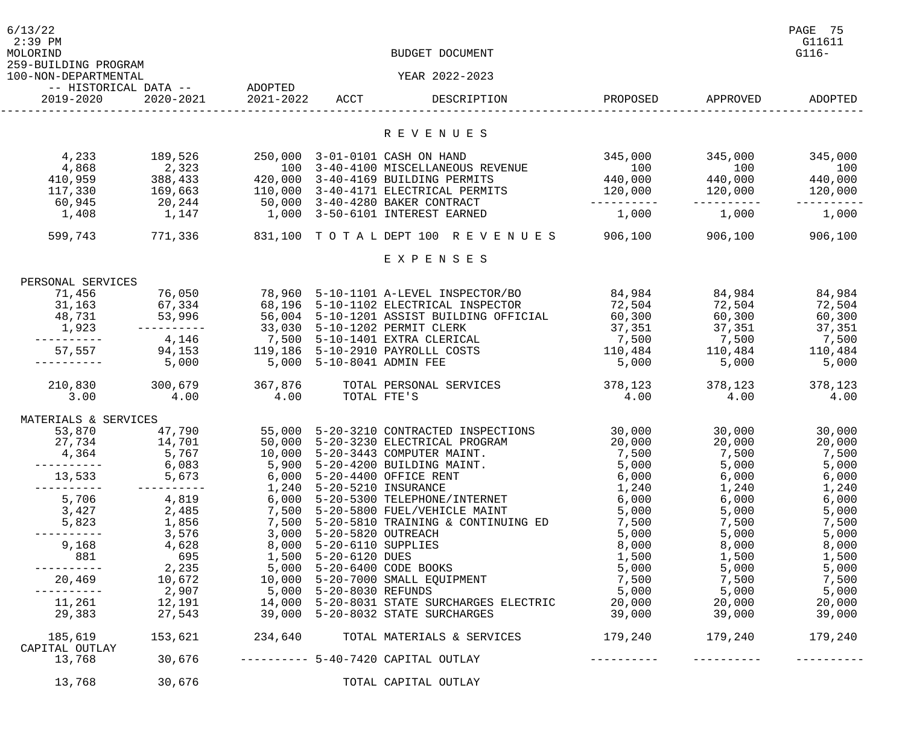BUDGET DOCUMENT

YEAR 2022-2023

259-BUILDING PROGRAM
100-NON-DEPARTMENTAL

| 2019-2020 (Historical) | 2020-2021 (Historical) | ADOPTED 2021-2022 | ACCT | DESCRIPTION | PROPOSED | APPROVED | ADOPTED |
|---|---|---|---|---|---|---|---|
| | | | | **R E V E N U E S** | | | |
| 4,233 | 189,526 | 250,000 | 3-01-0101 | CASH ON HAND | 345,000 | 345,000 | 345,000 |
| 4,868 | 2,323 | 100 | 3-40-4100 | MISCELLANEOUS REVENUE | 100 | 100 | 100 |
| 410,959 | 388,433 | 420,000 | 3-40-4169 | BUILDING PERMITS | 440,000 | 440,000 | 440,000 |
| 117,330 | 169,663 | 110,000 | 3-40-4171 | ELECTRICAL PERMITS | 120,000 | 120,000 | 120,000 |
| 60,945 | 20,244 | 50,000 | 3-40-4280 | BAKER CONTRACT | ---------- | ---------- | ---------- |
| 1,408 | 1,147 | 1,000 | 3-50-6101 | INTEREST EARNED | 1,000 | 1,000 | 1,000 |
| 599,743 | 771,336 | 831,100 | | T O T A L DEPT 100 R E V E N U E S | 906,100 | 906,100 | 906,100 |
| | | | | **E X P E N S E S** | | | |
| PERSONAL SERVICES | | | | | | | |
| 71,456 | 76,050 | 78,960 | 5-10-1101 | A-LEVEL INSPECTOR/BO | 84,984 | 84,984 | 84,984 |
| 31,163 | 67,334 | 68,196 | 5-10-1102 | ELECTRICAL INSPECTOR | 72,504 | 72,504 | 72,504 |
| 48,731 | 53,996 | 56,004 | 5-10-1201 | ASSIST BUILDING OFFICIAL | 60,300 | 60,300 | 60,300 |
| 1,923 | ---------- | 33,030 | 5-10-1202 | PERMIT CLERK | 37,351 | 37,351 | 37,351 |
| ---------- | 4,146 | 7,500 | 5-10-1401 | EXTRA CLERICAL | 7,500 | 7,500 | 7,500 |
| 57,557 | 94,153 | 119,186 | 5-10-2910 | PAYROLLL COSTS | 110,484 | 110,484 | 110,484 |
| ---------- | 5,000 | 5,000 | 5-10-8041 | ADMIN FEE | 5,000 | 5,000 | 5,000 |
| 210,830 | 300,679 | 367,876 | | TOTAL PERSONAL SERVICES | 378,123 | 378,123 | 378,123 |
| 3.00 | 4.00 | 4.00 | | TOTAL FTE'S | 4.00 | 4.00 | 4.00 |
| MATERIALS & SERVICES | | | | | | | |
| 53,870 | 47,790 | 55,000 | 5-20-3210 | CONTRACTED INSPECTIONS | 30,000 | 30,000 | 30,000 |
| 27,734 | 14,701 | 50,000 | 5-20-3230 | ELECTRICAL PROGRAM | 20,000 | 20,000 | 20,000 |
| 4,364 | 5,767 | 10,000 | 5-20-3443 | COMPUTER MAINT. | 7,500 | 7,500 | 7,500 |
| ---------- | 6,083 | 5,900 | 5-20-4200 | BUILDING MAINT. | 5,000 | 5,000 | 5,000 |
| 13,533 | 5,673 | 6,000 | 5-20-4400 | OFFICE RENT | 6,000 | 6,000 | 6,000 |
| ---------- | ---------- | 1,240 | 5-20-5210 | INSURANCE | 1,240 | 1,240 | 1,240 |
| 5,706 | 4,819 | 6,000 | 5-20-5300 | TELEPHONE/INTERNET | 6,000 | 6,000 | 6,000 |
| 3,427 | 2,485 | 7,500 | 5-20-5800 | FUEL/VEHICLE MAINT | 5,000 | 5,000 | 5,000 |
| 5,823 | 1,856 | 7,500 | 5-20-5810 | TRAINING & CONTINUING ED | 7,500 | 7,500 | 7,500 |
| ---------- | 3,576 | 3,000 | 5-20-5820 | OUTREACH | 5,000 | 5,000 | 5,000 |
| 9,168 | 4,628 | 8,000 | 5-20-6110 | SUPPLIES | 8,000 | 8,000 | 8,000 |
| 881 | 695 | 1,500 | 5-20-6120 | DUES | 1,500 | 1,500 | 1,500 |
| ---------- | 2,235 | 5,000 | 5-20-6400 | CODE BOOKS | 5,000 | 5,000 | 5,000 |
| 20,469 | 10,672 | 10,000 | 5-20-7000 | SMALL EQUIPMENT | 7,500 | 7,500 | 7,500 |
| ---------- | 2,907 | 5,000 | 5-20-8030 | REFUNDS | 5,000 | 5,000 | 5,000 |
| 11,261 | 12,191 | 14,000 | 5-20-8031 | STATE SURCHARGES ELECTRIC | 20,000 | 20,000 | 20,000 |
| 29,383 | 27,543 | 39,000 | 5-20-8032 | STATE SURCHARGES | 39,000 | 39,000 | 39,000 |
| 185,619 | 153,621 | 234,640 | | TOTAL MATERIALS & SERVICES | 179,240 | 179,240 | 179,240 |
| CAPITAL OUTLAY | | | | | | | |
| 13,768 | 30,676 | ---------- | 5-40-7420 | CAPITAL OUTLAY | ---------- | ---------- | ---------- |
| 13,768 | 30,676 | | | TOTAL CAPITAL OUTLAY | | | |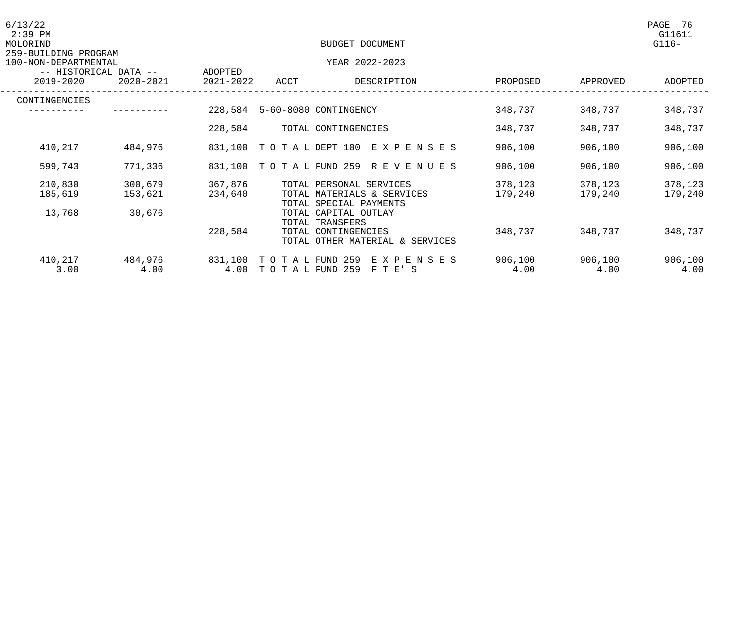BUDGET DOCUMENT

259-BUILDING PROGRAM

100-NON-DEPARTMENTAL

YEAR 2022-2023

| -- HISTORICAL DATA -- 2019-2020 | 2020-2021 | ADOPTED 2021-2022 | ACCT | DESCRIPTION | PROPOSED | APPROVED | ADOPTED |
|---|---|---|---|---|---|---|---|
| CONTINGENCIES | | | | | | | |
| ---------- | ---------- | 228,584 | 5-60-8080 | CONTINGENCY | 348,737 | 348,737 | 348,737 |
| | | 228,584 | | TOTAL CONTINGENCIES | 348,737 | 348,737 | 348,737 |
| 410,217 | 484,976 | 831,100 | | T O T A L DEPT 100 E X P E N S E S | 906,100 | 906,100 | 906,100 |
| 599,743 | 771,336 | 831,100 | | T O T A L FUND 259 R E V E N U E S | 906,100 | 906,100 | 906,100 |
| 210,830 | 300,679 | 367,876 | | TOTAL PERSONAL SERVICES | 378,123 | 378,123 | 378,123 |
| 185,619 | 153,621 | 234,640 | | TOTAL MATERIALS & SERVICES | 179,240 | 179,240 | 179,240 |
| | | | | TOTAL SPECIAL PAYMENTS | | | |
| 13,768 | 30,676 | | | TOTAL CAPITAL OUTLAY | | | |
| | | | | TOTAL TRANSFERS | | | |
| | | 228,584 | | TOTAL CONTINGENCIES | 348,737 | 348,737 | 348,737 |
| | | | | TOTAL OTHER MATERIAL & SERVICES | | | |
| 410,217 | 484,976 | 831,100 | | T O T A L FUND 259 E X P E N S E S | 906,100 | 906,100 | 906,100 |
| 3.00 | 4.00 | 4.00 | | T O T A L FUND 259 F T E' S | 4.00 | 4.00 | 4.00 |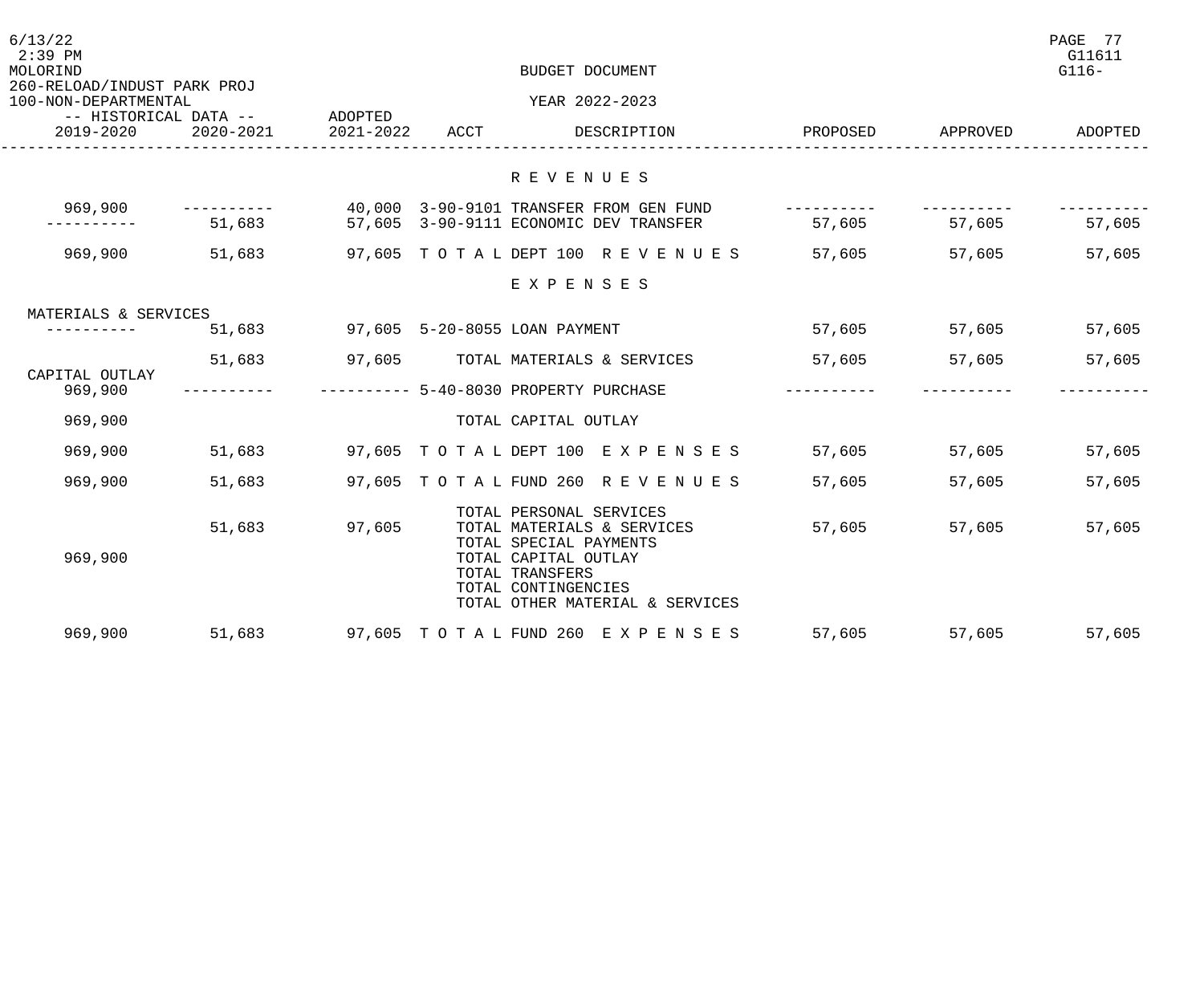BUDGET DOCUMENT

YEAR 2022-2023

260-RELOAD/INDUST PARK PROJ
100-NON-DEPARTMENTAL

| -- HISTORICAL DATA -- 2019-2020 | 2020-2021 | ADOPTED 2021-2022 | ACCT | DESCRIPTION | PROPOSED | APPROVED | ADOPTED |
|---|---|---|---|---|---|---|---|
| | | | | **R E V E N U E S** | | | |
| 969,900 | ---------- | 40,000 | 3-90-9101 | TRANSFER FROM GEN FUND | ---------- | ---------- | ---------- |
| ---------- | 51,683 | 57,605 | 3-90-9111 | ECONOMIC DEV TRANSFER | 57,605 | 57,605 | 57,605 |
| 969,900 | 51,683 | 97,605 | T O T A L | DEPT 100 R E V E N U E S | 57,605 | 57,605 | 57,605 |
| | | | | **E X P E N S E S** | | | |
| MATERIALS & SERVICES | | | | | | | |
| ---------- | 51,683 | 97,605 | 5-20-8055 | LOAN PAYMENT | 57,605 | 57,605 | 57,605 |
| | 51,683 | 97,605 | | TOTAL MATERIALS & SERVICES | 57,605 | 57,605 | 57,605 |
| CAPITAL OUTLAY | | | | | | | |
| 969,900 | ---------- | ---------- | 5-40-8030 | PROPERTY PURCHASE | ---------- | ---------- | ---------- |
| 969,900 | | | | TOTAL CAPITAL OUTLAY | | | |
| 969,900 | 51,683 | 97,605 | T O T A L | DEPT 100 E X P E N S E S | 57,605 | 57,605 | 57,605 |
| 969,900 | 51,683 | 97,605 | T O T A L | FUND 260 R E V E N U E S | 57,605 | 57,605 | 57,605 |
| | | | | TOTAL PERSONAL SERVICES | | | |
| | 51,683 | 97,605 | | TOTAL MATERIALS & SERVICES | 57,605 | 57,605 | 57,605 |
| | | | | TOTAL SPECIAL PAYMENTS | | | |
| 969,900 | | | | TOTAL CAPITAL OUTLAY | | | |
| | | | | TOTAL TRANSFERS | | | |
| | | | | TOTAL CONTINGENCIES | | | |
| | | | | TOTAL OTHER MATERIAL & SERVICES | | | |
| 969,900 | 51,683 | 97,605 | T O T A L | FUND 260 E X P E N S E S | 57,605 | 57,605 | 57,605 |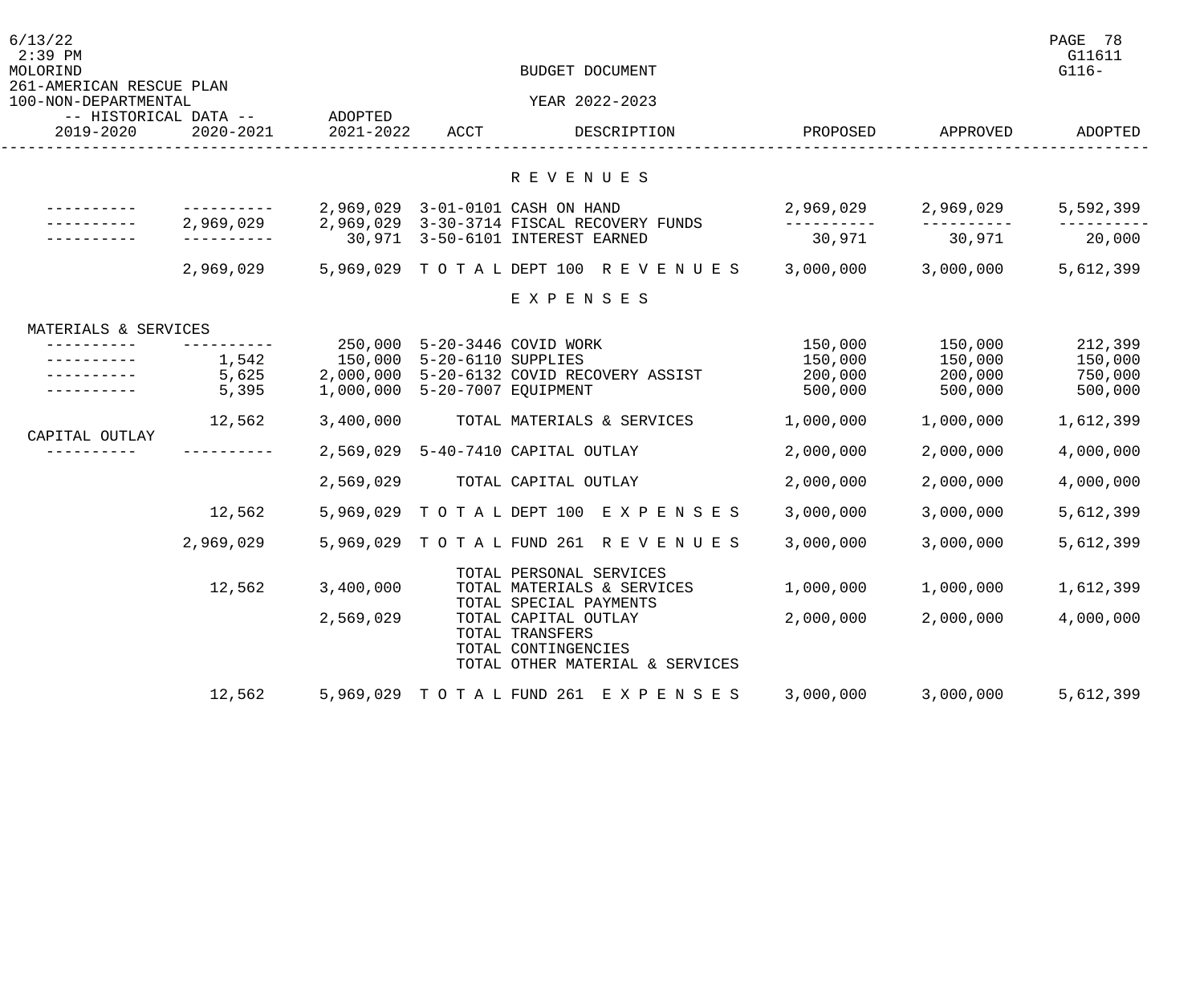MOLORIND

261-AMERICAN RESCUE PLAN

100-NON-DEPARTMENTAL

BUDGET DOCUMENT

YEAR 2022-2023

| HISTORICAL DATA 2019-2020 | HISTORICAL DATA 2020-2021 | ADOPTED 2021-2022 | ACCT | DESCRIPTION | PROPOSED | APPROVED | ADOPTED |
|---|---|---|---|---|---|---|---|
| | | | | **R E V E N U E S** | | | |
| ---------- | ---------- | 2,969,029 | 3-01-0101 | CASH ON HAND | 2,969,029 | 2,969,029 | 5,592,399 |
| ---------- | 2,969,029 | 2,969,029 | 3-30-3714 | FISCAL RECOVERY FUNDS | ---------- | ---------- | ---------- |
| ---------- | ---------- | 30,971 | 3-50-6101 | INTEREST EARNED | 30,971 | 30,971 | 20,000 |
| | 2,969,029 | 5,969,029 | T O T A L | DEPT 100 R E V E N U E S | 3,000,000 | 3,000,000 | 5,612,399 |
| | | | | **E X P E N S E S** | | | |
| MATERIALS & SERVICES | | | | | | | |
| ---------- | ---------- | 250,000 | 5-20-3446 | COVID WORK | 150,000 | 150,000 | 212,399 |
| ---------- | 1,542 | 150,000 | 5-20-6110 | SUPPLIES | 150,000 | 150,000 | 150,000 |
| ---------- | 5,625 | 2,000,000 | 5-20-6132 | COVID RECOVERY ASSIST | 200,000 | 200,000 | 750,000 |
| ---------- | 5,395 | 1,000,000 | 5-20-7007 | EQUIPMENT | 500,000 | 500,000 | 500,000 |
| | 12,562 | 3,400,000 | | TOTAL MATERIALS & SERVICES | 1,000,000 | 1,000,000 | 1,612,399 |
| CAPITAL OUTLAY | | | | | | | |
| ---------- | ---------- | 2,569,029 | 5-40-7410 | CAPITAL OUTLAY | 2,000,000 | 2,000,000 | 4,000,000 |
| | | 2,569,029 | | TOTAL CAPITAL OUTLAY | 2,000,000 | 2,000,000 | 4,000,000 |
| | 12,562 | 5,969,029 | T O T A L | DEPT 100 E X P E N S E S | 3,000,000 | 3,000,000 | 5,612,399 |
| | 2,969,029 | 5,969,029 | T O T A L | FUND 261 R E V E N U E S | 3,000,000 | 3,000,000 | 5,612,399 |
| | | | | TOTAL PERSONAL SERVICES | | | |
| | 12,562 | 3,400,000 | | TOTAL MATERIALS & SERVICES | 1,000,000 | 1,000,000 | 1,612,399 |
| | | | | TOTAL SPECIAL PAYMENTS | | | |
| | | 2,569,029 | | TOTAL CAPITAL OUTLAY | 2,000,000 | 2,000,000 | 4,000,000 |
| | | | | TOTAL TRANSFERS | | | |
| | | | | TOTAL CONTINGENCIES | | | |
| | | | | TOTAL OTHER MATERIAL & SERVICES | | | |
| | 12,562 | 5,969,029 | T O T A L | FUND 261 E X P E N S E S | 3,000,000 | 3,000,000 | 5,612,399 |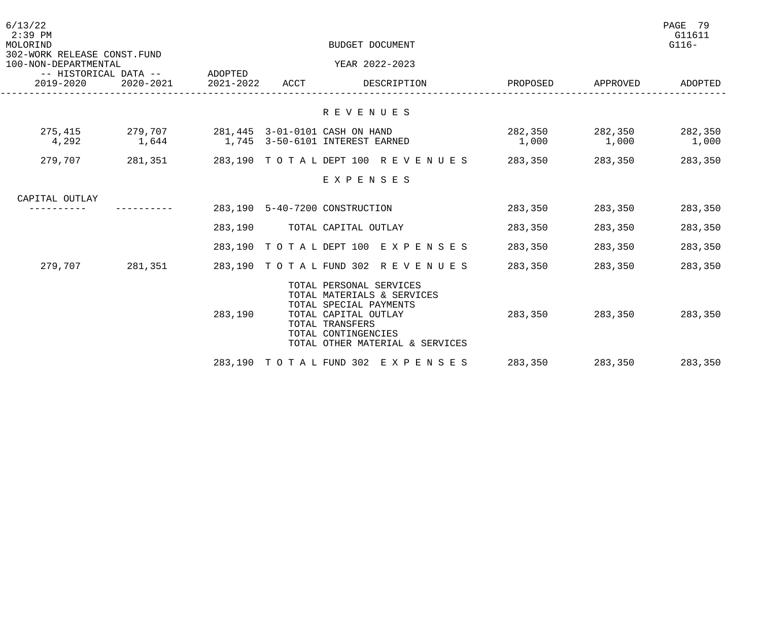BUDGET DOCUMENT

302-WORK RELEASE CONST.FUND

100-NON-DEPARTMENTAL

YEAR 2022-2023

| 2019-2020 (Historical Data) | 2020-2021 (Historical Data) | Adopted 2021-2022 | ACCT | DESCRIPTION | PROPOSED | APPROVED | ADOPTED |
|---|---|---|---|---|---|---|---|
| | | | | **R E V E N U E S** | | | |
| 275,415 | 279,707 | 281,445 | 3-01-0101 | CASH ON HAND | 282,350 | 282,350 | 282,350 |
| 4,292 | 1,644 | 1,745 | 3-50-6101 | INTEREST EARNED | 1,000 | 1,000 | 1,000 |
| 279,707 | 281,351 | 283,190 | | T O T A L DEPT 100 R E V E N U E S | 283,350 | 283,350 | 283,350 |
| | | | | **E X P E N S E S** | | | |
| CAPITAL OUTLAY | | | | | | | |
| ---------- | ---------- | 283,190 | 5-40-7200 | CONSTRUCTION | 283,350 | 283,350 | 283,350 |
| | | 283,190 | | TOTAL CAPITAL OUTLAY | 283,350 | 283,350 | 283,350 |
| | | 283,190 | | T O T A L DEPT 100 E X P E N S E S | 283,350 | 283,350 | 283,350 |
| 279,707 | 281,351 | 283,190 | | T O T A L FUND 302 R E V E N U E S | 283,350 | 283,350 | 283,350 |
| | | | | TOTAL PERSONAL SERVICES | | | |
| | | | | TOTAL MATERIALS & SERVICES | | | |
| | | | | TOTAL SPECIAL PAYMENTS | | | |
| | | 283,190 | | TOTAL CAPITAL OUTLAY | 283,350 | 283,350 | 283,350 |
| | | | | TOTAL TRANSFERS | | | |
| | | | | TOTAL CONTINGENCIES | | | |
| | | | | TOTAL OTHER MATERIAL & SERVICES | | | |
| | | 283,190 | | T O T A L FUND 302 E X P E N S E S | 283,350 | 283,350 | 283,350 |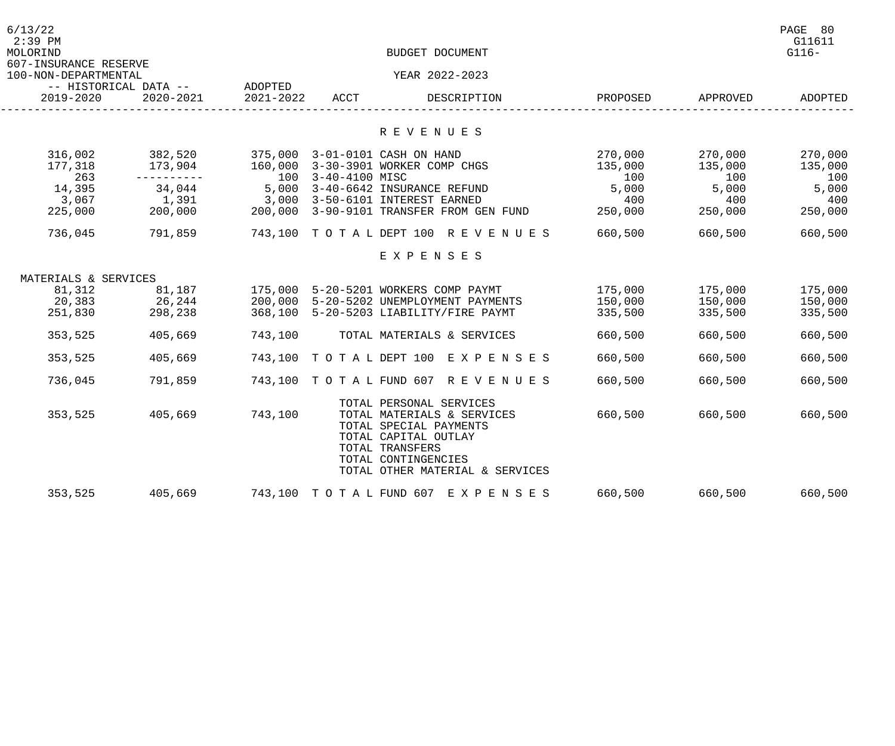MOLORIND

607-INSURANCE RESERVE

100-NON-DEPARTMENTAL

BUDGET DOCUMENT

YEAR 2022-2023

| -- HISTORICAL DATA -- 2019-2020 | 2020-2021 | ADOPTED 2021-2022 | ACCT | DESCRIPTION | PROPOSED | APPROVED | ADOPTED |
|---|---|---|---|---|---|---|---|
| | | | | **R E V E N U E S** | | | |
| 316,002 | 382,520 | 375,000 | 3-01-0101 | CASH ON HAND | 270,000 | 270,000 | 270,000 |
| 177,318 | 173,904 | 160,000 | 3-30-3901 | WORKER COMP CHGS | 135,000 | 135,000 | 135,000 |
| 263 | ---------- | 100 | 3-40-4100 | MISC | 100 | 100 | 100 |
| 14,395 | 34,044 | 5,000 | 3-40-6642 | INSURANCE REFUND | 5,000 | 5,000 | 5,000 |
| 3,067 | 1,391 | 3,000 | 3-50-6101 | INTEREST EARNED | 400 | 400 | 400 |
| 225,000 | 200,000 | 200,000 | 3-90-9101 | TRANSFER FROM GEN FUND | 250,000 | 250,000 | 250,000 |
| 736,045 | 791,859 | 743,100 | T O T A L | DEPT 100 R E V E N U E S | 660,500 | 660,500 | 660,500 |
| | | | | **E X P E N S E S** | | | |
| MATERIALS & SERVICES | | | | | | | |
| 81,312 | 81,187 | 175,000 | 5-20-5201 | WORKERS COMP PAYMT | 175,000 | 175,000 | 175,000 |
| 20,383 | 26,244 | 200,000 | 5-20-5202 | UNEMPLOYMENT PAYMENTS | 150,000 | 150,000 | 150,000 |
| 251,830 | 298,238 | 368,100 | 5-20-5203 | LIABILITY/FIRE PAYMT | 335,500 | 335,500 | 335,500 |
| 353,525 | 405,669 | 743,100 | | TOTAL MATERIALS & SERVICES | 660,500 | 660,500 | 660,500 |
| 353,525 | 405,669 | 743,100 | T O T A L | DEPT 100 E X P E N S E S | 660,500 | 660,500 | 660,500 |
| 736,045 | 791,859 | 743,100 | T O T A L | FUND 607 R E V E N U E S | 660,500 | 660,500 | 660,500 |
| | | | | TOTAL PERSONAL SERVICES | | | |
| 353,525 | 405,669 | 743,100 | | TOTAL MATERIALS & SERVICES | 660,500 | 660,500 | 660,500 |
| | | | | TOTAL SPECIAL PAYMENTS | | | |
| | | | | TOTAL CAPITAL OUTLAY | | | |
| | | | | TOTAL TRANSFERS | | | |
| | | | | TOTAL CONTINGENCIES | | | |
| | | | | TOTAL OTHER MATERIAL & SERVICES | | | |
| 353,525 | 405,669 | 743,100 | T O T A L | FUND 607 E X P E N S E S | 660,500 | 660,500 | 660,500 |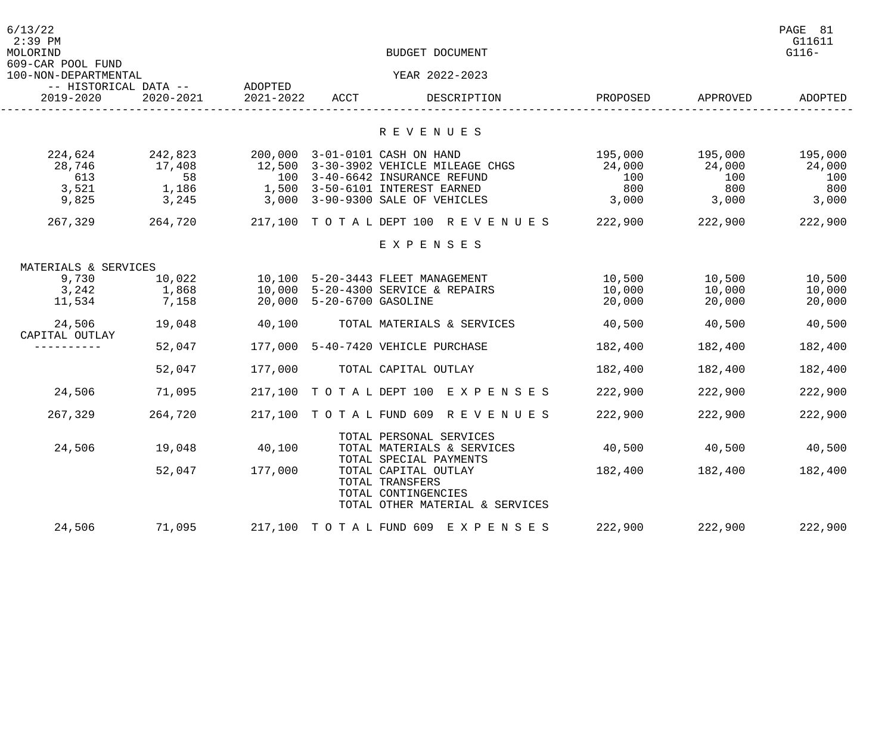BUDGET DOCUMENT

609-CAR POOL FUND

100-NON-DEPARTMENTAL

YEAR 2022-2023

| -- HISTORICAL DATA -- 2019-2020 | 2020-2021 | ADOPTED 2021-2022 | ACCT | DESCRIPTION | PROPOSED | APPROVED | ADOPTED |
|---|---|---|---|---|---|---|---|
| | | | | **R E V E N U E S** | | | |
| 224,624 | 242,823 | 200,000 | 3-01-0101 | CASH ON HAND | 195,000 | 195,000 | 195,000 |
| 28,746 | 17,408 | 12,500 | 3-30-3902 | VEHICLE MILEAGE CHGS | 24,000 | 24,000 | 24,000 |
| 613 | 58 | 100 | 3-40-6642 | INSURANCE REFUND | 100 | 100 | 100 |
| 3,521 | 1,186 | 1,500 | 3-50-6101 | INTEREST EARNED | 800 | 800 | 800 |
| 9,825 | 3,245 | 3,000 | 3-90-9300 | SALE OF VEHICLES | 3,000 | 3,000 | 3,000 |
| 267,329 | 264,720 | 217,100 | T O T A L | DEPT 100 R E V E N U E S | 222,900 | 222,900 | 222,900 |
| | | | | **E X P E N S E S** | | | |
| MATERIALS & SERVICES | | | | | | | |
| 9,730 | 10,022 | 10,100 | 5-20-3443 | FLEET MANAGEMENT | 10,500 | 10,500 | 10,500 |
| 3,242 | 1,868 | 10,000 | 5-20-4300 | SERVICE & REPAIRS | 10,000 | 10,000 | 10,000 |
| 11,534 | 7,158 | 20,000 | 5-20-6700 | GASOLINE | 20,000 | 20,000 | 20,000 |
| 24,506 | 19,048 | 40,100 | | TOTAL MATERIALS & SERVICES | 40,500 | 40,500 | 40,500 |
| CAPITAL OUTLAY | | | | | | | |
| ---------- | 52,047 | 177,000 | 5-40-7420 | VEHICLE PURCHASE | 182,400 | 182,400 | 182,400 |
| | 52,047 | 177,000 | | TOTAL CAPITAL OUTLAY | 182,400 | 182,400 | 182,400 |
| 24,506 | 71,095 | 217,100 | T O T A L | DEPT 100 E X P E N S E S | 222,900 | 222,900 | 222,900 |
| 267,329 | 264,720 | 217,100 | T O T A L | FUND 609 R E V E N U E S | 222,900 | 222,900 | 222,900 |
| | | | | TOTAL PERSONAL SERVICES | | | |
| 24,506 | 19,048 | 40,100 | | TOTAL MATERIALS & SERVICES | 40,500 | 40,500 | 40,500 |
| | | | | TOTAL SPECIAL PAYMENTS | | | |
| | 52,047 | 177,000 | | TOTAL CAPITAL OUTLAY | 182,400 | 182,400 | 182,400 |
| | | | | TOTAL TRANSFERS | | | |
| | | | | TOTAL CONTINGENCIES | | | |
| | | | | TOTAL OTHER MATERIAL & SERVICES | | | |
| 24,506 | 71,095 | 217,100 | T O T A L | FUND 609 E X P E N S E S | 222,900 | 222,900 | 222,900 |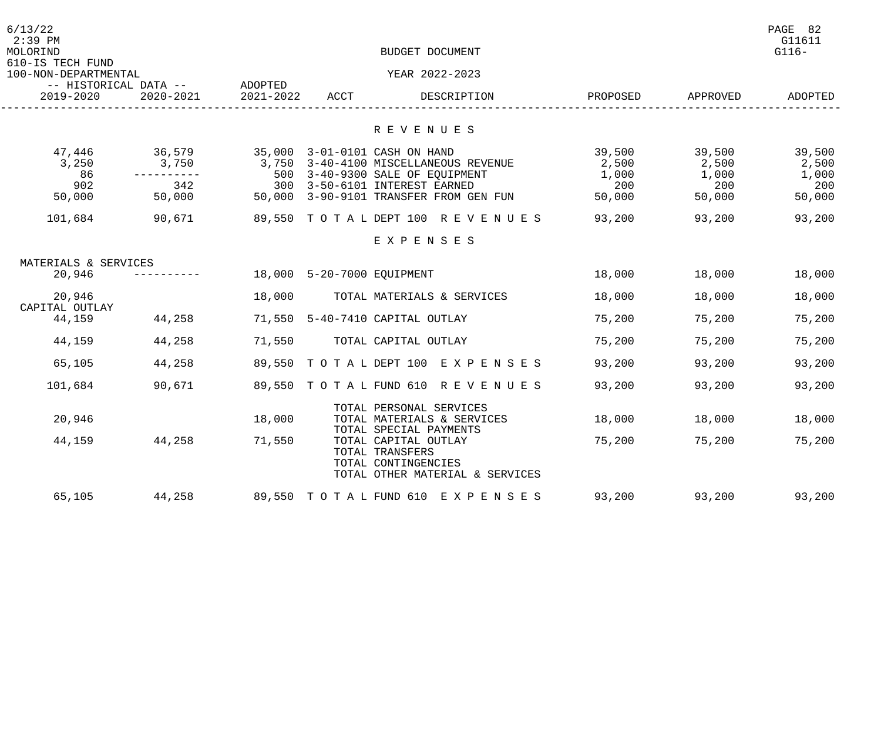BUDGET DOCUMENT

610-IS TECH FUND
100-NON-DEPARTMENTAL

YEAR 2022-2023

| -- HISTORICAL DATA -- 2019-2020 | 2020-2021 | ADOPTED 2021-2022 | ACCT | DESCRIPTION | PROPOSED | APPROVED | ADOPTED |
|---|---|---|---|---|---|---|---|
| | | | | **R E V E N U E S** | | | |
| 47,446 | 36,579 | 35,000 | 3-01-0101 | CASH ON HAND | 39,500 | 39,500 | 39,500 |
| 3,250 | 3,750 | 3,750 | 3-40-4100 | MISCELLANEOUS REVENUE | 2,500 | 2,500 | 2,500 |
| 86 | ---------- | 500 | 3-40-9300 | SALE OF EQUIPMENT | 1,000 | 1,000 | 1,000 |
| 902 | 342 | 300 | 3-50-6101 | INTEREST EARNED | 200 | 200 | 200 |
| 50,000 | 50,000 | 50,000 | 3-90-9101 | TRANSFER FROM GEN FUN | 50,000 | 50,000 | 50,000 |
| 101,684 | 90,671 | 89,550 | T O T A L | DEPT 100 R E V E N U E S | 93,200 | 93,200 | 93,200 |
| | | | | **E X P E N S E S** | | | |
| MATERIALS & SERVICES | | | | | | | |
| 20,946 | ---------- | 18,000 | 5-20-7000 | EQUIPMENT | 18,000 | 18,000 | 18,000 |
| 20,946 | | 18,000 | | TOTAL MATERIALS & SERVICES | 18,000 | 18,000 | 18,000 |
| CAPITAL OUTLAY | | | | | | | |
| 44,159 | 44,258 | 71,550 | 5-40-7410 | CAPITAL OUTLAY | 75,200 | 75,200 | 75,200 |
| 44,159 | 44,258 | 71,550 | | TOTAL CAPITAL OUTLAY | 75,200 | 75,200 | 75,200 |
| 65,105 | 44,258 | 89,550 | T O T A L | DEPT 100 E X P E N S E S | 93,200 | 93,200 | 93,200 |
| 101,684 | 90,671 | 89,550 | T O T A L | FUND 610 R E V E N U E S | 93,200 | 93,200 | 93,200 |
| | | | | TOTAL PERSONAL SERVICES | | | |
| 20,946 | | 18,000 | | TOTAL MATERIALS & SERVICES | 18,000 | 18,000 | 18,000 |
| | | | | TOTAL SPECIAL PAYMENTS | | | |
| 44,159 | 44,258 | 71,550 | | TOTAL CAPITAL OUTLAY | 75,200 | 75,200 | 75,200 |
| | | | | TOTAL TRANSFERS | | | |
| | | | | TOTAL CONTINGENCIES | | | |
| | | | | TOTAL OTHER MATERIAL & SERVICES | | | |
| 65,105 | 44,258 | 89,550 | T O T A L | FUND 610 E X P E N S E S | 93,200 | 93,200 | 93,200 |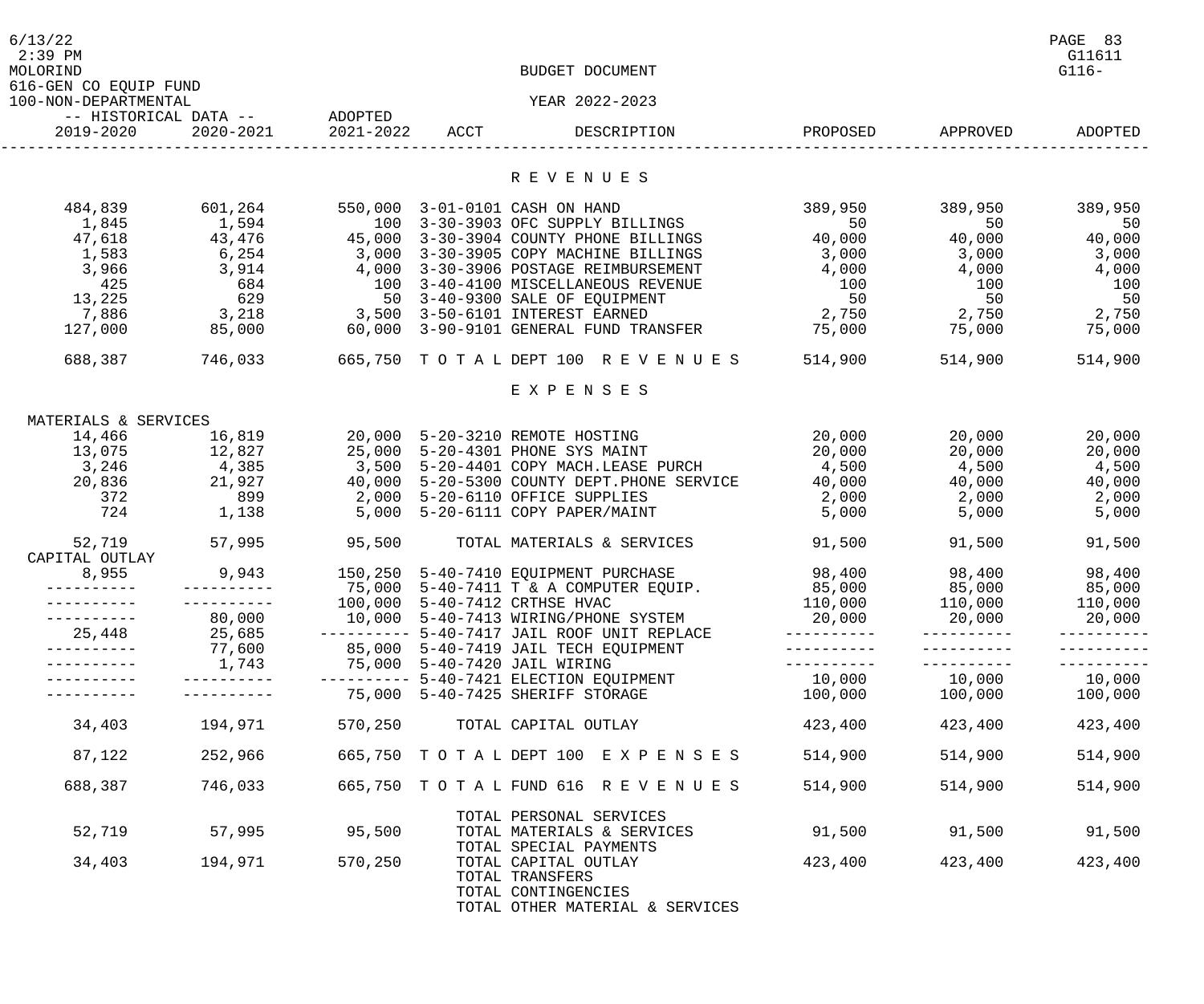BUDGET DOCUMENT

616-GEN CO EQUIP FUND
100-NON-DEPARTMENTAL

YEAR 2022-2023

| 2019-2020 | 2020-2021 | ADOPTED 2021-2022 | ACCT | DESCRIPTION | PROPOSED | APPROVED | ADOPTED |
|---|---|---|---|---|---|---|---|
| | | | | **R E V E N U E S** | | | |
| 484,839 | 601,264 | 550,000 | 3-01-0101 | CASH ON HAND | 389,950 | 389,950 | 389,950 |
| 1,845 | 1,594 | 100 | 3-30-3903 | OFC SUPPLY BILLINGS | 50 | 50 | 50 |
| 47,618 | 43,476 | 45,000 | 3-30-3904 | COUNTY PHONE BILLINGS | 40,000 | 40,000 | 40,000 |
| 1,583 | 6,254 | 3,000 | 3-30-3905 | COPY MACHINE BILLINGS | 3,000 | 3,000 | 3,000 |
| 3,966 | 3,914 | 4,000 | 3-30-3906 | POSTAGE REIMBURSEMENT | 4,000 | 4,000 | 4,000 |
| 425 | 684 | 100 | 3-40-4100 | MISCELLANEOUS REVENUE | 100 | 100 | 100 |
| 13,225 | 629 | 50 | 3-40-9300 | SALE OF EQUIPMENT | 50 | 50 | 50 |
| 7,886 | 3,218 | 3,500 | 3-50-6101 | INTEREST EARNED | 2,750 | 2,750 | 2,750 |
| 127,000 | 85,000 | 60,000 | 3-90-9101 | GENERAL FUND TRANSFER | 75,000 | 75,000 | 75,000 |
| 688,387 | 746,033 | 665,750 | | T O T A L DEPT 100 R E V E N U E S | 514,900 | 514,900 | 514,900 |
| | | | | **E X P E N S E S** | | | |
| MATERIALS & SERVICES | | | | | | | |
| 14,466 | 16,819 | 20,000 | 5-20-3210 | REMOTE HOSTING | 20,000 | 20,000 | 20,000 |
| 13,075 | 12,827 | 25,000 | 5-20-4301 | PHONE SYS MAINT | 20,000 | 20,000 | 20,000 |
| 3,246 | 4,385 | 3,500 | 5-20-4401 | COPY MACH.LEASE PURCH | 4,500 | 4,500 | 4,500 |
| 20,836 | 21,927 | 40,000 | 5-20-5300 | COUNTY DEPT.PHONE SERVICE | 40,000 | 40,000 | 40,000 |
| 372 | 899 | 2,000 | 5-20-6110 | OFFICE SUPPLIES | 2,000 | 2,000 | 2,000 |
| 724 | 1,138 | 5,000 | 5-20-6111 | COPY PAPER/MAINT | 5,000 | 5,000 | 5,000 |
| 52,719 | 57,995 | 95,500 | | TOTAL MATERIALS & SERVICES | 91,500 | 91,500 | 91,500 |
| CAPITAL OUTLAY | | | | | | | |
| 8,955 | 9,943 | 150,250 | 5-40-7410 | EQUIPMENT PURCHASE | 98,400 | 98,400 | 98,400 |
| ---------- | ---------- | 75,000 | 5-40-7411 | T & A COMPUTER EQUIP. | 85,000 | 85,000 | 85,000 |
| ---------- | ---------- | 100,000 | 5-40-7412 | CRTHSE HVAC | 110,000 | 110,000 | 110,000 |
| ---------- | 80,000 | 10,000 | 5-40-7413 | WIRING/PHONE SYSTEM | 20,000 | 20,000 | 20,000 |
| 25,448 | 25,685 | ---------- | 5-40-7417 | JAIL ROOF UNIT REPLACE | ---------- | ---------- | ---------- |
| ---------- | 77,600 | 85,000 | 5-40-7419 | JAIL TECH EQUIPMENT | ---------- | ---------- | ---------- |
| ---------- | 1,743 | 75,000 | 5-40-7420 | JAIL WIRING | ---------- | ---------- | ---------- |
| ---------- | ---------- | ---------- | 5-40-7421 | ELECTION EQUIPMENT | 10,000 | 10,000 | 10,000 |
| ---------- | ---------- | 75,000 | 5-40-7425 | SHERIFF STORAGE | 100,000 | 100,000 | 100,000 |
| 34,403 | 194,971 | 570,250 | | TOTAL CAPITAL OUTLAY | 423,400 | 423,400 | 423,400 |
| 87,122 | 252,966 | 665,750 | | T O T A L DEPT 100 E X P E N S E S | 514,900 | 514,900 | 514,900 |
| 688,387 | 746,033 | 665,750 | | T O T A L FUND 616 R E V E N U E S | 514,900 | 514,900 | 514,900 |
| | | | | TOTAL PERSONAL SERVICES | | | |
| 52,719 | 57,995 | 95,500 | | TOTAL MATERIALS & SERVICES | 91,500 | 91,500 | 91,500 |
| | | | | TOTAL SPECIAL PAYMENTS | | | |
| 34,403 | 194,971 | 570,250 | | TOTAL CAPITAL OUTLAY | 423,400 | 423,400 | 423,400 |
| | | | | TOTAL TRANSFERS | | | |
| | | | | TOTAL CONTINGENCIES | | | |
| | | | | TOTAL OTHER MATERIAL & SERVICES | | | |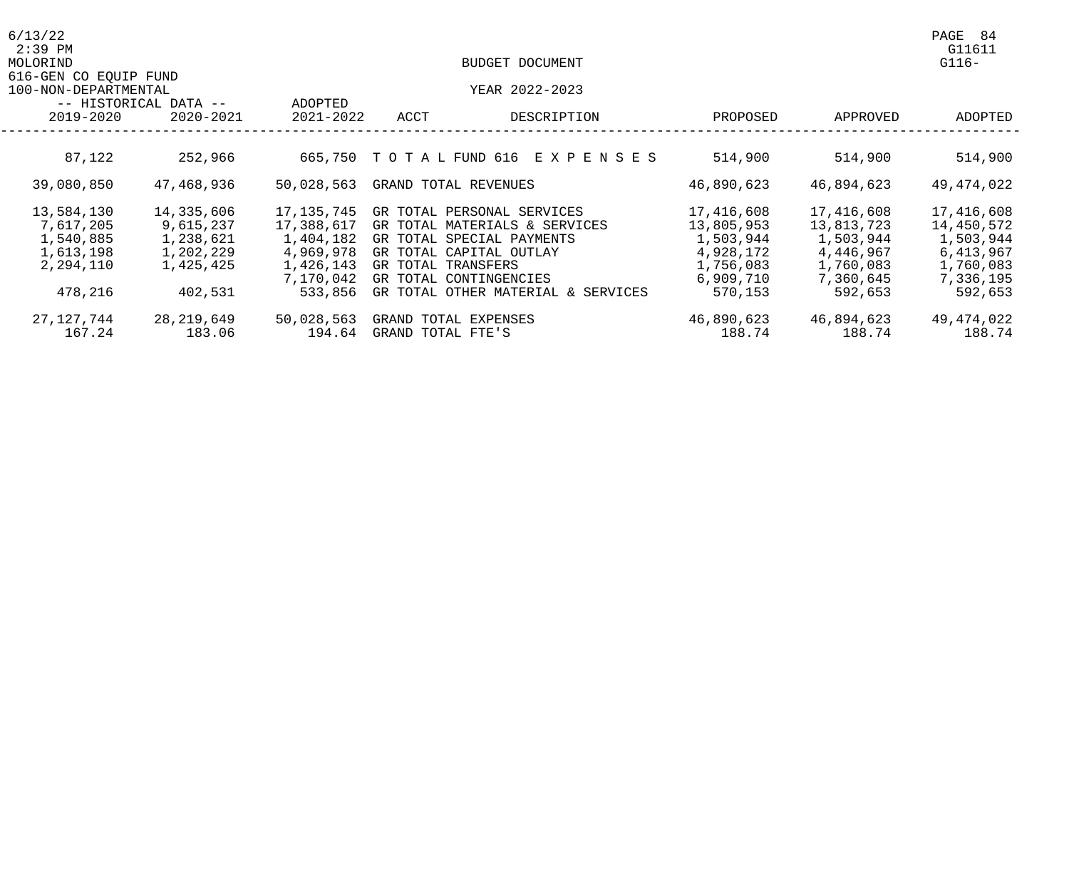BUDGET DOCUMENT

616-GEN CO EQUIP FUND
100-NON-DEPARTMENTAL

YEAR 2022-2023

| -- HISTORICAL DATA -- 2019-2020 | 2020-2021 | ADOPTED 2021-2022 | ACCT | DESCRIPTION | PROPOSED | APPROVED | ADOPTED |
|---|---|---|---|---|---|---|---|
| 87,122 | 252,966 | 665,750 | | T O T A L FUND 616 E X P E N S E S | 514,900 | 514,900 | 514,900 |
| 39,080,850 | 47,468,936 | 50,028,563 | | GRAND TOTAL REVENUES | 46,890,623 | 46,894,623 | 49,474,022 |
| 13,584,130 | 14,335,606 | 17,135,745 | | GR TOTAL PERSONAL SERVICES | 17,416,608 | 17,416,608 | 17,416,608 |
| 7,617,205 | 9,615,237 | 17,388,617 | | GR TOTAL MATERIALS & SERVICES | 13,805,953 | 13,813,723 | 14,450,572 |
| 1,540,885 | 1,238,621 | 1,404,182 | | GR TOTAL SPECIAL PAYMENTS | 1,503,944 | 1,503,944 | 1,503,944 |
| 1,613,198 | 1,202,229 | 4,969,978 | | GR TOTAL CAPITAL OUTLAY | 4,928,172 | 4,446,967 | 6,413,967 |
| 2,294,110 | 1,425,425 | 1,426,143 | | GR TOTAL TRANSFERS | 1,756,083 | 1,760,083 | 1,760,083 |
| | | 7,170,042 | | GR TOTAL CONTINGENCIES | 6,909,710 | 7,360,645 | 7,336,195 |
| 478,216 | 402,531 | 533,856 | | GR TOTAL OTHER MATERIAL & SERVICES | 570,153 | 592,653 | 592,653 |
| 27,127,744 | 28,219,649 | 50,028,563 | | GRAND TOTAL EXPENSES | 46,890,623 | 46,894,623 | 49,474,022 |
| 167.24 | 183.06 | 194.64 | | GRAND TOTAL FTE'S | 188.74 | 188.74 | 188.74 |